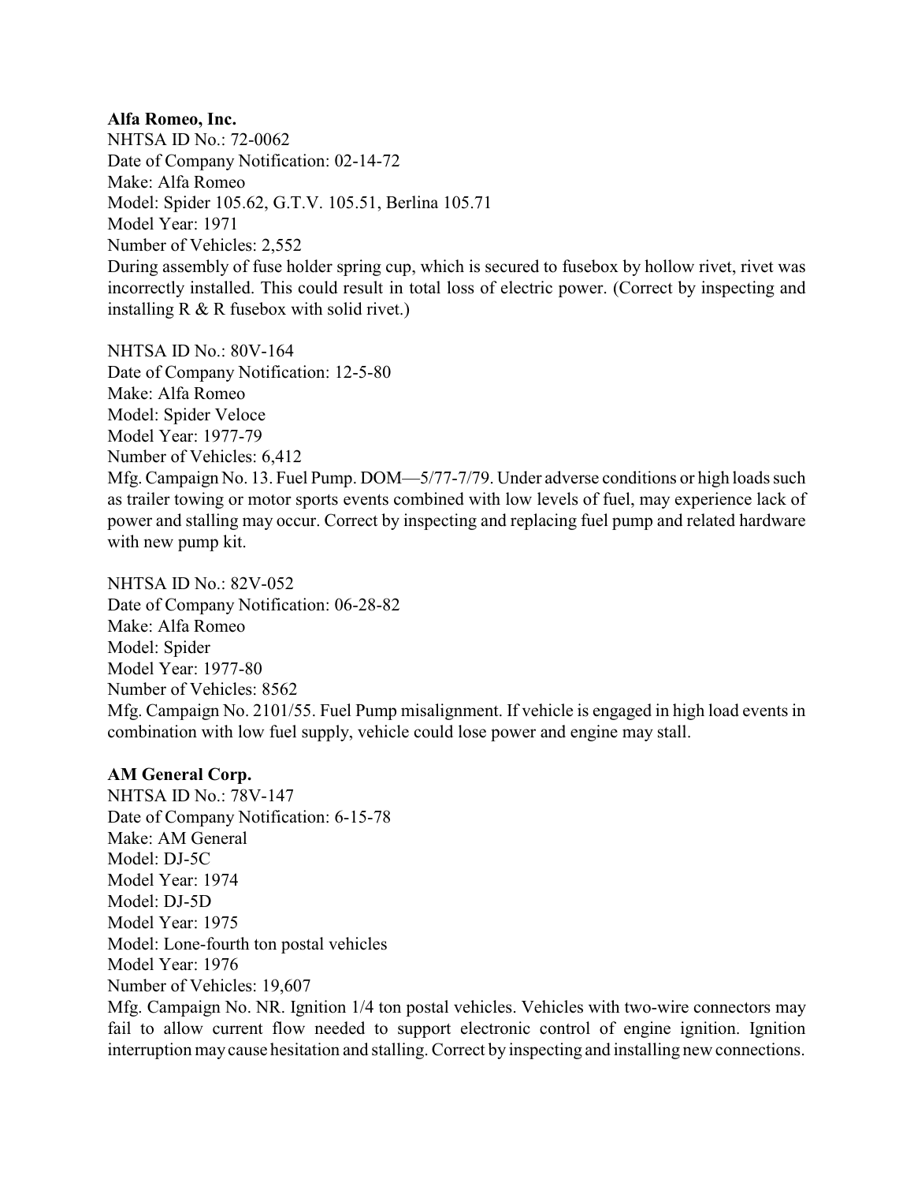**Alfa Romeo, Inc.**

NHTSA ID No.: 72-0062
Date of Company Notification: 02-14-72
Make: Alfa Romeo
Model: Spider 105.62, G.T.V. 105.51, Berlina 105.71
Model Year: 1971
Number of Vehicles: 2,552
During assembly of fuse holder spring cup, which is secured to fusebox by hollow rivet, rivet was incorrectly installed. This could result in total loss of electric power. (Correct by inspecting and installing R & R fusebox with solid rivet.)

NHTSA ID No.: 80V-164
Date of Company Notification: 12-5-80
Make: Alfa Romeo
Model: Spider Veloce
Model Year: 1977-79
Number of Vehicles: 6,412
Mfg. Campaign No. 13. Fuel Pump. DOM—5/77-7/79. Under adverse conditions or high loads such as trailer towing or motor sports events combined with low levels of fuel, may experience lack of power and stalling may occur. Correct by inspecting and replacing fuel pump and related hardware with new pump kit.

NHTSA ID No.: 82V-052
Date of Company Notification: 06-28-82
Make: Alfa Romeo
Model: Spider
Model Year: 1977-80
Number of Vehicles: 8562
Mfg. Campaign No. 2101/55. Fuel Pump misalignment. If vehicle is engaged in high load events in combination with low fuel supply, vehicle could lose power and engine may stall.

**AM General Corp.**

NHTSA ID No.: 78V-147
Date of Company Notification: 6-15-78
Make: AM General
Model: DJ-5C
Model Year: 1974
Model: DJ-5D
Model Year: 1975
Model: Lone-fourth ton postal vehicles
Model Year: 1976
Number of Vehicles: 19,607
Mfg. Campaign No. NR. Ignition 1/4 ton postal vehicles. Vehicles with two-wire connectors may fail to allow current flow needed to support electronic control of engine ignition. Ignition interruption may cause hesitation and stalling. Correct by inspecting and installing new connections.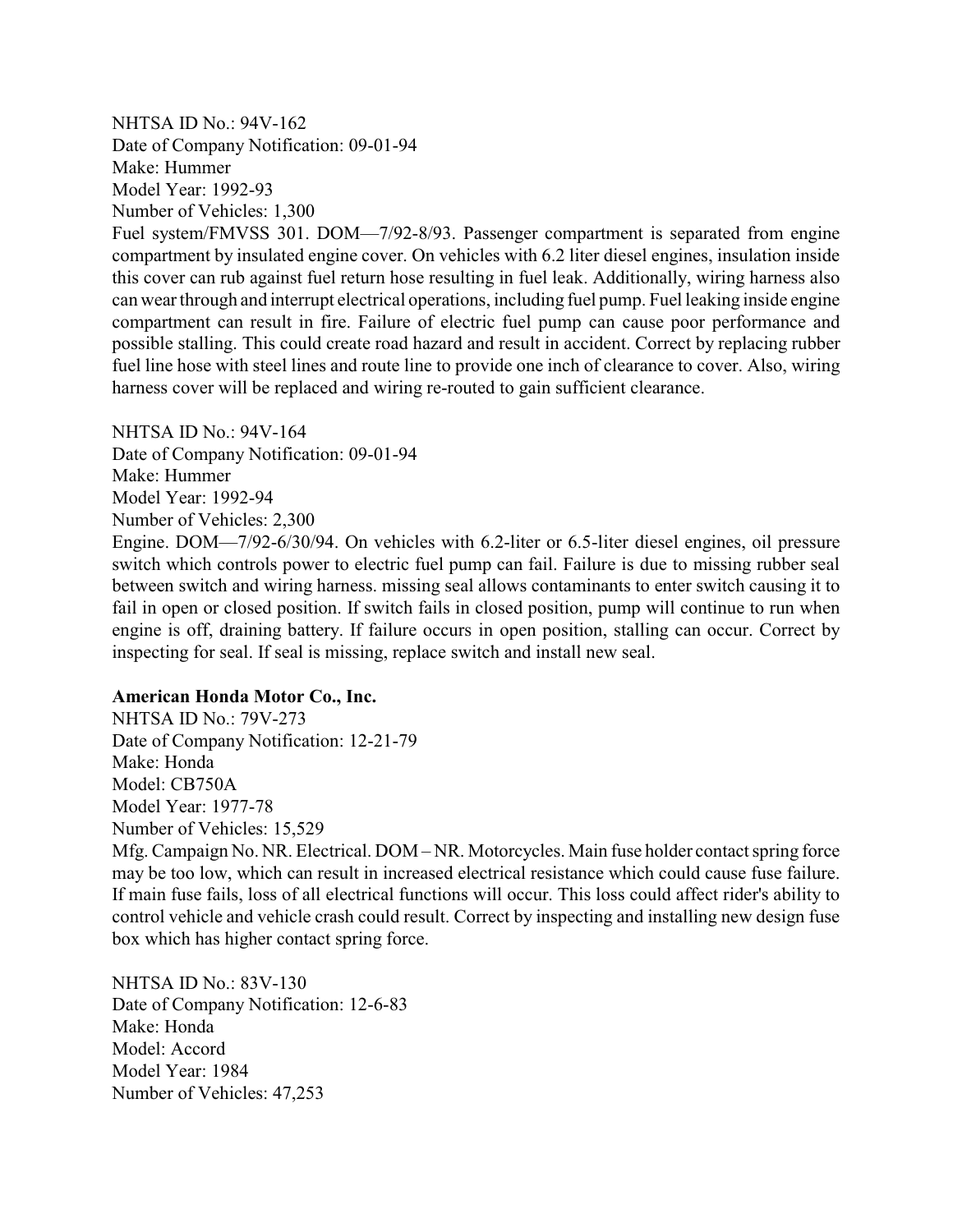NHTSA ID No.: 94V-162
Date of Company Notification: 09-01-94
Make: Hummer
Model Year: 1992-93
Number of Vehicles: 1,300
Fuel system/FMVSS 301. DOM—7/92-8/93. Passenger compartment is separated from engine compartment by insulated engine cover. On vehicles with 6.2 liter diesel engines, insulation inside this cover can rub against fuel return hose resulting in fuel leak. Additionally, wiring harness also can wear through and interrupt electrical operations, including fuel pump. Fuel leaking inside engine compartment can result in fire. Failure of electric fuel pump can cause poor performance and possible stalling. This could create road hazard and result in accident. Correct by replacing rubber fuel line hose with steel lines and route line to provide one inch of clearance to cover. Also, wiring harness cover will be replaced and wiring re-routed to gain sufficient clearance.

NHTSA ID No.: 94V-164
Date of Company Notification: 09-01-94
Make: Hummer
Model Year: 1992-94
Number of Vehicles: 2,300
Engine. DOM—7/92-6/30/94. On vehicles with 6.2-liter or 6.5-liter diesel engines, oil pressure switch which controls power to electric fuel pump can fail. Failure is due to missing rubber seal between switch and wiring harness. missing seal allows contaminants to enter switch causing it to fail in open or closed position. If switch fails in closed position, pump will continue to run when engine is off, draining battery. If failure occurs in open position, stalling can occur. Correct by inspecting for seal. If seal is missing, replace switch and install new seal.

**American Honda Motor Co., Inc.**
NHTSA ID No.: 79V-273
Date of Company Notification: 12-21-79
Make: Honda
Model: CB750A
Model Year: 1977-78
Number of Vehicles: 15,529
Mfg. Campaign No. NR. Electrical. DOM – NR. Motorcycles. Main fuse holder contact spring force may be too low, which can result in increased electrical resistance which could cause fuse failure. If main fuse fails, loss of all electrical functions will occur. This loss could affect rider's ability to control vehicle and vehicle crash could result. Correct by inspecting and installing new design fuse box which has higher contact spring force.

NHTSA ID No.: 83V-130
Date of Company Notification: 12-6-83
Make: Honda
Model: Accord
Model Year: 1984
Number of Vehicles: 47,253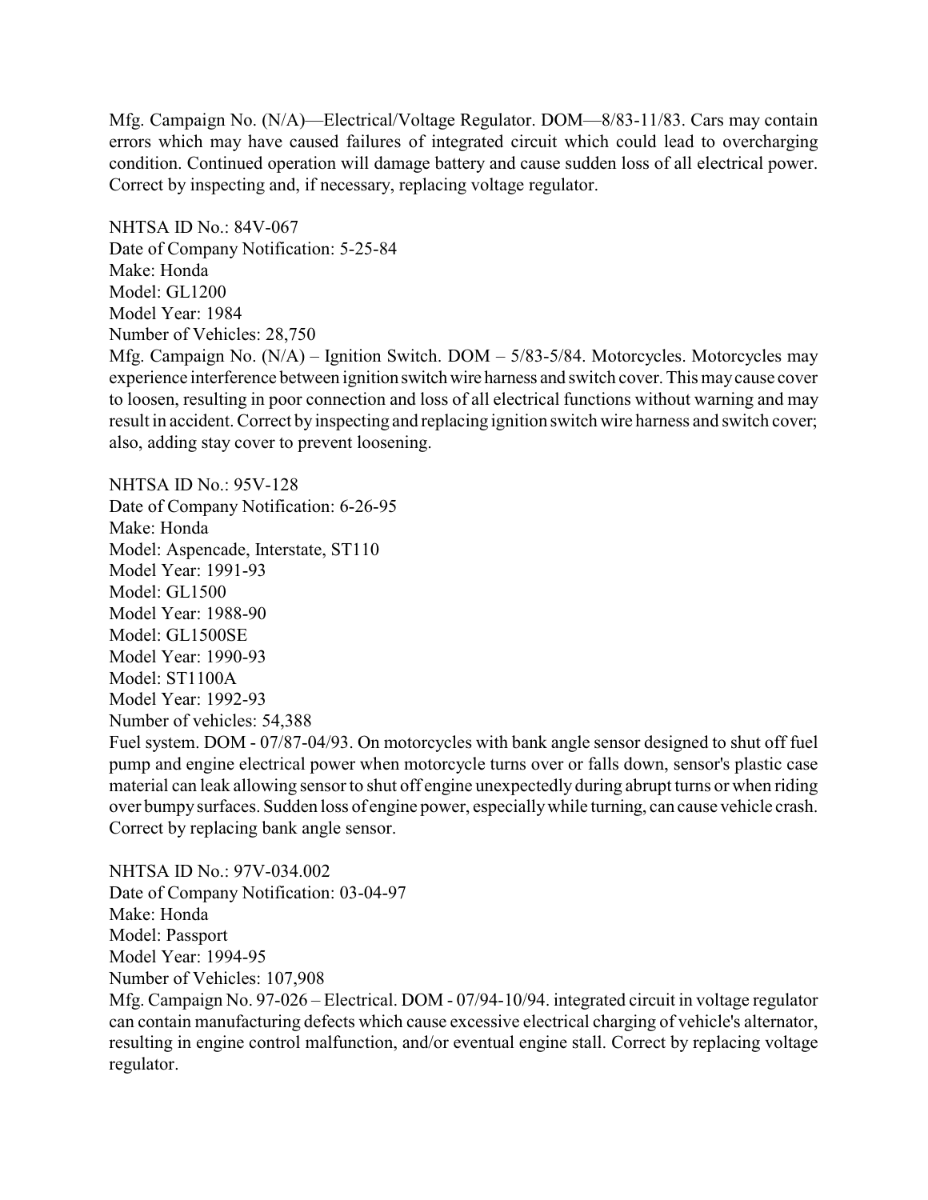Mfg. Campaign No. (N/A)—Electrical/Voltage Regulator. DOM—8/83-11/83. Cars may contain errors which may have caused failures of integrated circuit which could lead to overcharging condition. Continued operation will damage battery and cause sudden loss of all electrical power. Correct by inspecting and, if necessary, replacing voltage regulator.

NHTSA ID No.: 84V-067
Date of Company Notification: 5-25-84
Make: Honda
Model: GL1200
Model Year: 1984
Number of Vehicles: 28,750
Mfg. Campaign No. (N/A) – Ignition Switch. DOM – 5/83-5/84. Motorcycles. Motorcycles may experience interference between ignition switch wire harness and switch cover. This may cause cover to loosen, resulting in poor connection and loss of all electrical functions without warning and may result in accident. Correct by inspecting and replacing ignition switch wire harness and switch cover; also, adding stay cover to prevent loosening.

NHTSA ID No.: 95V-128
Date of Company Notification: 6-26-95
Make: Honda
Model: Aspencade, Interstate, ST110
Model Year: 1991-93
Model: GL1500
Model Year: 1988-90
Model: GL1500SE
Model Year: 1990-93
Model: ST1100A
Model Year: 1992-93
Number of vehicles: 54,388
Fuel system. DOM - 07/87-04/93. On motorcycles with bank angle sensor designed to shut off fuel pump and engine electrical power when motorcycle turns over or falls down, sensor's plastic case material can leak allowing sensor to shut off engine unexpectedly during abrupt turns or when riding over bumpy surfaces. Sudden loss of engine power, especially while turning, can cause vehicle crash. Correct by replacing bank angle sensor.

NHTSA ID No.: 97V-034.002
Date of Company Notification: 03-04-97
Make: Honda
Model: Passport
Model Year: 1994-95
Number of Vehicles: 107,908
Mfg. Campaign No. 97-026 – Electrical. DOM - 07/94-10/94. integrated circuit in voltage regulator can contain manufacturing defects which cause excessive electrical charging of vehicle's alternator, resulting in engine control malfunction, and/or eventual engine stall. Correct by replacing voltage regulator.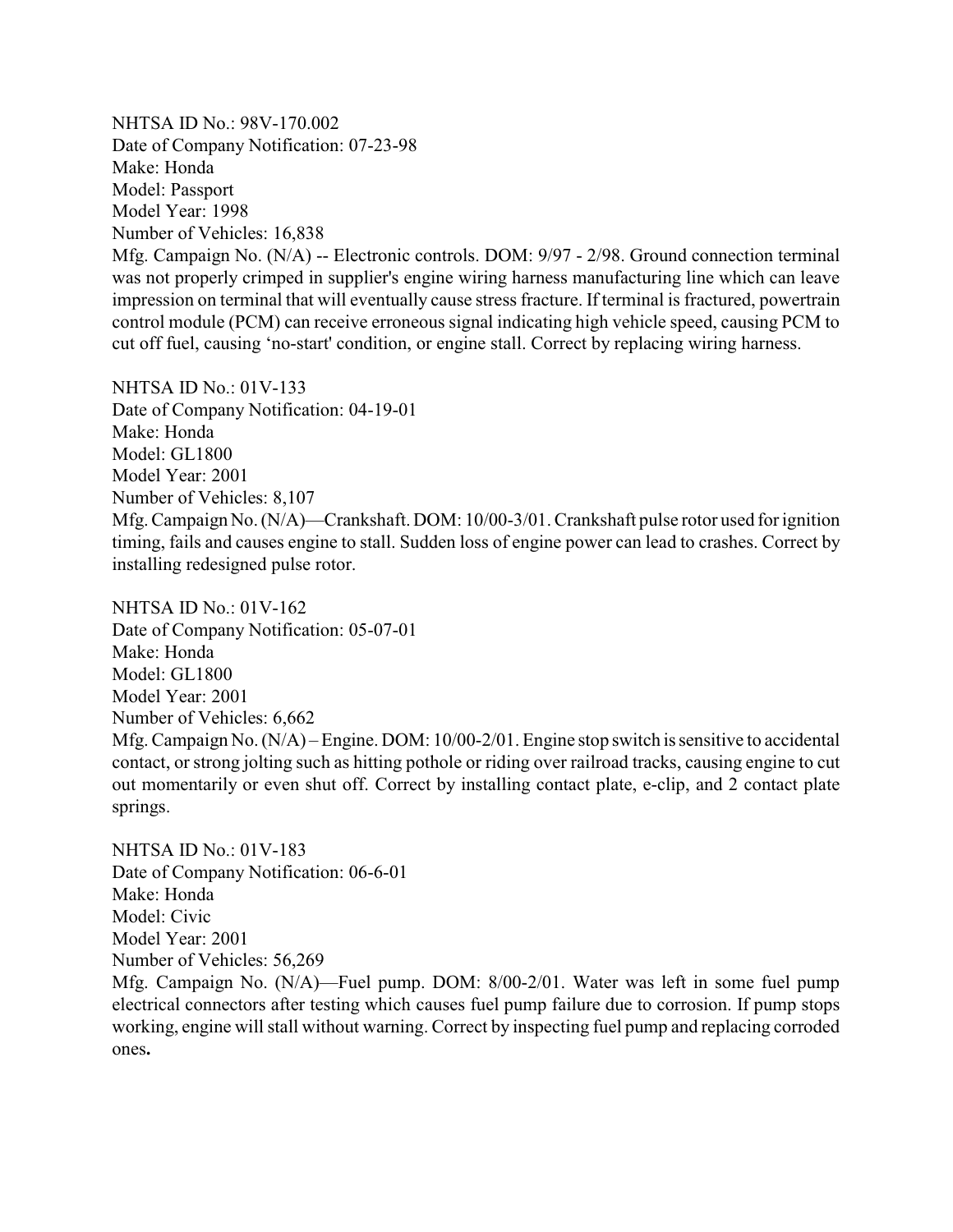NHTSA ID No.: 98V-170.002
Date of Company Notification: 07-23-98
Make: Honda
Model: Passport
Model Year: 1998
Number of Vehicles: 16,838
Mfg. Campaign No. (N/A) -- Electronic controls. DOM: 9/97 - 2/98. Ground connection terminal was not properly crimped in supplier's engine wiring harness manufacturing line which can leave impression on terminal that will eventually cause stress fracture. If terminal is fractured, powertrain control module (PCM) can receive erroneous signal indicating high vehicle speed, causing PCM to cut off fuel, causing 'no-start' condition, or engine stall. Correct by replacing wiring harness.

NHTSA ID No.: 01V-133
Date of Company Notification: 04-19-01
Make: Honda
Model: GL1800
Model Year: 2001
Number of Vehicles: 8,107
Mfg. Campaign No. (N/A)—Crankshaft. DOM: 10/00-3/01. Crankshaft pulse rotor used for ignition timing, fails and causes engine to stall. Sudden loss of engine power can lead to crashes. Correct by installing redesigned pulse rotor.

NHTSA ID No.: 01V-162
Date of Company Notification: 05-07-01
Make: Honda
Model: GL1800
Model Year: 2001
Number of Vehicles: 6,662
Mfg. Campaign No. (N/A) – Engine. DOM: 10/00-2/01. Engine stop switch is sensitive to accidental contact, or strong jolting such as hitting pothole or riding over railroad tracks, causing engine to cut out momentarily or even shut off. Correct by installing contact plate, e-clip, and 2 contact plate springs.

NHTSA ID No.: 01V-183
Date of Company Notification: 06-6-01
Make: Honda
Model: Civic
Model Year: 2001
Number of Vehicles: 56,269
Mfg. Campaign No. (N/A)—Fuel pump. DOM: 8/00-2/01. Water was left in some fuel pump electrical connectors after testing which causes fuel pump failure due to corrosion. If pump stops working, engine will stall without warning. Correct by inspecting fuel pump and replacing corroded ones**.**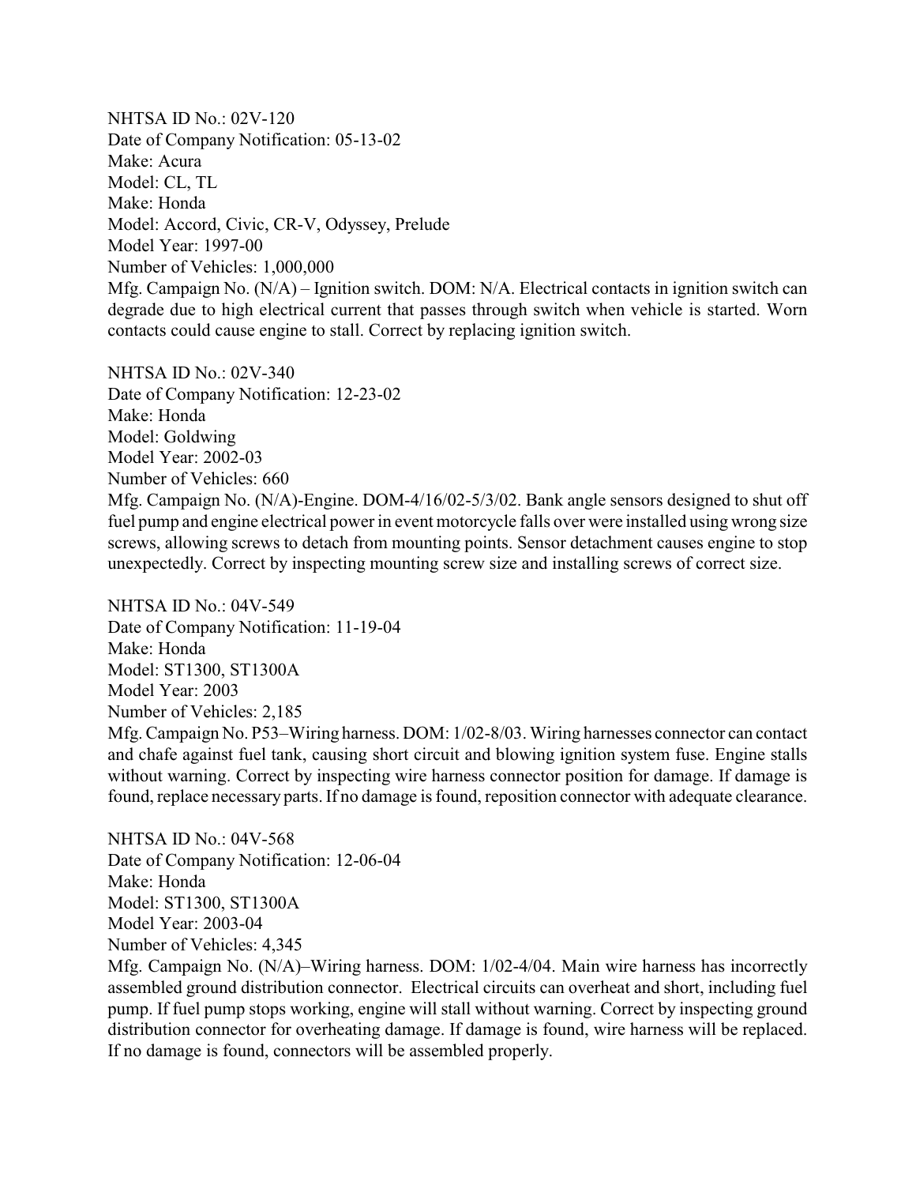NHTSA ID No.: 02V-120
Date of Company Notification: 05-13-02
Make: Acura
Model: CL, TL
Make: Honda
Model: Accord, Civic, CR-V, Odyssey, Prelude
Model Year: 1997-00
Number of Vehicles: 1,000,000
Mfg. Campaign No. (N/A) – Ignition switch. DOM: N/A. Electrical contacts in ignition switch can degrade due to high electrical current that passes through switch when vehicle is started. Worn contacts could cause engine to stall. Correct by replacing ignition switch.

NHTSA ID No.: 02V-340
Date of Company Notification: 12-23-02
Make: Honda
Model: Goldwing
Model Year: 2002-03
Number of Vehicles: 660
Mfg. Campaign No. (N/A)-Engine. DOM-4/16/02-5/3/02. Bank angle sensors designed to shut off fuel pump and engine electrical power in event motorcycle falls over were installed using wrong size screws, allowing screws to detach from mounting points. Sensor detachment causes engine to stop unexpectedly. Correct by inspecting mounting screw size and installing screws of correct size.

NHTSA ID No.: 04V-549
Date of Company Notification: 11-19-04
Make: Honda
Model: ST1300, ST1300A
Model Year: 2003
Number of Vehicles: 2,185
Mfg. Campaign No. P53–Wiring harness. DOM: 1/02-8/03. Wiring harnesses connector can contact and chafe against fuel tank, causing short circuit and blowing ignition system fuse. Engine stalls without warning. Correct by inspecting wire harness connector position for damage. If damage is found, replace necessary parts. If no damage is found, reposition connector with adequate clearance.

NHTSA ID No.: 04V-568
Date of Company Notification: 12-06-04
Make: Honda
Model: ST1300, ST1300A
Model Year: 2003-04
Number of Vehicles: 4,345
Mfg. Campaign No. (N/A)–Wiring harness. DOM: 1/02-4/04. Main wire harness has incorrectly assembled ground distribution connector. Electrical circuits can overheat and short, including fuel pump. If fuel pump stops working, engine will stall without warning. Correct by inspecting ground distribution connector for overheating damage. If damage is found, wire harness will be replaced. If no damage is found, connectors will be assembled properly.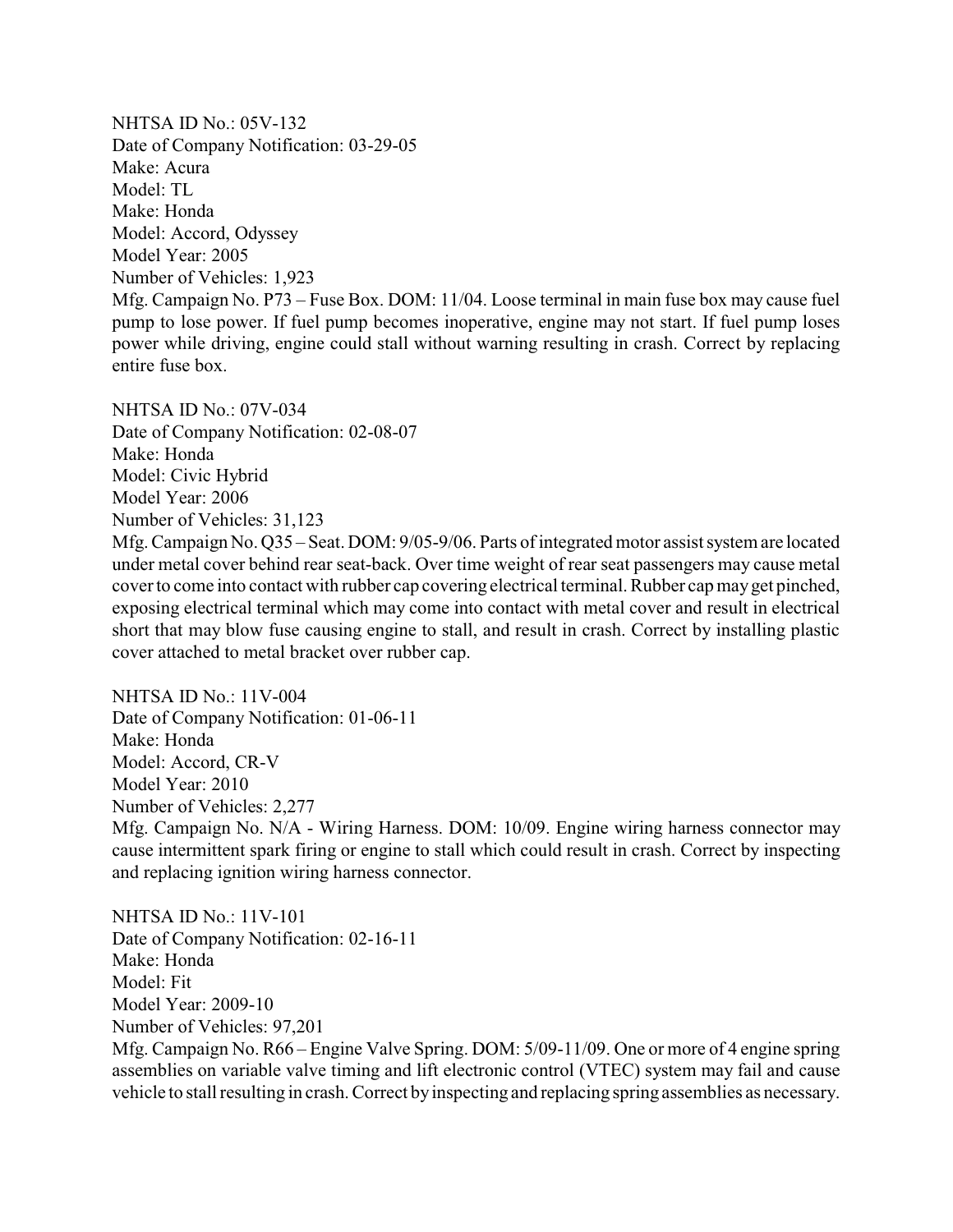NHTSA ID No.: 05V-132
Date of Company Notification: 03-29-05
Make: Acura
Model: TL
Make: Honda
Model: Accord, Odyssey
Model Year: 2005
Number of Vehicles: 1,923
Mfg. Campaign No. P73 – Fuse Box. DOM: 11/04. Loose terminal in main fuse box may cause fuel pump to lose power. If fuel pump becomes inoperative, engine may not start. If fuel pump loses power while driving, engine could stall without warning resulting in crash. Correct by replacing entire fuse box.

NHTSA ID No.: 07V-034
Date of Company Notification: 02-08-07
Make: Honda
Model: Civic Hybrid
Model Year: 2006
Number of Vehicles: 31,123
Mfg. Campaign No. Q35 – Seat. DOM: 9/05-9/06. Parts of integrated motor assist system are located under metal cover behind rear seat-back. Over time weight of rear seat passengers may cause metal cover to come into contact with rubber cap covering electrical terminal. Rubber cap may get pinched, exposing electrical terminal which may come into contact with metal cover and result in electrical short that may blow fuse causing engine to stall, and result in crash. Correct by installing plastic cover attached to metal bracket over rubber cap.

NHTSA ID No.: 11V-004
Date of Company Notification: 01-06-11
Make: Honda
Model: Accord, CR-V
Model Year: 2010
Number of Vehicles: 2,277
Mfg. Campaign No. N/A - Wiring Harness. DOM: 10/09. Engine wiring harness connector may cause intermittent spark firing or engine to stall which could result in crash. Correct by inspecting and replacing ignition wiring harness connector.

NHTSA ID No.: 11V-101
Date of Company Notification: 02-16-11
Make: Honda
Model: Fit
Model Year: 2009-10
Number of Vehicles: 97,201
Mfg. Campaign No. R66 – Engine Valve Spring. DOM: 5/09-11/09. One or more of 4 engine spring assemblies on variable valve timing and lift electronic control (VTEC) system may fail and cause vehicle to stall resulting in crash. Correct by inspecting and replacing spring assemblies as necessary.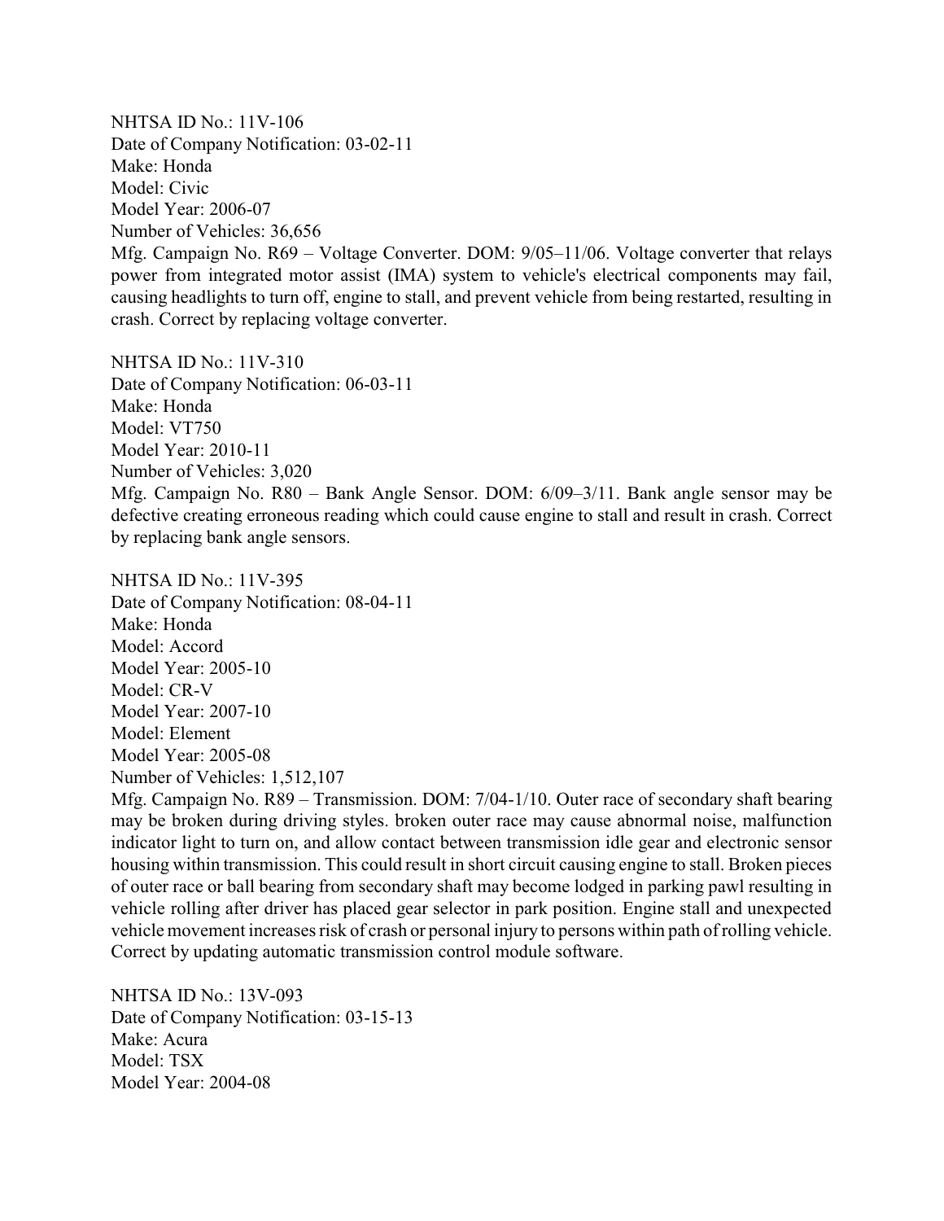NHTSA ID No.: 11V-106
Date of Company Notification: 03-02-11
Make: Honda
Model: Civic
Model Year: 2006-07
Number of Vehicles: 36,656
Mfg. Campaign No. R69 – Voltage Converter. DOM: 9/05–11/06. Voltage converter that relays power from integrated motor assist (IMA) system to vehicle's electrical components may fail, causing headlights to turn off, engine to stall, and prevent vehicle from being restarted, resulting in crash. Correct by replacing voltage converter.

NHTSA ID No.: 11V-310
Date of Company Notification: 06-03-11
Make: Honda
Model: VT750
Model Year: 2010-11
Number of Vehicles: 3,020
Mfg. Campaign No. R80 – Bank Angle Sensor. DOM: 6/09–3/11. Bank angle sensor may be defective creating erroneous reading which could cause engine to stall and result in crash. Correct by replacing bank angle sensors.

NHTSA ID No.: 11V-395
Date of Company Notification: 08-04-11
Make: Honda
Model: Accord
Model Year: 2005-10
Model: CR-V
Model Year: 2007-10
Model: Element
Model Year: 2005-08
Number of Vehicles: 1,512,107
Mfg. Campaign No. R89 – Transmission. DOM: 7/04-1/10. Outer race of secondary shaft bearing may be broken during driving styles. broken outer race may cause abnormal noise, malfunction indicator light to turn on, and allow contact between transmission idle gear and electronic sensor housing within transmission. This could result in short circuit causing engine to stall. Broken pieces of outer race or ball bearing from secondary shaft may become lodged in parking pawl resulting in vehicle rolling after driver has placed gear selector in park position. Engine stall and unexpected vehicle movement increases risk of crash or personal injury to persons within path of rolling vehicle. Correct by updating automatic transmission control module software.

NHTSA ID No.: 13V-093
Date of Company Notification: 03-15-13
Make: Acura
Model: TSX
Model Year: 2004-08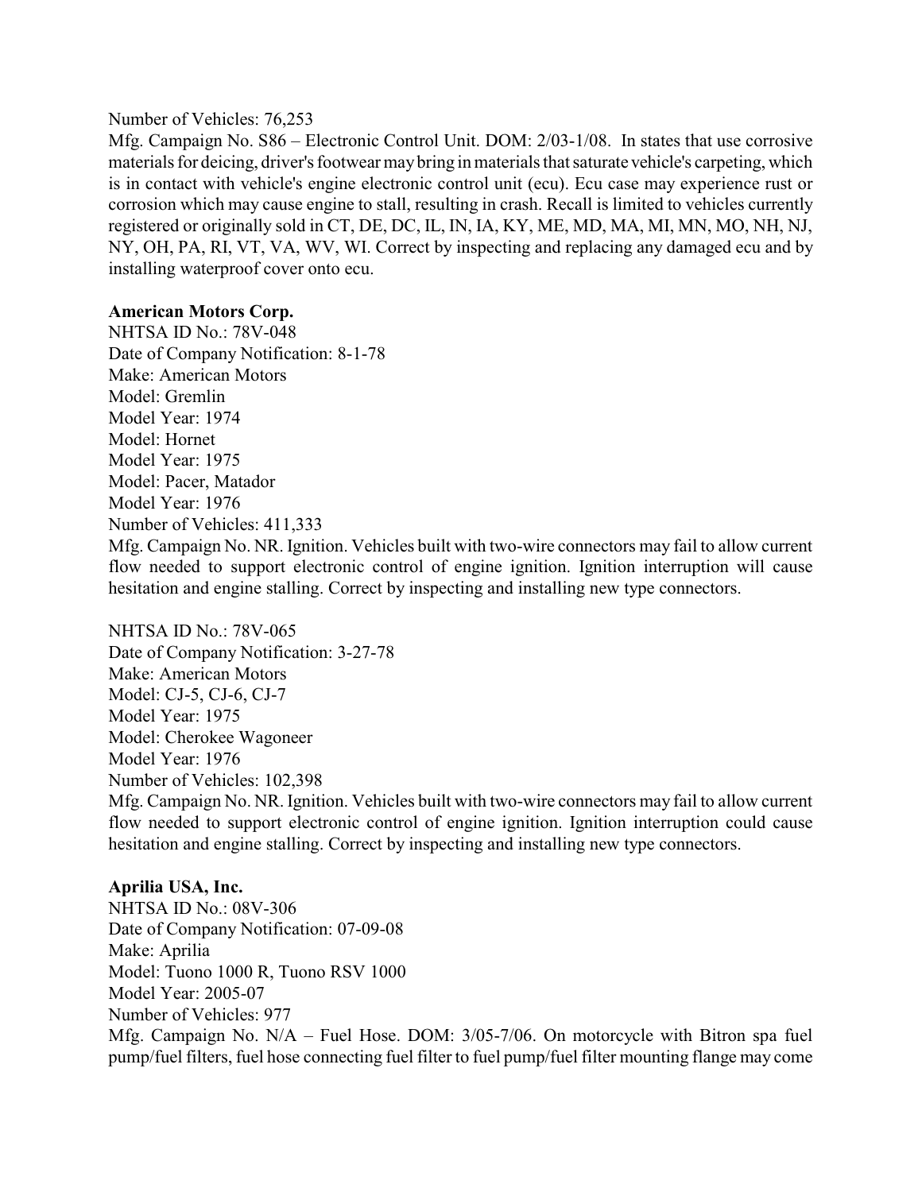Number of Vehicles: 76,253

Mfg. Campaign No. S86 – Electronic Control Unit. DOM: 2/03-1/08. In states that use corrosive materials for deicing, driver's footwear may bring in materials that saturate vehicle's carpeting, which is in contact with vehicle's engine electronic control unit (ecu). Ecu case may experience rust or corrosion which may cause engine to stall, resulting in crash. Recall is limited to vehicles currently registered or originally sold in CT, DE, DC, IL, IN, IA, KY, ME, MD, MA, MI, MN, MO, NH, NJ, NY, OH, PA, RI, VT, VA, WV, WI. Correct by inspecting and replacing any damaged ecu and by installing waterproof cover onto ecu.

**American Motors Corp.**

NHTSA ID No.: 78V-048
Date of Company Notification: 8-1-78
Make: American Motors
Model: Gremlin
Model Year: 1974
Model: Hornet
Model Year: 1975
Model: Pacer, Matador
Model Year: 1976
Number of Vehicles: 411,333

Mfg. Campaign No. NR. Ignition. Vehicles built with two-wire connectors may fail to allow current flow needed to support electronic control of engine ignition. Ignition interruption will cause hesitation and engine stalling. Correct by inspecting and installing new type connectors.

NHTSA ID No.: 78V-065
Date of Company Notification: 3-27-78
Make: American Motors
Model: CJ-5, CJ-6, CJ-7
Model Year: 1975
Model: Cherokee Wagoneer
Model Year: 1976
Number of Vehicles: 102,398

Mfg. Campaign No. NR. Ignition. Vehicles built with two-wire connectors may fail to allow current flow needed to support electronic control of engine ignition. Ignition interruption could cause hesitation and engine stalling. Correct by inspecting and installing new type connectors.

**Aprilia USA, Inc.**

NHTSA ID No.: 08V-306
Date of Company Notification: 07-09-08
Make: Aprilia
Model: Tuono 1000 R, Tuono RSV 1000
Model Year: 2005-07
Number of Vehicles: 977

Mfg. Campaign No. N/A – Fuel Hose. DOM: 3/05-7/06. On motorcycle with Bitron spa fuel pump/fuel filters, fuel hose connecting fuel filter to fuel pump/fuel filter mounting flange may come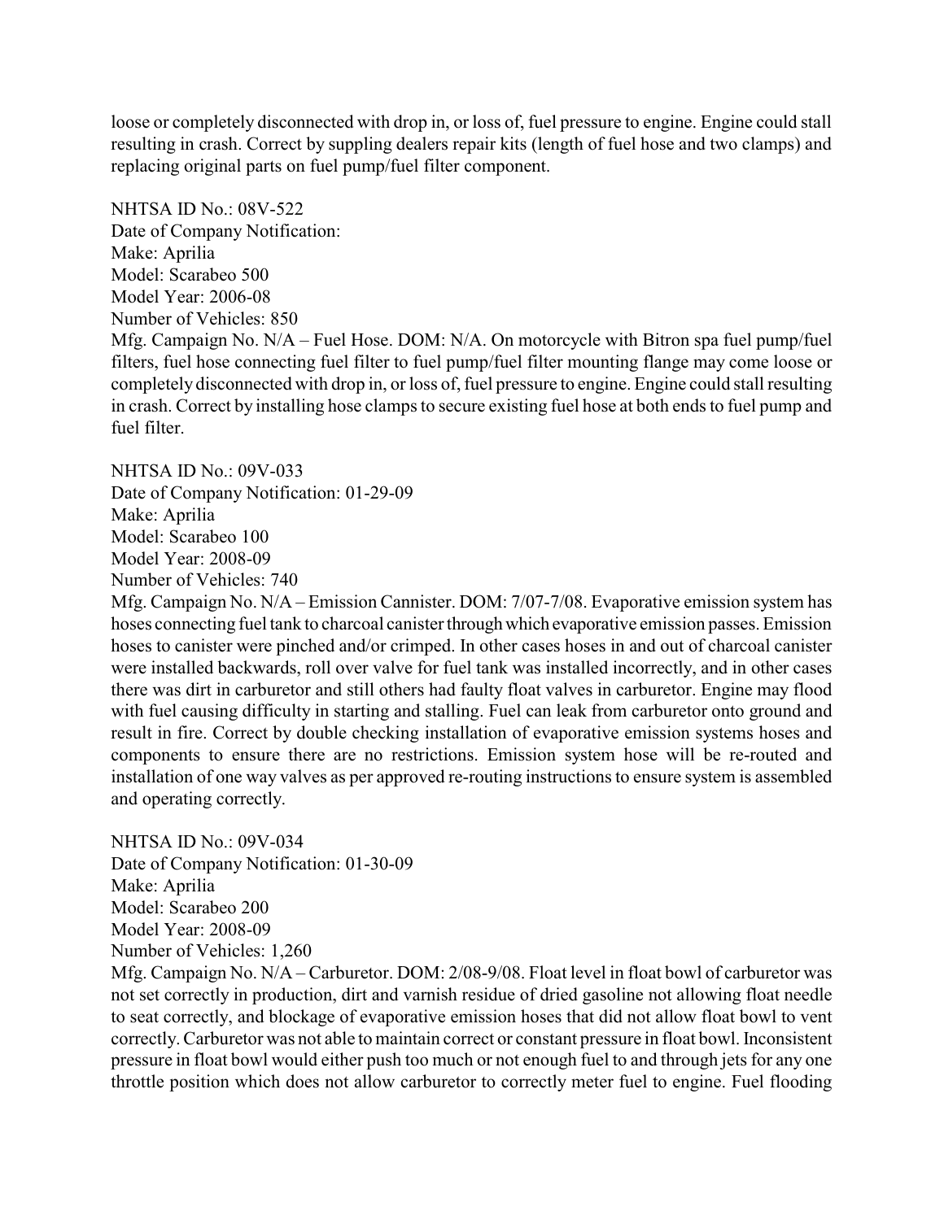loose or completely disconnected with drop in, or loss of, fuel pressure to engine. Engine could stall resulting in crash. Correct by suppling dealers repair kits (length of fuel hose and two clamps) and replacing original parts on fuel pump/fuel filter component.

NHTSA ID No.: 08V-522
Date of Company Notification:
Make: Aprilia
Model: Scarabeo 500
Model Year: 2006-08
Number of Vehicles: 850
Mfg. Campaign No. N/A – Fuel Hose. DOM: N/A. On motorcycle with Bitron spa fuel pump/fuel filters, fuel hose connecting fuel filter to fuel pump/fuel filter mounting flange may come loose or completely disconnected with drop in, or loss of, fuel pressure to engine. Engine could stall resulting in crash. Correct by installing hose clamps to secure existing fuel hose at both ends to fuel pump and fuel filter.

NHTSA ID No.: 09V-033
Date of Company Notification: 01-29-09
Make: Aprilia
Model: Scarabeo 100
Model Year: 2008-09
Number of Vehicles: 740
Mfg. Campaign No. N/A – Emission Cannister. DOM: 7/07-7/08. Evaporative emission system has hoses connecting fuel tank to charcoal canister through which evaporative emission passes. Emission hoses to canister were pinched and/or crimped. In other cases hoses in and out of charcoal canister were installed backwards, roll over valve for fuel tank was installed incorrectly, and in other cases there was dirt in carburetor and still others had faulty float valves in carburetor. Engine may flood with fuel causing difficulty in starting and stalling. Fuel can leak from carburetor onto ground and result in fire. Correct by double checking installation of evaporative emission systems hoses and components to ensure there are no restrictions. Emission system hose will be re-routed and installation of one way valves as per approved re-routing instructions to ensure system is assembled and operating correctly.

NHTSA ID No.: 09V-034
Date of Company Notification: 01-30-09
Make: Aprilia
Model: Scarabeo 200
Model Year: 2008-09
Number of Vehicles: 1,260
Mfg. Campaign No. N/A – Carburetor. DOM: 2/08-9/08. Float level in float bowl of carburetor was not set correctly in production, dirt and varnish residue of dried gasoline not allowing float needle to seat correctly, and blockage of evaporative emission hoses that did not allow float bowl to vent correctly. Carburetor was not able to maintain correct or constant pressure in float bowl. Inconsistent pressure in float bowl would either push too much or not enough fuel to and through jets for any one throttle position which does not allow carburetor to correctly meter fuel to engine. Fuel flooding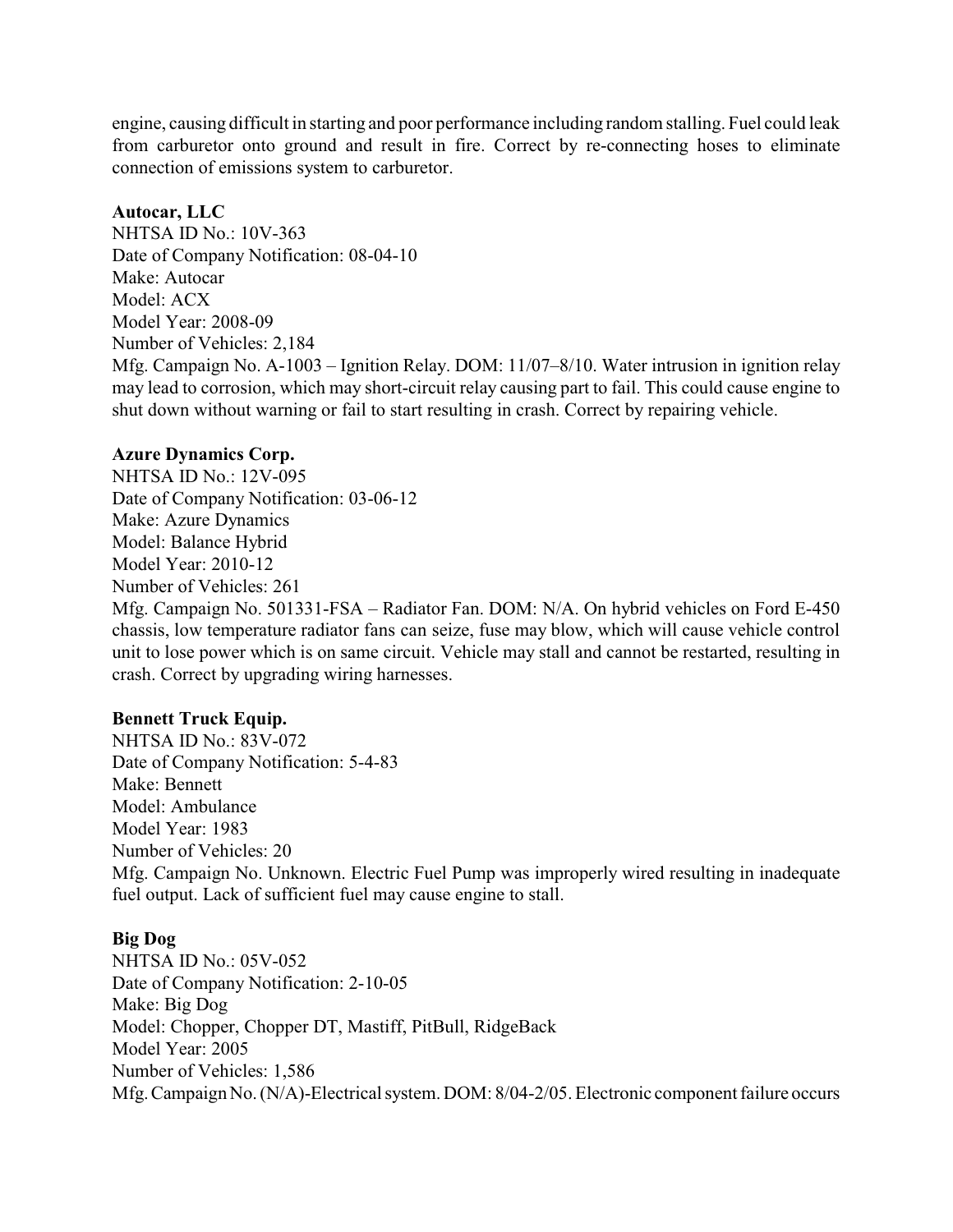engine, causing difficult in starting and poor performance including random stalling. Fuel could leak from carburetor onto ground and result in fire. Correct by re-connecting hoses to eliminate connection of emissions system to carburetor.

**Autocar, LLC**
NHTSA ID No.: 10V-363
Date of Company Notification: 08-04-10
Make: Autocar
Model: ACX
Model Year: 2008-09
Number of Vehicles: 2,184
Mfg. Campaign No. A-1003 – Ignition Relay. DOM: 11/07–8/10. Water intrusion in ignition relay may lead to corrosion, which may short-circuit relay causing part to fail. This could cause engine to shut down without warning or fail to start resulting in crash. Correct by repairing vehicle.

**Azure Dynamics Corp.**
NHTSA ID No.: 12V-095
Date of Company Notification: 03-06-12
Make: Azure Dynamics
Model: Balance Hybrid
Model Year: 2010-12
Number of Vehicles: 261
Mfg. Campaign No. 501331-FSA – Radiator Fan. DOM: N/A. On hybrid vehicles on Ford E-450 chassis, low temperature radiator fans can seize, fuse may blow, which will cause vehicle control unit to lose power which is on same circuit. Vehicle may stall and cannot be restarted, resulting in crash. Correct by upgrading wiring harnesses.

**Bennett Truck Equip.**
NHTSA ID No.: 83V-072
Date of Company Notification: 5-4-83
Make: Bennett
Model: Ambulance
Model Year: 1983
Number of Vehicles: 20
Mfg. Campaign No. Unknown. Electric Fuel Pump was improperly wired resulting in inadequate fuel output. Lack of sufficient fuel may cause engine to stall.

**Big Dog**
NHTSA ID No.: 05V-052
Date of Company Notification: 2-10-05
Make: Big Dog
Model: Chopper, Chopper DT, Mastiff, PitBull, RidgeBack
Model Year: 2005
Number of Vehicles: 1,586
Mfg. Campaign No. (N/A)-Electrical system. DOM: 8/04-2/05. Electronic component failure occurs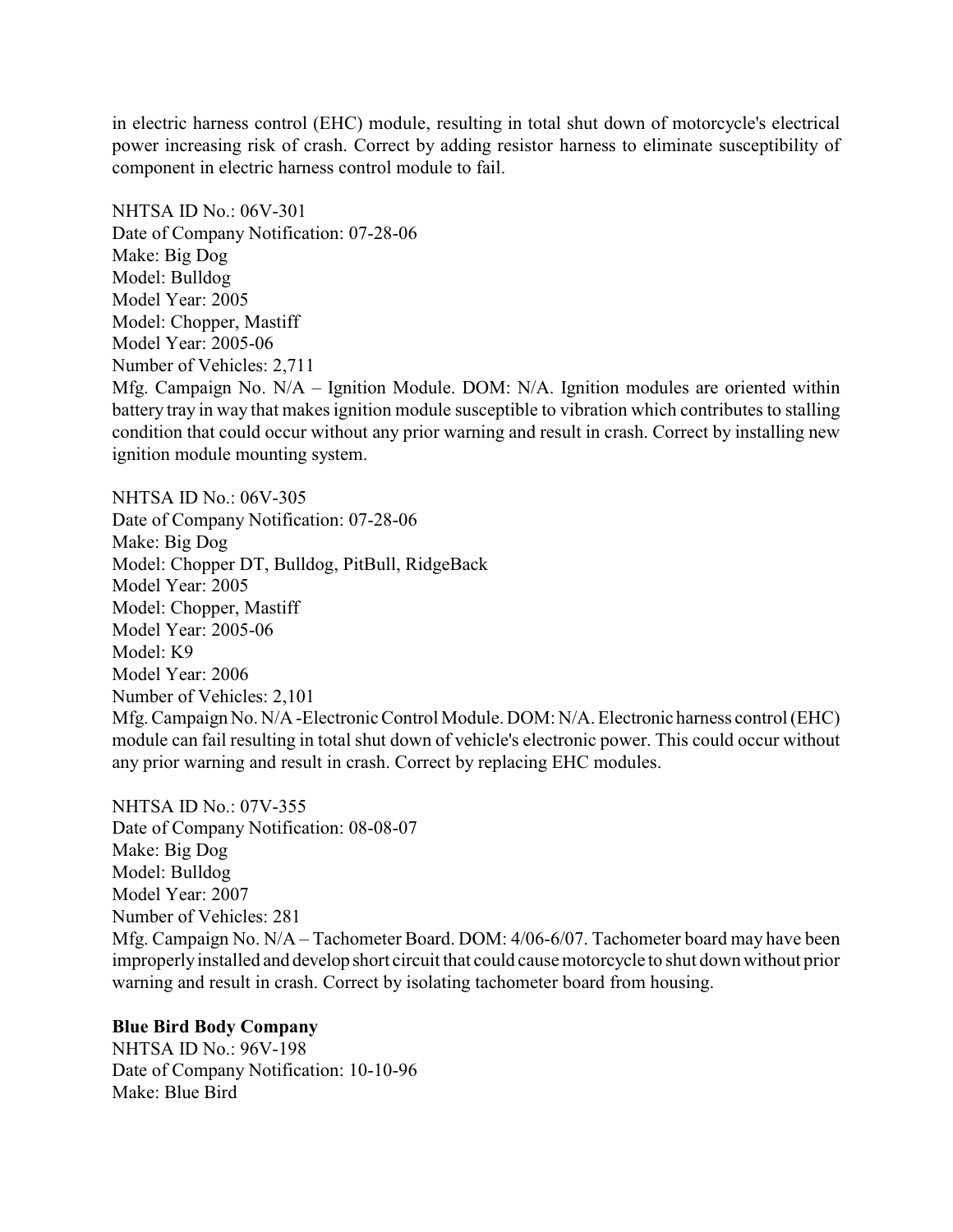in electric harness control (EHC) module, resulting in total shut down of motorcycle's electrical power increasing risk of crash. Correct by adding resistor harness to eliminate susceptibility of component in electric harness control module to fail.

NHTSA ID No.: 06V-301
Date of Company Notification: 07-28-06
Make: Big Dog
Model: Bulldog
Model Year: 2005
Model: Chopper, Mastiff
Model Year: 2005-06
Number of Vehicles: 2,711
Mfg. Campaign No. N/A – Ignition Module. DOM: N/A. Ignition modules are oriented within battery tray in way that makes ignition module susceptible to vibration which contributes to stalling condition that could occur without any prior warning and result in crash. Correct by installing new ignition module mounting system.

NHTSA ID No.: 06V-305
Date of Company Notification: 07-28-06
Make: Big Dog
Model: Chopper DT, Bulldog, PitBull, RidgeBack
Model Year: 2005
Model: Chopper, Mastiff
Model Year: 2005-06
Model: K9
Model Year: 2006
Number of Vehicles: 2,101
Mfg. Campaign No. N/A -Electronic Control Module. DOM: N/A. Electronic harness control (EHC) module can fail resulting in total shut down of vehicle's electronic power. This could occur without any prior warning and result in crash. Correct by replacing EHC modules.

NHTSA ID No.: 07V-355
Date of Company Notification: 08-08-07
Make: Big Dog
Model: Bulldog
Model Year: 2007
Number of Vehicles: 281
Mfg. Campaign No. N/A – Tachometer Board. DOM: 4/06-6/07. Tachometer board may have been improperly installed and develop short circuit that could cause motorcycle to shut down without prior warning and result in crash. Correct by isolating tachometer board from housing.

**Blue Bird Body Company**
NHTSA ID No.: 96V-198
Date of Company Notification: 10-10-96
Make: Blue Bird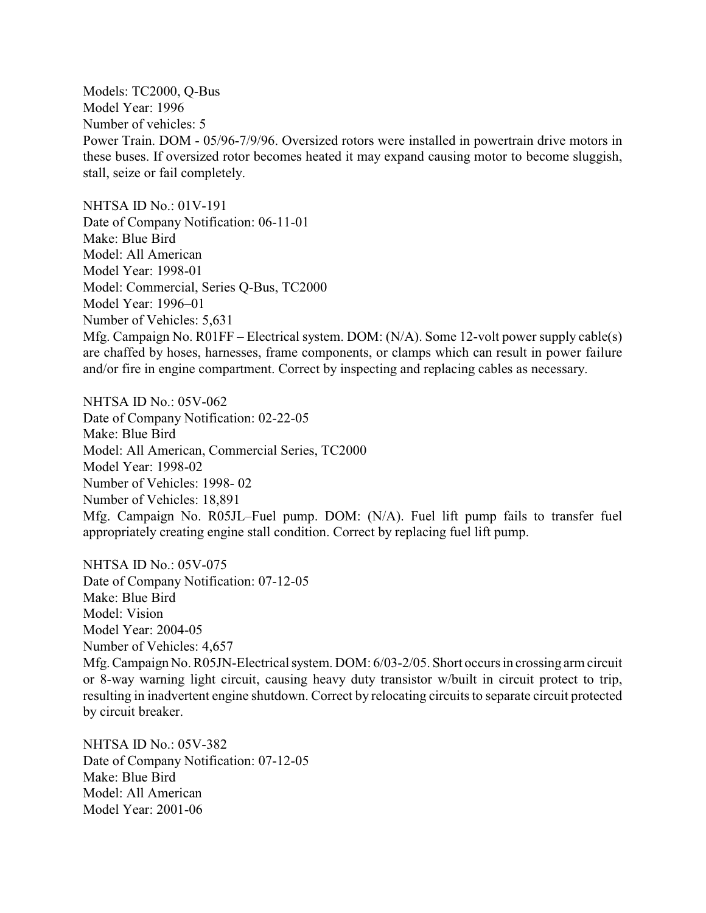Models: TC2000, Q-Bus
Model Year: 1996
Number of vehicles: 5
Power Train. DOM - 05/96-7/9/96. Oversized rotors were installed in powertrain drive motors in these buses. If oversized rotor becomes heated it may expand causing motor to become sluggish, stall, seize or fail completely.

NHTSA ID No.: 01V-191
Date of Company Notification: 06-11-01
Make: Blue Bird
Model: All American
Model Year: 1998-01
Model: Commercial, Series Q-Bus, TC2000
Model Year: 1996–01
Number of Vehicles: 5,631
Mfg. Campaign No. R01FF – Electrical system. DOM: (N/A). Some 12-volt power supply cable(s) are chaffed by hoses, harnesses, frame components, or clamps which can result in power failure and/or fire in engine compartment. Correct by inspecting and replacing cables as necessary.

NHTSA ID No.: 05V-062
Date of Company Notification: 02-22-05
Make: Blue Bird
Model: All American, Commercial Series, TC2000
Model Year: 1998-02
Number of Vehicles: 1998- 02
Number of Vehicles: 18,891
Mfg. Campaign No. R05JL–Fuel pump. DOM: (N/A). Fuel lift pump fails to transfer fuel appropriately creating engine stall condition. Correct by replacing fuel lift pump.

NHTSA ID No.: 05V-075
Date of Company Notification: 07-12-05
Make: Blue Bird
Model: Vision
Model Year: 2004-05
Number of Vehicles: 4,657
Mfg. Campaign No. R05JN-Electrical system. DOM: 6/03-2/05. Short occurs in crossing arm circuit or 8-way warning light circuit, causing heavy duty transistor w/built in circuit protect to trip, resulting in inadvertent engine shutdown. Correct by relocating circuits to separate circuit protected by circuit breaker.

NHTSA ID No.: 05V-382
Date of Company Notification: 07-12-05
Make: Blue Bird
Model: All American
Model Year: 2001-06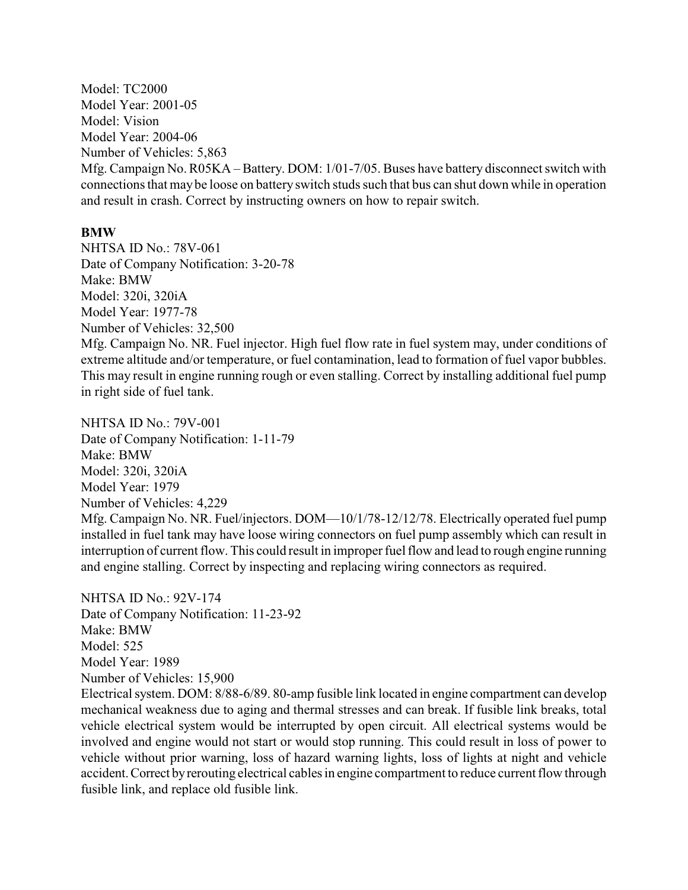Model: TC2000
Model Year: 2001-05
Model: Vision
Model Year: 2004-06
Number of Vehicles: 5,863
Mfg. Campaign No. R05KA – Battery. DOM: 1/01-7/05. Buses have battery disconnect switch with connections that may be loose on battery switch studs such that bus can shut down while in operation and result in crash. Correct by instructing owners on how to repair switch.

**BMW**

NHTSA ID No.: 78V-061
Date of Company Notification: 3-20-78
Make: BMW
Model: 320i, 320iA
Model Year: 1977-78
Number of Vehicles: 32,500
Mfg. Campaign No. NR. Fuel injector. High fuel flow rate in fuel system may, under conditions of extreme altitude and/or temperature, or fuel contamination, lead to formation of fuel vapor bubbles. This may result in engine running rough or even stalling. Correct by installing additional fuel pump in right side of fuel tank.

NHTSA ID No.: 79V-001
Date of Company Notification: 1-11-79
Make: BMW
Model: 320i, 320iA
Model Year: 1979
Number of Vehicles: 4,229
Mfg. Campaign No. NR. Fuel/injectors. DOM—10/1/78-12/12/78. Electrically operated fuel pump installed in fuel tank may have loose wiring connectors on fuel pump assembly which can result in interruption of current flow. This could result in improper fuel flow and lead to rough engine running and engine stalling. Correct by inspecting and replacing wiring connectors as required.

NHTSA ID No.: 92V-174
Date of Company Notification: 11-23-92
Make: BMW
Model: 525
Model Year: 1989
Number of Vehicles: 15,900
Electrical system. DOM: 8/88-6/89. 80-amp fusible link located in engine compartment can develop mechanical weakness due to aging and thermal stresses and can break. If fusible link breaks, total vehicle electrical system would be interrupted by open circuit. All electrical systems would be involved and engine would not start or would stop running. This could result in loss of power to vehicle without prior warning, loss of hazard warning lights, loss of lights at night and vehicle accident. Correct by rerouting electrical cables in engine compartment to reduce current flow through fusible link, and replace old fusible link.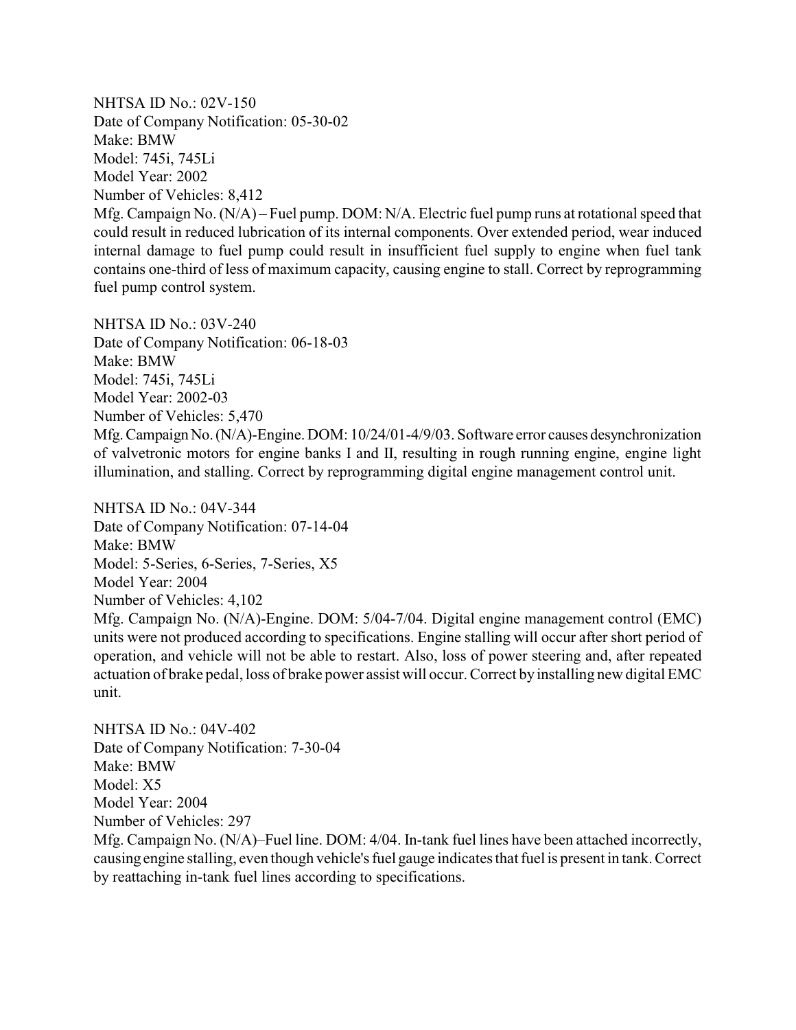NHTSA ID No.: 02V-150
Date of Company Notification: 05-30-02
Make: BMW
Model: 745i, 745Li
Model Year: 2002
Number of Vehicles: 8,412
Mfg. Campaign No. (N/A) – Fuel pump. DOM: N/A. Electric fuel pump runs at rotational speed that could result in reduced lubrication of its internal components. Over extended period, wear induced internal damage to fuel pump could result in insufficient fuel supply to engine when fuel tank contains one-third of less of maximum capacity, causing engine to stall. Correct by reprogramming fuel pump control system.

NHTSA ID No.: 03V-240
Date of Company Notification: 06-18-03
Make: BMW
Model: 745i, 745Li
Model Year: 2002-03
Number of Vehicles: 5,470
Mfg. Campaign No. (N/A)-Engine. DOM: 10/24/01-4/9/03. Software error causes desynchronization of valvetronic motors for engine banks I and II, resulting in rough running engine, engine light illumination, and stalling. Correct by reprogramming digital engine management control unit.

NHTSA ID No.: 04V-344
Date of Company Notification: 07-14-04
Make: BMW
Model: 5-Series, 6-Series, 7-Series, X5
Model Year: 2004
Number of Vehicles: 4,102
Mfg. Campaign No. (N/A)-Engine. DOM: 5/04-7/04. Digital engine management control (EMC) units were not produced according to specifications. Engine stalling will occur after short period of operation, and vehicle will not be able to restart. Also, loss of power steering and, after repeated actuation of brake pedal, loss of brake power assist will occur. Correct by installing new digital EMC unit.

NHTSA ID No.: 04V-402
Date of Company Notification: 7-30-04
Make: BMW
Model: X5
Model Year: 2004
Number of Vehicles: 297
Mfg. Campaign No. (N/A)–Fuel line. DOM: 4/04. In-tank fuel lines have been attached incorrectly, causing engine stalling, even though vehicle's fuel gauge indicates that fuel is present in tank. Correct by reattaching in-tank fuel lines according to specifications.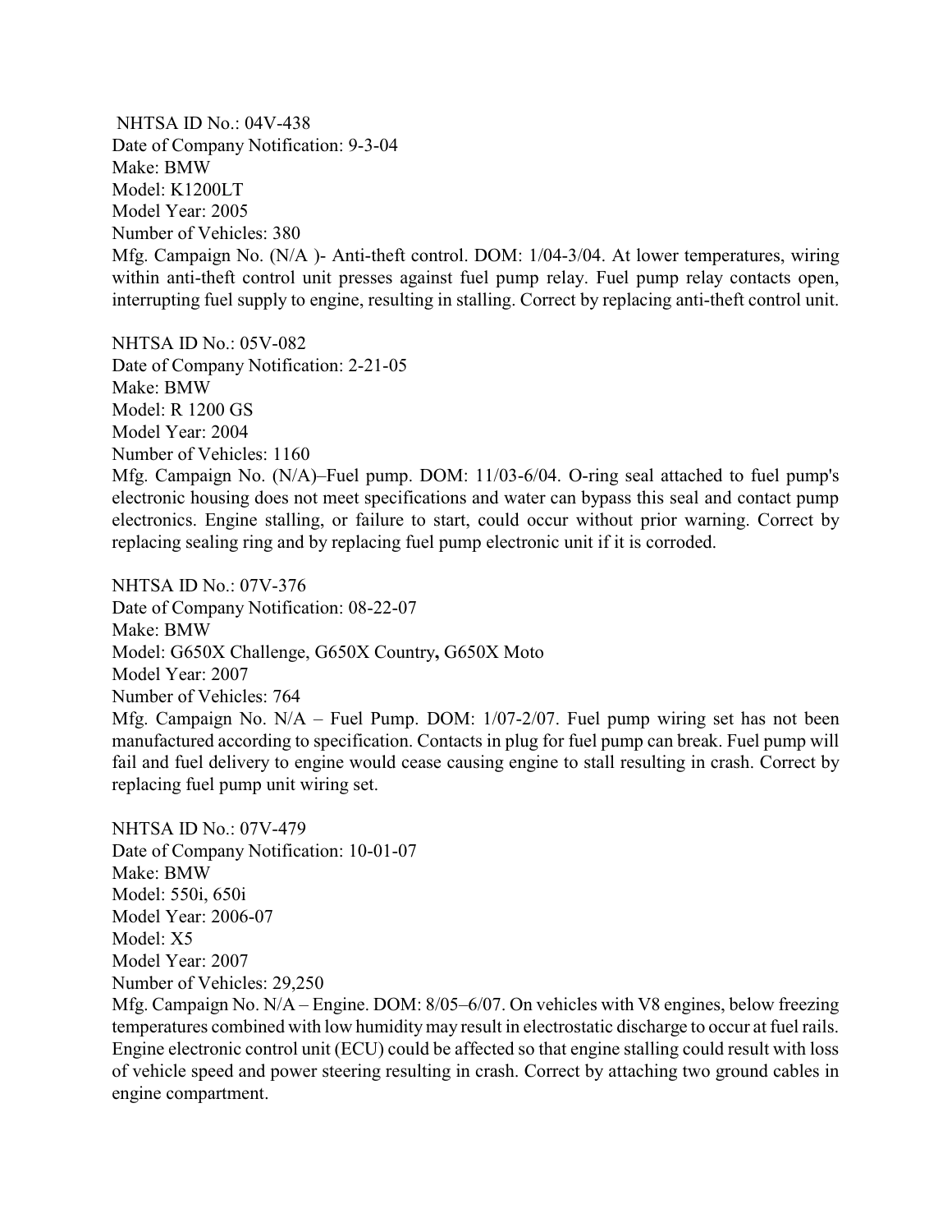NHTSA ID No.: 04V-438
Date of Company Notification: 9-3-04
Make: BMW
Model: K1200LT
Model Year: 2005
Number of Vehicles: 380
Mfg. Campaign No. (N/A )- Anti-theft control. DOM: 1/04-3/04. At lower temperatures, wiring within anti-theft control unit presses against fuel pump relay. Fuel pump relay contacts open, interrupting fuel supply to engine, resulting in stalling. Correct by replacing anti-theft control unit.

NHTSA ID No.: 05V-082
Date of Company Notification: 2-21-05
Make: BMW
Model: R 1200 GS
Model Year: 2004
Number of Vehicles: 1160
Mfg. Campaign No. (N/A)–Fuel pump. DOM: 11/03-6/04. O-ring seal attached to fuel pump's electronic housing does not meet specifications and water can bypass this seal and contact pump electronics. Engine stalling, or failure to start, could occur without prior warning. Correct by replacing sealing ring and by replacing fuel pump electronic unit if it is corroded.

NHTSA ID No.: 07V-376
Date of Company Notification: 08-22-07
Make: BMW
Model: G650X Challenge, G650X Country**,** G650X Moto
Model Year: 2007
Number of Vehicles: 764
Mfg. Campaign No. N/A – Fuel Pump. DOM: 1/07-2/07. Fuel pump wiring set has not been manufactured according to specification. Contacts in plug for fuel pump can break. Fuel pump will fail and fuel delivery to engine would cease causing engine to stall resulting in crash. Correct by replacing fuel pump unit wiring set.

NHTSA ID No.: 07V-479
Date of Company Notification: 10-01-07
Make: BMW
Model: 550i, 650i
Model Year: 2006-07
Model: X5
Model Year: 2007
Number of Vehicles: 29,250
Mfg. Campaign No. N/A – Engine. DOM: 8/05–6/07. On vehicles with V8 engines, below freezing temperatures combined with low humidity may result in electrostatic discharge to occur at fuel rails. Engine electronic control unit (ECU) could be affected so that engine stalling could result with loss of vehicle speed and power steering resulting in crash. Correct by attaching two ground cables in engine compartment.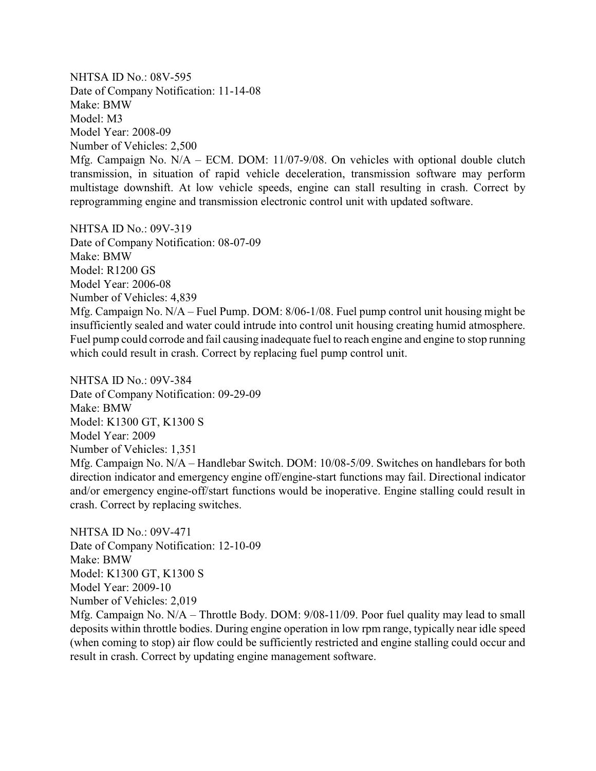NHTSA ID No.: 08V-595
Date of Company Notification: 11-14-08
Make: BMW
Model: M3
Model Year: 2008-09
Number of Vehicles: 2,500
Mfg. Campaign No. N/A – ECM. DOM: 11/07-9/08. On vehicles with optional double clutch transmission, in situation of rapid vehicle deceleration, transmission software may perform multistage downshift. At low vehicle speeds, engine can stall resulting in crash. Correct by reprogramming engine and transmission electronic control unit with updated software.

NHTSA ID No.: 09V-319
Date of Company Notification: 08-07-09
Make: BMW
Model: R1200 GS
Model Year: 2006-08
Number of Vehicles: 4,839
Mfg. Campaign No. N/A – Fuel Pump. DOM: 8/06-1/08. Fuel pump control unit housing might be insufficiently sealed and water could intrude into control unit housing creating humid atmosphere. Fuel pump could corrode and fail causing inadequate fuel to reach engine and engine to stop running which could result in crash. Correct by replacing fuel pump control unit.

NHTSA ID No.: 09V-384
Date of Company Notification: 09-29-09
Make: BMW
Model: K1300 GT, K1300 S
Model Year: 2009
Number of Vehicles: 1,351
Mfg. Campaign No. N/A – Handlebar Switch. DOM: 10/08-5/09. Switches on handlebars for both direction indicator and emergency engine off/engine-start functions may fail. Directional indicator and/or emergency engine-off/start functions would be inoperative. Engine stalling could result in crash. Correct by replacing switches.

NHTSA ID No.: 09V-471
Date of Company Notification: 12-10-09
Make: BMW
Model: K1300 GT, K1300 S
Model Year: 2009-10
Number of Vehicles: 2,019
Mfg. Campaign No. N/A – Throttle Body. DOM: 9/08-11/09. Poor fuel quality may lead to small deposits within throttle bodies. During engine operation in low rpm range, typically near idle speed (when coming to stop) air flow could be sufficiently restricted and engine stalling could occur and result in crash. Correct by updating engine management software.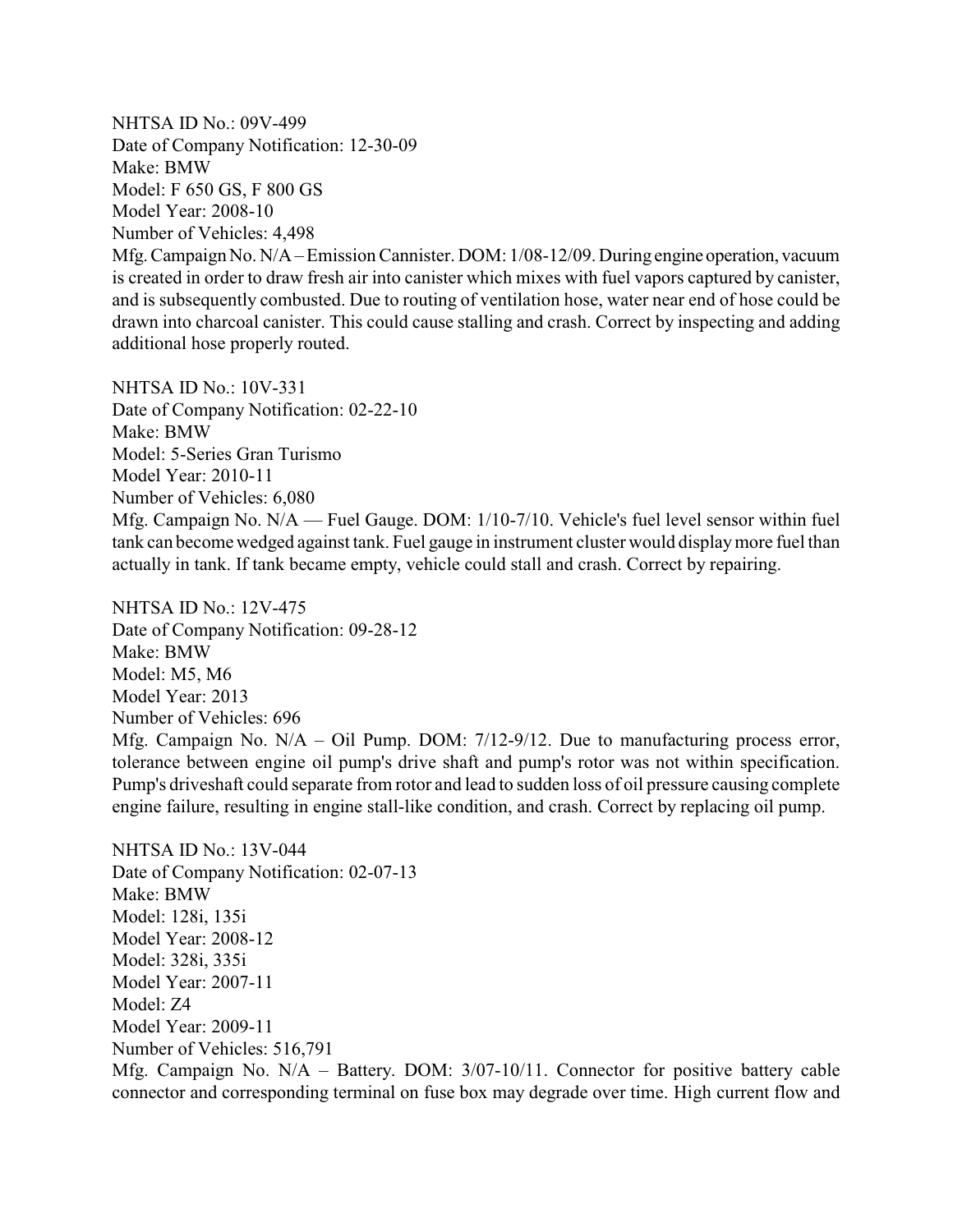NHTSA ID No.: 09V-499
Date of Company Notification: 12-30-09
Make: BMW
Model: F 650 GS, F 800 GS
Model Year: 2008-10
Number of Vehicles: 4,498
Mfg. Campaign No. N/A – Emission Cannister. DOM: 1/08-12/09. During engine operation, vacuum is created in order to draw fresh air into canister which mixes with fuel vapors captured by canister, and is subsequently combusted. Due to routing of ventilation hose, water near end of hose could be drawn into charcoal canister. This could cause stalling and crash. Correct by inspecting and adding additional hose properly routed.

NHTSA ID No.: 10V-331
Date of Company Notification: 02-22-10
Make: BMW
Model: 5-Series Gran Turismo
Model Year: 2010-11
Number of Vehicles: 6,080
Mfg. Campaign No. N/A — Fuel Gauge. DOM: 1/10-7/10. Vehicle's fuel level sensor within fuel tank can become wedged against tank. Fuel gauge in instrument cluster would display more fuel than actually in tank. If tank became empty, vehicle could stall and crash. Correct by repairing.

NHTSA ID No.: 12V-475
Date of Company Notification: 09-28-12
Make: BMW
Model: M5, M6
Model Year: 2013
Number of Vehicles: 696
Mfg. Campaign No. N/A – Oil Pump. DOM: 7/12-9/12. Due to manufacturing process error, tolerance between engine oil pump's drive shaft and pump's rotor was not within specification. Pump's driveshaft could separate from rotor and lead to sudden loss of oil pressure causing complete engine failure, resulting in engine stall-like condition, and crash. Correct by replacing oil pump.

NHTSA ID No.: 13V-044
Date of Company Notification: 02-07-13
Make: BMW
Model: 128i, 135i
Model Year: 2008-12
Model: 328i, 335i
Model Year: 2007-11
Model: Z4
Model Year: 2009-11
Number of Vehicles: 516,791
Mfg. Campaign No. N/A – Battery. DOM: 3/07-10/11. Connector for positive battery cable connector and corresponding terminal on fuse box may degrade over time. High current flow and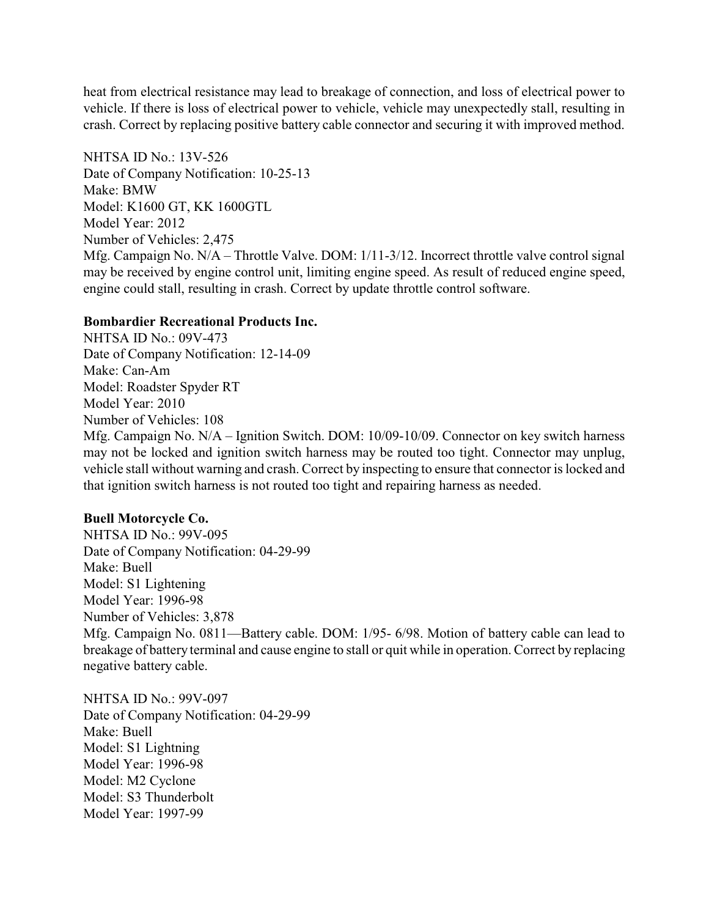heat from electrical resistance may lead to breakage of connection, and loss of electrical power to vehicle. If there is loss of electrical power to vehicle, vehicle may unexpectedly stall, resulting in crash. Correct by replacing positive battery cable connector and securing it with improved method.

NHTSA ID No.: 13V-526
Date of Company Notification: 10-25-13
Make: BMW
Model: K1600 GT, KK 1600GTL
Model Year: 2012
Number of Vehicles: 2,475
Mfg. Campaign No. N/A – Throttle Valve. DOM: 1/11-3/12. Incorrect throttle valve control signal may be received by engine control unit, limiting engine speed. As result of reduced engine speed, engine could stall, resulting in crash. Correct by update throttle control software.

**Bombardier Recreational Products Inc.**
NHTSA ID No.: 09V-473
Date of Company Notification: 12-14-09
Make: Can-Am
Model: Roadster Spyder RT
Model Year: 2010
Number of Vehicles: 108
Mfg. Campaign No. N/A – Ignition Switch. DOM: 10/09-10/09. Connector on key switch harness may not be locked and ignition switch harness may be routed too tight. Connector may unplug, vehicle stall without warning and crash. Correct by inspecting to ensure that connector is locked and that ignition switch harness is not routed too tight and repairing harness as needed.

**Buell Motorcycle Co.**
NHTSA ID No.: 99V-095
Date of Company Notification: 04-29-99
Make: Buell
Model: S1 Lightening
Model Year: 1996-98
Number of Vehicles: 3,878
Mfg. Campaign No. 0811—Battery cable. DOM: 1/95- 6/98. Motion of battery cable can lead to breakage of battery terminal and cause engine to stall or quit while in operation. Correct by replacing negative battery cable.

NHTSA ID No.: 99V-097
Date of Company Notification: 04-29-99
Make: Buell
Model: S1 Lightning
Model Year: 1996-98
Model: M2 Cyclone
Model: S3 Thunderbolt
Model Year: 1997-99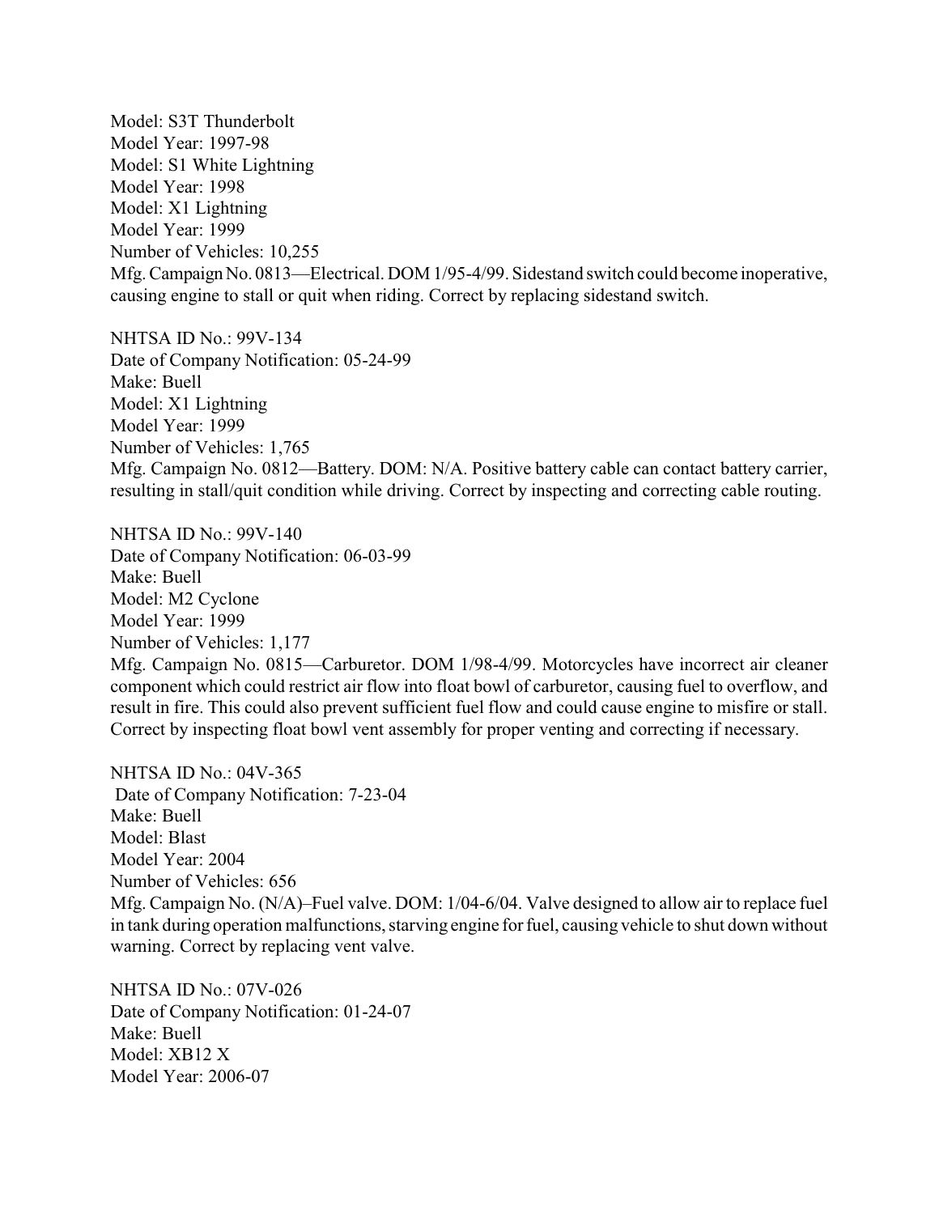Model: S3T Thunderbolt
Model Year: 1997-98
Model: S1 White Lightning
Model Year: 1998
Model: X1 Lightning
Model Year: 1999
Number of Vehicles: 10,255
Mfg. Campaign No. 0813—Electrical. DOM 1/95-4/99. Sidestand switch could become inoperative, causing engine to stall or quit when riding. Correct by replacing sidestand switch.

NHTSA ID No.: 99V-134
Date of Company Notification: 05-24-99
Make: Buell
Model: X1 Lightning
Model Year: 1999
Number of Vehicles: 1,765
Mfg. Campaign No. 0812—Battery. DOM: N/A. Positive battery cable can contact battery carrier, resulting in stall/quit condition while driving. Correct by inspecting and correcting cable routing.

NHTSA ID No.: 99V-140
Date of Company Notification: 06-03-99
Make: Buell
Model: M2 Cyclone
Model Year: 1999
Number of Vehicles: 1,177
Mfg. Campaign No. 0815—Carburetor. DOM 1/98-4/99. Motorcycles have incorrect air cleaner component which could restrict air flow into float bowl of carburetor, causing fuel to overflow, and result in fire. This could also prevent sufficient fuel flow and could cause engine to misfire or stall. Correct by inspecting float bowl vent assembly for proper venting and correcting if necessary.

NHTSA ID No.: 04V-365
Date of Company Notification: 7-23-04
Make: Buell
Model: Blast
Model Year: 2004
Number of Vehicles: 656
Mfg. Campaign No. (N/A)–Fuel valve. DOM: 1/04-6/04. Valve designed to allow air to replace fuel in tank during operation malfunctions, starving engine for fuel, causing vehicle to shut down without warning. Correct by replacing vent valve.

NHTSA ID No.: 07V-026
Date of Company Notification: 01-24-07
Make: Buell
Model: XB12 X
Model Year: 2006-07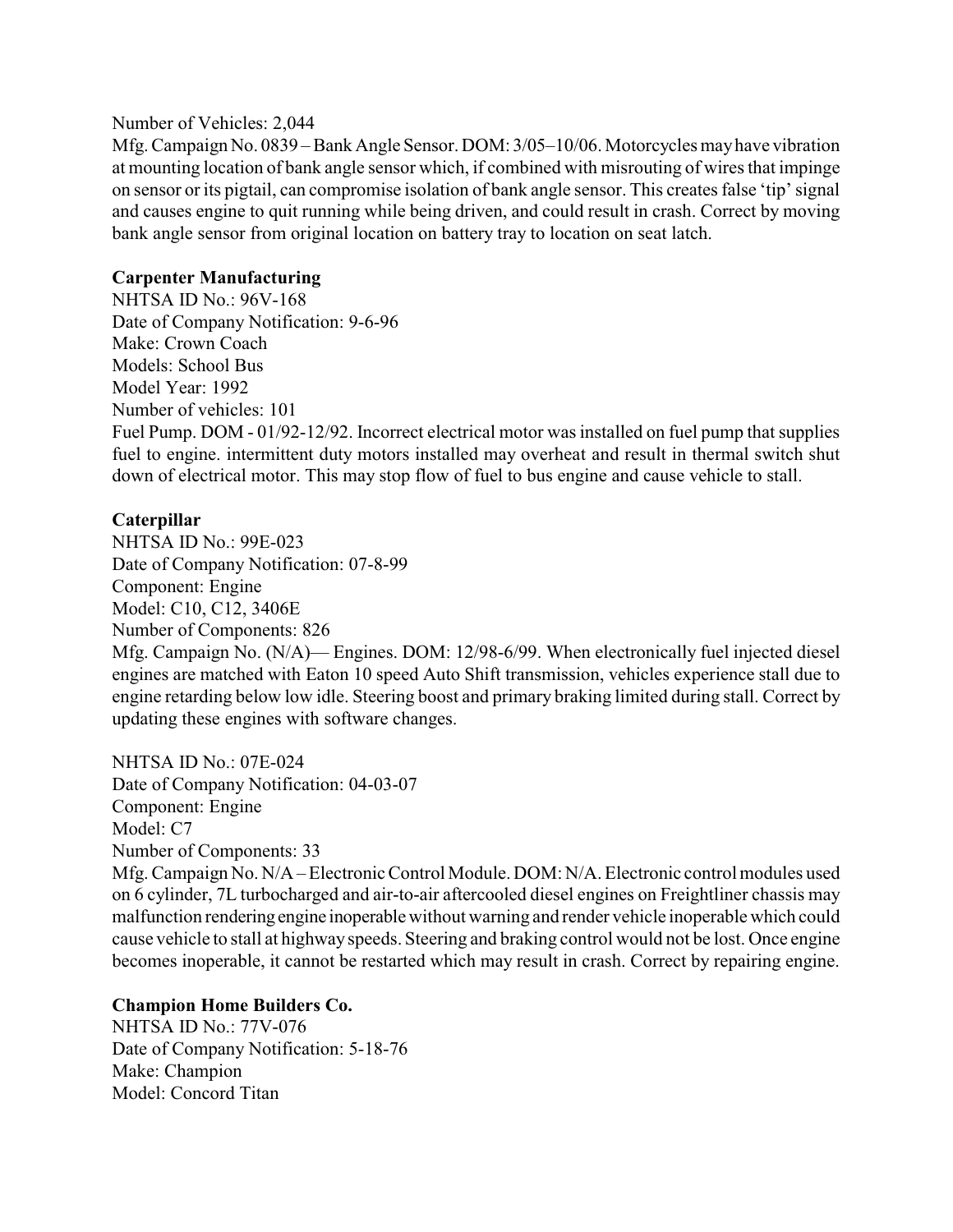Number of Vehicles: 2,044

Mfg. Campaign No. 0839 – Bank Angle Sensor. DOM: 3/05–10/06. Motorcycles may have vibration at mounting location of bank angle sensor which, if combined with misrouting of wires that impinge on sensor or its pigtail, can compromise isolation of bank angle sensor. This creates false 'tip' signal and causes engine to quit running while being driven, and could result in crash. Correct by moving bank angle sensor from original location on battery tray to location on seat latch.

**Carpenter Manufacturing**

NHTSA ID No.: 96V-168
Date of Company Notification: 9-6-96
Make: Crown Coach
Models: School Bus
Model Year: 1992
Number of vehicles: 101

Fuel Pump. DOM - 01/92-12/92. Incorrect electrical motor was installed on fuel pump that supplies fuel to engine. intermittent duty motors installed may overheat and result in thermal switch shut down of electrical motor. This may stop flow of fuel to bus engine and cause vehicle to stall.

**Caterpillar**

NHTSA ID No.: 99E-023
Date of Company Notification: 07-8-99
Component: Engine
Model: C10, C12, 3406E
Number of Components: 826

Mfg. Campaign No. (N/A)— Engines. DOM: 12/98-6/99. When electronically fuel injected diesel engines are matched with Eaton 10 speed Auto Shift transmission, vehicles experience stall due to engine retarding below low idle. Steering boost and primary braking limited during stall. Correct by updating these engines with software changes.

NHTSA ID No.: 07E-024
Date of Company Notification: 04-03-07
Component: Engine
Model: C7
Number of Components: 33

Mfg. Campaign No. N/A – Electronic Control Module. DOM: N/A. Electronic control modules used on 6 cylinder, 7L turbocharged and air-to-air aftercooled diesel engines on Freightliner chassis may malfunction rendering engine inoperable without warning and render vehicle inoperable which could cause vehicle to stall at highway speeds. Steering and braking control would not be lost. Once engine becomes inoperable, it cannot be restarted which may result in crash. Correct by repairing engine.

**Champion Home Builders Co.**

NHTSA ID No.: 77V-076
Date of Company Notification: 5-18-76
Make: Champion
Model: Concord Titan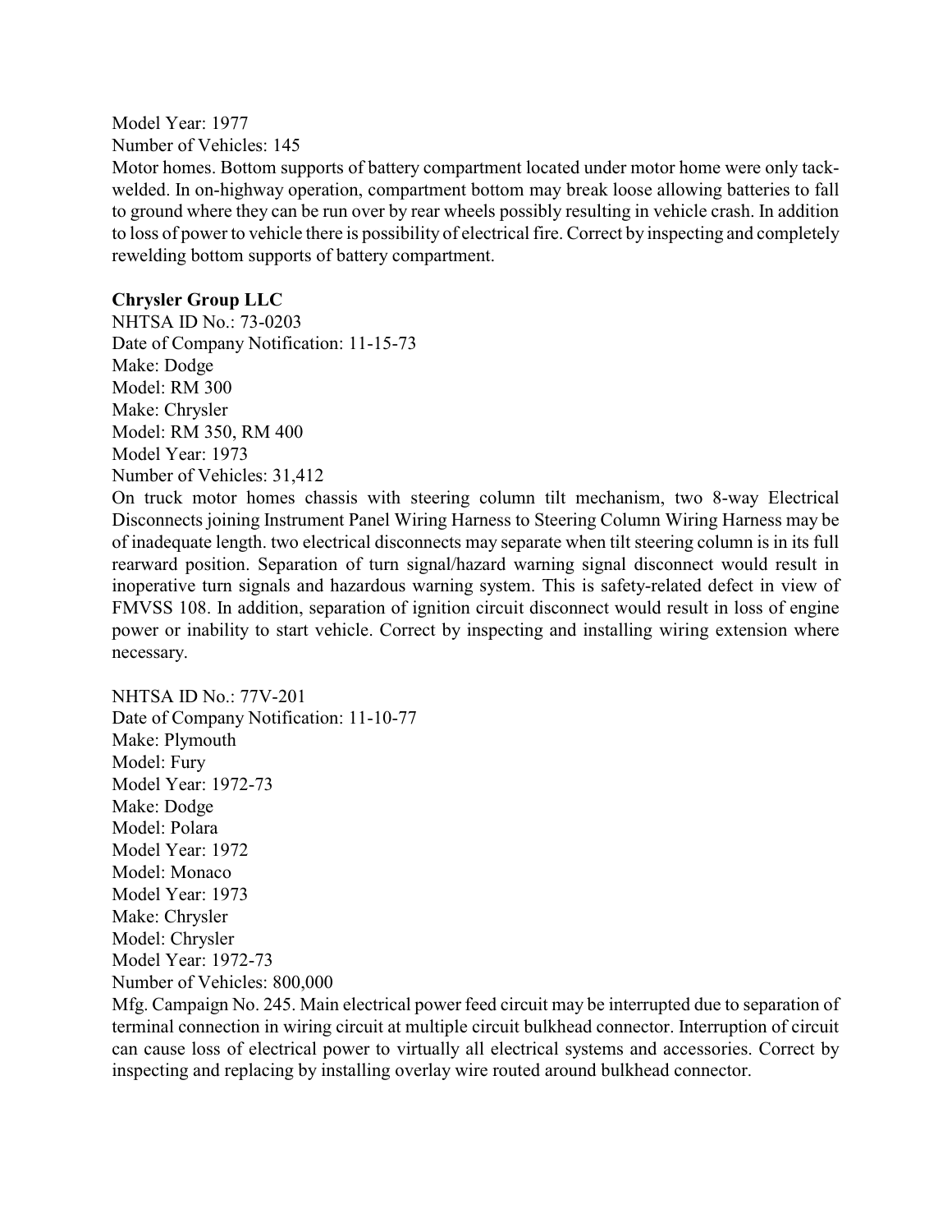Model Year: 1977
Number of Vehicles: 145
Motor homes. Bottom supports of battery compartment located under motor home were only tack-welded. In on-highway operation, compartment bottom may break loose allowing batteries to fall to ground where they can be run over by rear wheels possibly resulting in vehicle crash. In addition to loss of power to vehicle there is possibility of electrical fire. Correct by inspecting and completely rewelding bottom supports of battery compartment.

**Chrysler Group LLC**
NHTSA ID No.: 73-0203
Date of Company Notification: 11-15-73
Make: Dodge
Model: RM 300
Make: Chrysler
Model: RM 350, RM 400
Model Year: 1973
Number of Vehicles: 31,412
On truck motor homes chassis with steering column tilt mechanism, two 8-way Electrical Disconnects joining Instrument Panel Wiring Harness to Steering Column Wiring Harness may be of inadequate length. two electrical disconnects may separate when tilt steering column is in its full rearward position. Separation of turn signal/hazard warning signal disconnect would result in inoperative turn signals and hazardous warning system. This is safety-related defect in view of FMVSS 108. In addition, separation of ignition circuit disconnect would result in loss of engine power or inability to start vehicle. Correct by inspecting and installing wiring extension where necessary.

NHTSA ID No.: 77V-201
Date of Company Notification: 11-10-77
Make: Plymouth
Model: Fury
Model Year: 1972-73
Make: Dodge
Model: Polara
Model Year: 1972
Model: Monaco
Model Year: 1973
Make: Chrysler
Model: Chrysler
Model Year: 1972-73
Number of Vehicles: 800,000
Mfg. Campaign No. 245. Main electrical power feed circuit may be interrupted due to separation of terminal connection in wiring circuit at multiple circuit bulkhead connector. Interruption of circuit can cause loss of electrical power to virtually all electrical systems and accessories. Correct by inspecting and replacing by installing overlay wire routed around bulkhead connector.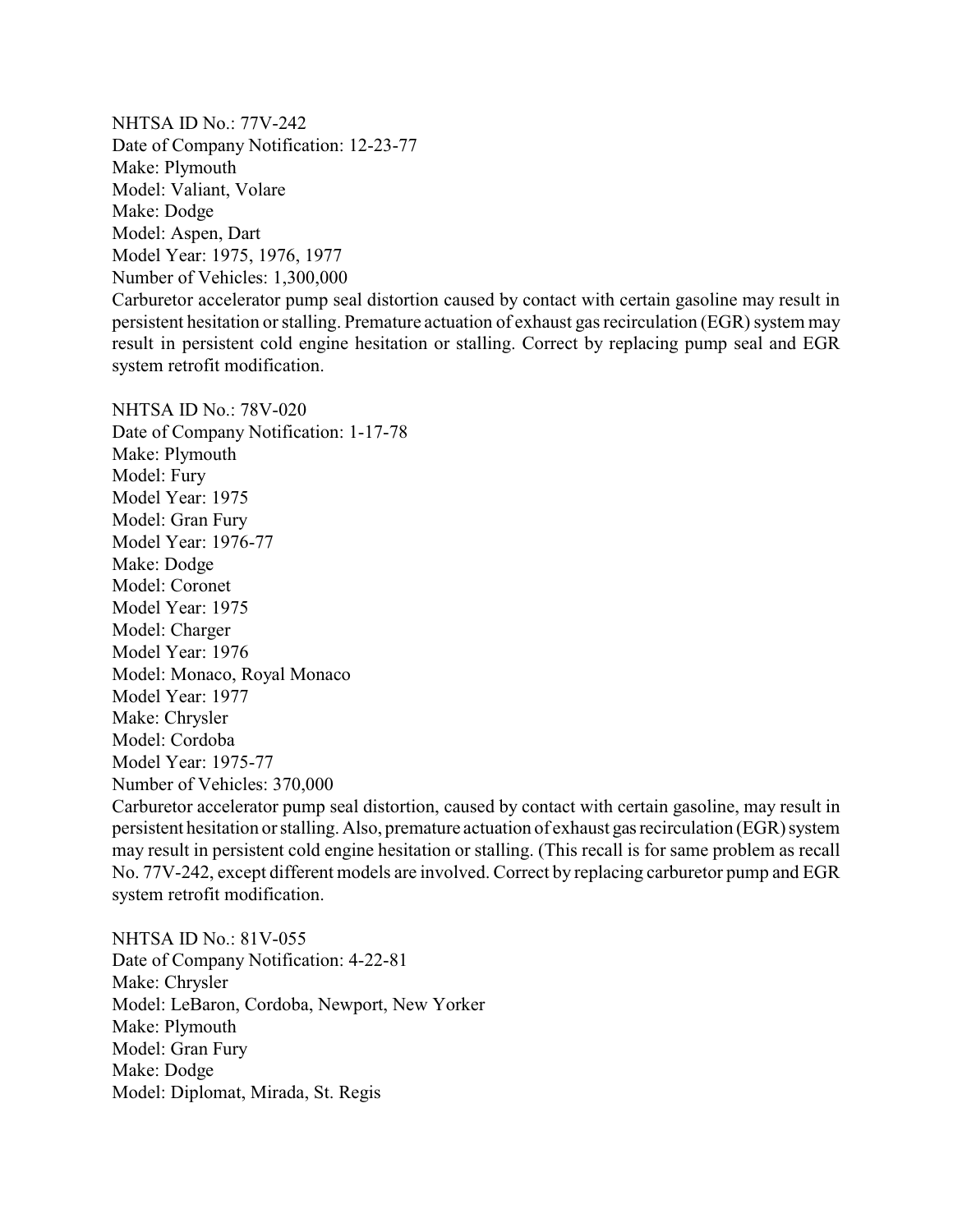NHTSA ID No.: 77V-242
Date of Company Notification: 12-23-77
Make: Plymouth
Model: Valiant, Volare
Make: Dodge
Model: Aspen, Dart
Model Year: 1975, 1976, 1977
Number of Vehicles: 1,300,000
Carburetor accelerator pump seal distortion caused by contact with certain gasoline may result in persistent hesitation or stalling. Premature actuation of exhaust gas recirculation (EGR) system may result in persistent cold engine hesitation or stalling. Correct by replacing pump seal and EGR system retrofit modification.

NHTSA ID No.: 78V-020
Date of Company Notification: 1-17-78
Make: Plymouth
Model: Fury
Model Year: 1975
Model: Gran Fury
Model Year: 1976-77
Make: Dodge
Model: Coronet
Model Year: 1975
Model: Charger
Model Year: 1976
Model: Monaco, Royal Monaco
Model Year: 1977
Make: Chrysler
Model: Cordoba
Model Year: 1975-77
Number of Vehicles: 370,000
Carburetor accelerator pump seal distortion, caused by contact with certain gasoline, may result in persistent hesitation or stalling. Also, premature actuation of exhaust gas recirculation (EGR) system may result in persistent cold engine hesitation or stalling. (This recall is for same problem as recall No. 77V-242, except different models are involved. Correct by replacing carburetor pump and EGR system retrofit modification.

NHTSA ID No.: 81V-055
Date of Company Notification: 4-22-81
Make: Chrysler
Model: LeBaron, Cordoba, Newport, New Yorker
Make: Plymouth
Model: Gran Fury
Make: Dodge
Model: Diplomat, Mirada, St. Regis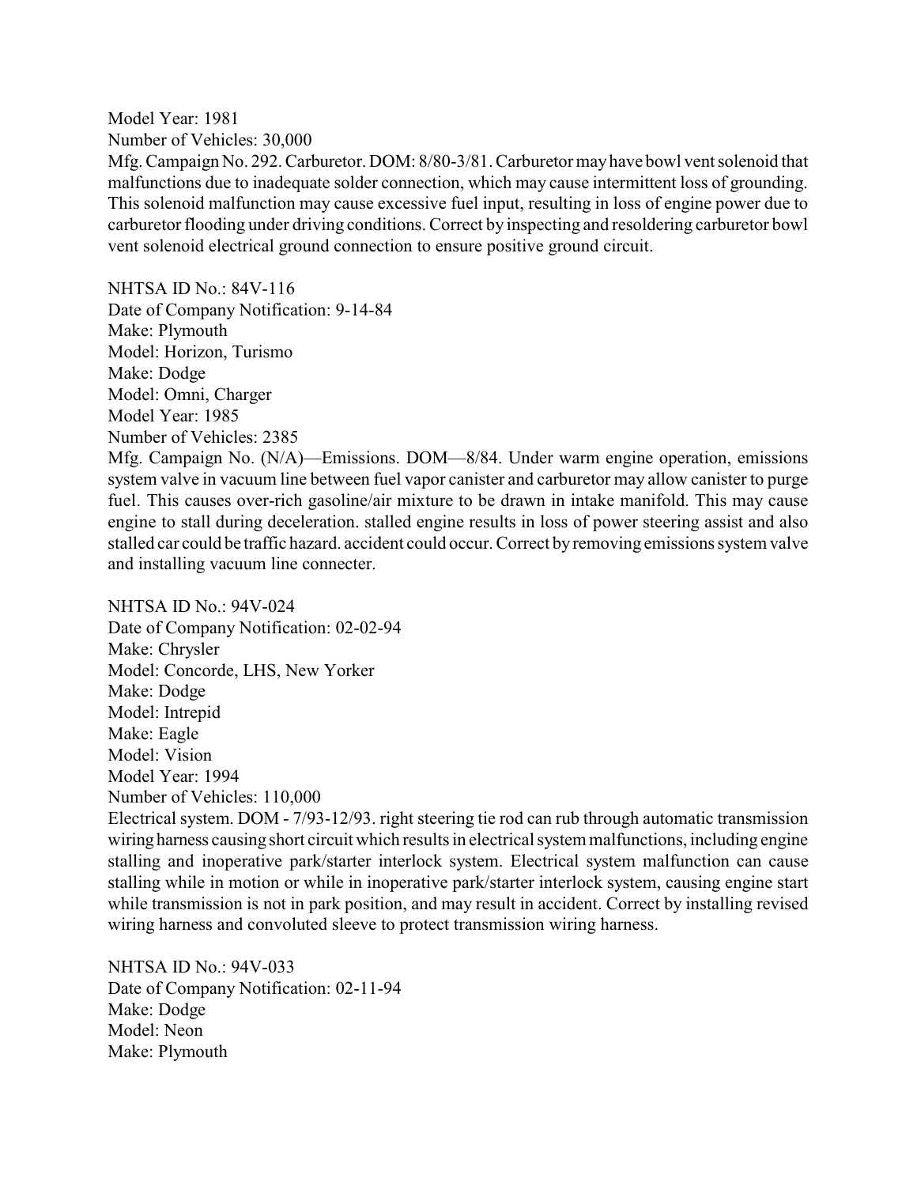Model Year: 1981
Number of Vehicles: 30,000
Mfg. Campaign No. 292. Carburetor. DOM: 8/80-3/81. Carburetor may have bowl vent solenoid that malfunctions due to inadequate solder connection, which may cause intermittent loss of grounding. This solenoid malfunction may cause excessive fuel input, resulting in loss of engine power due to carburetor flooding under driving conditions. Correct by inspecting and resoldering carburetor bowl vent solenoid electrical ground connection to ensure positive ground circuit.

NHTSA ID No.: 84V-116
Date of Company Notification: 9-14-84
Make: Plymouth
Model: Horizon, Turismo
Make: Dodge
Model: Omni, Charger
Model Year: 1985
Number of Vehicles: 2385
Mfg. Campaign No. (N/A)—Emissions. DOM—8/84. Under warm engine operation, emissions system valve in vacuum line between fuel vapor canister and carburetor may allow canister to purge fuel. This causes over-rich gasoline/air mixture to be drawn in intake manifold. This may cause engine to stall during deceleration. stalled engine results in loss of power steering assist and also stalled car could be traffic hazard. accident could occur. Correct by removing emissions system valve and installing vacuum line connecter.

NHTSA ID No.: 94V-024
Date of Company Notification: 02-02-94
Make: Chrysler
Model: Concorde, LHS, New Yorker
Make: Dodge
Model: Intrepid
Make: Eagle
Model: Vision
Model Year: 1994
Number of Vehicles: 110,000
Electrical system. DOM - 7/93-12/93. right steering tie rod can rub through automatic transmission wiring harness causing short circuit which results in electrical system malfunctions, including engine stalling and inoperative park/starter interlock system. Electrical system malfunction can cause stalling while in motion or while in inoperative park/starter interlock system, causing engine start while transmission is not in park position, and may result in accident. Correct by installing revised wiring harness and convoluted sleeve to protect transmission wiring harness.

NHTSA ID No.: 94V-033
Date of Company Notification: 02-11-94
Make: Dodge
Model: Neon
Make: Plymouth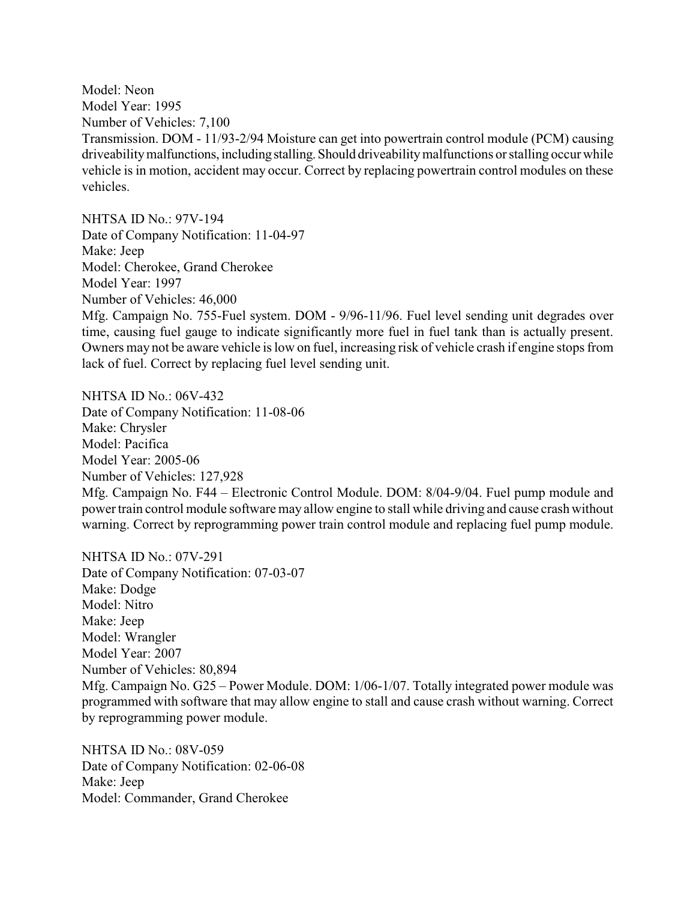Model: Neon
Model Year: 1995
Number of Vehicles: 7,100
Transmission. DOM - 11/93-2/94 Moisture can get into powertrain control module (PCM) causing driveability malfunctions, including stalling. Should driveability malfunctions or stalling occur while vehicle is in motion, accident may occur. Correct by replacing powertrain control modules on these vehicles.

NHTSA ID No.: 97V-194
Date of Company Notification: 11-04-97
Make: Jeep
Model: Cherokee, Grand Cherokee
Model Year: 1997
Number of Vehicles: 46,000
Mfg. Campaign No. 755-Fuel system. DOM - 9/96-11/96. Fuel level sending unit degrades over time, causing fuel gauge to indicate significantly more fuel in fuel tank than is actually present. Owners may not be aware vehicle is low on fuel, increasing risk of vehicle crash if engine stops from lack of fuel. Correct by replacing fuel level sending unit.

NHTSA ID No.: 06V-432
Date of Company Notification: 11-08-06
Make: Chrysler
Model: Pacifica
Model Year: 2005-06
Number of Vehicles: 127,928
Mfg. Campaign No. F44 – Electronic Control Module. DOM: 8/04-9/04. Fuel pump module and power train control module software may allow engine to stall while driving and cause crash without warning. Correct by reprogramming power train control module and replacing fuel pump module.

NHTSA ID No.: 07V-291
Date of Company Notification: 07-03-07
Make: Dodge
Model: Nitro
Make: Jeep
Model: Wrangler
Model Year: 2007
Number of Vehicles: 80,894
Mfg. Campaign No. G25 – Power Module. DOM: 1/06-1/07. Totally integrated power module was programmed with software that may allow engine to stall and cause crash without warning. Correct by reprogramming power module.

NHTSA ID No.: 08V-059
Date of Company Notification: 02-06-08
Make: Jeep
Model: Commander, Grand Cherokee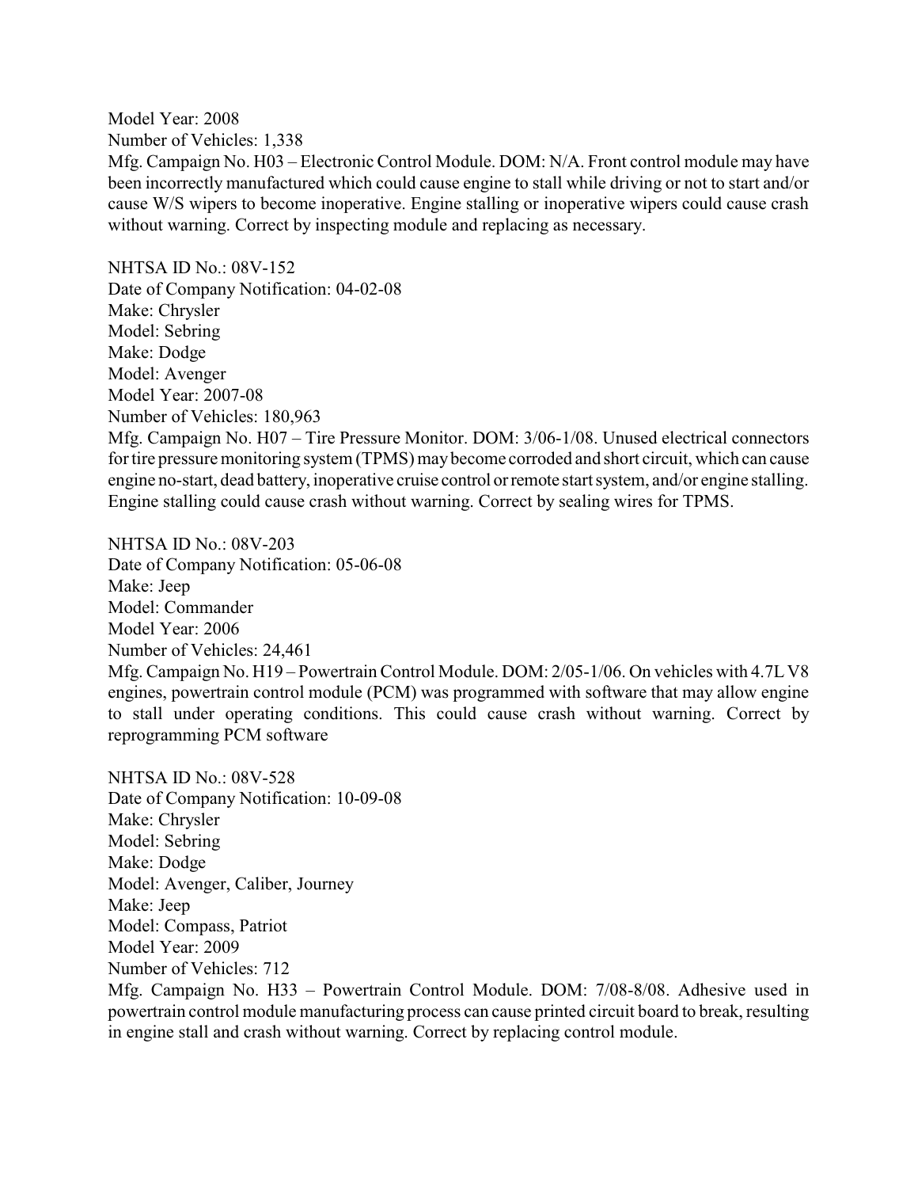Model Year: 2008
Number of Vehicles: 1,338
Mfg. Campaign No. H03 – Electronic Control Module. DOM: N/A. Front control module may have been incorrectly manufactured which could cause engine to stall while driving or not to start and/or cause W/S wipers to become inoperative. Engine stalling or inoperative wipers could cause crash without warning. Correct by inspecting module and replacing as necessary.

NHTSA ID No.: 08V-152
Date of Company Notification: 04-02-08
Make: Chrysler
Model: Sebring
Make: Dodge
Model: Avenger
Model Year: 2007-08
Number of Vehicles: 180,963
Mfg. Campaign No. H07 – Tire Pressure Monitor. DOM: 3/06-1/08. Unused electrical connectors for tire pressure monitoring system (TPMS) may become corroded and short circuit, which can cause engine no-start, dead battery, inoperative cruise control or remote start system, and/or engine stalling. Engine stalling could cause crash without warning. Correct by sealing wires for TPMS.

NHTSA ID No.: 08V-203
Date of Company Notification: 05-06-08
Make: Jeep
Model: Commander
Model Year: 2006
Number of Vehicles: 24,461
Mfg. Campaign No. H19 – Powertrain Control Module. DOM: 2/05-1/06. On vehicles with 4.7L V8 engines, powertrain control module (PCM) was programmed with software that may allow engine to stall under operating conditions. This could cause crash without warning. Correct by reprogramming PCM software

NHTSA ID No.: 08V-528
Date of Company Notification: 10-09-08
Make: Chrysler
Model: Sebring
Make: Dodge
Model: Avenger, Caliber, Journey
Make: Jeep
Model: Compass, Patriot
Model Year: 2009
Number of Vehicles: 712
Mfg. Campaign No. H33 – Powertrain Control Module. DOM: 7/08-8/08. Adhesive used in powertrain control module manufacturing process can cause printed circuit board to break, resulting in engine stall and crash without warning. Correct by replacing control module.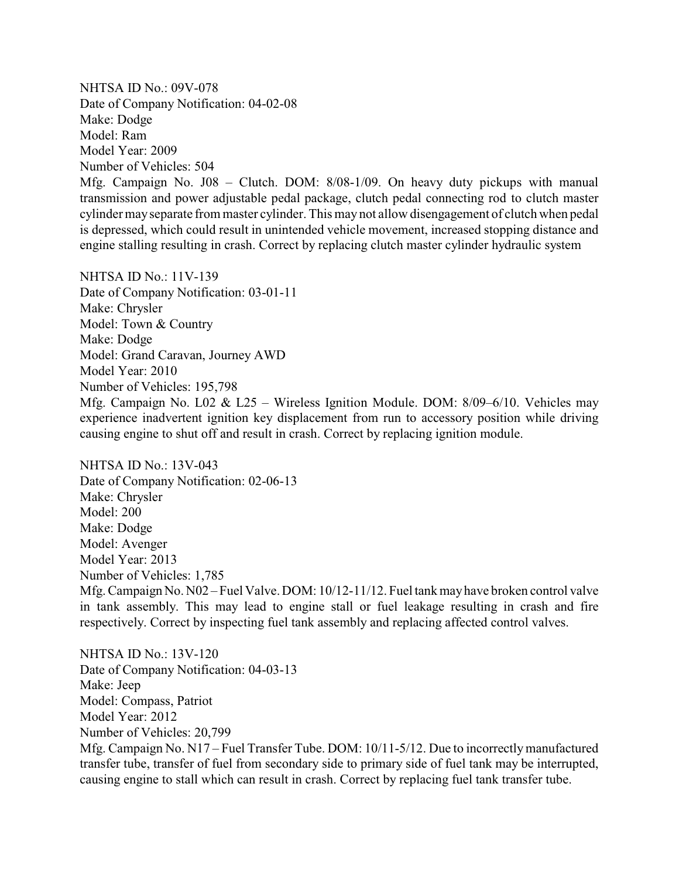NHTSA ID No.: 09V-078
Date of Company Notification: 04-02-08
Make: Dodge
Model: Ram
Model Year: 2009
Number of Vehicles: 504
Mfg. Campaign No. J08 – Clutch. DOM: 8/08-1/09. On heavy duty pickups with manual transmission and power adjustable pedal package, clutch pedal connecting rod to clutch master cylinder may separate from master cylinder. This may not allow disengagement of clutch when pedal is depressed, which could result in unintended vehicle movement, increased stopping distance and engine stalling resulting in crash. Correct by replacing clutch master cylinder hydraulic system

NHTSA ID No.: 11V-139
Date of Company Notification: 03-01-11
Make: Chrysler
Model: Town & Country
Make: Dodge
Model: Grand Caravan, Journey AWD
Model Year: 2010
Number of Vehicles: 195,798
Mfg. Campaign No. L02 & L25 – Wireless Ignition Module. DOM: 8/09–6/10. Vehicles may experience inadvertent ignition key displacement from run to accessory position while driving causing engine to shut off and result in crash. Correct by replacing ignition module.

NHTSA ID No.: 13V-043
Date of Company Notification: 02-06-13
Make: Chrysler
Model: 200
Make: Dodge
Model: Avenger
Model Year: 2013
Number of Vehicles: 1,785
Mfg. Campaign No. N02 – Fuel Valve. DOM: 10/12-11/12. Fuel tank may have broken control valve in tank assembly. This may lead to engine stall or fuel leakage resulting in crash and fire respectively. Correct by inspecting fuel tank assembly and replacing affected control valves.

NHTSA ID No.: 13V-120
Date of Company Notification: 04-03-13
Make: Jeep
Model: Compass, Patriot
Model Year: 2012
Number of Vehicles: 20,799
Mfg. Campaign No. N17 – Fuel Transfer Tube. DOM: 10/11-5/12. Due to incorrectly manufactured transfer tube, transfer of fuel from secondary side to primary side of fuel tank may be interrupted, causing engine to stall which can result in crash. Correct by replacing fuel tank transfer tube.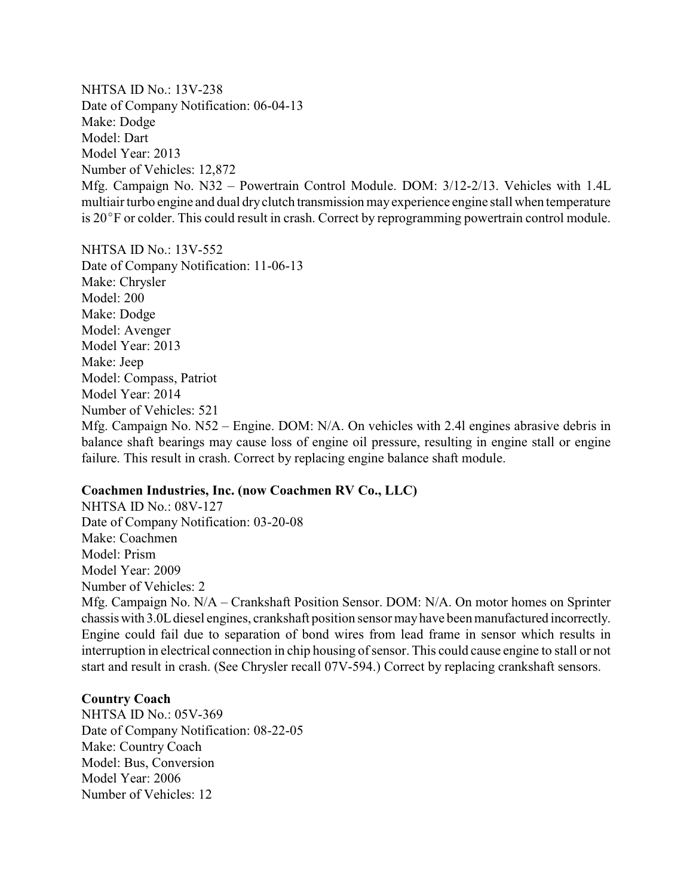NHTSA ID No.: 13V-238
Date of Company Notification: 06-04-13
Make: Dodge
Model: Dart
Model Year: 2013
Number of Vehicles: 12,872
Mfg. Campaign No. N32 – Powertrain Control Module. DOM: 3/12-2/13. Vehicles with 1.4L multiair turbo engine and dual dry clutch transmission may experience engine stall when temperature is 20°F or colder. This could result in crash. Correct by reprogramming powertrain control module.

NHTSA ID No.: 13V-552
Date of Company Notification: 11-06-13
Make: Chrysler
Model: 200
Make: Dodge
Model: Avenger
Model Year: 2013
Make: Jeep
Model: Compass, Patriot
Model Year: 2014
Number of Vehicles: 521
Mfg. Campaign No. N52 – Engine. DOM: N/A. On vehicles with 2.4l engines abrasive debris in balance shaft bearings may cause loss of engine oil pressure, resulting in engine stall or engine failure. This result in crash. Correct by replacing engine balance shaft module.

**Coachmen Industries, Inc. (now Coachmen RV Co., LLC)**
NHTSA ID No.: 08V-127
Date of Company Notification: 03-20-08
Make: Coachmen
Model: Prism
Model Year: 2009
Number of Vehicles: 2
Mfg. Campaign No. N/A – Crankshaft Position Sensor. DOM: N/A. On motor homes on Sprinter chassis with 3.0L diesel engines, crankshaft position sensor may have been manufactured incorrectly. Engine could fail due to separation of bond wires from lead frame in sensor which results in interruption in electrical connection in chip housing of sensor. This could cause engine to stall or not start and result in crash. (See Chrysler recall 07V-594.) Correct by replacing crankshaft sensors.

**Country Coach**
NHTSA ID No.: 05V-369
Date of Company Notification: 08-22-05
Make: Country Coach
Model: Bus, Conversion
Model Year: 2006
Number of Vehicles: 12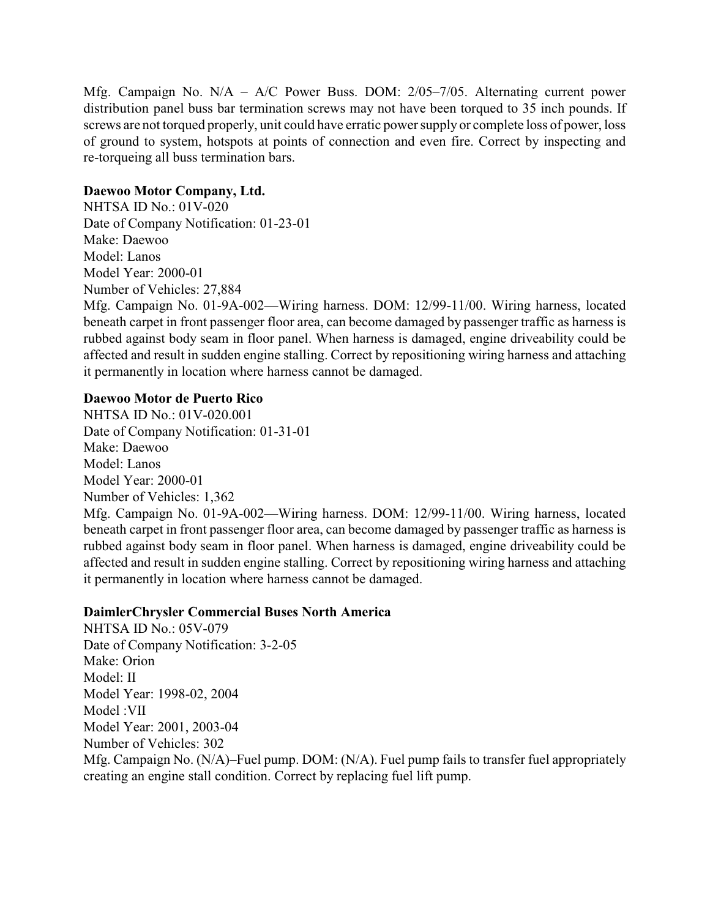Mfg. Campaign No. N/A – A/C Power Buss. DOM: 2/05–7/05. Alternating current power distribution panel buss bar termination screws may not have been torqued to 35 inch pounds. If screws are not torqued properly, unit could have erratic power supply or complete loss of power, loss of ground to system, hotspots at points of connection and even fire. Correct by inspecting and re-torqueing all buss termination bars.

**Daewoo Motor Company, Ltd.**
NHTSA ID No.: 01V-020
Date of Company Notification: 01-23-01
Make: Daewoo
Model: Lanos
Model Year: 2000-01
Number of Vehicles: 27,884
Mfg. Campaign No. 01-9A-002—Wiring harness. DOM: 12/99-11/00. Wiring harness, located beneath carpet in front passenger floor area, can become damaged by passenger traffic as harness is rubbed against body seam in floor panel. When harness is damaged, engine driveability could be affected and result in sudden engine stalling. Correct by repositioning wiring harness and attaching it permanently in location where harness cannot be damaged.

**Daewoo Motor de Puerto Rico**
NHTSA ID No.: 01V-020.001
Date of Company Notification: 01-31-01
Make: Daewoo
Model: Lanos
Model Year: 2000-01
Number of Vehicles: 1,362
Mfg. Campaign No. 01-9A-002—Wiring harness. DOM: 12/99-11/00. Wiring harness, located beneath carpet in front passenger floor area, can become damaged by passenger traffic as harness is rubbed against body seam in floor panel. When harness is damaged, engine driveability could be affected and result in sudden engine stalling. Correct by repositioning wiring harness and attaching it permanently in location where harness cannot be damaged.

**DaimlerChrysler Commercial Buses North America**
NHTSA ID No.: 05V-079
Date of Company Notification: 3-2-05
Make: Orion
Model: II
Model Year: 1998-02, 2004
Model :VII
Model Year: 2001, 2003-04
Number of Vehicles: 302
Mfg. Campaign No. (N/A)–Fuel pump. DOM: (N/A). Fuel pump fails to transfer fuel appropriately creating an engine stall condition. Correct by replacing fuel lift pump.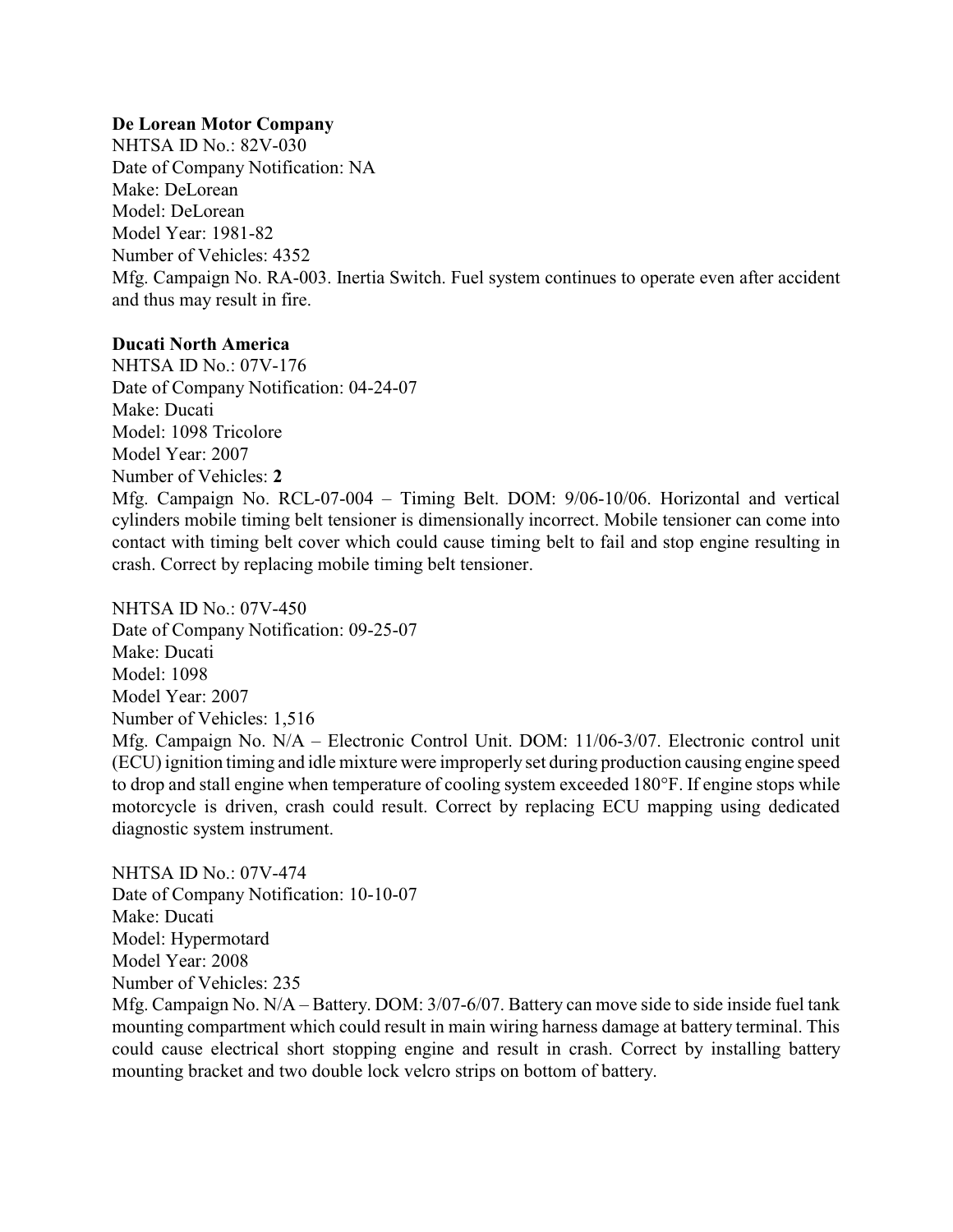**De Lorean Motor Company**

NHTSA ID No.: 82V-030
Date of Company Notification: NA
Make: DeLorean
Model: DeLorean
Model Year: 1981-82
Number of Vehicles: 4352
Mfg. Campaign No. RA-003. Inertia Switch. Fuel system continues to operate even after accident and thus may result in fire.

**Ducati North America**

NHTSA ID No.: 07V-176
Date of Company Notification: 04-24-07
Make: Ducati
Model: 1098 Tricolore
Model Year: 2007
Number of Vehicles: **2**
Mfg. Campaign No. RCL-07-004 – Timing Belt. DOM: 9/06-10/06. Horizontal and vertical cylinders mobile timing belt tensioner is dimensionally incorrect. Mobile tensioner can come into contact with timing belt cover which could cause timing belt to fail and stop engine resulting in crash. Correct by replacing mobile timing belt tensioner.

NHTSA ID No.: 07V-450
Date of Company Notification: 09-25-07
Make: Ducati
Model: 1098
Model Year: 2007
Number of Vehicles: 1,516
Mfg. Campaign No. N/A – Electronic Control Unit. DOM: 11/06-3/07. Electronic control unit (ECU) ignition timing and idle mixture were improperly set during production causing engine speed to drop and stall engine when temperature of cooling system exceeded 180°F. If engine stops while motorcycle is driven, crash could result. Correct by replacing ECU mapping using dedicated diagnostic system instrument.

NHTSA ID No.: 07V-474
Date of Company Notification: 10-10-07
Make: Ducati
Model: Hypermotard
Model Year: 2008
Number of Vehicles: 235
Mfg. Campaign No. N/A – Battery. DOM: 3/07-6/07. Battery can move side to side inside fuel tank mounting compartment which could result in main wiring harness damage at battery terminal. This could cause electrical short stopping engine and result in crash. Correct by installing battery mounting bracket and two double lock velcro strips on bottom of battery.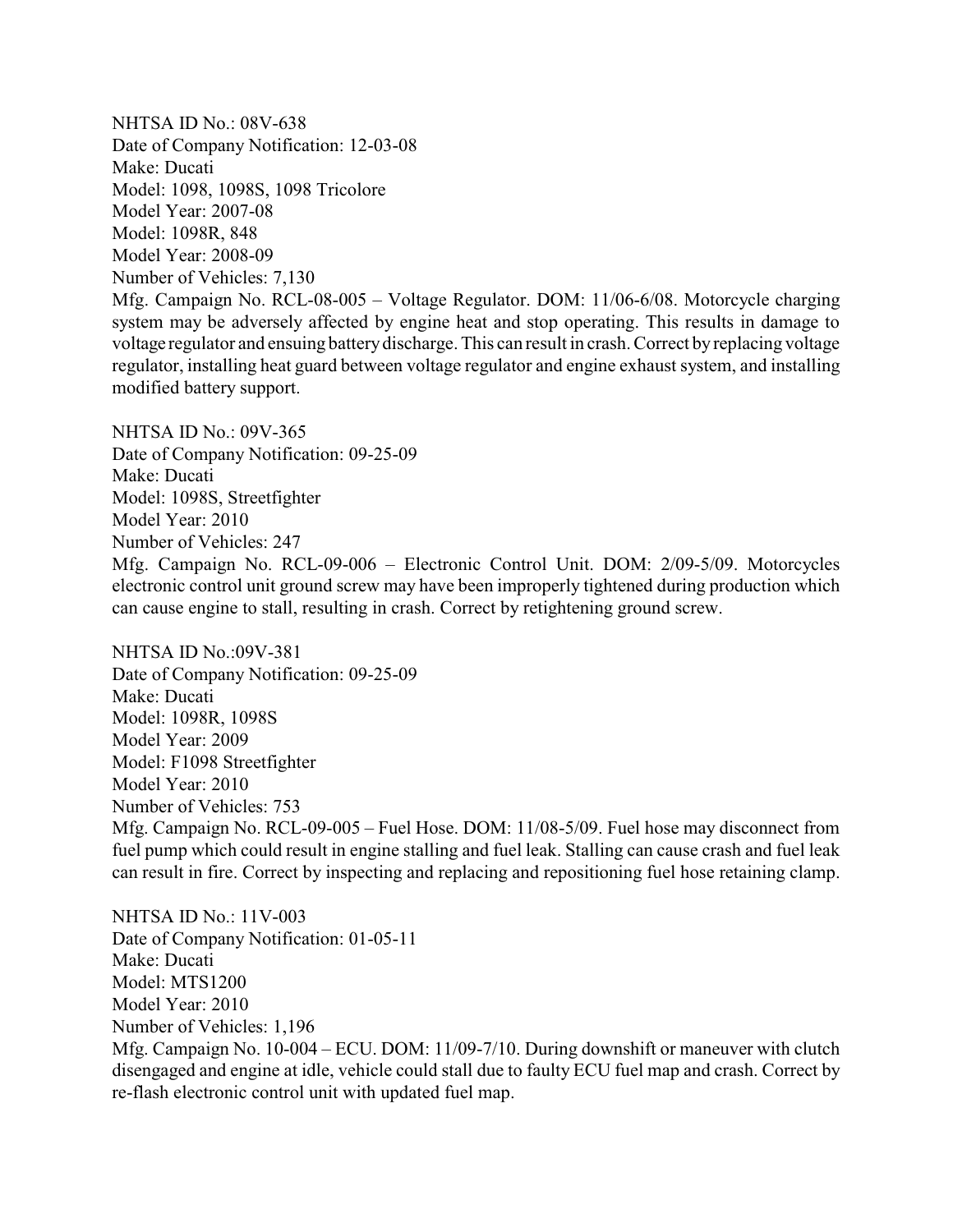NHTSA ID No.: 08V-638
Date of Company Notification: 12-03-08
Make: Ducati
Model: 1098, 1098S, 1098 Tricolore
Model Year: 2007-08
Model: 1098R, 848
Model Year: 2008-09
Number of Vehicles: 7,130
Mfg. Campaign No. RCL-08-005 – Voltage Regulator. DOM: 11/06-6/08. Motorcycle charging system may be adversely affected by engine heat and stop operating. This results in damage to voltage regulator and ensuing battery discharge. This can result in crash. Correct by replacing voltage regulator, installing heat guard between voltage regulator and engine exhaust system, and installing modified battery support.

NHTSA ID No.: 09V-365
Date of Company Notification: 09-25-09
Make: Ducati
Model: 1098S, Streetfighter
Model Year: 2010
Number of Vehicles: 247
Mfg. Campaign No. RCL-09-006 – Electronic Control Unit. DOM: 2/09-5/09. Motorcycles electronic control unit ground screw may have been improperly tightened during production which can cause engine to stall, resulting in crash. Correct by retightening ground screw.

NHTSA ID No.:09V-381
Date of Company Notification: 09-25-09
Make: Ducati
Model: 1098R, 1098S
Model Year: 2009
Model: F1098 Streetfighter
Model Year: 2010
Number of Vehicles: 753
Mfg. Campaign No. RCL-09-005 – Fuel Hose. DOM: 11/08-5/09. Fuel hose may disconnect from fuel pump which could result in engine stalling and fuel leak. Stalling can cause crash and fuel leak can result in fire. Correct by inspecting and replacing and repositioning fuel hose retaining clamp.

NHTSA ID No.: 11V-003
Date of Company Notification: 01-05-11
Make: Ducati
Model: MTS1200
Model Year: 2010
Number of Vehicles: 1,196
Mfg. Campaign No. 10-004 – ECU. DOM: 11/09-7/10. During downshift or maneuver with clutch disengaged and engine at idle, vehicle could stall due to faulty ECU fuel map and crash. Correct by re-flash electronic control unit with updated fuel map.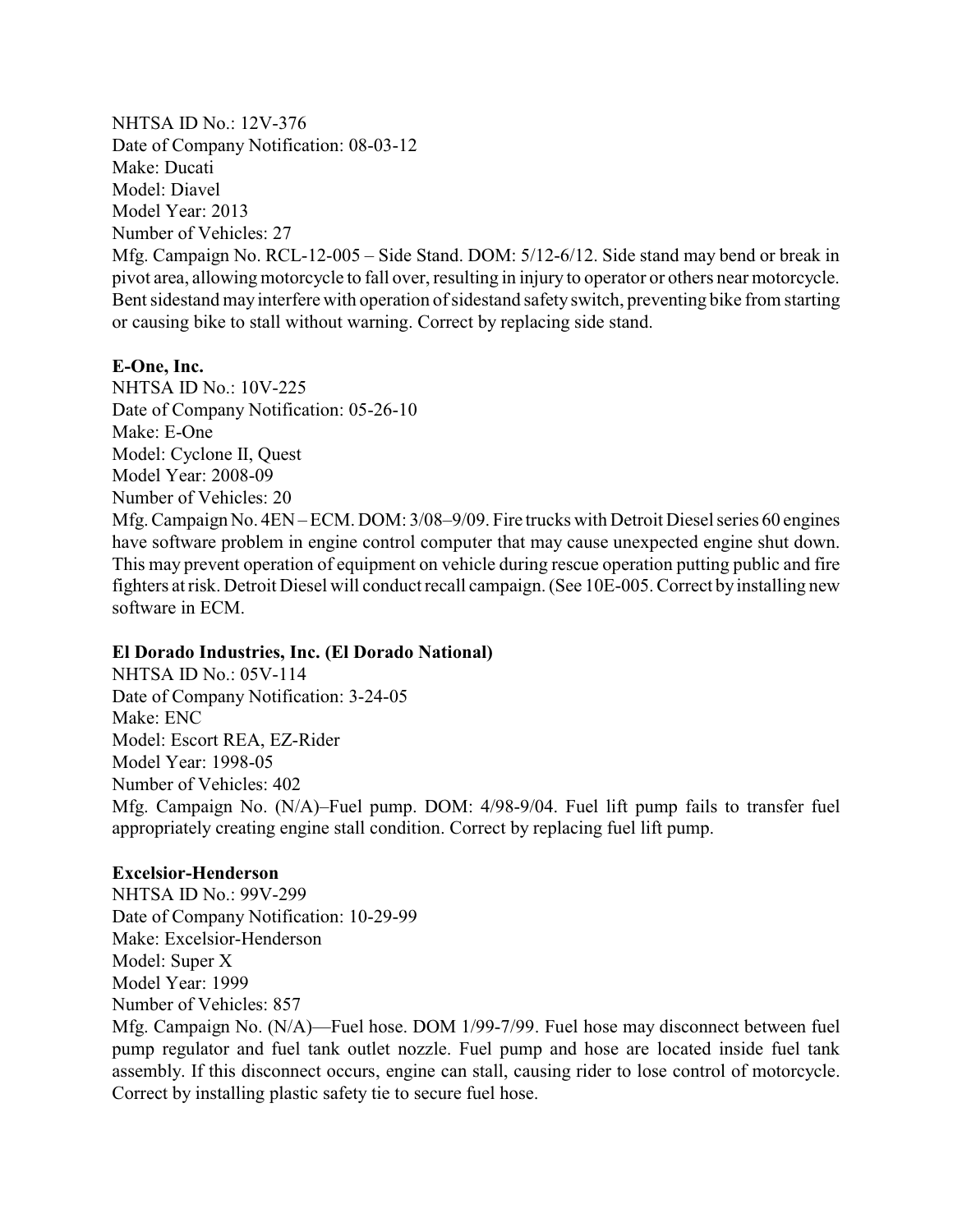NHTSA ID No.: 12V-376
Date of Company Notification: 08-03-12
Make: Ducati
Model: Diavel
Model Year: 2013
Number of Vehicles: 27
Mfg. Campaign No. RCL-12-005 – Side Stand. DOM: 5/12-6/12. Side stand may bend or break in pivot area, allowing motorcycle to fall over, resulting in injury to operator or others near motorcycle. Bent sidestand may interfere with operation of sidestand safety switch, preventing bike from starting or causing bike to stall without warning. Correct by replacing side stand.

**E-One, Inc.**
NHTSA ID No.: 10V-225
Date of Company Notification: 05-26-10
Make: E-One
Model: Cyclone II, Quest
Model Year: 2008-09
Number of Vehicles: 20
Mfg. Campaign No. 4EN – ECM. DOM: 3/08–9/09. Fire trucks with Detroit Diesel series 60 engines have software problem in engine control computer that may cause unexpected engine shut down. This may prevent operation of equipment on vehicle during rescue operation putting public and fire fighters at risk. Detroit Diesel will conduct recall campaign. (See 10E-005. Correct by installing new software in ECM.

**El Dorado Industries, Inc. (El Dorado National)**
NHTSA ID No.: 05V-114
Date of Company Notification: 3-24-05
Make: ENC
Model: Escort REA, EZ-Rider
Model Year: 1998-05
Number of Vehicles: 402
Mfg. Campaign No. (N/A)–Fuel pump. DOM: 4/98-9/04. Fuel lift pump fails to transfer fuel appropriately creating engine stall condition. Correct by replacing fuel lift pump.

**Excelsior-Henderson**
NHTSA ID No.: 99V-299
Date of Company Notification: 10-29-99
Make: Excelsior-Henderson
Model: Super X
Model Year: 1999
Number of Vehicles: 857
Mfg. Campaign No. (N/A)—Fuel hose. DOM 1/99-7/99. Fuel hose may disconnect between fuel pump regulator and fuel tank outlet nozzle. Fuel pump and hose are located inside fuel tank assembly. If this disconnect occurs, engine can stall, causing rider to lose control of motorcycle. Correct by installing plastic safety tie to secure fuel hose.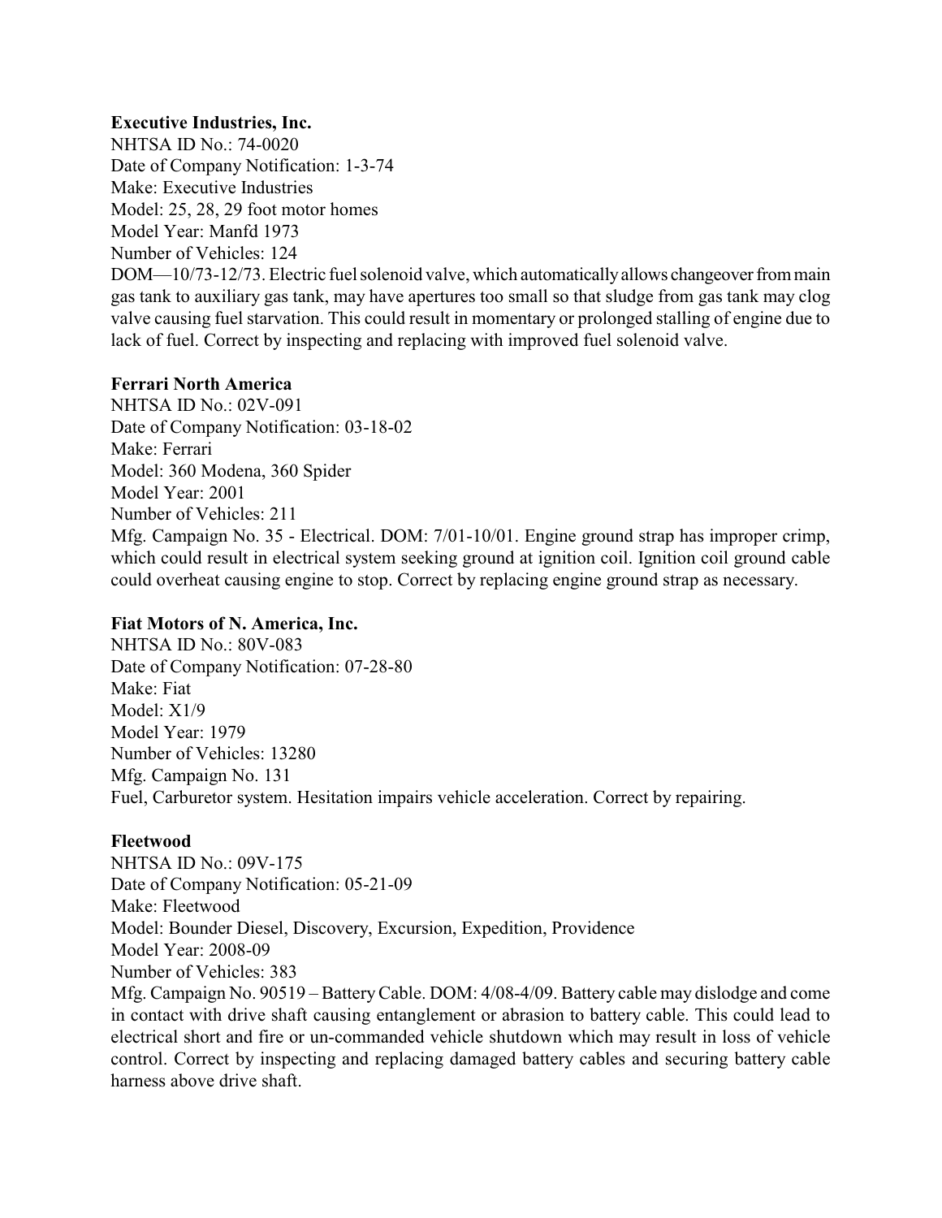**Executive Industries, Inc.**
NHTSA ID No.: 74-0020
Date of Company Notification: 1-3-74
Make: Executive Industries
Model: 25, 28, 29 foot motor homes
Model Year: Manfd 1973
Number of Vehicles: 124
DOM—10/73-12/73. Electric fuel solenoid valve, which automatically allows changeover from main gas tank to auxiliary gas tank, may have apertures too small so that sludge from gas tank may clog valve causing fuel starvation. This could result in momentary or prolonged stalling of engine due to lack of fuel. Correct by inspecting and replacing with improved fuel solenoid valve.

**Ferrari North America**
NHTSA ID No.: 02V-091
Date of Company Notification: 03-18-02
Make: Ferrari
Model: 360 Modena, 360 Spider
Model Year: 2001
Number of Vehicles: 211
Mfg. Campaign No. 35 - Electrical. DOM: 7/01-10/01. Engine ground strap has improper crimp, which could result in electrical system seeking ground at ignition coil. Ignition coil ground cable could overheat causing engine to stop. Correct by replacing engine ground strap as necessary.

**Fiat Motors of N. America, Inc.**
NHTSA ID No.: 80V-083
Date of Company Notification: 07-28-80
Make: Fiat
Model: X1/9
Model Year: 1979
Number of Vehicles: 13280
Mfg. Campaign No. 131
Fuel, Carburetor system. Hesitation impairs vehicle acceleration. Correct by repairing.

**Fleetwood**
NHTSA ID No.: 09V-175
Date of Company Notification: 05-21-09
Make: Fleetwood
Model: Bounder Diesel, Discovery, Excursion, Expedition, Providence
Model Year: 2008-09
Number of Vehicles: 383
Mfg. Campaign No. 90519 – Battery Cable. DOM: 4/08-4/09. Battery cable may dislodge and come in contact with drive shaft causing entanglement or abrasion to battery cable. This could lead to electrical short and fire or un-commanded vehicle shutdown which may result in loss of vehicle control. Correct by inspecting and replacing damaged battery cables and securing battery cable harness above drive shaft.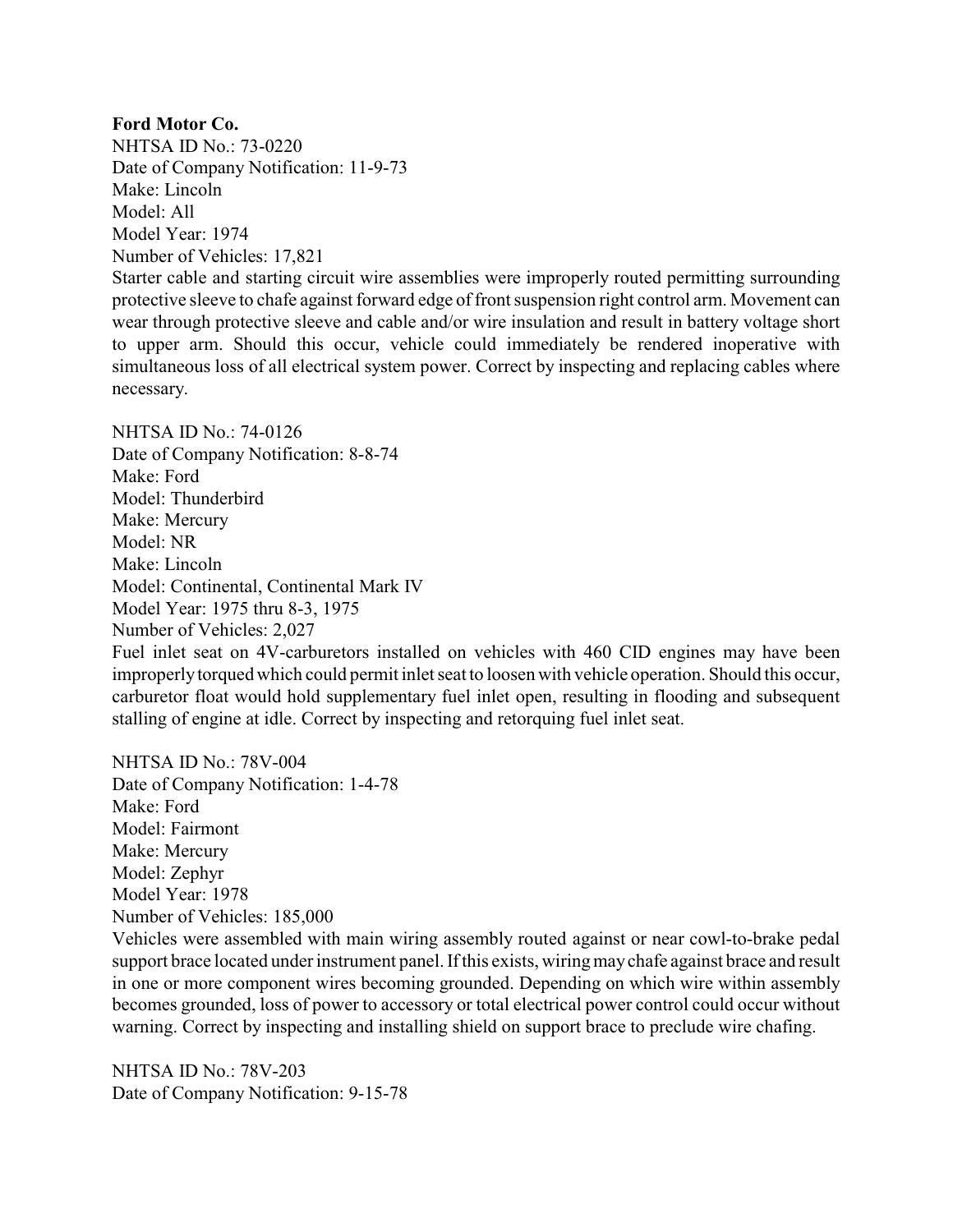**Ford Motor Co.**
NHTSA ID No.: 73-0220
Date of Company Notification: 11-9-73
Make: Lincoln
Model: All
Model Year: 1974
Number of Vehicles: 17,821
Starter cable and starting circuit wire assemblies were improperly routed permitting surrounding protective sleeve to chafe against forward edge of front suspension right control arm. Movement can wear through protective sleeve and cable and/or wire insulation and result in battery voltage short to upper arm. Should this occur, vehicle could immediately be rendered inoperative with simultaneous loss of all electrical system power. Correct by inspecting and replacing cables where necessary.

NHTSA ID No.: 74-0126
Date of Company Notification: 8-8-74
Make: Ford
Model: Thunderbird
Make: Mercury
Model: NR
Make: Lincoln
Model: Continental, Continental Mark IV
Model Year: 1975 thru 8-3, 1975
Number of Vehicles: 2,027
Fuel inlet seat on 4V-carburetors installed on vehicles with 460 CID engines may have been improperly torqued which could permit inlet seat to loosen with vehicle operation. Should this occur, carburetor float would hold supplementary fuel inlet open, resulting in flooding and subsequent stalling of engine at idle. Correct by inspecting and retorquing fuel inlet seat.

NHTSA ID No.: 78V-004
Date of Company Notification: 1-4-78
Make: Ford
Model: Fairmont
Make: Mercury
Model: Zephyr
Model Year: 1978
Number of Vehicles: 185,000
Vehicles were assembled with main wiring assembly routed against or near cowl-to-brake pedal support brace located under instrument panel. If this exists, wiring may chafe against brace and result in one or more component wires becoming grounded. Depending on which wire within assembly becomes grounded, loss of power to accessory or total electrical power control could occur without warning. Correct by inspecting and installing shield on support brace to preclude wire chafing.

NHTSA ID No.: 78V-203
Date of Company Notification: 9-15-78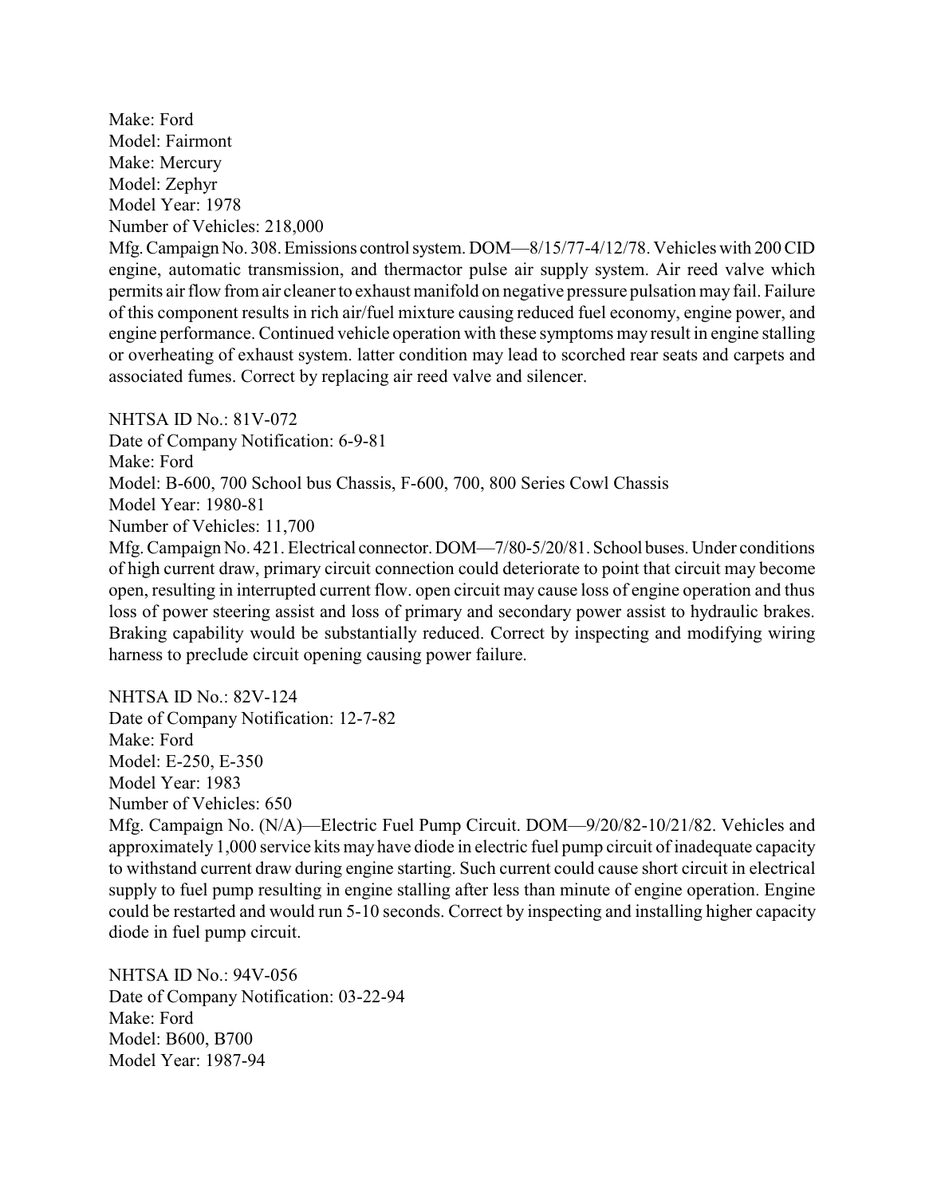Make: Ford
Model: Fairmont
Make: Mercury
Model: Zephyr
Model Year: 1978
Number of Vehicles: 218,000
Mfg. Campaign No. 308. Emissions control system. DOM—8/15/77-4/12/78. Vehicles with 200 CID engine, automatic transmission, and thermactor pulse air supply system. Air reed valve which permits air flow from air cleaner to exhaust manifold on negative pressure pulsation may fail. Failure of this component results in rich air/fuel mixture causing reduced fuel economy, engine power, and engine performance. Continued vehicle operation with these symptoms may result in engine stalling or overheating of exhaust system. latter condition may lead to scorched rear seats and carpets and associated fumes. Correct by replacing air reed valve and silencer.

NHTSA ID No.: 81V-072
Date of Company Notification: 6-9-81
Make: Ford
Model: B-600, 700 School bus Chassis, F-600, 700, 800 Series Cowl Chassis
Model Year: 1980-81
Number of Vehicles: 11,700
Mfg. Campaign No. 421. Electrical connector. DOM—7/80-5/20/81. School buses. Under conditions of high current draw, primary circuit connection could deteriorate to point that circuit may become open, resulting in interrupted current flow. open circuit may cause loss of engine operation and thus loss of power steering assist and loss of primary and secondary power assist to hydraulic brakes. Braking capability would be substantially reduced. Correct by inspecting and modifying wiring harness to preclude circuit opening causing power failure.

NHTSA ID No.: 82V-124
Date of Company Notification: 12-7-82
Make: Ford
Model: E-250, E-350
Model Year: 1983
Number of Vehicles: 650
Mfg. Campaign No. (N/A)—Electric Fuel Pump Circuit. DOM—9/20/82-10/21/82. Vehicles and approximately 1,000 service kits may have diode in electric fuel pump circuit of inadequate capacity to withstand current draw during engine starting. Such current could cause short circuit in electrical supply to fuel pump resulting in engine stalling after less than minute of engine operation. Engine could be restarted and would run 5-10 seconds. Correct by inspecting and installing higher capacity diode in fuel pump circuit.

NHTSA ID No.: 94V-056
Date of Company Notification: 03-22-94
Make: Ford
Model: B600, B700
Model Year: 1987-94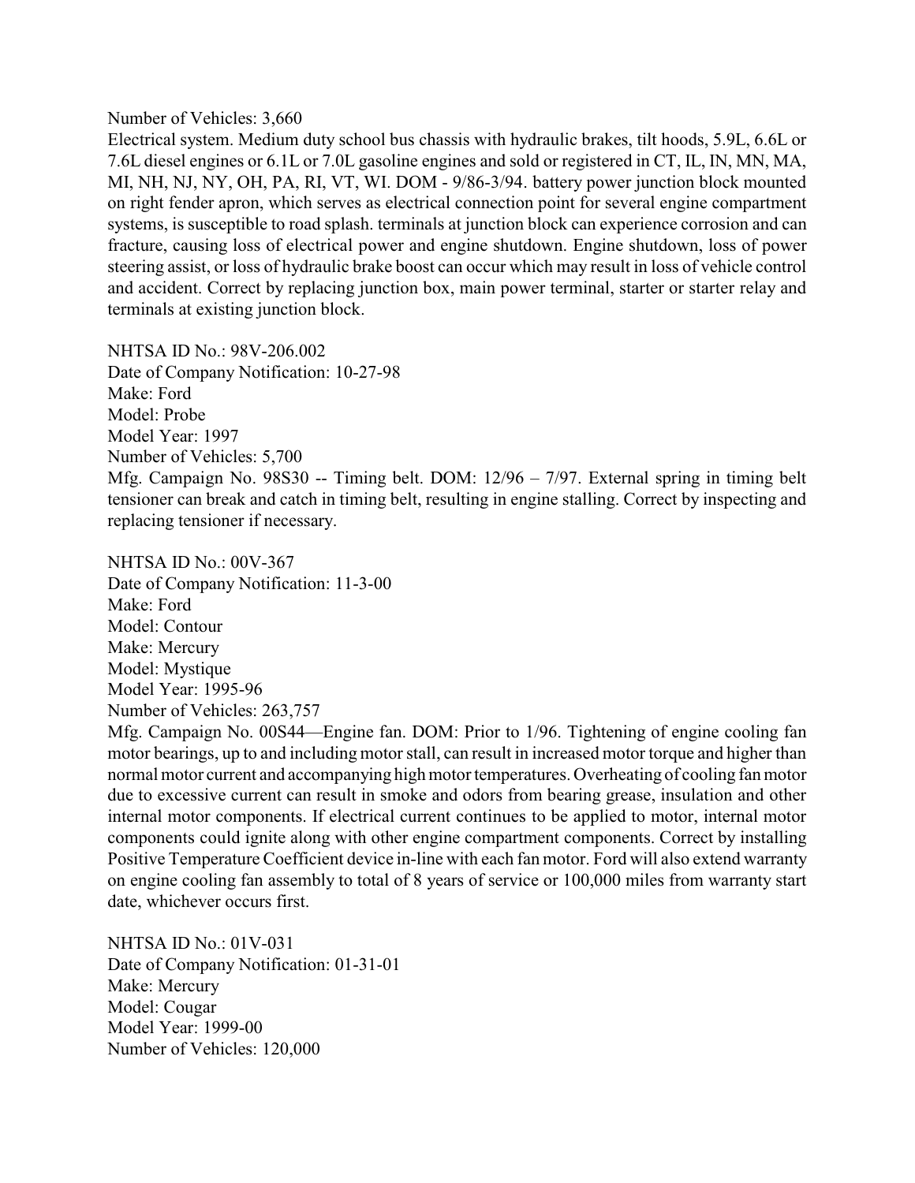Number of Vehicles: 3,660

Electrical system. Medium duty school bus chassis with hydraulic brakes, tilt hoods, 5.9L, 6.6L or 7.6L diesel engines or 6.1L or 7.0L gasoline engines and sold or registered in CT, IL, IN, MN, MA, MI, NH, NJ, NY, OH, PA, RI, VT, WI. DOM - 9/86-3/94. battery power junction block mounted on right fender apron, which serves as electrical connection point for several engine compartment systems, is susceptible to road splash. terminals at junction block can experience corrosion and can fracture, causing loss of electrical power and engine shutdown. Engine shutdown, loss of power steering assist, or loss of hydraulic brake boost can occur which may result in loss of vehicle control and accident. Correct by replacing junction box, main power terminal, starter or starter relay and terminals at existing junction block.

NHTSA ID No.: 98V-206.002
Date of Company Notification: 10-27-98
Make: Ford
Model: Probe
Model Year: 1997
Number of Vehicles: 5,700

Mfg. Campaign No. 98S30 -- Timing belt. DOM: 12/96 – 7/97. External spring in timing belt tensioner can break and catch in timing belt, resulting in engine stalling. Correct by inspecting and replacing tensioner if necessary.

NHTSA ID No.: 00V-367
Date of Company Notification: 11-3-00
Make: Ford
Model: Contour
Make: Mercury
Model: Mystique
Model Year: 1995-96
Number of Vehicles: 263,757

Mfg. Campaign No. 00S44—Engine fan. DOM: Prior to 1/96. Tightening of engine cooling fan motor bearings, up to and including motor stall, can result in increased motor torque and higher than normal motor current and accompanying high motor temperatures. Overheating of cooling fan motor due to excessive current can result in smoke and odors from bearing grease, insulation and other internal motor components. If electrical current continues to be applied to motor, internal motor components could ignite along with other engine compartment components. Correct by installing Positive Temperature Coefficient device in-line with each fan motor. Ford will also extend warranty on engine cooling fan assembly to total of 8 years of service or 100,000 miles from warranty start date, whichever occurs first.

NHTSA ID No.: 01V-031
Date of Company Notification: 01-31-01
Make: Mercury
Model: Cougar
Model Year: 1999-00
Number of Vehicles: 120,000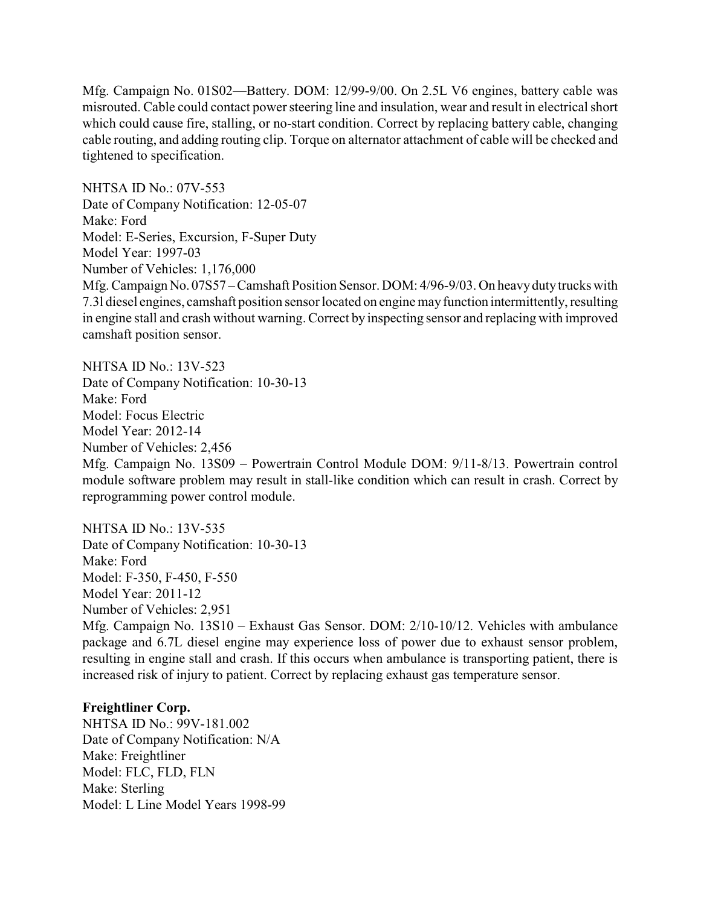Mfg. Campaign No. 01S02—Battery. DOM: 12/99-9/00. On 2.5L V6 engines, battery cable was misrouted. Cable could contact power steering line and insulation, wear and result in electrical short which could cause fire, stalling, or no-start condition. Correct by replacing battery cable, changing cable routing, and adding routing clip. Torque on alternator attachment of cable will be checked and tightened to specification.

NHTSA ID No.: 07V-553
Date of Company Notification: 12-05-07
Make: Ford
Model: E-Series, Excursion, F-Super Duty
Model Year: 1997-03
Number of Vehicles: 1,176,000
Mfg. Campaign No. 07S57 – Camshaft Position Sensor. DOM: 4/96-9/03. On heavy duty trucks with 7.3l diesel engines, camshaft position sensor located on engine may function intermittently, resulting in engine stall and crash without warning. Correct by inspecting sensor and replacing with improved camshaft position sensor.

NHTSA ID No.: 13V-523
Date of Company Notification: 10-30-13
Make: Ford
Model: Focus Electric
Model Year: 2012-14
Number of Vehicles: 2,456
Mfg. Campaign No. 13S09 – Powertrain Control Module DOM: 9/11-8/13. Powertrain control module software problem may result in stall-like condition which can result in crash. Correct by reprogramming power control module.

NHTSA ID No.: 13V-535
Date of Company Notification: 10-30-13
Make: Ford
Model: F-350, F-450, F-550
Model Year: 2011-12
Number of Vehicles: 2,951
Mfg. Campaign No. 13S10 – Exhaust Gas Sensor. DOM: 2/10-10/12. Vehicles with ambulance package and 6.7L diesel engine may experience loss of power due to exhaust sensor problem, resulting in engine stall and crash. If this occurs when ambulance is transporting patient, there is increased risk of injury to patient. Correct by replacing exhaust gas temperature sensor.

**Freightliner Corp.**
NHTSA ID No.: 99V-181.002
Date of Company Notification: N/A
Make: Freightliner
Model: FLC, FLD, FLN
Make: Sterling
Model: L Line Model Years 1998-99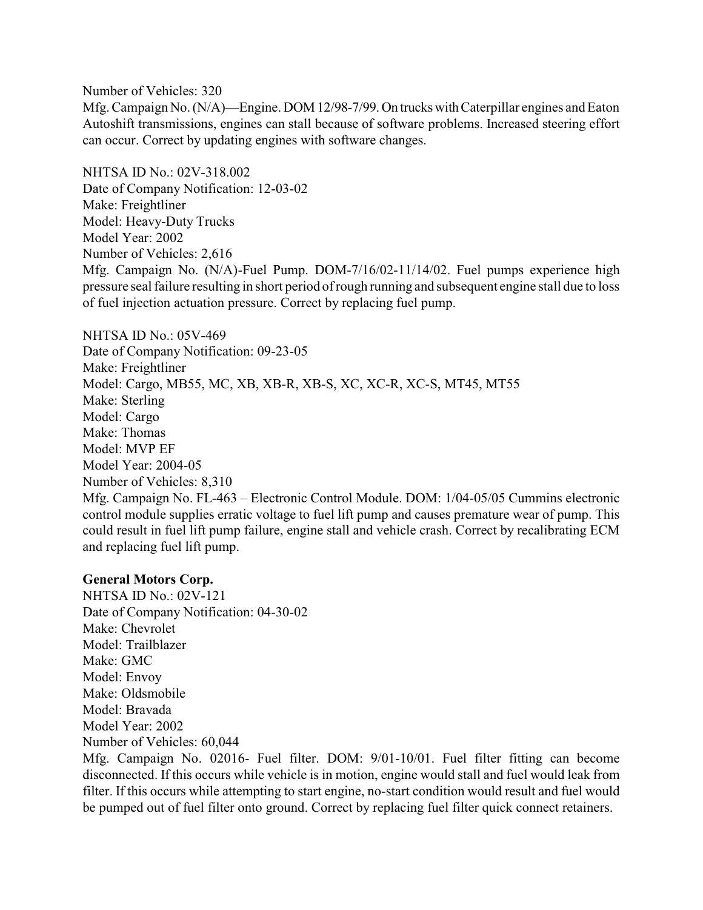Number of Vehicles: 320
Mfg. Campaign No. (N/A)—Engine. DOM 12/98-7/99. On trucks with Caterpillar engines and Eaton Autoshift transmissions, engines can stall because of software problems. Increased steering effort can occur. Correct by updating engines with software changes.

NHTSA ID No.: 02V-318.002
Date of Company Notification: 12-03-02
Make: Freightliner
Model: Heavy-Duty Trucks
Model Year: 2002
Number of Vehicles: 2,616
Mfg. Campaign No. (N/A)-Fuel Pump. DOM-7/16/02-11/14/02. Fuel pumps experience high pressure seal failure resulting in short period of rough running and subsequent engine stall due to loss of fuel injection actuation pressure. Correct by replacing fuel pump.

NHTSA ID No.: 05V-469
Date of Company Notification: 09-23-05
Make: Freightliner
Model: Cargo, MB55, MC, XB, XB-R, XB-S, XC, XC-R, XC-S, MT45, MT55
Make: Sterling
Model: Cargo
Make: Thomas
Model: MVP EF
Model Year: 2004-05
Number of Vehicles: 8,310
Mfg. Campaign No. FL-463 – Electronic Control Module. DOM: 1/04-05/05 Cummins electronic control module supplies erratic voltage to fuel lift pump and causes premature wear of pump. This could result in fuel lift pump failure, engine stall and vehicle crash. Correct by recalibrating ECM and replacing fuel lift pump.

**General Motors Corp.**
NHTSA ID No.: 02V-121
Date of Company Notification: 04-30-02
Make: Chevrolet
Model: Trailblazer
Make: GMC
Model: Envoy
Make: Oldsmobile
Model: Bravada
Model Year: 2002
Number of Vehicles: 60,044
Mfg. Campaign No. 02016- Fuel filter. DOM: 9/01-10/01. Fuel filter fitting can become disconnected. If this occurs while vehicle is in motion, engine would stall and fuel would leak from filter. If this occurs while attempting to start engine, no-start condition would result and fuel would be pumped out of fuel filter onto ground. Correct by replacing fuel filter quick connect retainers.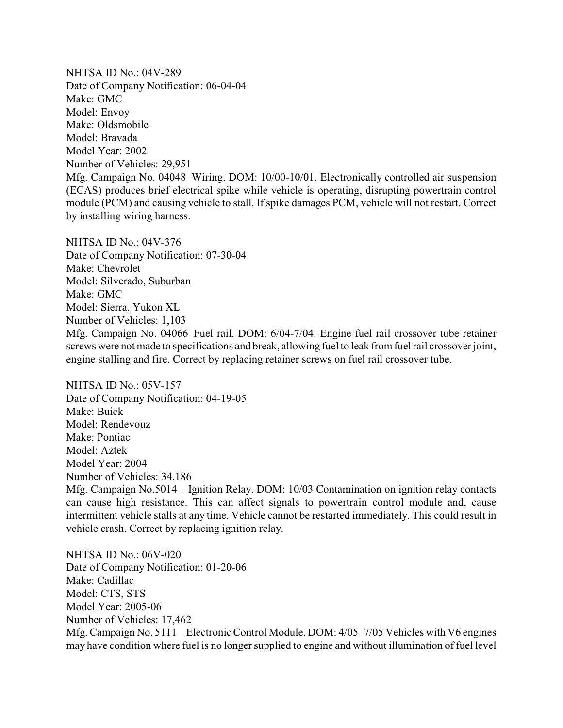NHTSA ID No.: 04V-289
Date of Company Notification: 06-04-04
Make: GMC
Model: Envoy
Make: Oldsmobile
Model: Bravada
Model Year: 2002
Number of Vehicles: 29,951
Mfg. Campaign No. 04048–Wiring. DOM: 10/00-10/01. Electronically controlled air suspension (ECAS) produces brief electrical spike while vehicle is operating, disrupting powertrain control module (PCM) and causing vehicle to stall. If spike damages PCM, vehicle will not restart. Correct by installing wiring harness.

NHTSA ID No.: 04V-376
Date of Company Notification: 07-30-04
Make: Chevrolet
Model: Silverado, Suburban
Make: GMC
Model: Sierra, Yukon XL
Number of Vehicles: 1,103
Mfg. Campaign No. 04066–Fuel rail. DOM: 6/04-7/04. Engine fuel rail crossover tube retainer screws were not made to specifications and break, allowing fuel to leak from fuel rail crossover joint, engine stalling and fire. Correct by replacing retainer screws on fuel rail crossover tube.

NHTSA ID No.: 05V-157
Date of Company Notification: 04-19-05
Make: Buick
Model: Rendevouz
Make: Pontiac
Model: Aztek
Model Year: 2004
Number of Vehicles: 34,186
Mfg. Campaign No.5014 – Ignition Relay. DOM: 10/03 Contamination on ignition relay contacts can cause high resistance. This can affect signals to powertrain control module and, cause intermittent vehicle stalls at any time. Vehicle cannot be restarted immediately. This could result in vehicle crash. Correct by replacing ignition relay.

NHTSA ID No.: 06V-020
Date of Company Notification: 01-20-06
Make: Cadillac
Model: CTS, STS
Model Year: 2005-06
Number of Vehicles: 17,462
Mfg. Campaign No. 5111 – Electronic Control Module. DOM: 4/05–7/05 Vehicles with V6 engines may have condition where fuel is no longer supplied to engine and without illumination of fuel level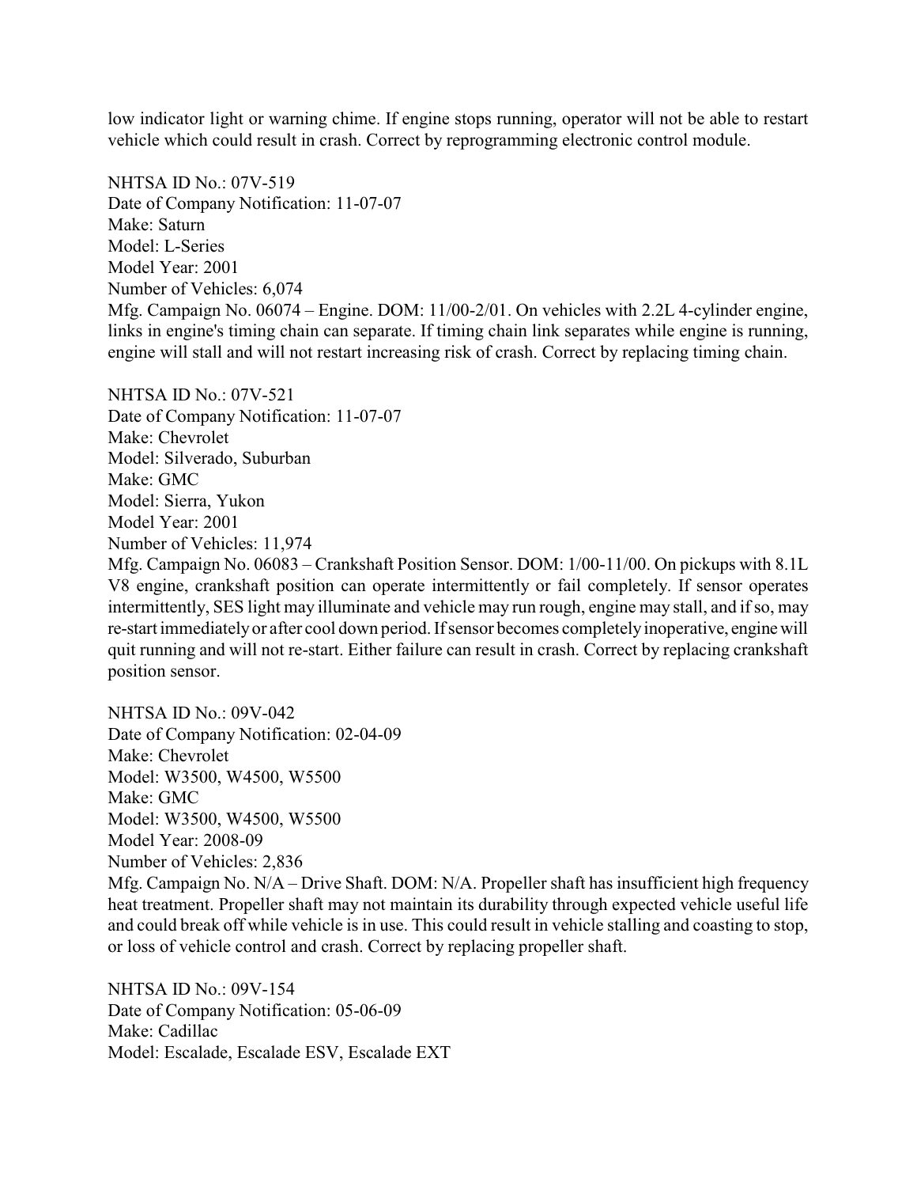low indicator light or warning chime. If engine stops running, operator will not be able to restart vehicle which could result in crash. Correct by reprogramming electronic control module.

NHTSA ID No.: 07V-519
Date of Company Notification: 11-07-07
Make: Saturn
Model: L-Series
Model Year: 2001
Number of Vehicles: 6,074
Mfg. Campaign No. 06074 – Engine. DOM: 11/00-2/01. On vehicles with 2.2L 4-cylinder engine, links in engine's timing chain can separate. If timing chain link separates while engine is running, engine will stall and will not restart increasing risk of crash. Correct by replacing timing chain.

NHTSA ID No.: 07V-521
Date of Company Notification: 11-07-07
Make: Chevrolet
Model: Silverado, Suburban
Make: GMC
Model: Sierra, Yukon
Model Year: 2001
Number of Vehicles: 11,974
Mfg. Campaign No. 06083 – Crankshaft Position Sensor. DOM: 1/00-11/00. On pickups with 8.1L V8 engine, crankshaft position can operate intermittently or fail completely. If sensor operates intermittently, SES light may illuminate and vehicle may run rough, engine may stall, and if so, may re-start immediately or after cool down period. If sensor becomes completely inoperative, engine will quit running and will not re-start. Either failure can result in crash. Correct by replacing crankshaft position sensor.

NHTSA ID No.: 09V-042
Date of Company Notification: 02-04-09
Make: Chevrolet
Model: W3500, W4500, W5500
Make: GMC
Model: W3500, W4500, W5500
Model Year: 2008-09
Number of Vehicles: 2,836
Mfg. Campaign No. N/A – Drive Shaft. DOM: N/A. Propeller shaft has insufficient high frequency heat treatment. Propeller shaft may not maintain its durability through expected vehicle useful life and could break off while vehicle is in use. This could result in vehicle stalling and coasting to stop, or loss of vehicle control and crash. Correct by replacing propeller shaft.

NHTSA ID No.: 09V-154
Date of Company Notification: 05-06-09
Make: Cadillac
Model: Escalade, Escalade ESV, Escalade EXT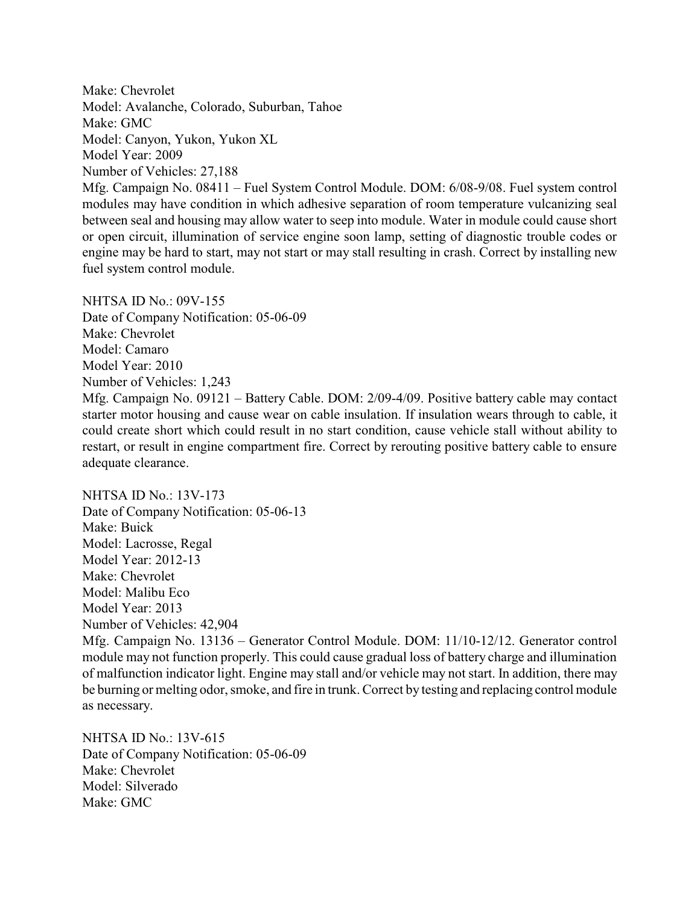Make: Chevrolet
Model: Avalanche, Colorado, Suburban, Tahoe
Make: GMC
Model: Canyon, Yukon, Yukon XL
Model Year: 2009
Number of Vehicles: 27,188
Mfg. Campaign No. 08411 – Fuel System Control Module. DOM: 6/08-9/08. Fuel system control modules may have condition in which adhesive separation of room temperature vulcanizing seal between seal and housing may allow water to seep into module. Water in module could cause short or open circuit, illumination of service engine soon lamp, setting of diagnostic trouble codes or engine may be hard to start, may not start or may stall resulting in crash. Correct by installing new fuel system control module.

NHTSA ID No.: 09V-155
Date of Company Notification: 05-06-09
Make: Chevrolet
Model: Camaro
Model Year: 2010
Number of Vehicles: 1,243
Mfg. Campaign No. 09121 – Battery Cable. DOM: 2/09-4/09. Positive battery cable may contact starter motor housing and cause wear on cable insulation. If insulation wears through to cable, it could create short which could result in no start condition, cause vehicle stall without ability to restart, or result in engine compartment fire. Correct by rerouting positive battery cable to ensure adequate clearance.

NHTSA ID No.: 13V-173
Date of Company Notification: 05-06-13
Make: Buick
Model: Lacrosse, Regal
Model Year: 2012-13
Make: Chevrolet
Model: Malibu Eco
Model Year: 2013
Number of Vehicles: 42,904
Mfg. Campaign No. 13136 – Generator Control Module. DOM: 11/10-12/12. Generator control module may not function properly. This could cause gradual loss of battery charge and illumination of malfunction indicator light. Engine may stall and/or vehicle may not start. In addition, there may be burning or melting odor, smoke, and fire in trunk. Correct by testing and replacing control module as necessary.

NHTSA ID No.: 13V-615
Date of Company Notification: 05-06-09
Make: Chevrolet
Model: Silverado
Make: GMC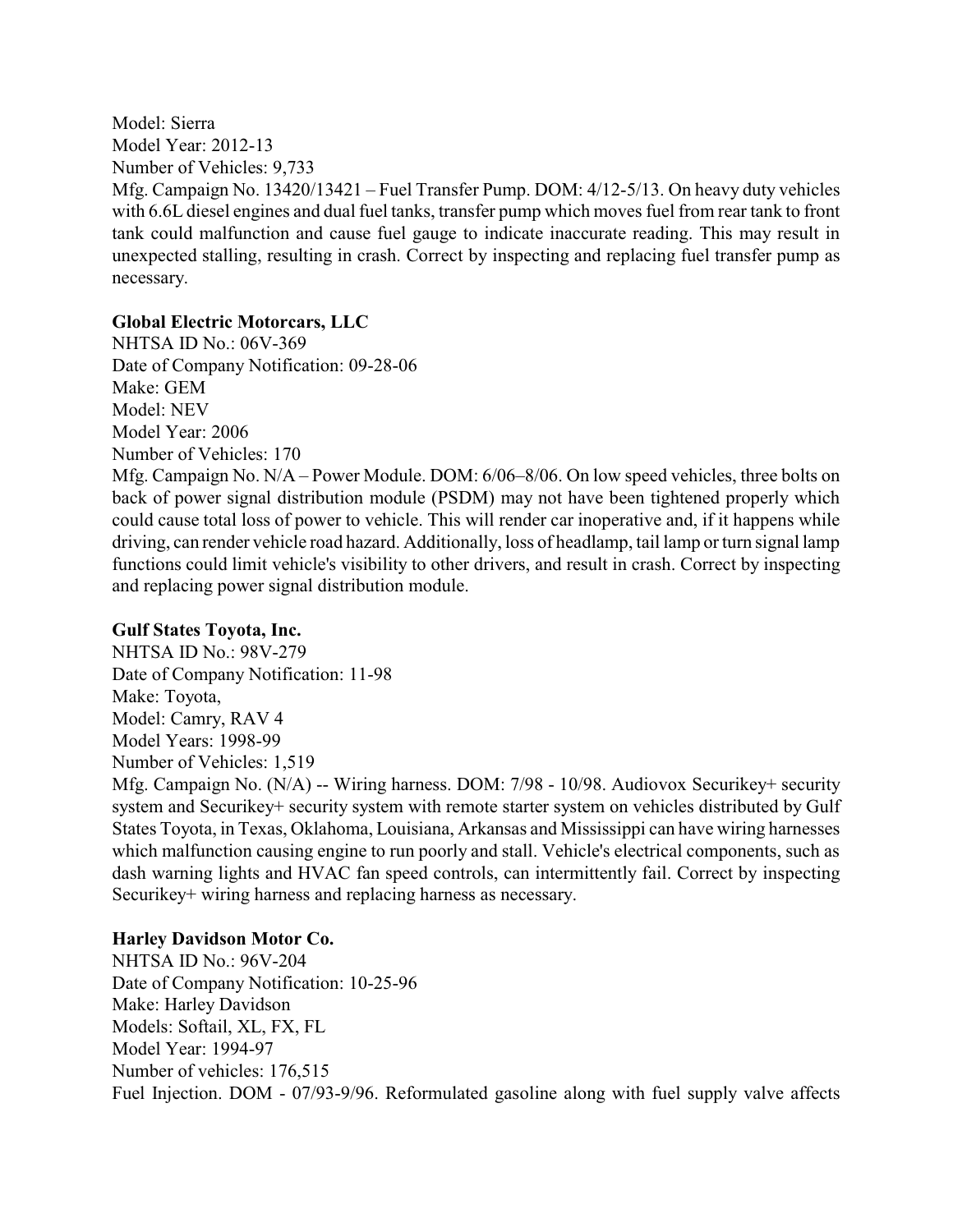Model: Sierra
Model Year: 2012-13
Number of Vehicles: 9,733
Mfg. Campaign No. 13420/13421 – Fuel Transfer Pump. DOM: 4/12-5/13. On heavy duty vehicles with 6.6L diesel engines and dual fuel tanks, transfer pump which moves fuel from rear tank to front tank could malfunction and cause fuel gauge to indicate inaccurate reading. This may result in unexpected stalling, resulting in crash. Correct by inspecting and replacing fuel transfer pump as necessary.

**Global Electric Motorcars, LLC**
NHTSA ID No.: 06V-369
Date of Company Notification: 09-28-06
Make: GEM
Model: NEV
Model Year: 2006
Number of Vehicles: 170
Mfg. Campaign No. N/A – Power Module. DOM: 6/06–8/06. On low speed vehicles, three bolts on back of power signal distribution module (PSDM) may not have been tightened properly which could cause total loss of power to vehicle. This will render car inoperative and, if it happens while driving, can render vehicle road hazard. Additionally, loss of headlamp, tail lamp or turn signal lamp functions could limit vehicle's visibility to other drivers, and result in crash. Correct by inspecting and replacing power signal distribution module.

**Gulf States Toyota, Inc.**
NHTSA ID No.: 98V-279
Date of Company Notification: 11-98
Make: Toyota,
Model: Camry, RAV 4
Model Years: 1998-99
Number of Vehicles: 1,519
Mfg. Campaign No. (N/A) -- Wiring harness. DOM: 7/98 - 10/98. Audiovox Securikey+ security system and Securikey+ security system with remote starter system on vehicles distributed by Gulf States Toyota, in Texas, Oklahoma, Louisiana, Arkansas and Mississippi can have wiring harnesses which malfunction causing engine to run poorly and stall. Vehicle's electrical components, such as dash warning lights and HVAC fan speed controls, can intermittently fail. Correct by inspecting Securikey+ wiring harness and replacing harness as necessary.

**Harley Davidson Motor Co.**
NHTSA ID No.: 96V-204
Date of Company Notification: 10-25-96
Make: Harley Davidson
Models: Softail, XL, FX, FL
Model Year: 1994-97
Number of vehicles: 176,515
Fuel Injection. DOM - 07/93-9/96. Reformulated gasoline along with fuel supply valve affects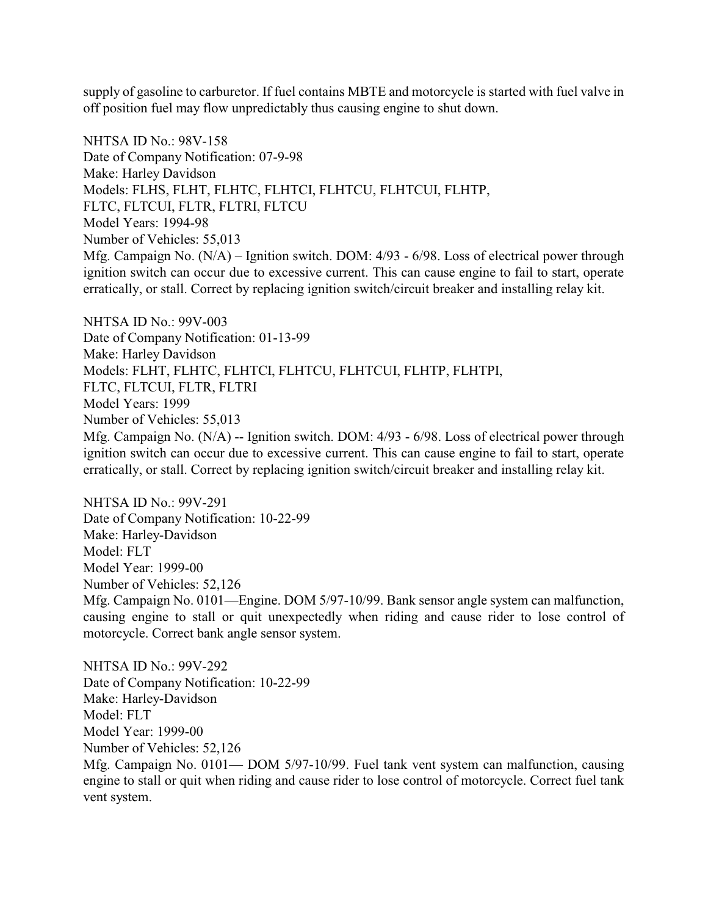supply of gasoline to carburetor. If fuel contains MBTE and motorcycle is started with fuel valve in off position fuel may flow unpredictably thus causing engine to shut down.

NHTSA ID No.: 98V-158
Date of Company Notification: 07-9-98
Make: Harley Davidson
Models: FLHS, FLHT, FLHTC, FLHTCI, FLHTCU, FLHTCUI, FLHTP, FLTC, FLTCUI, FLTR, FLTRI, FLTCU
Model Years: 1994-98
Number of Vehicles: 55,013
Mfg. Campaign No. (N/A) – Ignition switch. DOM: 4/93 - 6/98. Loss of electrical power through ignition switch can occur due to excessive current. This can cause engine to fail to start, operate erratically, or stall. Correct by replacing ignition switch/circuit breaker and installing relay kit.

NHTSA ID No.: 99V-003
Date of Company Notification: 01-13-99
Make: Harley Davidson
Models: FLHT, FLHTC, FLHTCI, FLHTCU, FLHTCUI, FLHTP, FLHTPI, FLTC, FLTCUI, FLTR, FLTRI
Model Years: 1999
Number of Vehicles: 55,013
Mfg. Campaign No. (N/A) -- Ignition switch. DOM: 4/93 - 6/98. Loss of electrical power through ignition switch can occur due to excessive current. This can cause engine to fail to start, operate erratically, or stall. Correct by replacing ignition switch/circuit breaker and installing relay kit.

NHTSA ID No.: 99V-291
Date of Company Notification: 10-22-99
Make: Harley-Davidson
Model: FLT
Model Year: 1999-00
Number of Vehicles: 52,126
Mfg. Campaign No. 0101—Engine. DOM 5/97-10/99. Bank sensor angle system can malfunction, causing engine to stall or quit unexpectedly when riding and cause rider to lose control of motorcycle. Correct bank angle sensor system.

NHTSA ID No.: 99V-292
Date of Company Notification: 10-22-99
Make: Harley-Davidson
Model: FLT
Model Year: 1999-00
Number of Vehicles: 52,126
Mfg. Campaign No. 0101— DOM 5/97-10/99. Fuel tank vent system can malfunction, causing engine to stall or quit when riding and cause rider to lose control of motorcycle. Correct fuel tank vent system.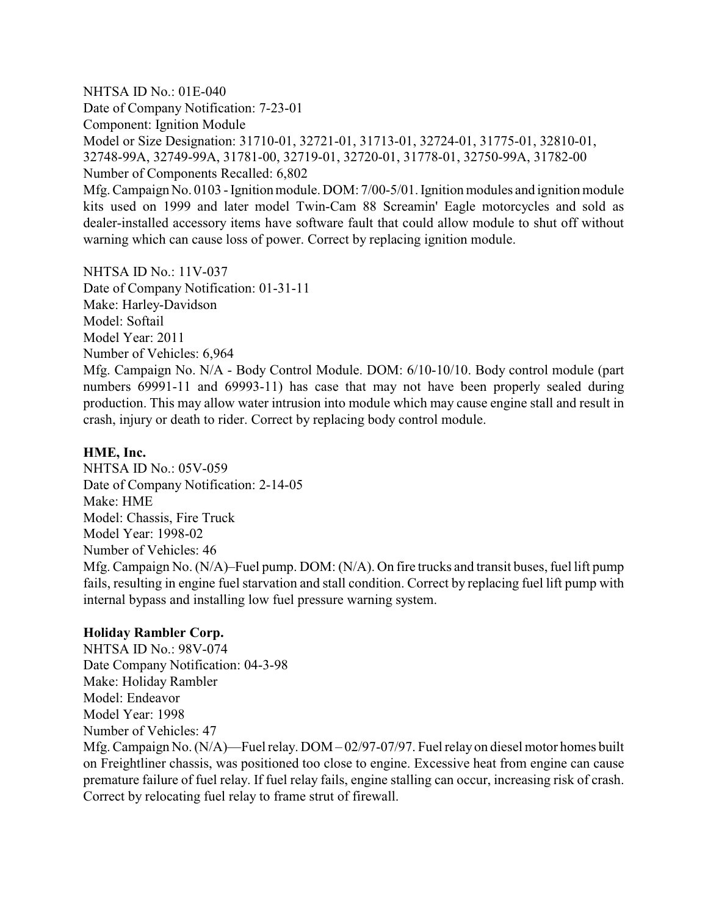NHTSA ID No.: 01E-040
Date of Company Notification: 7-23-01
Component: Ignition Module
Model or Size Designation: 31710-01, 32721-01, 31713-01, 32724-01, 31775-01, 32810-01, 32748-99A, 32749-99A, 31781-00, 32719-01, 32720-01, 31778-01, 32750-99A, 31782-00
Number of Components Recalled: 6,802
Mfg. Campaign No. 0103 - Ignition module. DOM: 7/00-5/01. Ignition modules and ignition module kits used on 1999 and later model Twin-Cam 88 Screamin' Eagle motorcycles and sold as dealer-installed accessory items have software fault that could allow module to shut off without warning which can cause loss of power. Correct by replacing ignition module.

NHTSA ID No.: 11V-037
Date of Company Notification: 01-31-11
Make: Harley-Davidson
Model: Softail
Model Year: 2011
Number of Vehicles: 6,964
Mfg. Campaign No. N/A - Body Control Module. DOM: 6/10-10/10. Body control module (part numbers 69991-11 and 69993-11) has case that may not have been properly sealed during production. This may allow water intrusion into module which may cause engine stall and result in crash, injury or death to rider. Correct by replacing body control module.

**HME, Inc.**
NHTSA ID No.: 05V-059
Date of Company Notification: 2-14-05
Make: HME
Model: Chassis, Fire Truck
Model Year: 1998-02
Number of Vehicles: 46
Mfg. Campaign No. (N/A)–Fuel pump. DOM: (N/A). On fire trucks and transit buses, fuel lift pump fails, resulting in engine fuel starvation and stall condition. Correct by replacing fuel lift pump with internal bypass and installing low fuel pressure warning system.

**Holiday Rambler Corp.**
NHTSA ID No.: 98V-074
Date Company Notification: 04-3-98
Make: Holiday Rambler
Model: Endeavor
Model Year: 1998
Number of Vehicles: 47
Mfg. Campaign No. (N/A)—Fuel relay. DOM – 02/97-07/97. Fuel relay on diesel motor homes built on Freightliner chassis, was positioned too close to engine. Excessive heat from engine can cause premature failure of fuel relay. If fuel relay fails, engine stalling can occur, increasing risk of crash. Correct by relocating fuel relay to frame strut of firewall.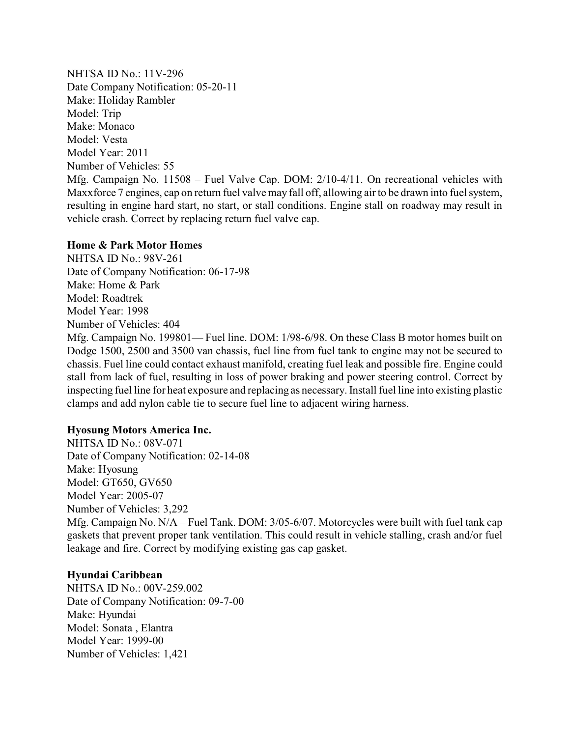NHTSA ID No.: 11V-296
Date Company Notification: 05-20-11
Make: Holiday Rambler
Model: Trip
Make: Monaco
Model: Vesta
Model Year: 2011
Number of Vehicles: 55
Mfg. Campaign No. 11508 – Fuel Valve Cap. DOM: 2/10-4/11. On recreational vehicles with Maxxforce 7 engines, cap on return fuel valve may fall off, allowing air to be drawn into fuel system, resulting in engine hard start, no start, or stall conditions. Engine stall on roadway may result in vehicle crash. Correct by replacing return fuel valve cap.

**Home & Park Motor Homes**
NHTSA ID No.: 98V-261
Date of Company Notification: 06-17-98
Make: Home & Park
Model: Roadtrek
Model Year: 1998
Number of Vehicles: 404
Mfg. Campaign No. 199801— Fuel line. DOM: 1/98-6/98. On these Class B motor homes built on Dodge 1500, 2500 and 3500 van chassis, fuel line from fuel tank to engine may not be secured to chassis. Fuel line could contact exhaust manifold, creating fuel leak and possible fire. Engine could stall from lack of fuel, resulting in loss of power braking and power steering control. Correct by inspecting fuel line for heat exposure and replacing as necessary. Install fuel line into existing plastic clamps and add nylon cable tie to secure fuel line to adjacent wiring harness.

**Hyosung Motors America Inc.**
NHTSA ID No.: 08V-071
Date of Company Notification: 02-14-08
Make: Hyosung
Model: GT650, GV650
Model Year: 2005-07
Number of Vehicles: 3,292
Mfg. Campaign No. N/A – Fuel Tank. DOM: 3/05-6/07. Motorcycles were built with fuel tank cap gaskets that prevent proper tank ventilation. This could result in vehicle stalling, crash and/or fuel leakage and fire. Correct by modifying existing gas cap gasket.

**Hyundai Caribbean**
NHTSA ID No.: 00V-259.002
Date of Company Notification: 09-7-00
Make: Hyundai
Model: Sonata , Elantra
Model Year: 1999-00
Number of Vehicles: 1,421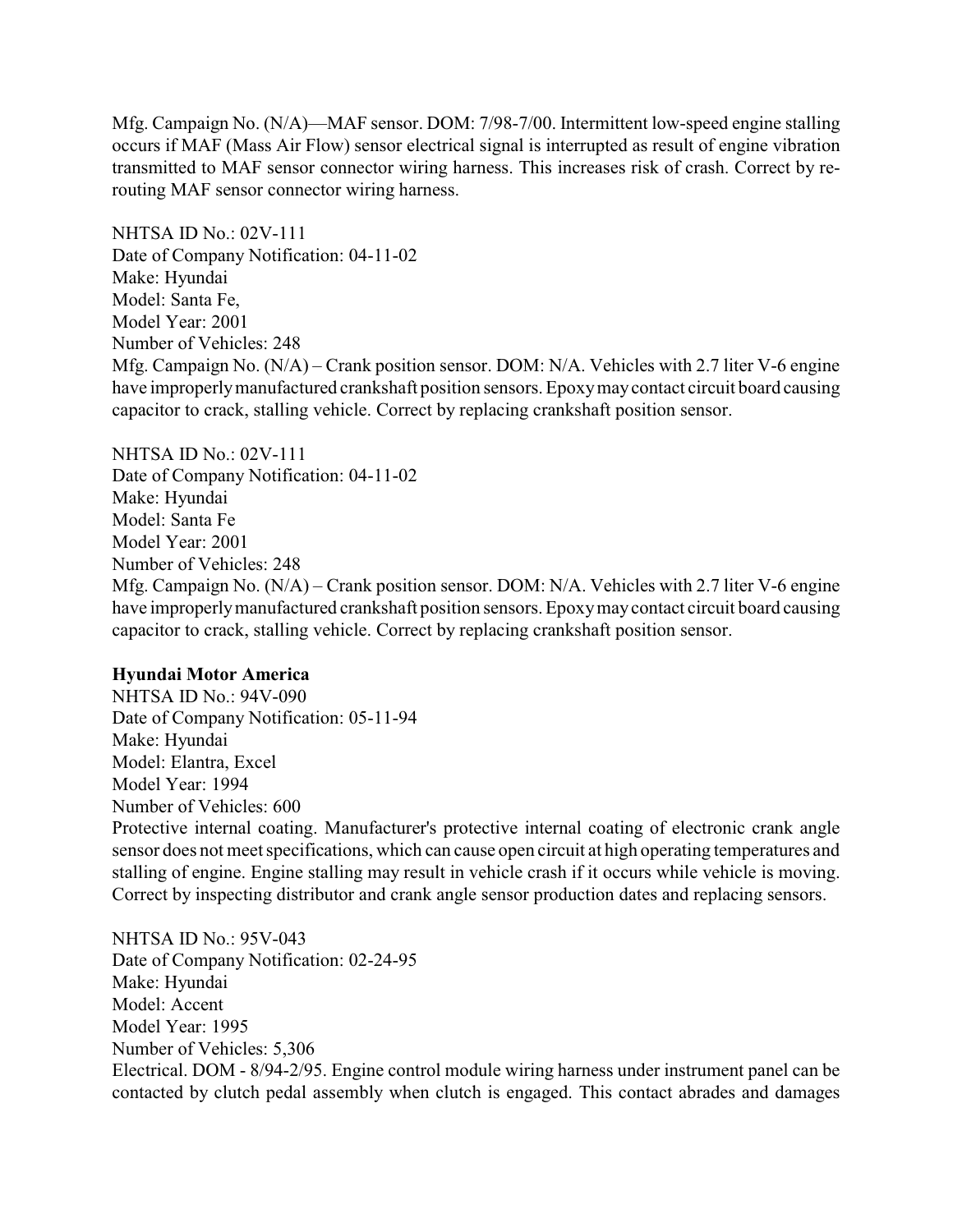Mfg. Campaign No. (N/A)—MAF sensor. DOM: 7/98-7/00. Intermittent low-speed engine stalling occurs if MAF (Mass Air Flow) sensor electrical signal is interrupted as result of engine vibration transmitted to MAF sensor connector wiring harness. This increases risk of crash. Correct by re-routing MAF sensor connector wiring harness.

NHTSA ID No.: 02V-111
Date of Company Notification: 04-11-02
Make: Hyundai
Model: Santa Fe,
Model Year: 2001
Number of Vehicles: 248
Mfg. Campaign No. (N/A) – Crank position sensor. DOM: N/A. Vehicles with 2.7 liter V-6 engine have improperly manufactured crankshaft position sensors. Epoxy may contact circuit board causing capacitor to crack, stalling vehicle. Correct by replacing crankshaft position sensor.

NHTSA ID No.: 02V-111
Date of Company Notification: 04-11-02
Make: Hyundai
Model: Santa Fe
Model Year: 2001
Number of Vehicles: 248
Mfg. Campaign No. (N/A) – Crank position sensor. DOM: N/A. Vehicles with 2.7 liter V-6 engine have improperly manufactured crankshaft position sensors. Epoxy may contact circuit board causing capacitor to crack, stalling vehicle. Correct by replacing crankshaft position sensor.

**Hyundai Motor America**
NHTSA ID No.: 94V-090
Date of Company Notification: 05-11-94
Make: Hyundai
Model: Elantra, Excel
Model Year: 1994
Number of Vehicles: 600
Protective internal coating. Manufacturer's protective internal coating of electronic crank angle sensor does not meet specifications, which can cause open circuit at high operating temperatures and stalling of engine. Engine stalling may result in vehicle crash if it occurs while vehicle is moving. Correct by inspecting distributor and crank angle sensor production dates and replacing sensors.

NHTSA ID No.: 95V-043
Date of Company Notification: 02-24-95
Make: Hyundai
Model: Accent
Model Year: 1995
Number of Vehicles: 5,306
Electrical. DOM - 8/94-2/95. Engine control module wiring harness under instrument panel can be contacted by clutch pedal assembly when clutch is engaged. This contact abrades and damages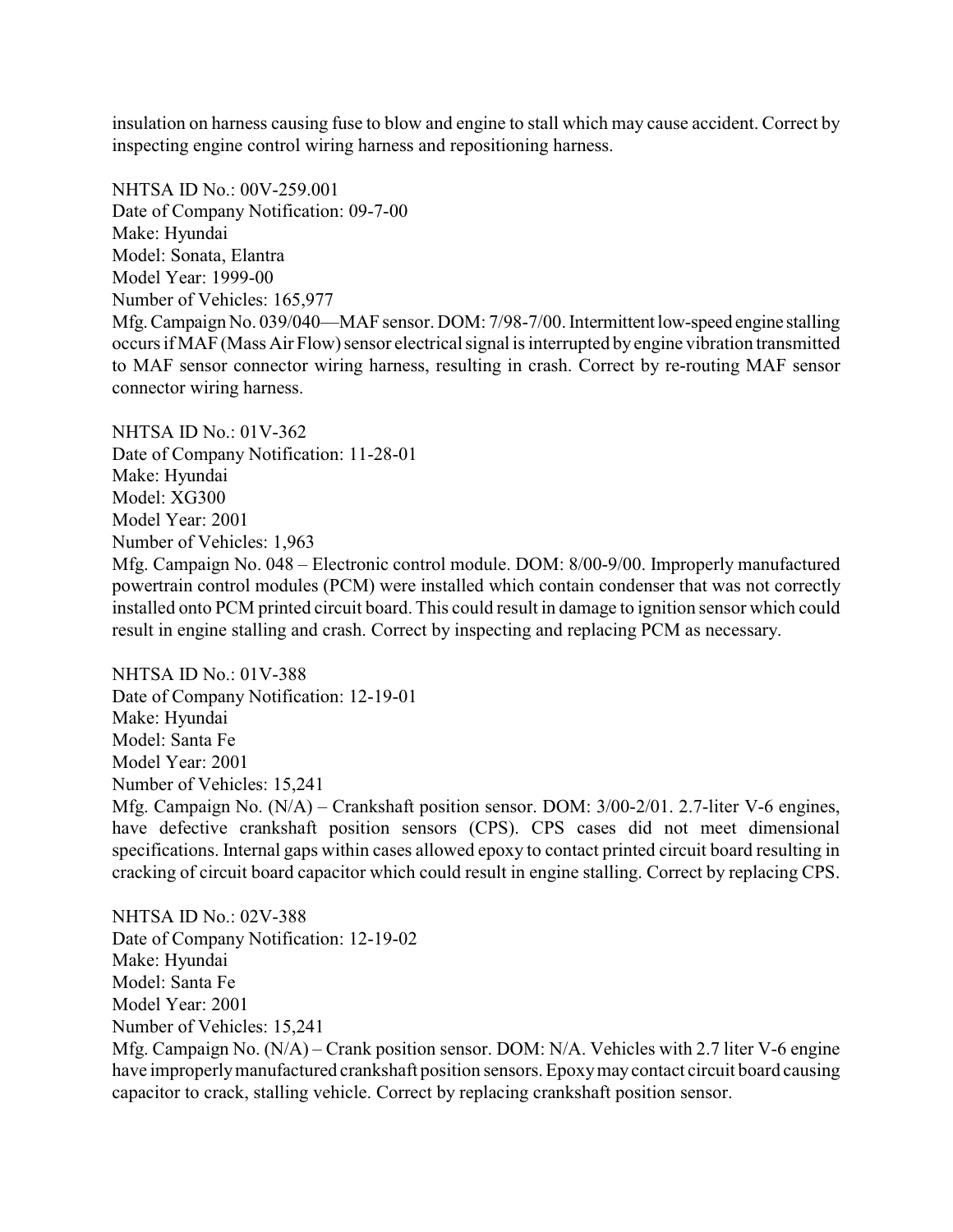insulation on harness causing fuse to blow and engine to stall which may cause accident. Correct by inspecting engine control wiring harness and repositioning harness.

NHTSA ID No.: 00V-259.001
Date of Company Notification: 09-7-00
Make: Hyundai
Model: Sonata, Elantra
Model Year: 1999-00
Number of Vehicles: 165,977
Mfg. Campaign No. 039/040—MAF sensor. DOM: 7/98-7/00. Intermittent low-speed engine stalling occurs if MAF (Mass Air Flow) sensor electrical signal is interrupted by engine vibration transmitted to MAF sensor connector wiring harness, resulting in crash. Correct by re-routing MAF sensor connector wiring harness.

NHTSA ID No.: 01V-362
Date of Company Notification: 11-28-01
Make: Hyundai
Model: XG300
Model Year: 2001
Number of Vehicles: 1,963
Mfg. Campaign No. 048 – Electronic control module. DOM: 8/00-9/00. Improperly manufactured powertrain control modules (PCM) were installed which contain condenser that was not correctly installed onto PCM printed circuit board. This could result in damage to ignition sensor which could result in engine stalling and crash. Correct by inspecting and replacing PCM as necessary.

NHTSA ID No.: 01V-388
Date of Company Notification: 12-19-01
Make: Hyundai
Model: Santa Fe
Model Year: 2001
Number of Vehicles: 15,241
Mfg. Campaign No. (N/A) – Crankshaft position sensor. DOM: 3/00-2/01. 2.7-liter V-6 engines, have defective crankshaft position sensors (CPS). CPS cases did not meet dimensional specifications. Internal gaps within cases allowed epoxy to contact printed circuit board resulting in cracking of circuit board capacitor which could result in engine stalling. Correct by replacing CPS.

NHTSA ID No.: 02V-388
Date of Company Notification: 12-19-02
Make: Hyundai
Model: Santa Fe
Model Year: 2001
Number of Vehicles: 15,241
Mfg. Campaign No. (N/A) – Crank position sensor. DOM: N/A. Vehicles with 2.7 liter V-6 engine have improperly manufactured crankshaft position sensors. Epoxy may contact circuit board causing capacitor to crack, stalling vehicle. Correct by replacing crankshaft position sensor.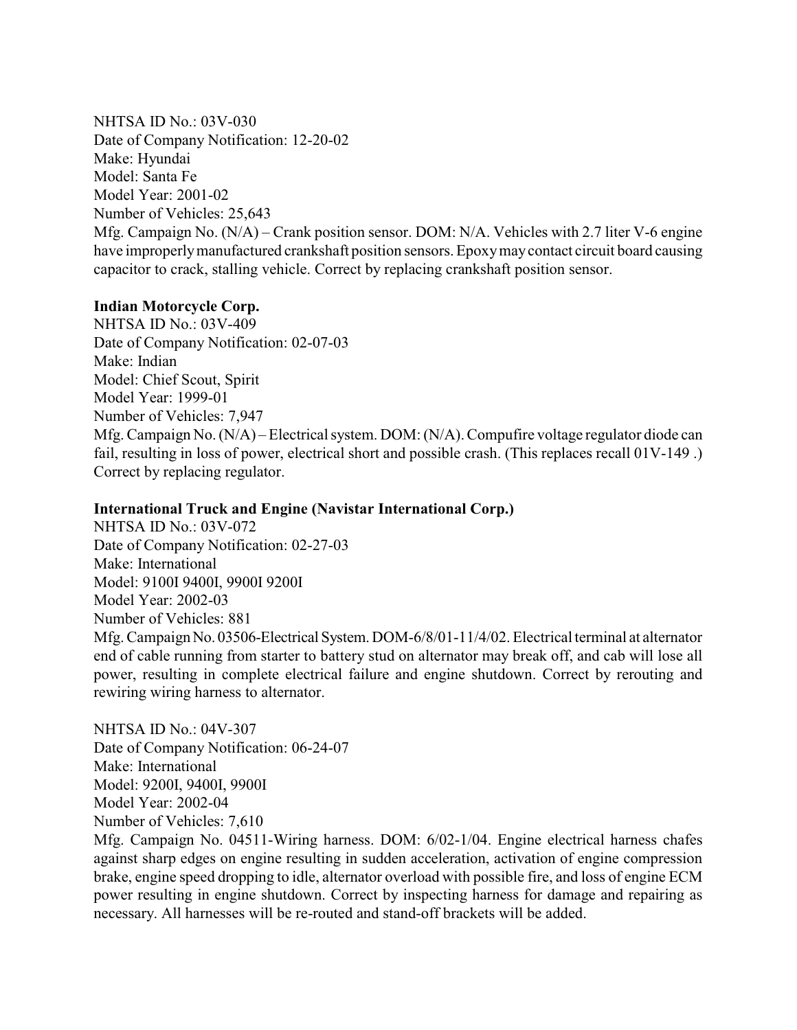NHTSA ID No.: 03V-030
Date of Company Notification: 12-20-02
Make: Hyundai
Model: Santa Fe
Model Year: 2001-02
Number of Vehicles: 25,643
Mfg. Campaign No. (N/A) – Crank position sensor. DOM: N/A. Vehicles with 2.7 liter V-6 engine have improperly manufactured crankshaft position sensors. Epoxy may contact circuit board causing capacitor to crack, stalling vehicle. Correct by replacing crankshaft position sensor.

**Indian Motorcycle Corp.**
NHTSA ID No.: 03V-409
Date of Company Notification: 02-07-03
Make: Indian
Model: Chief Scout, Spirit
Model Year: 1999-01
Number of Vehicles: 7,947
Mfg. Campaign No. (N/A) – Electrical system. DOM: (N/A). Compufire voltage regulator diode can fail, resulting in loss of power, electrical short and possible crash. (This replaces recall 01V-149 .) Correct by replacing regulator.

**International Truck and Engine (Navistar International Corp.)**
NHTSA ID No.: 03V-072
Date of Company Notification: 02-27-03
Make: International
Model: 9100I 9400I, 9900I 9200I
Model Year: 2002-03
Number of Vehicles: 881
Mfg. Campaign No. 03506-Electrical System. DOM-6/8/01-11/4/02. Electrical terminal at alternator end of cable running from starter to battery stud on alternator may break off, and cab will lose all power, resulting in complete electrical failure and engine shutdown. Correct by rerouting and rewiring wiring harness to alternator.

NHTSA ID No.: 04V-307
Date of Company Notification: 06-24-07
Make: International
Model: 9200I, 9400I, 9900I
Model Year: 2002-04
Number of Vehicles: 7,610
Mfg. Campaign No. 04511-Wiring harness. DOM: 6/02-1/04. Engine electrical harness chafes against sharp edges on engine resulting in sudden acceleration, activation of engine compression brake, engine speed dropping to idle, alternator overload with possible fire, and loss of engine ECM power resulting in engine shutdown. Correct by inspecting harness for damage and repairing as necessary. All harnesses will be re-routed and stand-off brackets will be added.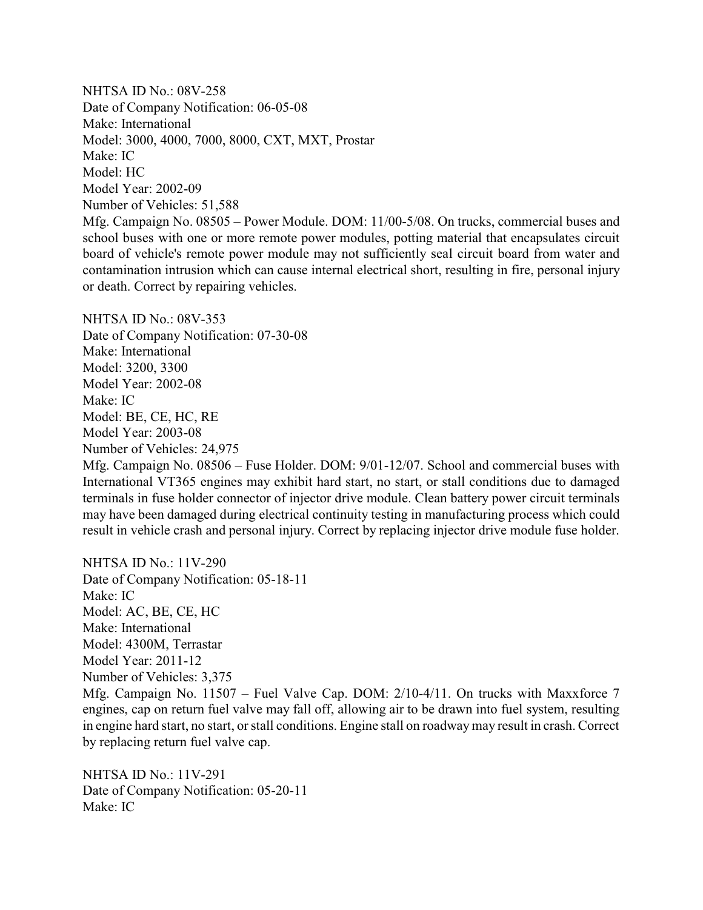NHTSA ID No.: 08V-258
Date of Company Notification: 06-05-08
Make: International
Model: 3000, 4000, 7000, 8000, CXT, MXT, Prostar
Make: IC
Model: HC
Model Year: 2002-09
Number of Vehicles: 51,588
Mfg. Campaign No. 08505 – Power Module. DOM: 11/00-5/08. On trucks, commercial buses and school buses with one or more remote power modules, potting material that encapsulates circuit board of vehicle's remote power module may not sufficiently seal circuit board from water and contamination intrusion which can cause internal electrical short, resulting in fire, personal injury or death. Correct by repairing vehicles.

NHTSA ID No.: 08V-353
Date of Company Notification: 07-30-08
Make: International
Model: 3200, 3300
Model Year: 2002-08
Make: IC
Model: BE, CE, HC, RE
Model Year: 2003-08
Number of Vehicles: 24,975
Mfg. Campaign No. 08506 – Fuse Holder. DOM: 9/01-12/07. School and commercial buses with International VT365 engines may exhibit hard start, no start, or stall conditions due to damaged terminals in fuse holder connector of injector drive module. Clean battery power circuit terminals may have been damaged during electrical continuity testing in manufacturing process which could result in vehicle crash and personal injury. Correct by replacing injector drive module fuse holder.

NHTSA ID No.: 11V-290
Date of Company Notification: 05-18-11
Make: IC
Model: AC, BE, CE, HC
Make: International
Model: 4300M, Terrastar
Model Year: 2011-12
Number of Vehicles: 3,375
Mfg. Campaign No. 11507 – Fuel Valve Cap. DOM: 2/10-4/11. On trucks with Maxxforce 7 engines, cap on return fuel valve may fall off, allowing air to be drawn into fuel system, resulting in engine hard start, no start, or stall conditions. Engine stall on roadway may result in crash. Correct by replacing return fuel valve cap.

NHTSA ID No.: 11V-291
Date of Company Notification: 05-20-11
Make: IC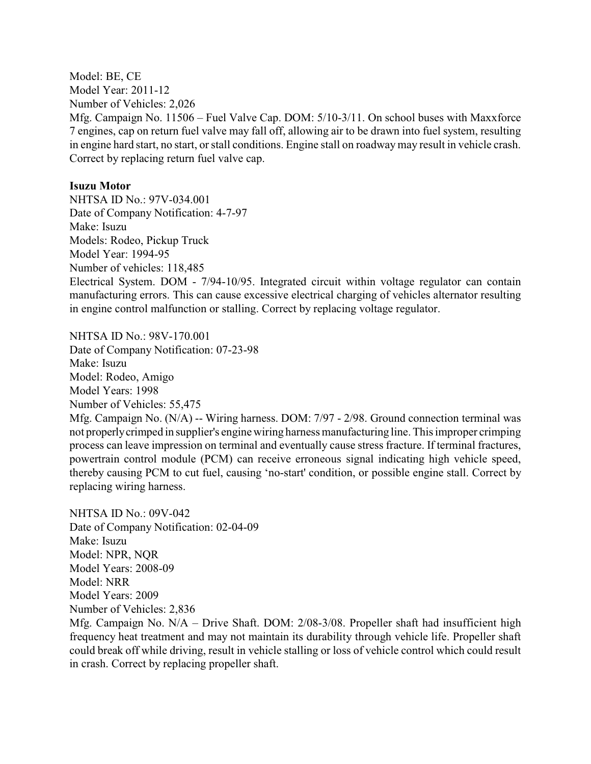Model: BE, CE
Model Year: 2011-12
Number of Vehicles: 2,026
Mfg. Campaign No. 11506 – Fuel Valve Cap. DOM: 5/10-3/11. On school buses with Maxxforce 7 engines, cap on return fuel valve may fall off, allowing air to be drawn into fuel system, resulting in engine hard start, no start, or stall conditions. Engine stall on roadway may result in vehicle crash. Correct by replacing return fuel valve cap.

**Isuzu Motor**
NHTSA ID No.: 97V-034.001
Date of Company Notification: 4-7-97
Make: Isuzu
Models: Rodeo, Pickup Truck
Model Year: 1994-95
Number of vehicles: 118,485
Electrical System. DOM - 7/94-10/95. Integrated circuit within voltage regulator can contain manufacturing errors. This can cause excessive electrical charging of vehicles alternator resulting in engine control malfunction or stalling. Correct by replacing voltage regulator.

NHTSA ID No.: 98V-170.001
Date of Company Notification: 07-23-98
Make: Isuzu
Model: Rodeo, Amigo
Model Years: 1998
Number of Vehicles: 55,475
Mfg. Campaign No. (N/A) -- Wiring harness. DOM: 7/97 - 2/98. Ground connection terminal was not properly crimped in supplier's engine wiring harness manufacturing line. This improper crimping process can leave impression on terminal and eventually cause stress fracture. If terminal fractures, powertrain control module (PCM) can receive erroneous signal indicating high vehicle speed, thereby causing PCM to cut fuel, causing 'no-start' condition, or possible engine stall. Correct by replacing wiring harness.

NHTSA ID No.: 09V-042
Date of Company Notification: 02-04-09
Make: Isuzu
Model: NPR, NQR
Model Years: 2008-09
Model: NRR
Model Years: 2009
Number of Vehicles: 2,836
Mfg. Campaign No. N/A – Drive Shaft. DOM: 2/08-3/08. Propeller shaft had insufficient high frequency heat treatment and may not maintain its durability through vehicle life. Propeller shaft could break off while driving, result in vehicle stalling or loss of vehicle control which could result in crash. Correct by replacing propeller shaft.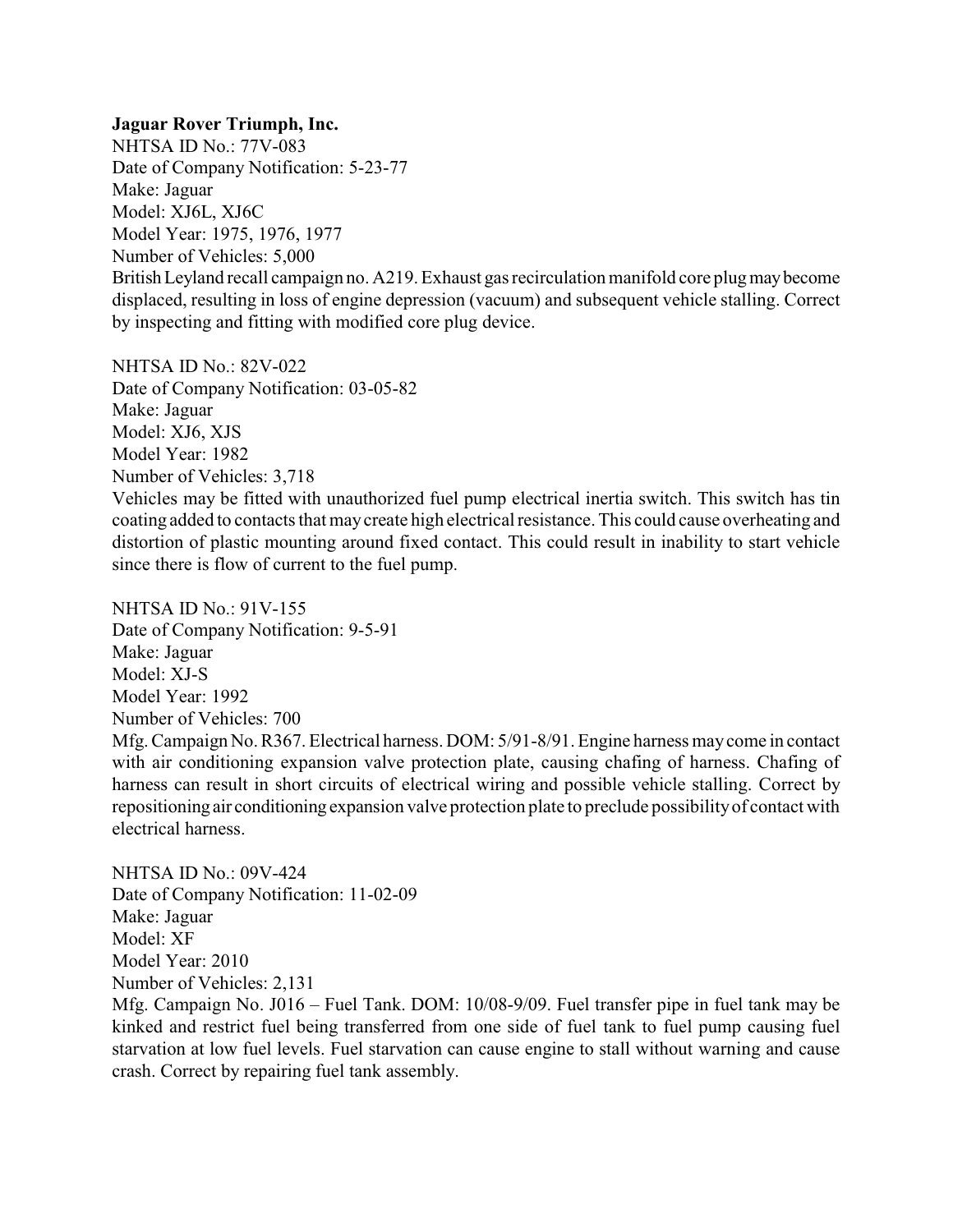**Jaguar Rover Triumph, Inc.**

NHTSA ID No.: 77V-083
Date of Company Notification: 5-23-77
Make: Jaguar
Model: XJ6L, XJ6C
Model Year: 1975, 1976, 1977
Number of Vehicles: 5,000
British Leyland recall campaign no. A219. Exhaust gas recirculation manifold core plug may become displaced, resulting in loss of engine depression (vacuum) and subsequent vehicle stalling. Correct by inspecting and fitting with modified core plug device.

NHTSA ID No.: 82V-022
Date of Company Notification: 03-05-82
Make: Jaguar
Model: XJ6, XJS
Model Year: 1982
Number of Vehicles: 3,718
Vehicles may be fitted with unauthorized fuel pump electrical inertia switch. This switch has tin coating added to contacts that may create high electrical resistance. This could cause overheating and distortion of plastic mounting around fixed contact. This could result in inability to start vehicle since there is flow of current to the fuel pump.

NHTSA ID No.: 91V-155
Date of Company Notification: 9-5-91
Make: Jaguar
Model: XJ-S
Model Year: 1992
Number of Vehicles: 700
Mfg. Campaign No. R367. Electrical harness. DOM: 5/91-8/91. Engine harness may come in contact with air conditioning expansion valve protection plate, causing chafing of harness. Chafing of harness can result in short circuits of electrical wiring and possible vehicle stalling. Correct by repositioning air conditioning expansion valve protection plate to preclude possibility of contact with electrical harness.

NHTSA ID No.: 09V-424
Date of Company Notification: 11-02-09
Make: Jaguar
Model: XF
Model Year: 2010
Number of Vehicles: 2,131
Mfg. Campaign No. J016 – Fuel Tank. DOM: 10/08-9/09. Fuel transfer pipe in fuel tank may be kinked and restrict fuel being transferred from one side of fuel tank to fuel pump causing fuel starvation at low fuel levels. Fuel starvation can cause engine to stall without warning and cause crash. Correct by repairing fuel tank assembly.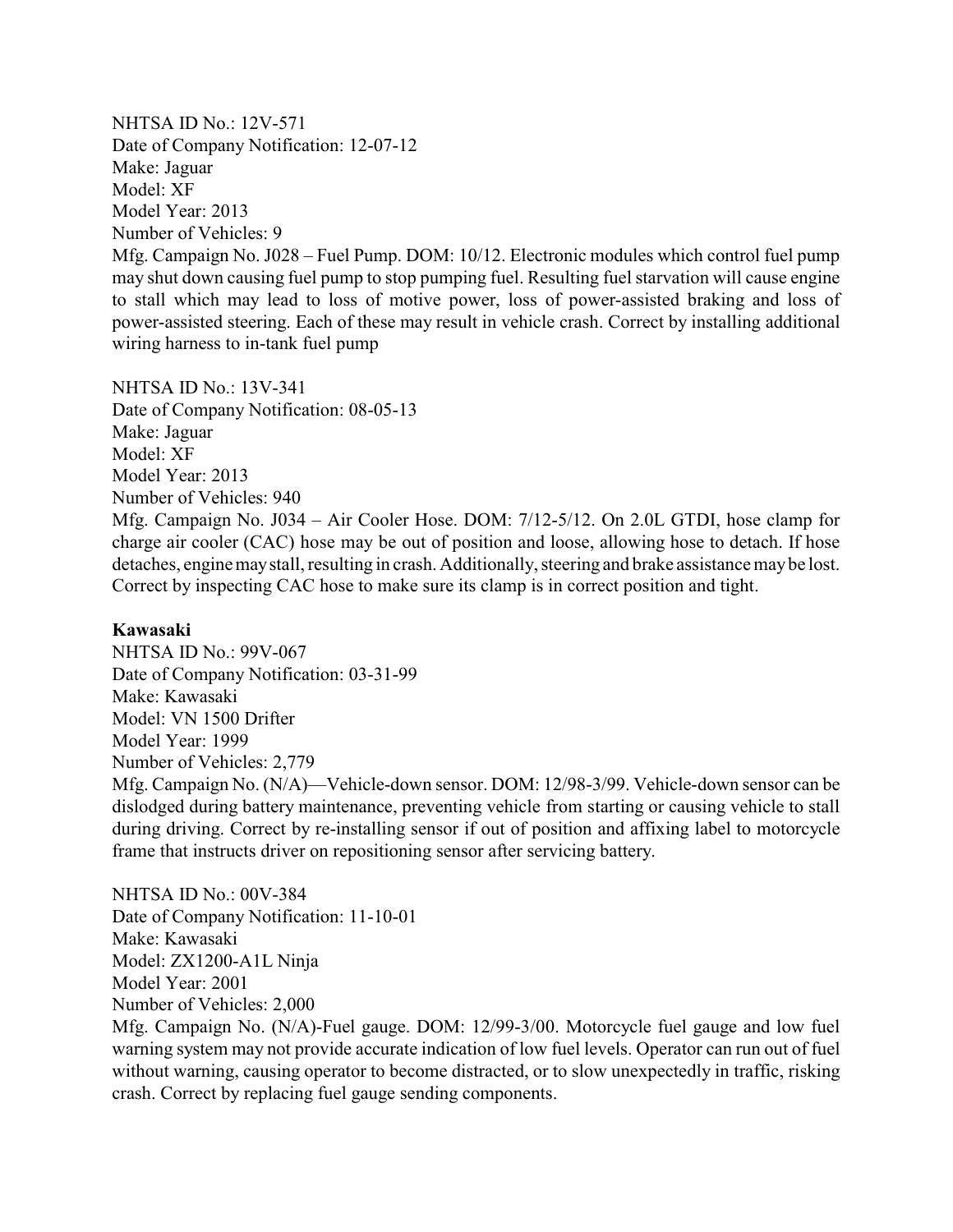NHTSA ID No.: 12V-571
Date of Company Notification: 12-07-12
Make: Jaguar
Model: XF
Model Year: 2013
Number of Vehicles: 9
Mfg. Campaign No. J028 – Fuel Pump. DOM: 10/12. Electronic modules which control fuel pump may shut down causing fuel pump to stop pumping fuel. Resulting fuel starvation will cause engine to stall which may lead to loss of motive power, loss of power-assisted braking and loss of power-assisted steering. Each of these may result in vehicle crash. Correct by installing additional wiring harness to in-tank fuel pump

NHTSA ID No.: 13V-341
Date of Company Notification: 08-05-13
Make: Jaguar
Model: XF
Model Year: 2013
Number of Vehicles: 940
Mfg. Campaign No. J034 – Air Cooler Hose. DOM: 7/12-5/12. On 2.0L GTDI, hose clamp for charge air cooler (CAC) hose may be out of position and loose, allowing hose to detach. If hose detaches, engine may stall, resulting in crash. Additionally, steering and brake assistance may be lost. Correct by inspecting CAC hose to make sure its clamp is in correct position and tight.

**Kawasaki**

NHTSA ID No.: 99V-067
Date of Company Notification: 03-31-99
Make: Kawasaki
Model: VN 1500 Drifter
Model Year: 1999
Number of Vehicles: 2,779
Mfg. Campaign No. (N/A)—Vehicle-down sensor. DOM: 12/98-3/99. Vehicle-down sensor can be dislodged during battery maintenance, preventing vehicle from starting or causing vehicle to stall during driving. Correct by re-installing sensor if out of position and affixing label to motorcycle frame that instructs driver on repositioning sensor after servicing battery.

NHTSA ID No.: 00V-384
Date of Company Notification: 11-10-01
Make: Kawasaki
Model: ZX1200-A1L Ninja
Model Year: 2001
Number of Vehicles: 2,000
Mfg. Campaign No. (N/A)-Fuel gauge. DOM: 12/99-3/00. Motorcycle fuel gauge and low fuel warning system may not provide accurate indication of low fuel levels. Operator can run out of fuel without warning, causing operator to become distracted, or to slow unexpectedly in traffic, risking crash. Correct by replacing fuel gauge sending components.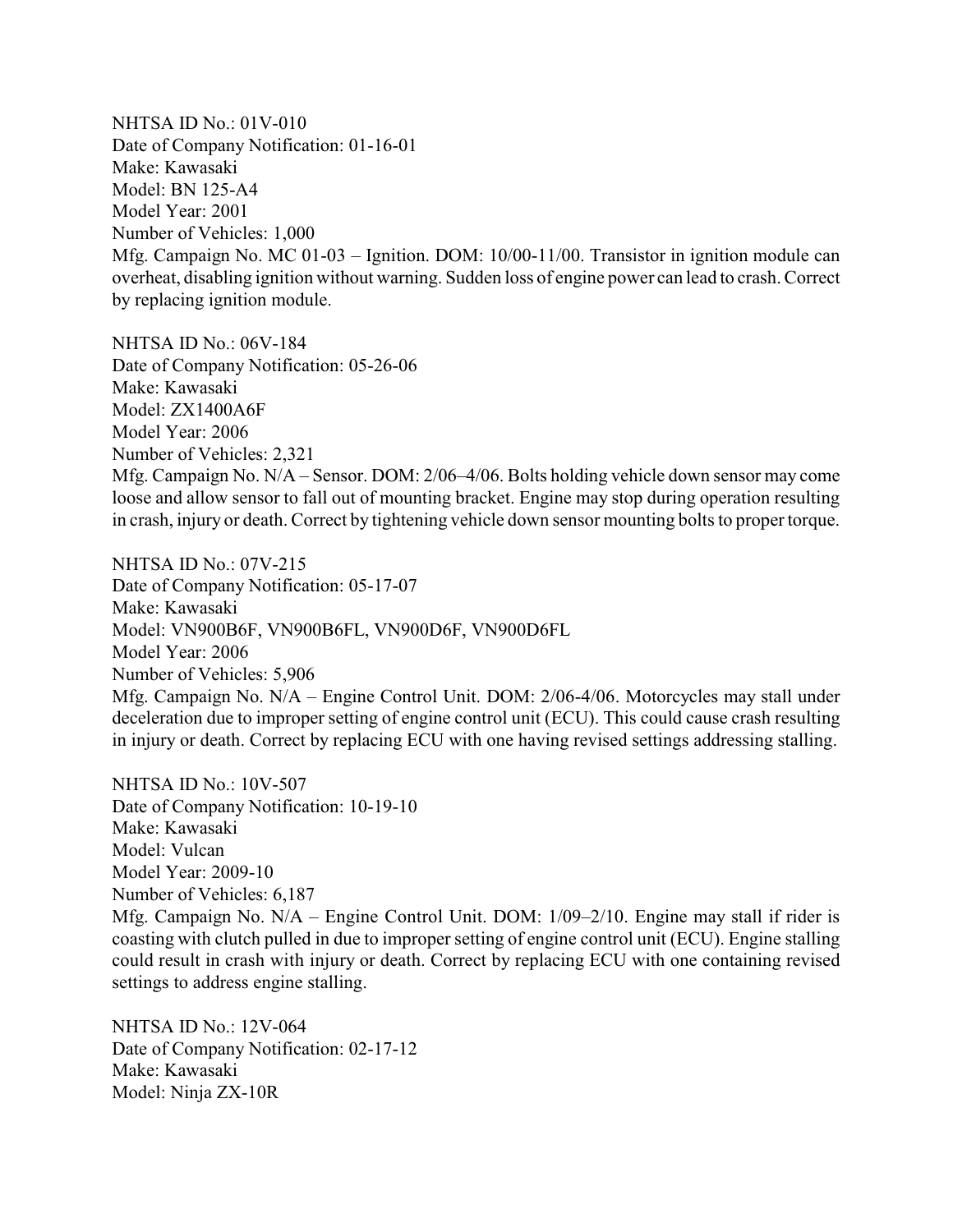NHTSA ID No.: 01V-010
Date of Company Notification: 01-16-01
Make: Kawasaki
Model: BN 125-A4
Model Year: 2001
Number of Vehicles: 1,000
Mfg. Campaign No. MC 01-03 – Ignition. DOM: 10/00-11/00. Transistor in ignition module can overheat, disabling ignition without warning. Sudden loss of engine power can lead to crash. Correct by replacing ignition module.

NHTSA ID No.: 06V-184
Date of Company Notification: 05-26-06
Make: Kawasaki
Model: ZX1400A6F
Model Year: 2006
Number of Vehicles: 2,321
Mfg. Campaign No. N/A – Sensor. DOM: 2/06–4/06. Bolts holding vehicle down sensor may come loose and allow sensor to fall out of mounting bracket. Engine may stop during operation resulting in crash, injury or death. Correct by tightening vehicle down sensor mounting bolts to proper torque.

NHTSA ID No.: 07V-215
Date of Company Notification: 05-17-07
Make: Kawasaki
Model: VN900B6F, VN900B6FL, VN900D6F, VN900D6FL
Model Year: 2006
Number of Vehicles: 5,906
Mfg. Campaign No. N/A – Engine Control Unit. DOM: 2/06-4/06. Motorcycles may stall under deceleration due to improper setting of engine control unit (ECU). This could cause crash resulting in injury or death. Correct by replacing ECU with one having revised settings addressing stalling.

NHTSA ID No.: 10V-507
Date of Company Notification: 10-19-10
Make: Kawasaki
Model: Vulcan
Model Year: 2009-10
Number of Vehicles: 6,187
Mfg. Campaign No. N/A – Engine Control Unit. DOM: 1/09–2/10. Engine may stall if rider is coasting with clutch pulled in due to improper setting of engine control unit (ECU). Engine stalling could result in crash with injury or death. Correct by replacing ECU with one containing revised settings to address engine stalling.

NHTSA ID No.: 12V-064
Date of Company Notification: 02-17-12
Make: Kawasaki
Model: Ninja ZX-10R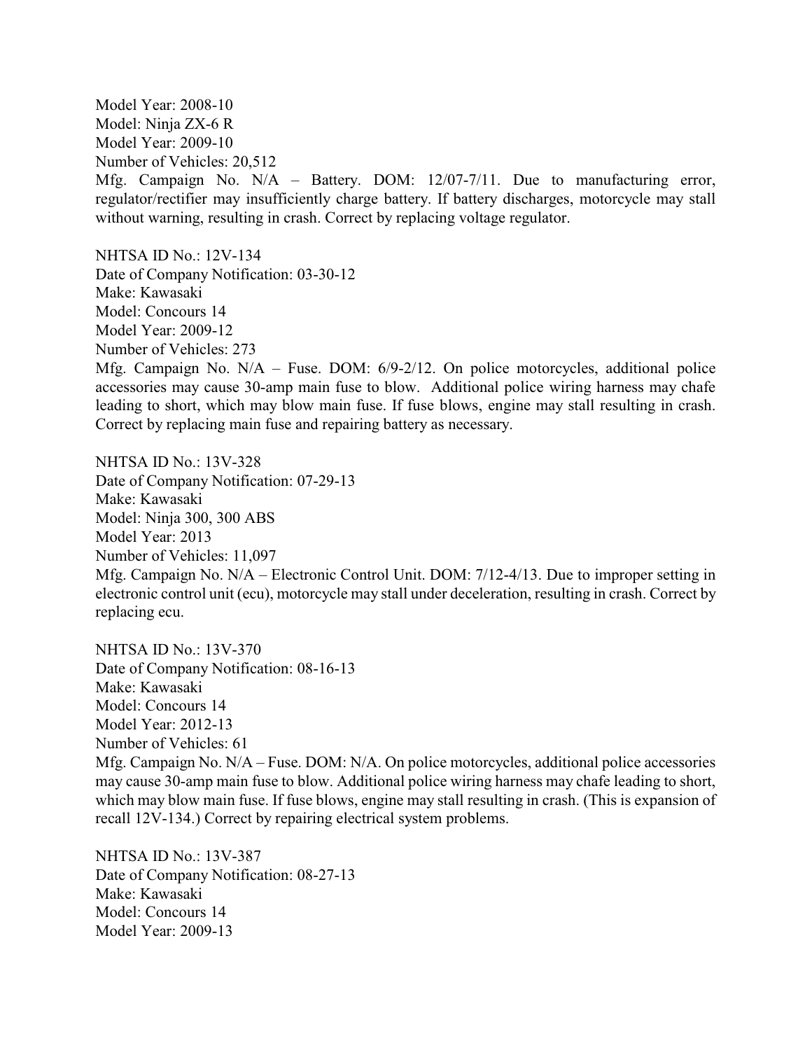Model Year: 2008-10
Model: Ninja ZX-6 R
Model Year: 2009-10
Number of Vehicles: 20,512
Mfg. Campaign No. N/A – Battery. DOM: 12/07-7/11. Due to manufacturing error, regulator/rectifier may insufficiently charge battery. If battery discharges, motorcycle may stall without warning, resulting in crash. Correct by replacing voltage regulator.

NHTSA ID No.: 12V-134
Date of Company Notification: 03-30-12
Make: Kawasaki
Model: Concours 14
Model Year: 2009-12
Number of Vehicles: 273
Mfg. Campaign No. N/A – Fuse. DOM: 6/9-2/12. On police motorcycles, additional police accessories may cause 30-amp main fuse to blow. Additional police wiring harness may chafe leading to short, which may blow main fuse. If fuse blows, engine may stall resulting in crash. Correct by replacing main fuse and repairing battery as necessary.

NHTSA ID No.: 13V-328
Date of Company Notification: 07-29-13
Make: Kawasaki
Model: Ninja 300, 300 ABS
Model Year: 2013
Number of Vehicles: 11,097
Mfg. Campaign No. N/A – Electronic Control Unit. DOM: 7/12-4/13. Due to improper setting in electronic control unit (ecu), motorcycle may stall under deceleration, resulting in crash. Correct by replacing ecu.

NHTSA ID No.: 13V-370
Date of Company Notification: 08-16-13
Make: Kawasaki
Model: Concours 14
Model Year: 2012-13
Number of Vehicles: 61
Mfg. Campaign No. N/A – Fuse. DOM: N/A. On police motorcycles, additional police accessories may cause 30-amp main fuse to blow. Additional police wiring harness may chafe leading to short, which may blow main fuse. If fuse blows, engine may stall resulting in crash. (This is expansion of recall 12V-134.) Correct by repairing electrical system problems.

NHTSA ID No.: 13V-387
Date of Company Notification: 08-27-13
Make: Kawasaki
Model: Concours 14
Model Year: 2009-13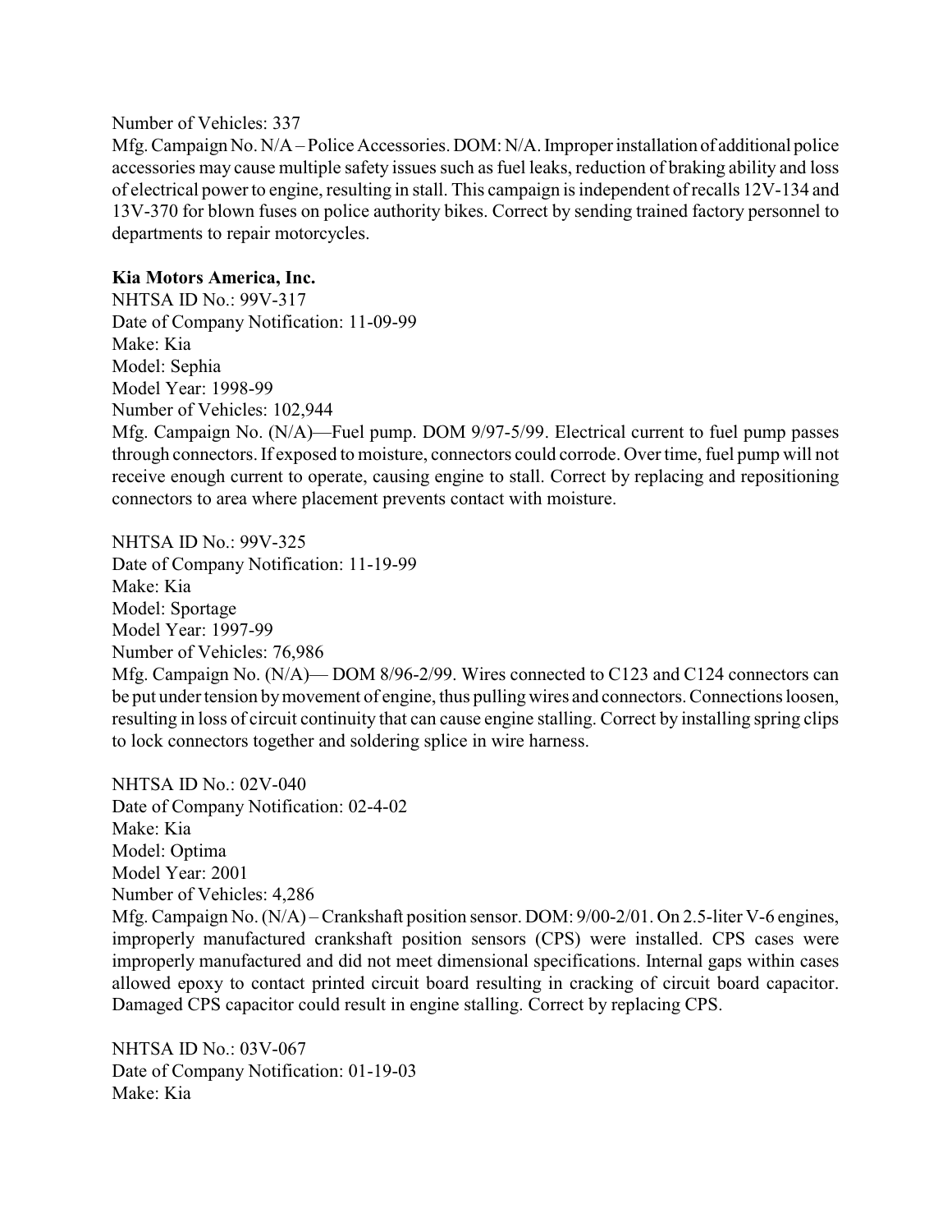Number of Vehicles: 337

Mfg. Campaign No. N/A – Police Accessories. DOM: N/A. Improper installation of additional police accessories may cause multiple safety issues such as fuel leaks, reduction of braking ability and loss of electrical power to engine, resulting in stall. This campaign is independent of recalls 12V-134 and 13V-370 for blown fuses on police authority bikes. Correct by sending trained factory personnel to departments to repair motorcycles.

**Kia Motors America, Inc.**

NHTSA ID No.: 99V-317
Date of Company Notification: 11-09-99
Make: Kia
Model: Sephia
Model Year: 1998-99
Number of Vehicles: 102,944

Mfg. Campaign No. (N/A)—Fuel pump. DOM 9/97-5/99. Electrical current to fuel pump passes through connectors. If exposed to moisture, connectors could corrode. Over time, fuel pump will not receive enough current to operate, causing engine to stall. Correct by replacing and repositioning connectors to area where placement prevents contact with moisture.

NHTSA ID No.: 99V-325
Date of Company Notification: 11-19-99
Make: Kia
Model: Sportage
Model Year: 1997-99
Number of Vehicles: 76,986

Mfg. Campaign No. (N/A)— DOM 8/96-2/99. Wires connected to C123 and C124 connectors can be put under tension by movement of engine, thus pulling wires and connectors. Connections loosen, resulting in loss of circuit continuity that can cause engine stalling. Correct by installing spring clips to lock connectors together and soldering splice in wire harness.

NHTSA ID No.: 02V-040
Date of Company Notification: 02-4-02
Make: Kia
Model: Optima
Model Year: 2001
Number of Vehicles: 4,286

Mfg. Campaign No. (N/A) – Crankshaft position sensor. DOM: 9/00-2/01. On 2.5-liter V-6 engines, improperly manufactured crankshaft position sensors (CPS) were installed. CPS cases were improperly manufactured and did not meet dimensional specifications. Internal gaps within cases allowed epoxy to contact printed circuit board resulting in cracking of circuit board capacitor. Damaged CPS capacitor could result in engine stalling. Correct by replacing CPS.

NHTSA ID No.: 03V-067
Date of Company Notification: 01-19-03
Make: Kia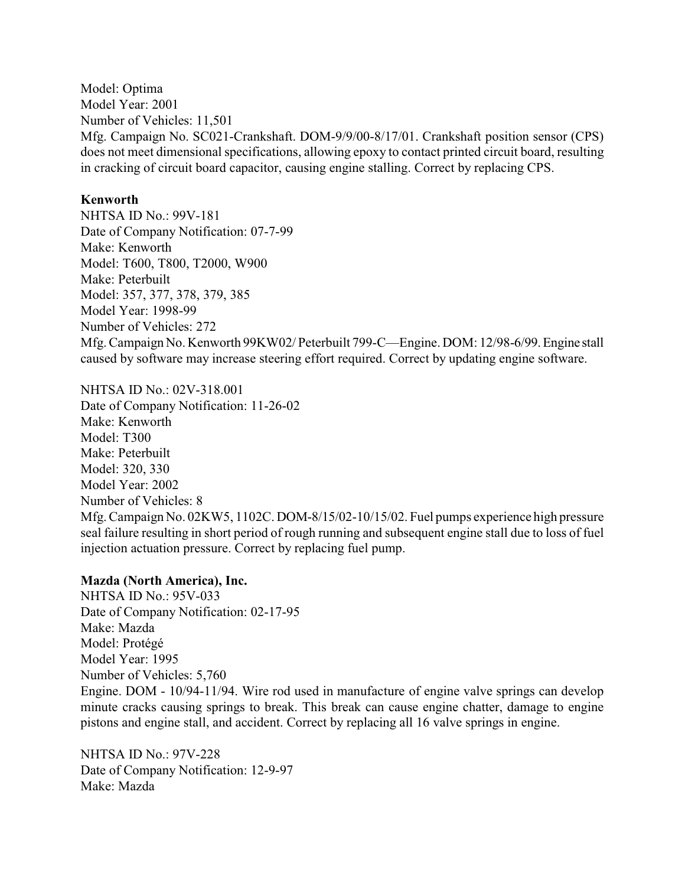Model: Optima
Model Year: 2001
Number of Vehicles: 11,501
Mfg. Campaign No. SC021-Crankshaft. DOM-9/9/00-8/17/01. Crankshaft position sensor (CPS) does not meet dimensional specifications, allowing epoxy to contact printed circuit board, resulting in cracking of circuit board capacitor, causing engine stalling. Correct by replacing CPS.

**Kenworth**
NHTSA ID No.: 99V-181
Date of Company Notification: 07-7-99
Make: Kenworth
Model: T600, T800, T2000, W900
Make: Peterbuilt
Model: 357, 377, 378, 379, 385
Model Year: 1998-99
Number of Vehicles: 272
Mfg. Campaign No. Kenworth 99KW02/ Peterbuilt 799-C—Engine. DOM: 12/98-6/99. Engine stall caused by software may increase steering effort required. Correct by updating engine software.

NHTSA ID No.: 02V-318.001
Date of Company Notification: 11-26-02
Make: Kenworth
Model: T300
Make: Peterbuilt
Model: 320, 330
Model Year: 2002
Number of Vehicles: 8
Mfg. Campaign No. 02KW5, 1102C. DOM-8/15/02-10/15/02. Fuel pumps experience high pressure seal failure resulting in short period of rough running and subsequent engine stall due to loss of fuel injection actuation pressure. Correct by replacing fuel pump.

**Mazda (North America), Inc.**
NHTSA ID No.: 95V-033
Date of Company Notification: 02-17-95
Make: Mazda
Model: Protégé
Model Year: 1995
Number of Vehicles: 5,760
Engine. DOM - 10/94-11/94. Wire rod used in manufacture of engine valve springs can develop minute cracks causing springs to break. This break can cause engine chatter, damage to engine pistons and engine stall, and accident. Correct by replacing all 16 valve springs in engine.

NHTSA ID No.: 97V-228
Date of Company Notification: 12-9-97
Make: Mazda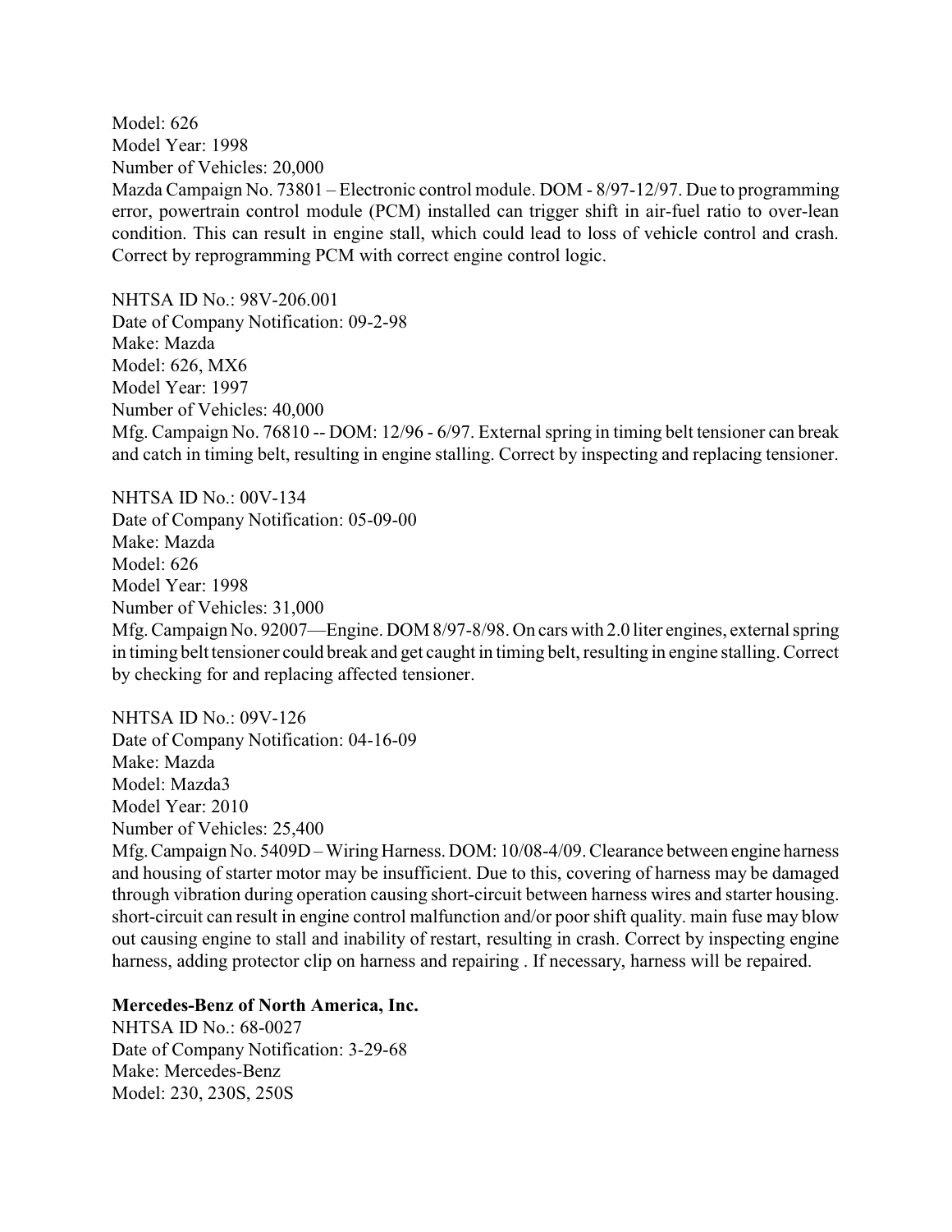Model: 626
Model Year: 1998
Number of Vehicles: 20,000
Mazda Campaign No. 73801 – Electronic control module. DOM - 8/97-12/97. Due to programming error, powertrain control module (PCM) installed can trigger shift in air-fuel ratio to over-lean condition. This can result in engine stall, which could lead to loss of vehicle control and crash. Correct by reprogramming PCM with correct engine control logic.

NHTSA ID No.: 98V-206.001
Date of Company Notification: 09-2-98
Make: Mazda
Model: 626, MX6
Model Year: 1997
Number of Vehicles: 40,000
Mfg. Campaign No. 76810 -- DOM: 12/96 - 6/97. External spring in timing belt tensioner can break and catch in timing belt, resulting in engine stalling. Correct by inspecting and replacing tensioner.

NHTSA ID No.: 00V-134
Date of Company Notification: 05-09-00
Make: Mazda
Model: 626
Model Year: 1998
Number of Vehicles: 31,000
Mfg. Campaign No. 92007—Engine. DOM 8/97-8/98. On cars with 2.0 liter engines, external spring in timing belt tensioner could break and get caught in timing belt, resulting in engine stalling. Correct by checking for and replacing affected tensioner.

NHTSA ID No.: 09V-126
Date of Company Notification: 04-16-09
Make: Mazda
Model: Mazda3
Model Year: 2010
Number of Vehicles: 25,400
Mfg. Campaign No. 5409D – Wiring Harness. DOM: 10/08-4/09. Clearance between engine harness and housing of starter motor may be insufficient. Due to this, covering of harness may be damaged through vibration during operation causing short-circuit between harness wires and starter housing. short-circuit can result in engine control malfunction and/or poor shift quality. main fuse may blow out causing engine to stall and inability of restart, resulting in crash. Correct by inspecting engine harness, adding protector clip on harness and repairing . If necessary, harness will be repaired.

**Mercedes-Benz of North America, Inc.**
NHTSA ID No.: 68-0027
Date of Company Notification: 3-29-68
Make: Mercedes-Benz
Model: 230, 230S, 250S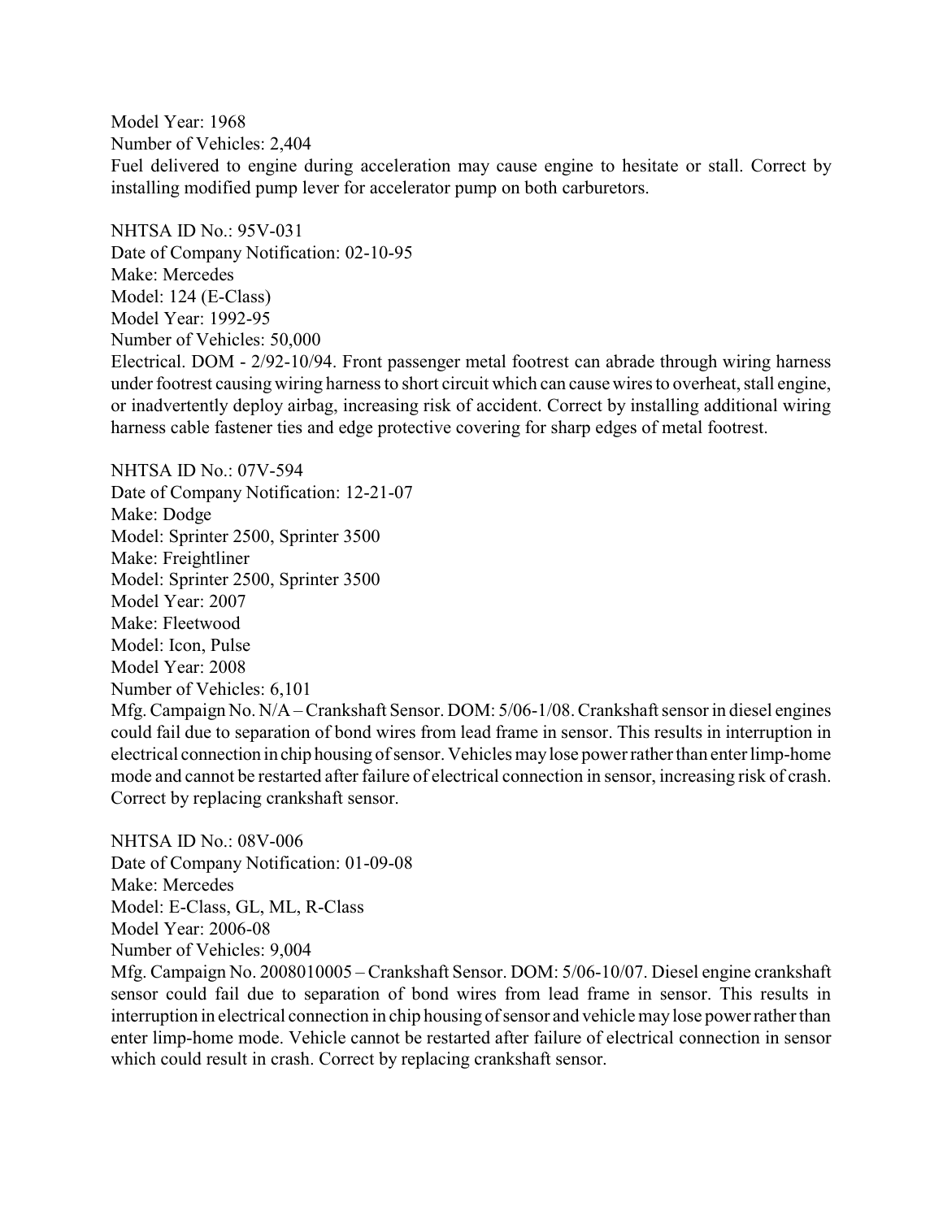Model Year: 1968
Number of Vehicles: 2,404
Fuel delivered to engine during acceleration may cause engine to hesitate or stall. Correct by installing modified pump lever for accelerator pump on both carburetors.

NHTSA ID No.: 95V-031
Date of Company Notification: 02-10-95
Make: Mercedes
Model: 124 (E-Class)
Model Year: 1992-95
Number of Vehicles: 50,000
Electrical. DOM - 2/92-10/94. Front passenger metal footrest can abrade through wiring harness under footrest causing wiring harness to short circuit which can cause wires to overheat, stall engine, or inadvertently deploy airbag, increasing risk of accident. Correct by installing additional wiring harness cable fastener ties and edge protective covering for sharp edges of metal footrest.

NHTSA ID No.: 07V-594
Date of Company Notification: 12-21-07
Make: Dodge
Model: Sprinter 2500, Sprinter 3500
Make: Freightliner
Model: Sprinter 2500, Sprinter 3500
Model Year: 2007
Make: Fleetwood
Model: Icon, Pulse
Model Year: 2008
Number of Vehicles: 6,101
Mfg. Campaign No. N/A – Crankshaft Sensor. DOM: 5/06-1/08. Crankshaft sensor in diesel engines could fail due to separation of bond wires from lead frame in sensor. This results in interruption in electrical connection in chip housing of sensor. Vehicles may lose power rather than enter limp-home mode and cannot be restarted after failure of electrical connection in sensor, increasing risk of crash. Correct by replacing crankshaft sensor.

NHTSA ID No.: 08V-006
Date of Company Notification: 01-09-08
Make: Mercedes
Model: E-Class, GL, ML, R-Class
Model Year: 2006-08
Number of Vehicles: 9,004
Mfg. Campaign No. 2008010005 – Crankshaft Sensor. DOM: 5/06-10/07. Diesel engine crankshaft sensor could fail due to separation of bond wires from lead frame in sensor. This results in interruption in electrical connection in chip housing of sensor and vehicle may lose power rather than enter limp-home mode. Vehicle cannot be restarted after failure of electrical connection in sensor which could result in crash. Correct by replacing crankshaft sensor.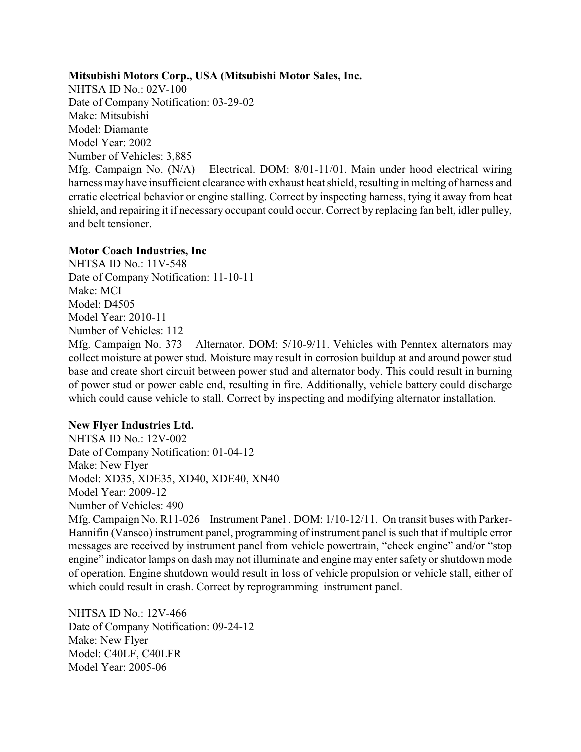**Mitsubishi Motors Corp., USA (Mitsubishi Motor Sales, Inc.**

NHTSA ID No.: 02V-100
Date of Company Notification: 03-29-02
Make: Mitsubishi
Model: Diamante
Model Year: 2002
Number of Vehicles: 3,885
Mfg. Campaign No. (N/A) – Electrical. DOM: 8/01-11/01. Main under hood electrical wiring harness may have insufficient clearance with exhaust heat shield, resulting in melting of harness and erratic electrical behavior or engine stalling. Correct by inspecting harness, tying it away from heat shield, and repairing it if necessary occupant could occur. Correct by replacing fan belt, idler pulley, and belt tensioner.

**Motor Coach Industries, Inc**

NHTSA ID No.: 11V-548
Date of Company Notification: 11-10-11
Make: MCI
Model: D4505
Model Year: 2010-11
Number of Vehicles: 112
Mfg. Campaign No. 373 – Alternator. DOM: 5/10-9/11. Vehicles with Penntex alternators may collect moisture at power stud. Moisture may result in corrosion buildup at and around power stud base and create short circuit between power stud and alternator body. This could result in burning of power stud or power cable end, resulting in fire. Additionally, vehicle battery could discharge which could cause vehicle to stall. Correct by inspecting and modifying alternator installation.

**New Flyer Industries Ltd.**

NHTSA ID No.: 12V-002
Date of Company Notification: 01-04-12
Make: New Flyer
Model: XD35, XDE35, XD40, XDE40, XN40
Model Year: 2009-12
Number of Vehicles: 490
Mfg. Campaign No. R11-026 – Instrument Panel . DOM: 1/10-12/11. On transit buses with Parker-Hannifin (Vansco) instrument panel, programming of instrument panel is such that if multiple error messages are received by instrument panel from vehicle powertrain, "check engine" and/or "stop engine" indicator lamps on dash may not illuminate and engine may enter safety or shutdown mode of operation. Engine shutdown would result in loss of vehicle propulsion or vehicle stall, either of which could result in crash. Correct by reprogramming instrument panel.

NHTSA ID No.: 12V-466
Date of Company Notification: 09-24-12
Make: New Flyer
Model: C40LF, C40LFR
Model Year: 2005-06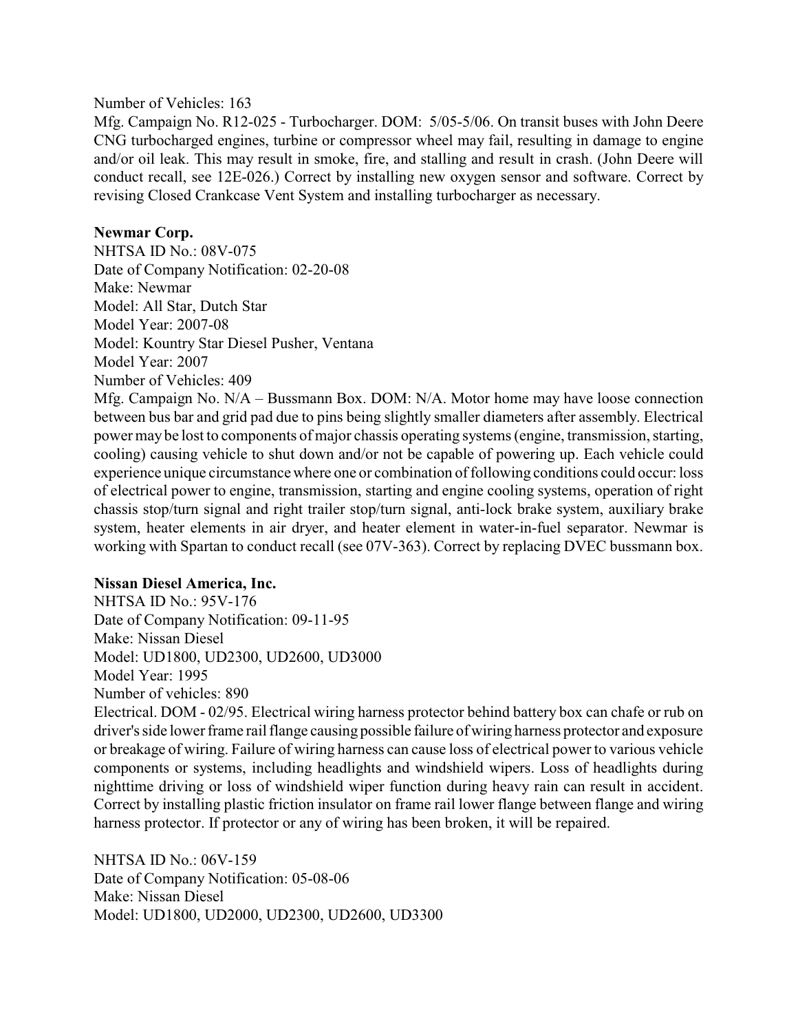Number of Vehicles: 163

Mfg. Campaign No. R12-025 - Turbocharger. DOM: 5/05-5/06. On transit buses with John Deere CNG turbocharged engines, turbine or compressor wheel may fail, resulting in damage to engine and/or oil leak. This may result in smoke, fire, and stalling and result in crash. (John Deere will conduct recall, see 12E-026.) Correct by installing new oxygen sensor and software. Correct by revising Closed Crankcase Vent System and installing turbocharger as necessary.

**Newmar Corp.**

NHTSA ID No.: 08V-075

Date of Company Notification: 02-20-08

Make: Newmar

Model: All Star, Dutch Star

Model Year: 2007-08

Model: Kountry Star Diesel Pusher, Ventana

Model Year: 2007

Number of Vehicles: 409

Mfg. Campaign No. N/A – Bussmann Box. DOM: N/A. Motor home may have loose connection between bus bar and grid pad due to pins being slightly smaller diameters after assembly. Electrical power may be lost to components of major chassis operating systems (engine, transmission, starting, cooling) causing vehicle to shut down and/or not be capable of powering up. Each vehicle could experience unique circumstance where one or combination of following conditions could occur: loss of electrical power to engine, transmission, starting and engine cooling systems, operation of right chassis stop/turn signal and right trailer stop/turn signal, anti-lock brake system, auxiliary brake system, heater elements in air dryer, and heater element in water-in-fuel separator. Newmar is working with Spartan to conduct recall (see 07V-363). Correct by replacing DVEC bussmann box.

**Nissan Diesel America, Inc.**

NHTSA ID No.: 95V-176

Date of Company Notification: 09-11-95

Make: Nissan Diesel

Model: UD1800, UD2300, UD2600, UD3000

Model Year: 1995

Number of vehicles: 890

Electrical. DOM - 02/95. Electrical wiring harness protector behind battery box can chafe or rub on driver's side lower frame rail flange causing possible failure of wiring harness protector and exposure or breakage of wiring. Failure of wiring harness can cause loss of electrical power to various vehicle components or systems, including headlights and windshield wipers. Loss of headlights during nighttime driving or loss of windshield wiper function during heavy rain can result in accident. Correct by installing plastic friction insulator on frame rail lower flange between flange and wiring harness protector. If protector or any of wiring has been broken, it will be repaired.

NHTSA ID No.: 06V-159

Date of Company Notification: 05-08-06

Make: Nissan Diesel

Model: UD1800, UD2000, UD2300, UD2600, UD3300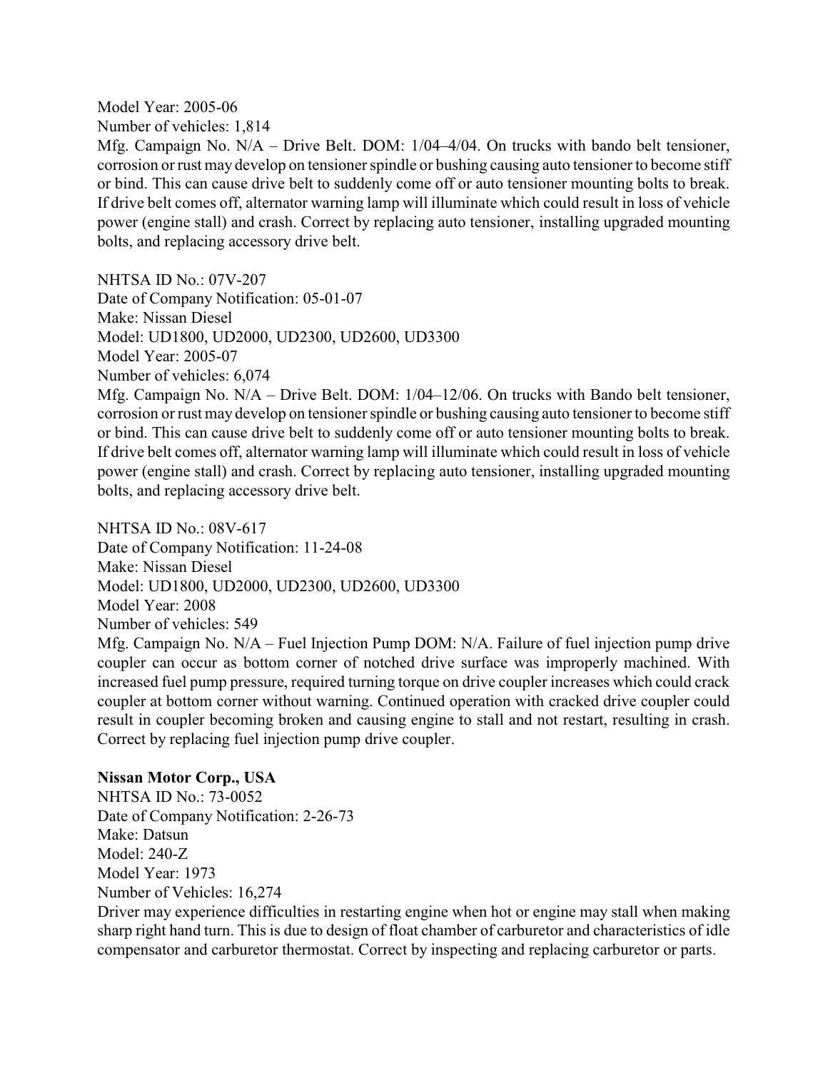Model Year: 2005-06
Number of vehicles: 1,814
Mfg. Campaign No. N/A – Drive Belt. DOM: 1/04–4/04. On trucks with bando belt tensioner, corrosion or rust may develop on tensioner spindle or bushing causing auto tensioner to become stiff or bind. This can cause drive belt to suddenly come off or auto tensioner mounting bolts to break. If drive belt comes off, alternator warning lamp will illuminate which could result in loss of vehicle power (engine stall) and crash. Correct by replacing auto tensioner, installing upgraded mounting bolts, and replacing accessory drive belt.

NHTSA ID No.: 07V-207
Date of Company Notification: 05-01-07
Make: Nissan Diesel
Model: UD1800, UD2000, UD2300, UD2600, UD3300
Model Year: 2005-07
Number of vehicles: 6,074
Mfg. Campaign No. N/A – Drive Belt. DOM: 1/04–12/06. On trucks with Bando belt tensioner, corrosion or rust may develop on tensioner spindle or bushing causing auto tensioner to become stiff or bind. This can cause drive belt to suddenly come off or auto tensioner mounting bolts to break. If drive belt comes off, alternator warning lamp will illuminate which could result in loss of vehicle power (engine stall) and crash. Correct by replacing auto tensioner, installing upgraded mounting bolts, and replacing accessory drive belt.

NHTSA ID No.: 08V-617
Date of Company Notification: 11-24-08
Make: Nissan Diesel
Model: UD1800, UD2000, UD2300, UD2600, UD3300
Model Year: 2008
Number of vehicles: 549
Mfg. Campaign No. N/A – Fuel Injection Pump DOM: N/A. Failure of fuel injection pump drive coupler can occur as bottom corner of notched drive surface was improperly machined. With increased fuel pump pressure, required turning torque on drive coupler increases which could crack coupler at bottom corner without warning. Continued operation with cracked drive coupler could result in coupler becoming broken and causing engine to stall and not restart, resulting in crash. Correct by replacing fuel injection pump drive coupler.

**Nissan Motor Corp., USA**
NHTSA ID No.: 73-0052
Date of Company Notification: 2-26-73
Make: Datsun
Model: 240-Z
Model Year: 1973
Number of Vehicles: 16,274
Driver may experience difficulties in restarting engine when hot or engine may stall when making sharp right hand turn. This is due to design of float chamber of carburetor and characteristics of idle compensator and carburetor thermostat. Correct by inspecting and replacing carburetor or parts.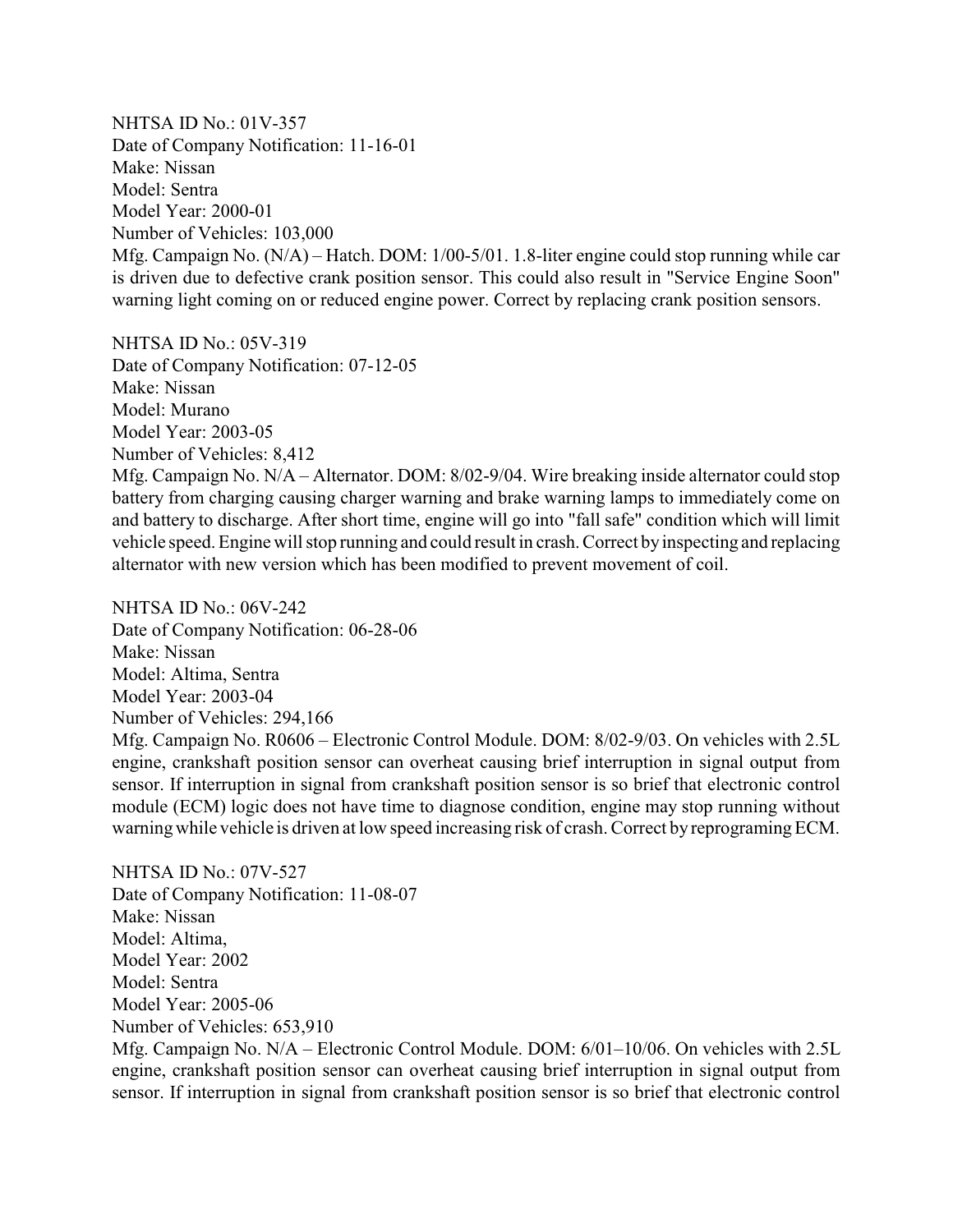NHTSA ID No.: 01V-357
Date of Company Notification: 11-16-01
Make: Nissan
Model: Sentra
Model Year: 2000-01
Number of Vehicles: 103,000
Mfg. Campaign No. (N/A) – Hatch. DOM: 1/00-5/01. 1.8-liter engine could stop running while car is driven due to defective crank position sensor. This could also result in "Service Engine Soon" warning light coming on or reduced engine power. Correct by replacing crank position sensors.

NHTSA ID No.: 05V-319
Date of Company Notification: 07-12-05
Make: Nissan
Model: Murano
Model Year: 2003-05
Number of Vehicles: 8,412
Mfg. Campaign No. N/A – Alternator. DOM: 8/02-9/04. Wire breaking inside alternator could stop battery from charging causing charger warning and brake warning lamps to immediately come on and battery to discharge. After short time, engine will go into "fall safe" condition which will limit vehicle speed. Engine will stop running and could result in crash. Correct by inspecting and replacing alternator with new version which has been modified to prevent movement of coil.

NHTSA ID No.: 06V-242
Date of Company Notification: 06-28-06
Make: Nissan
Model: Altima, Sentra
Model Year: 2003-04
Number of Vehicles: 294,166
Mfg. Campaign No. R0606 – Electronic Control Module. DOM: 8/02-9/03. On vehicles with 2.5L engine, crankshaft position sensor can overheat causing brief interruption in signal output from sensor. If interruption in signal from crankshaft position sensor is so brief that electronic control module (ECM) logic does not have time to diagnose condition, engine may stop running without warning while vehicle is driven at low speed increasing risk of crash. Correct by reprograming ECM.

NHTSA ID No.: 07V-527
Date of Company Notification: 11-08-07
Make: Nissan
Model: Altima,
Model Year: 2002
Model: Sentra
Model Year: 2005-06
Number of Vehicles: 653,910
Mfg. Campaign No. N/A – Electronic Control Module. DOM: 6/01–10/06. On vehicles with 2.5L engine, crankshaft position sensor can overheat causing brief interruption in signal output from sensor. If interruption in signal from crankshaft position sensor is so brief that electronic control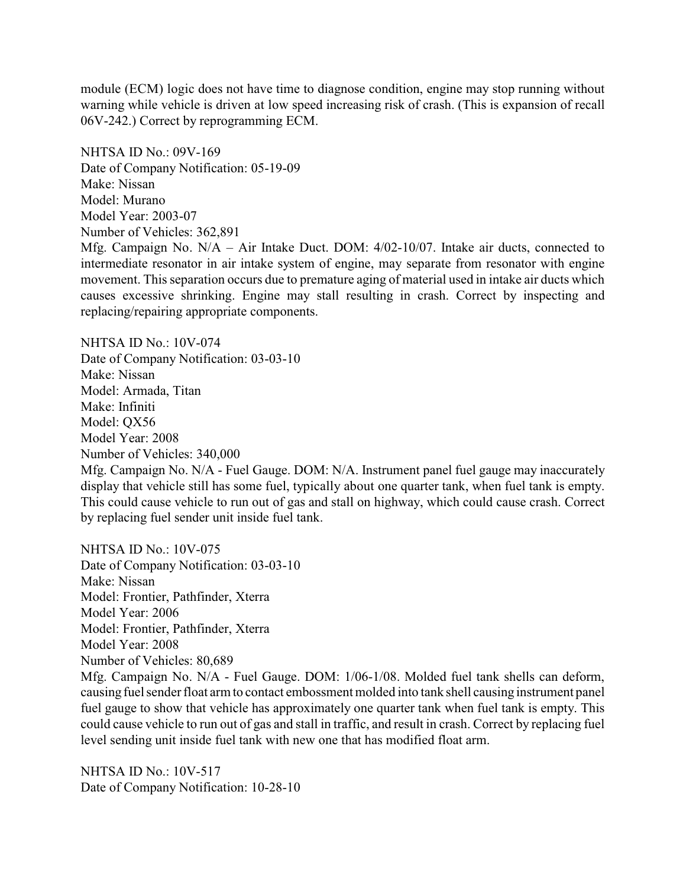module (ECM) logic does not have time to diagnose condition, engine may stop running without warning while vehicle is driven at low speed increasing risk of crash. (This is expansion of recall 06V-242.) Correct by reprogramming ECM.

NHTSA ID No.: 09V-169
Date of Company Notification: 05-19-09
Make: Nissan
Model: Murano
Model Year: 2003-07
Number of Vehicles: 362,891
Mfg. Campaign No. N/A – Air Intake Duct. DOM: 4/02-10/07. Intake air ducts, connected to intermediate resonator in air intake system of engine, may separate from resonator with engine movement. This separation occurs due to premature aging of material used in intake air ducts which causes excessive shrinking. Engine may stall resulting in crash. Correct by inspecting and replacing/repairing appropriate components.

NHTSA ID No.: 10V-074
Date of Company Notification: 03-03-10
Make: Nissan
Model: Armada, Titan
Make: Infiniti
Model: QX56
Model Year: 2008
Number of Vehicles: 340,000
Mfg. Campaign No. N/A - Fuel Gauge. DOM: N/A. Instrument panel fuel gauge may inaccurately display that vehicle still has some fuel, typically about one quarter tank, when fuel tank is empty. This could cause vehicle to run out of gas and stall on highway, which could cause crash. Correct by replacing fuel sender unit inside fuel tank.

NHTSA ID No.: 10V-075
Date of Company Notification: 03-03-10
Make: Nissan
Model: Frontier, Pathfinder, Xterra
Model Year: 2006
Model: Frontier, Pathfinder, Xterra
Model Year: 2008
Number of Vehicles: 80,689
Mfg. Campaign No. N/A - Fuel Gauge. DOM: 1/06-1/08. Molded fuel tank shells can deform, causing fuel sender float arm to contact embossment molded into tank shell causing instrument panel fuel gauge to show that vehicle has approximately one quarter tank when fuel tank is empty. This could cause vehicle to run out of gas and stall in traffic, and result in crash. Correct by replacing fuel level sending unit inside fuel tank with new one that has modified float arm.

NHTSA ID No.: 10V-517
Date of Company Notification: 10-28-10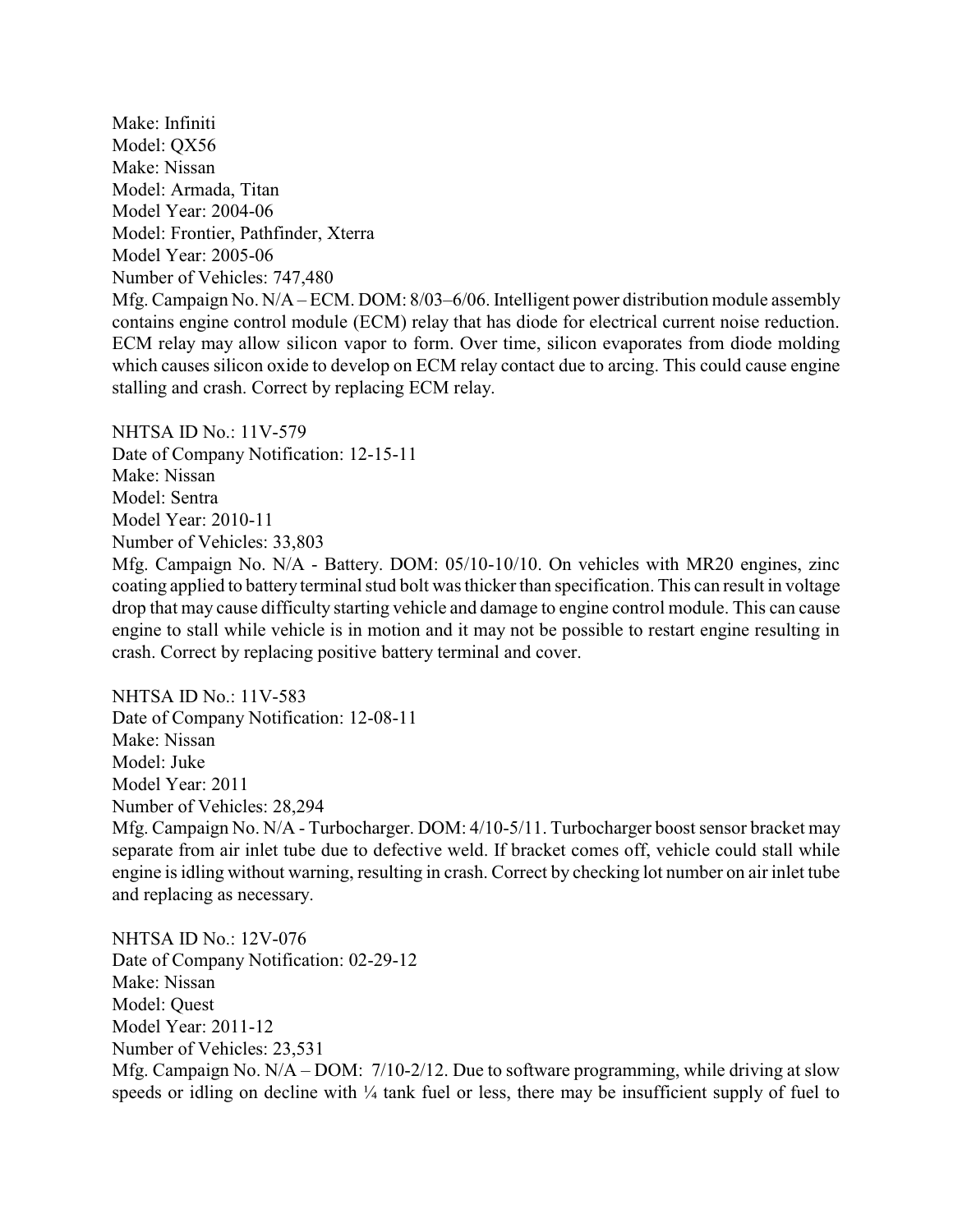Make: Infiniti
Model: QX56
Make: Nissan
Model: Armada, Titan
Model Year: 2004-06
Model: Frontier, Pathfinder, Xterra
Model Year: 2005-06
Number of Vehicles: 747,480
Mfg. Campaign No. N/A – ECM. DOM: 8/03–6/06. Intelligent power distribution module assembly contains engine control module (ECM) relay that has diode for electrical current noise reduction. ECM relay may allow silicon vapor to form. Over time, silicon evaporates from diode molding which causes silicon oxide to develop on ECM relay contact due to arcing. This could cause engine stalling and crash. Correct by replacing ECM relay.

NHTSA ID No.: 11V-579
Date of Company Notification: 12-15-11
Make: Nissan
Model: Sentra
Model Year: 2010-11
Number of Vehicles: 33,803
Mfg. Campaign No. N/A - Battery. DOM: 05/10-10/10. On vehicles with MR20 engines, zinc coating applied to battery terminal stud bolt was thicker than specification. This can result in voltage drop that may cause difficulty starting vehicle and damage to engine control module. This can cause engine to stall while vehicle is in motion and it may not be possible to restart engine resulting in crash. Correct by replacing positive battery terminal and cover.

NHTSA ID No.: 11V-583
Date of Company Notification: 12-08-11
Make: Nissan
Model: Juke
Model Year: 2011
Number of Vehicles: 28,294
Mfg. Campaign No. N/A - Turbocharger. DOM: 4/10-5/11. Turbocharger boost sensor bracket may separate from air inlet tube due to defective weld. If bracket comes off, vehicle could stall while engine is idling without warning, resulting in crash. Correct by checking lot number on air inlet tube and replacing as necessary.

NHTSA ID No.: 12V-076
Date of Company Notification: 02-29-12
Make: Nissan
Model: Quest
Model Year: 2011-12
Number of Vehicles: 23,531
Mfg. Campaign No. N/A – DOM: 7/10-2/12. Due to software programming, while driving at slow speeds or idling on decline with ¼ tank fuel or less, there may be insufficient supply of fuel to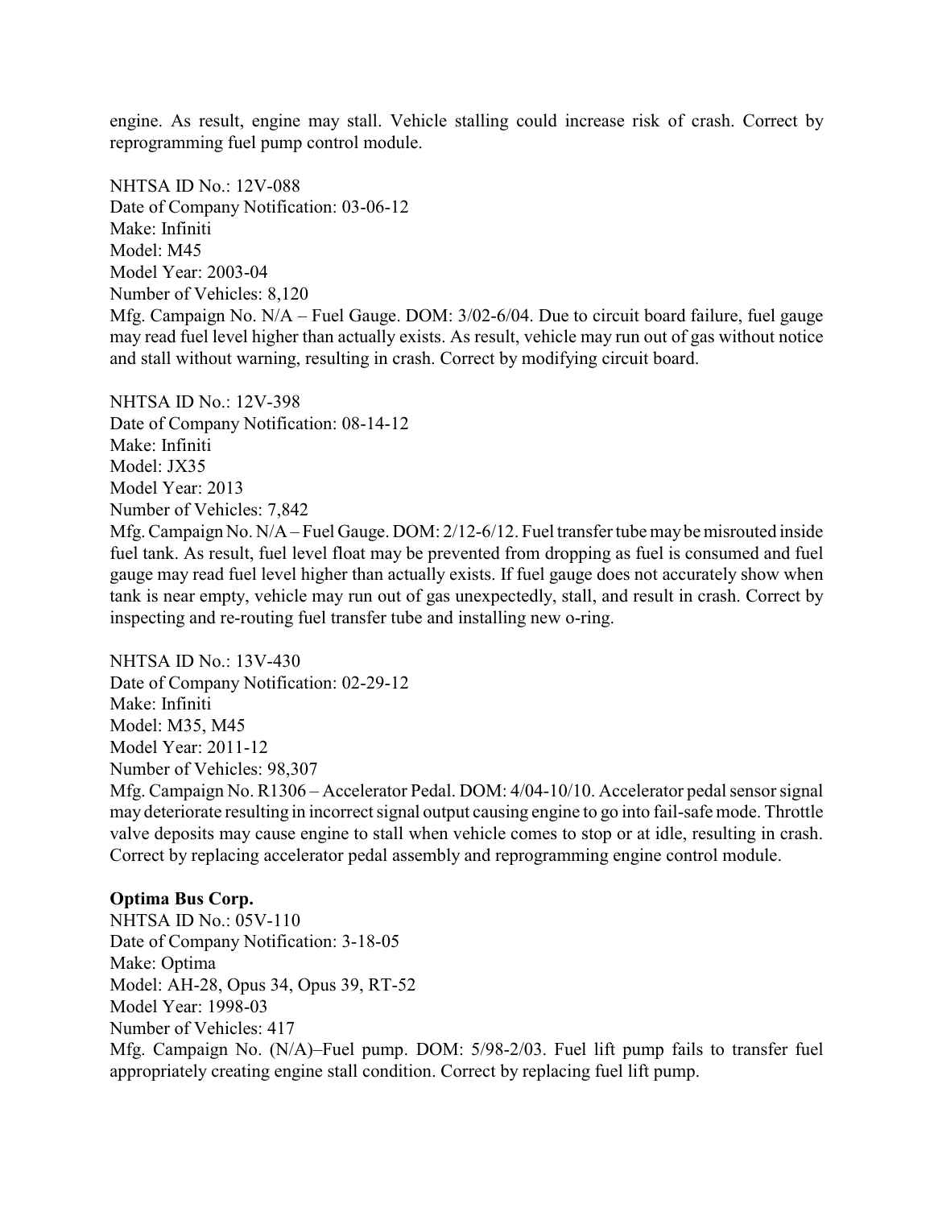engine. As result, engine may stall. Vehicle stalling could increase risk of crash. Correct by reprogramming fuel pump control module.

NHTSA ID No.: 12V-088
Date of Company Notification: 03-06-12
Make: Infiniti
Model: M45
Model Year: 2003-04
Number of Vehicles: 8,120
Mfg. Campaign No. N/A – Fuel Gauge. DOM: 3/02-6/04. Due to circuit board failure, fuel gauge may read fuel level higher than actually exists. As result, vehicle may run out of gas without notice and stall without warning, resulting in crash. Correct by modifying circuit board.

NHTSA ID No.: 12V-398
Date of Company Notification: 08-14-12
Make: Infiniti
Model: JX35
Model Year: 2013
Number of Vehicles: 7,842
Mfg. Campaign No. N/A – Fuel Gauge. DOM: 2/12-6/12. Fuel transfer tube may be misrouted inside fuel tank. As result, fuel level float may be prevented from dropping as fuel is consumed and fuel gauge may read fuel level higher than actually exists. If fuel gauge does not accurately show when tank is near empty, vehicle may run out of gas unexpectedly, stall, and result in crash. Correct by inspecting and re-routing fuel transfer tube and installing new o-ring.

NHTSA ID No.: 13V-430
Date of Company Notification: 02-29-12
Make: Infiniti
Model: M35, M45
Model Year: 2011-12
Number of Vehicles: 98,307
Mfg. Campaign No. R1306 – Accelerator Pedal. DOM: 4/04-10/10. Accelerator pedal sensor signal may deteriorate resulting in incorrect signal output causing engine to go into fail-safe mode. Throttle valve deposits may cause engine to stall when vehicle comes to stop or at idle, resulting in crash. Correct by replacing accelerator pedal assembly and reprogramming engine control module.

**Optima Bus Corp.**
NHTSA ID No.: 05V-110
Date of Company Notification: 3-18-05
Make: Optima
Model: AH-28, Opus 34, Opus 39, RT-52
Model Year: 1998-03
Number of Vehicles: 417
Mfg. Campaign No. (N/A)–Fuel pump. DOM: 5/98-2/03. Fuel lift pump fails to transfer fuel appropriately creating engine stall condition. Correct by replacing fuel lift pump.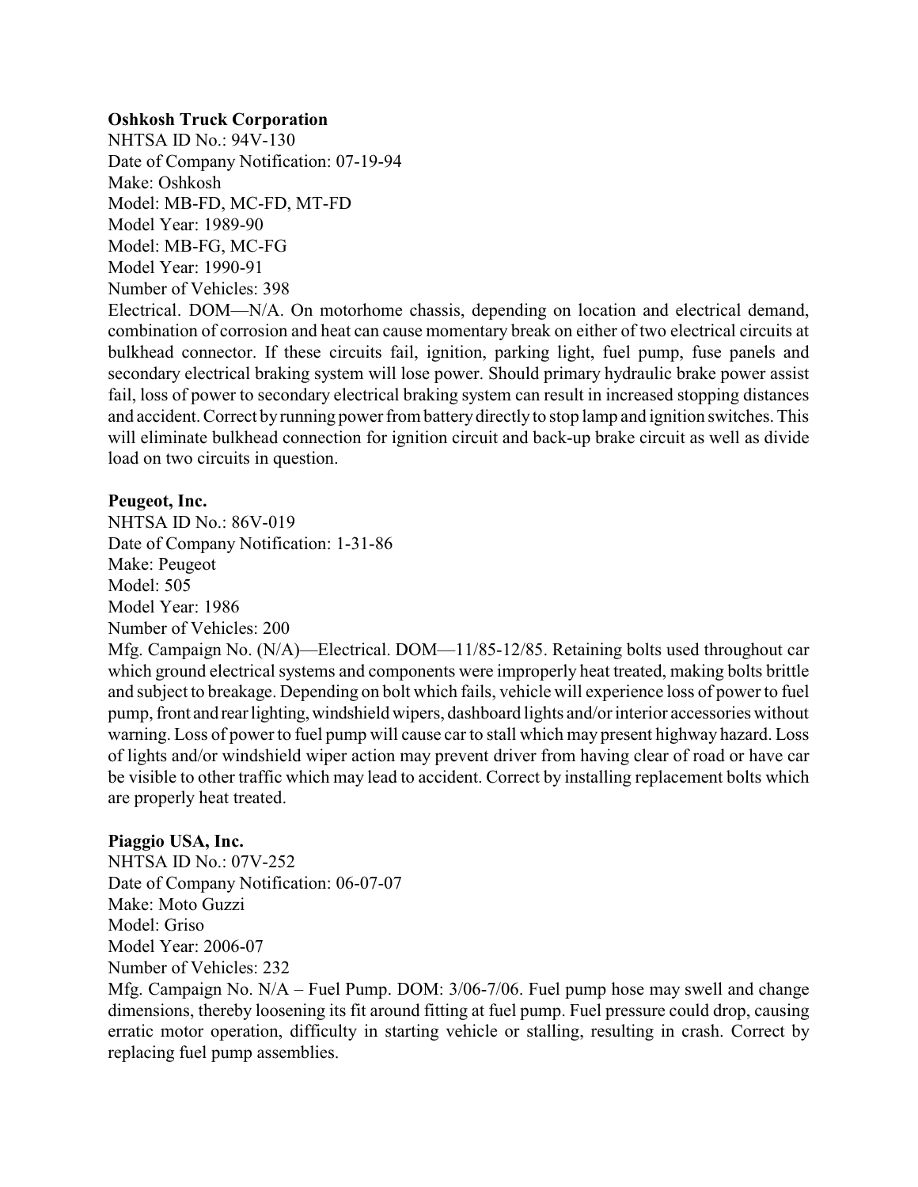**Oshkosh Truck Corporation**
NHTSA ID No.: 94V-130
Date of Company Notification: 07-19-94
Make: Oshkosh
Model: MB-FD, MC-FD, MT-FD
Model Year: 1989-90
Model: MB-FG, MC-FG
Model Year: 1990-91
Number of Vehicles: 398
Electrical. DOM—N/A. On motorhome chassis, depending on location and electrical demand, combination of corrosion and heat can cause momentary break on either of two electrical circuits at bulkhead connector. If these circuits fail, ignition, parking light, fuel pump, fuse panels and secondary electrical braking system will lose power. Should primary hydraulic brake power assist fail, loss of power to secondary electrical braking system can result in increased stopping distances and accident. Correct by running power from battery directly to stop lamp and ignition switches. This will eliminate bulkhead connection for ignition circuit and back-up brake circuit as well as divide load on two circuits in question.

**Peugeot, Inc.**
NHTSA ID No.: 86V-019
Date of Company Notification: 1-31-86
Make: Peugeot
Model: 505
Model Year: 1986
Number of Vehicles: 200
Mfg. Campaign No. (N/A)—Electrical. DOM—11/85-12/85. Retaining bolts used throughout car which ground electrical systems and components were improperly heat treated, making bolts brittle and subject to breakage. Depending on bolt which fails, vehicle will experience loss of power to fuel pump, front and rear lighting, windshield wipers, dashboard lights and/or interior accessories without warning. Loss of power to fuel pump will cause car to stall which may present highway hazard. Loss of lights and/or windshield wiper action may prevent driver from having clear of road or have car be visible to other traffic which may lead to accident. Correct by installing replacement bolts which are properly heat treated.

**Piaggio USA, Inc.**
NHTSA ID No.: 07V-252
Date of Company Notification: 06-07-07
Make: Moto Guzzi
Model: Griso
Model Year: 2006-07
Number of Vehicles: 232
Mfg. Campaign No. N/A – Fuel Pump. DOM: 3/06-7/06. Fuel pump hose may swell and change dimensions, thereby loosening its fit around fitting at fuel pump. Fuel pressure could drop, causing erratic motor operation, difficulty in starting vehicle or stalling, resulting in crash. Correct by replacing fuel pump assemblies.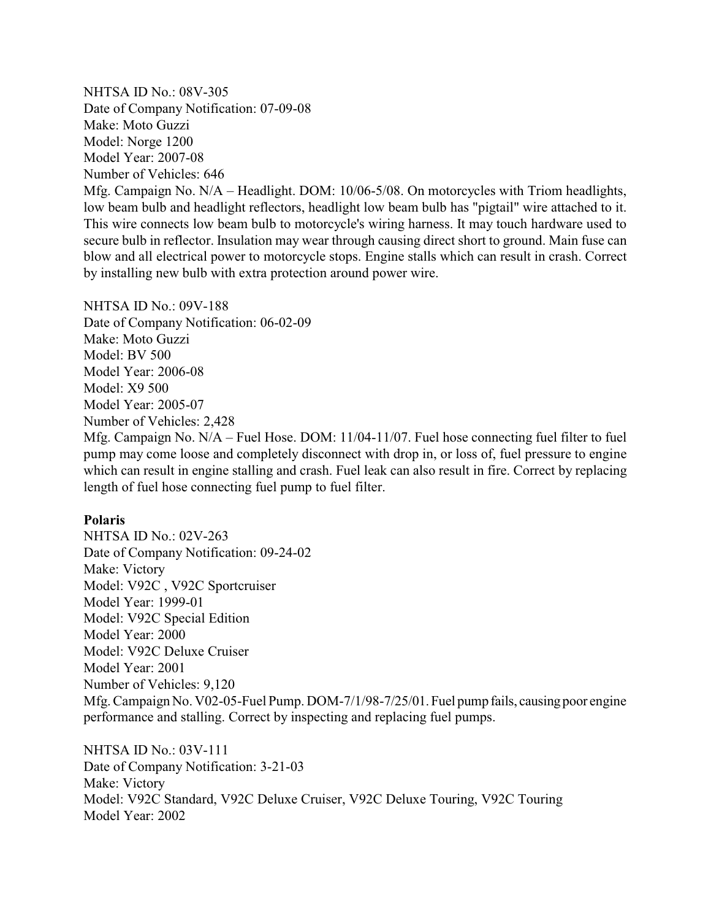NHTSA ID No.: 08V-305
Date of Company Notification: 07-09-08
Make: Moto Guzzi
Model: Norge 1200
Model Year: 2007-08
Number of Vehicles: 646
Mfg. Campaign No. N/A – Headlight. DOM: 10/06-5/08. On motorcycles with Triom headlights, low beam bulb and headlight reflectors, headlight low beam bulb has "pigtail" wire attached to it. This wire connects low beam bulb to motorcycle's wiring harness. It may touch hardware used to secure bulb in reflector. Insulation may wear through causing direct short to ground. Main fuse can blow and all electrical power to motorcycle stops. Engine stalls which can result in crash. Correct by installing new bulb with extra protection around power wire.

NHTSA ID No.: 09V-188
Date of Company Notification: 06-02-09
Make: Moto Guzzi
Model: BV 500
Model Year: 2006-08
Model: X9 500
Model Year: 2005-07
Number of Vehicles: 2,428
Mfg. Campaign No. N/A – Fuel Hose. DOM: 11/04-11/07. Fuel hose connecting fuel filter to fuel pump may come loose and completely disconnect with drop in, or loss of, fuel pressure to engine which can result in engine stalling and crash. Fuel leak can also result in fire. Correct by replacing length of fuel hose connecting fuel pump to fuel filter.

**Polaris**
NHTSA ID No.: 02V-263
Date of Company Notification: 09-24-02
Make: Victory
Model: V92C , V92C Sportcruiser
Model Year: 1999-01
Model: V92C Special Edition
Model Year: 2000
Model: V92C Deluxe Cruiser
Model Year: 2001
Number of Vehicles: 9,120
Mfg. Campaign No. V02-05-Fuel Pump. DOM-7/1/98-7/25/01. Fuel pump fails, causing poor engine performance and stalling. Correct by inspecting and replacing fuel pumps.

NHTSA ID No.: 03V-111
Date of Company Notification: 3-21-03
Make: Victory
Model: V92C Standard, V92C Deluxe Cruiser, V92C Deluxe Touring, V92C Touring
Model Year: 2002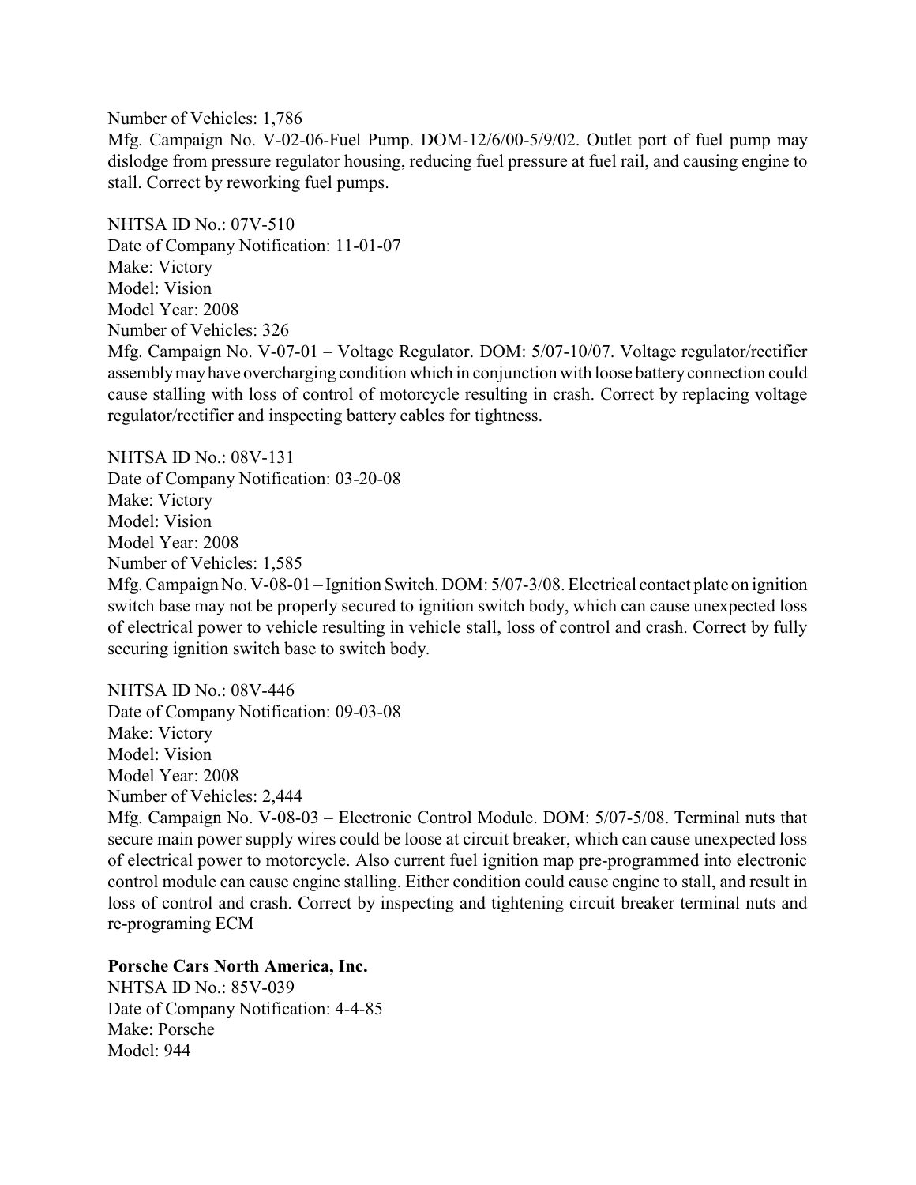Number of Vehicles: 1,786

Mfg. Campaign No. V-02-06-Fuel Pump. DOM-12/6/00-5/9/02. Outlet port of fuel pump may dislodge from pressure regulator housing, reducing fuel pressure at fuel rail, and causing engine to stall. Correct by reworking fuel pumps.

NHTSA ID No.: 07V-510
Date of Company Notification: 11-01-07
Make: Victory
Model: Vision
Model Year: 2008
Number of Vehicles: 326

Mfg. Campaign No. V-07-01 – Voltage Regulator. DOM: 5/07-10/07. Voltage regulator/rectifier assembly may have overcharging condition which in conjunction with loose battery connection could cause stalling with loss of control of motorcycle resulting in crash. Correct by replacing voltage regulator/rectifier and inspecting battery cables for tightness.

NHTSA ID No.: 08V-131
Date of Company Notification: 03-20-08
Make: Victory
Model: Vision
Model Year: 2008
Number of Vehicles: 1,585

Mfg. Campaign No. V-08-01 – Ignition Switch. DOM: 5/07-3/08. Electrical contact plate on ignition switch base may not be properly secured to ignition switch body, which can cause unexpected loss of electrical power to vehicle resulting in vehicle stall, loss of control and crash. Correct by fully securing ignition switch base to switch body.

NHTSA ID No.: 08V-446
Date of Company Notification: 09-03-08
Make: Victory
Model: Vision
Model Year: 2008
Number of Vehicles: 2,444

Mfg. Campaign No. V-08-03 – Electronic Control Module. DOM: 5/07-5/08. Terminal nuts that secure main power supply wires could be loose at circuit breaker, which can cause unexpected loss of electrical power to motorcycle. Also current fuel ignition map pre-programmed into electronic control module can cause engine stalling. Either condition could cause engine to stall, and result in loss of control and crash. Correct by inspecting and tightening circuit breaker terminal nuts and re-programing ECM

**Porsche Cars North America, Inc.**

NHTSA ID No.: 85V-039
Date of Company Notification: 4-4-85
Make: Porsche
Model: 944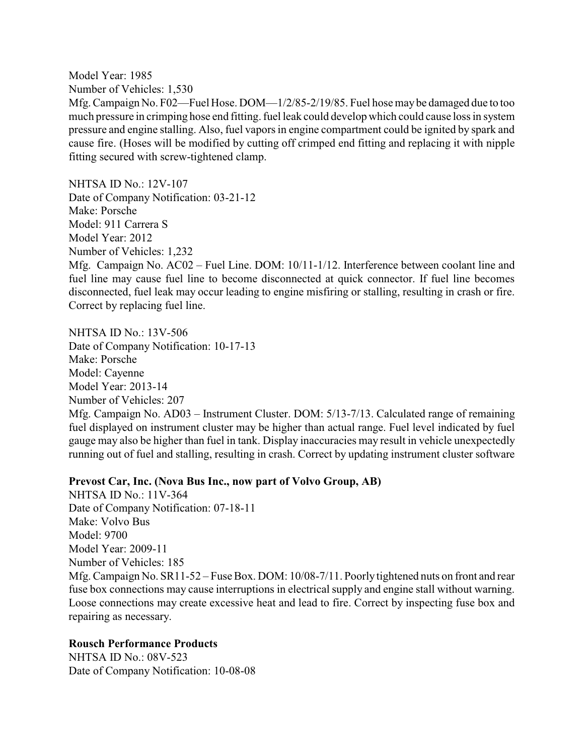Model Year: 1985
Number of Vehicles: 1,530
Mfg. Campaign No. F02—Fuel Hose. DOM—1/2/85-2/19/85. Fuel hose may be damaged due to too much pressure in crimping hose end fitting. fuel leak could develop which could cause loss in system pressure and engine stalling. Also, fuel vapors in engine compartment could be ignited by spark and cause fire. (Hoses will be modified by cutting off crimped end fitting and replacing it with nipple fitting secured with screw-tightened clamp.

NHTSA ID No.: 12V-107
Date of Company Notification: 03-21-12
Make: Porsche
Model: 911 Carrera S
Model Year: 2012
Number of Vehicles: 1,232
Mfg. Campaign No. AC02 – Fuel Line. DOM: 10/11-1/12. Interference between coolant line and fuel line may cause fuel line to become disconnected at quick connector. If fuel line becomes disconnected, fuel leak may occur leading to engine misfiring or stalling, resulting in crash or fire. Correct by replacing fuel line.

NHTSA ID No.: 13V-506
Date of Company Notification: 10-17-13
Make: Porsche
Model: Cayenne
Model Year: 2013-14
Number of Vehicles: 207
Mfg. Campaign No. AD03 – Instrument Cluster. DOM: 5/13-7/13. Calculated range of remaining fuel displayed on instrument cluster may be higher than actual range. Fuel level indicated by fuel gauge may also be higher than fuel in tank. Display inaccuracies may result in vehicle unexpectedly running out of fuel and stalling, resulting in crash. Correct by updating instrument cluster software

**Prevost Car, Inc. (Nova Bus Inc., now part of Volvo Group, AB)**
NHTSA ID No.: 11V-364
Date of Company Notification: 07-18-11
Make: Volvo Bus
Model: 9700
Model Year: 2009-11
Number of Vehicles: 185
Mfg. Campaign No. SR11-52 – Fuse Box. DOM: 10/08-7/11. Poorly tightened nuts on front and rear fuse box connections may cause interruptions in electrical supply and engine stall without warning. Loose connections may create excessive heat and lead to fire. Correct by inspecting fuse box and repairing as necessary.

**Rousch Performance Products**
NHTSA ID No.: 08V-523
Date of Company Notification: 10-08-08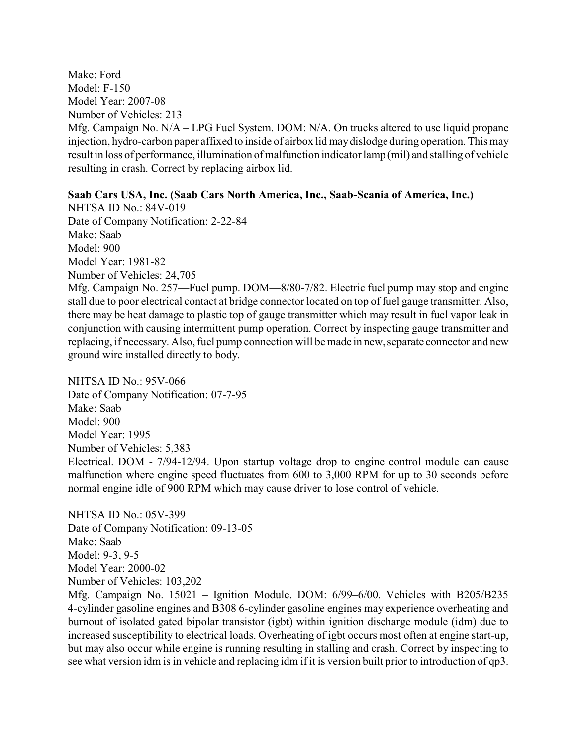Make: Ford
Model: F-150
Model Year: 2007-08
Number of Vehicles: 213
Mfg. Campaign No. N/A – LPG Fuel System. DOM: N/A. On trucks altered to use liquid propane injection, hydro-carbon paper affixed to inside of airbox lid may dislodge during operation. This may result in loss of performance, illumination of malfunction indicator lamp (mil) and stalling of vehicle resulting in crash. Correct by replacing airbox lid.

**Saab Cars USA, Inc. (Saab Cars North America, Inc., Saab-Scania of America, Inc.)**

NHTSA ID No.: 84V-019
Date of Company Notification: 2-22-84
Make: Saab
Model: 900
Model Year: 1981-82
Number of Vehicles: 24,705
Mfg. Campaign No. 257—Fuel pump. DOM—8/80-7/82. Electric fuel pump may stop and engine stall due to poor electrical contact at bridge connector located on top of fuel gauge transmitter. Also, there may be heat damage to plastic top of gauge transmitter which may result in fuel vapor leak in conjunction with causing intermittent pump operation. Correct by inspecting gauge transmitter and replacing, if necessary. Also, fuel pump connection will be made in new, separate connector and new ground wire installed directly to body.

NHTSA ID No.: 95V-066
Date of Company Notification: 07-7-95
Make: Saab
Model: 900
Model Year: 1995
Number of Vehicles: 5,383
Electrical. DOM - 7/94-12/94. Upon startup voltage drop to engine control module can cause malfunction where engine speed fluctuates from 600 to 3,000 RPM for up to 30 seconds before normal engine idle of 900 RPM which may cause driver to lose control of vehicle.

NHTSA ID No.: 05V-399
Date of Company Notification: 09-13-05
Make: Saab
Model: 9-3, 9-5
Model Year: 2000-02
Number of Vehicles: 103,202
Mfg. Campaign No. 15021 – Ignition Module. DOM: 6/99–6/00. Vehicles with B205/B235 4-cylinder gasoline engines and B308 6-cylinder gasoline engines may experience overheating and burnout of isolated gated bipolar transistor (igbt) within ignition discharge module (idm) due to increased susceptibility to electrical loads. Overheating of igbt occurs most often at engine start-up, but may also occur while engine is running resulting in stalling and crash. Correct by inspecting to see what version idm is in vehicle and replacing idm if it is version built prior to introduction of qp3.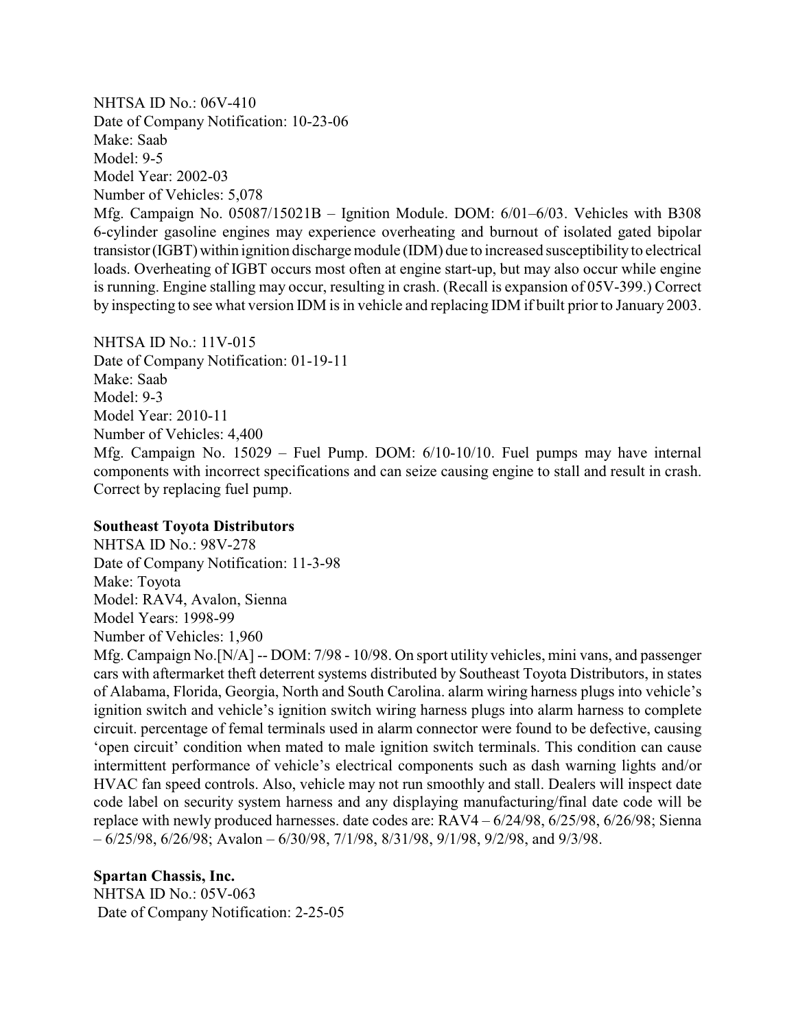NHTSA ID No.: 06V-410
Date of Company Notification: 10-23-06
Make: Saab
Model: 9-5
Model Year: 2002-03
Number of Vehicles: 5,078
Mfg. Campaign No. 05087/15021B – Ignition Module. DOM: 6/01–6/03. Vehicles with B308 6-cylinder gasoline engines may experience overheating and burnout of isolated gated bipolar transistor (IGBT) within ignition discharge module (IDM) due to increased susceptibility to electrical loads. Overheating of IGBT occurs most often at engine start-up, but may also occur while engine is running. Engine stalling may occur, resulting in crash. (Recall is expansion of 05V-399.) Correct by inspecting to see what version IDM is in vehicle and replacing IDM if built prior to January 2003.

NHTSA ID No.: 11V-015
Date of Company Notification: 01-19-11
Make: Saab
Model: 9-3
Model Year: 2010-11
Number of Vehicles: 4,400
Mfg. Campaign No. 15029 – Fuel Pump. DOM: 6/10-10/10. Fuel pumps may have internal components with incorrect specifications and can seize causing engine to stall and result in crash. Correct by replacing fuel pump.

**Southeast Toyota Distributors**
NHTSA ID No.: 98V-278
Date of Company Notification: 11-3-98
Make: Toyota
Model: RAV4, Avalon, Sienna
Model Years: 1998-99
Number of Vehicles: 1,960
Mfg. Campaign No.[N/A] -- DOM: 7/98 - 10/98. On sport utility vehicles, mini vans, and passenger cars with aftermarket theft deterrent systems distributed by Southeast Toyota Distributors, in states of Alabama, Florida, Georgia, North and South Carolina. alarm wiring harness plugs into vehicle's ignition switch and vehicle's ignition switch wiring harness plugs into alarm harness to complete circuit. percentage of femal terminals used in alarm connector were found to be defective, causing 'open circuit' condition when mated to male ignition switch terminals. This condition can cause intermittent performance of vehicle's electrical components such as dash warning lights and/or HVAC fan speed controls. Also, vehicle may not run smoothly and stall. Dealers will inspect date code label on security system harness and any displaying manufacturing/final date code will be replace with newly produced harnesses. date codes are: RAV4 – 6/24/98, 6/25/98, 6/26/98; Sienna – 6/25/98, 6/26/98; Avalon – 6/30/98, 7/1/98, 8/31/98, 9/1/98, 9/2/98, and 9/3/98.

**Spartan Chassis, Inc.**
NHTSA ID No.: 05V-063
Date of Company Notification: 2-25-05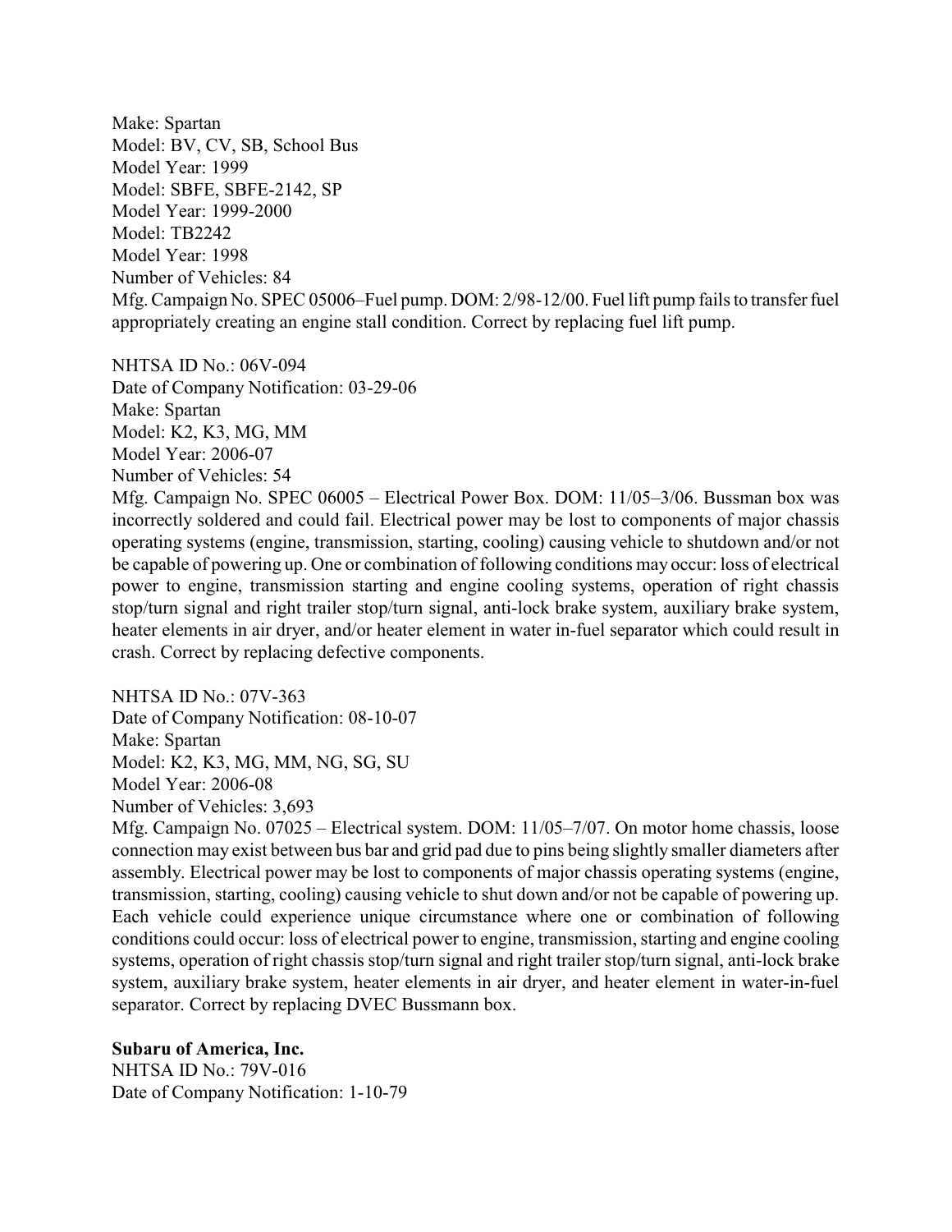Make: Spartan
Model: BV, CV, SB, School Bus
Model Year: 1999
Model: SBFE, SBFE-2142, SP
Model Year: 1999-2000
Model: TB2242
Model Year: 1998
Number of Vehicles: 84
Mfg. Campaign No. SPEC 05006–Fuel pump. DOM: 2/98-12/00. Fuel lift pump fails to transfer fuel appropriately creating an engine stall condition. Correct by replacing fuel lift pump.

NHTSA ID No.: 06V-094
Date of Company Notification: 03-29-06
Make: Spartan
Model: K2, K3, MG, MM
Model Year: 2006-07
Number of Vehicles: 54
Mfg. Campaign No. SPEC 06005 – Electrical Power Box. DOM: 11/05–3/06. Bussman box was incorrectly soldered and could fail. Electrical power may be lost to components of major chassis operating systems (engine, transmission, starting, cooling) causing vehicle to shutdown and/or not be capable of powering up. One or combination of following conditions may occur: loss of electrical power to engine, transmission starting and engine cooling systems, operation of right chassis stop/turn signal and right trailer stop/turn signal, anti-lock brake system, auxiliary brake system, heater elements in air dryer, and/or heater element in water in-fuel separator which could result in crash. Correct by replacing defective components.

NHTSA ID No.: 07V-363
Date of Company Notification: 08-10-07
Make: Spartan
Model: K2, K3, MG, MM, NG, SG, SU
Model Year: 2006-08
Number of Vehicles: 3,693
Mfg. Campaign No. 07025 – Electrical system. DOM: 11/05–7/07. On motor home chassis, loose connection may exist between bus bar and grid pad due to pins being slightly smaller diameters after assembly. Electrical power may be lost to components of major chassis operating systems (engine, transmission, starting, cooling) causing vehicle to shut down and/or not be capable of powering up. Each vehicle could experience unique circumstance where one or combination of following conditions could occur: loss of electrical power to engine, transmission, starting and engine cooling systems, operation of right chassis stop/turn signal and right trailer stop/turn signal, anti-lock brake system, auxiliary brake system, heater elements in air dryer, and heater element in water-in-fuel separator. Correct by replacing DVEC Bussmann box.

**Subaru of America, Inc.**
NHTSA ID No.: 79V-016
Date of Company Notification: 1-10-79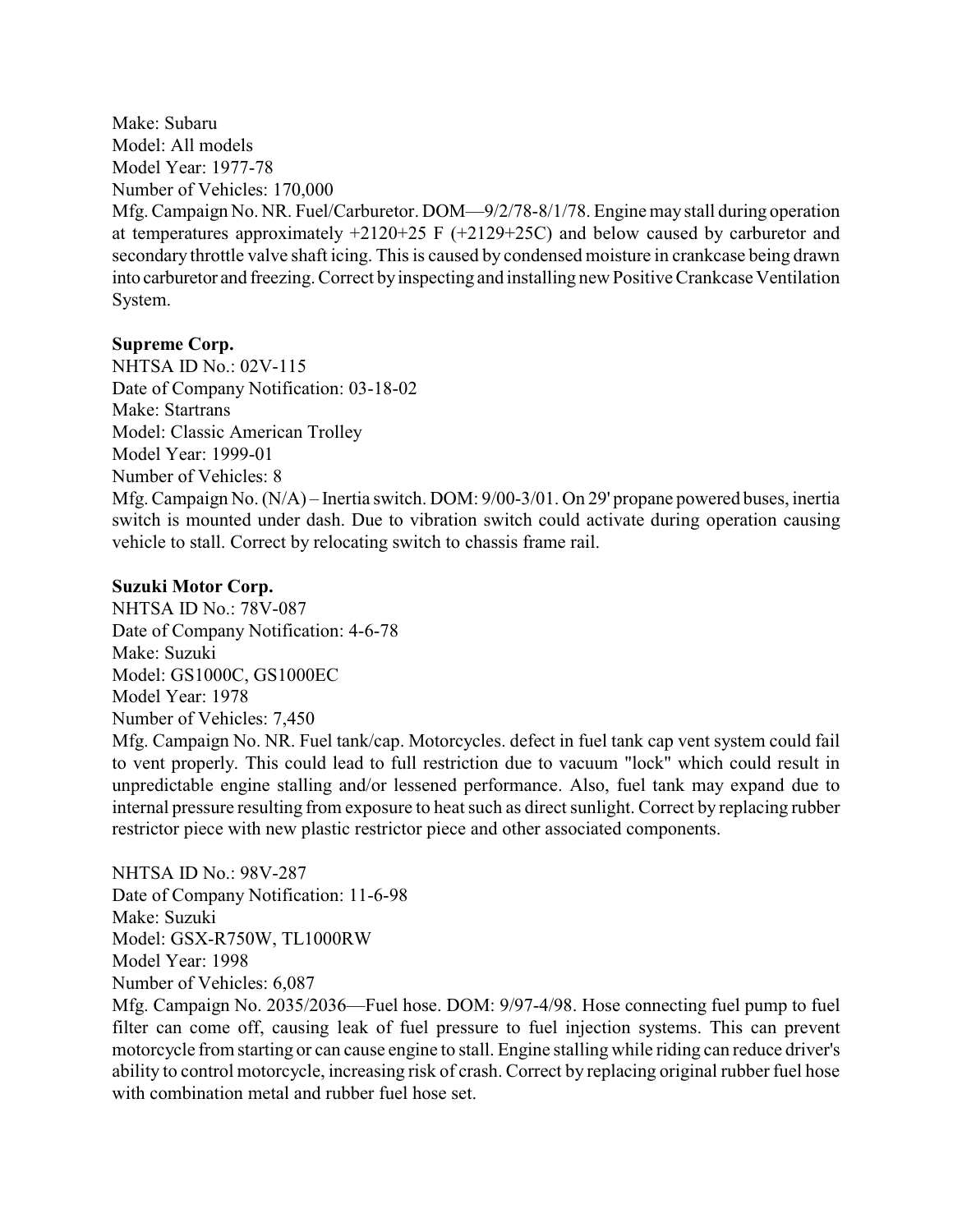Make: Subaru
Model: All models
Model Year: 1977-78
Number of Vehicles: 170,000
Mfg. Campaign No. NR. Fuel/Carburetor. DOM—9/2/78-8/1/78. Engine may stall during operation at temperatures approximately +2120+25 F (+2129+25C) and below caused by carburetor and secondary throttle valve shaft icing. This is caused by condensed moisture in crankcase being drawn into carburetor and freezing. Correct by inspecting and installing new Positive Crankcase Ventilation System.

**Supreme Corp.**
NHTSA ID No.: 02V-115
Date of Company Notification: 03-18-02
Make: Startrans
Model: Classic American Trolley
Model Year: 1999-01
Number of Vehicles: 8
Mfg. Campaign No. (N/A) – Inertia switch. DOM: 9/00-3/01. On 29' propane powered buses, inertia switch is mounted under dash. Due to vibration switch could activate during operation causing vehicle to stall. Correct by relocating switch to chassis frame rail.

**Suzuki Motor Corp.**
NHTSA ID No.: 78V-087
Date of Company Notification: 4-6-78
Make: Suzuki
Model: GS1000C, GS1000EC
Model Year: 1978
Number of Vehicles: 7,450
Mfg. Campaign No. NR. Fuel tank/cap. Motorcycles. defect in fuel tank cap vent system could fail to vent properly. This could lead to full restriction due to vacuum "lock" which could result in unpredictable engine stalling and/or lessened performance. Also, fuel tank may expand due to internal pressure resulting from exposure to heat such as direct sunlight. Correct by replacing rubber restrictor piece with new plastic restrictor piece and other associated components.

NHTSA ID No.: 98V-287
Date of Company Notification: 11-6-98
Make: Suzuki
Model: GSX-R750W, TL1000RW
Model Year: 1998
Number of Vehicles: 6,087
Mfg. Campaign No. 2035/2036—Fuel hose. DOM: 9/97-4/98. Hose connecting fuel pump to fuel filter can come off, causing leak of fuel pressure to fuel injection systems. This can prevent motorcycle from starting or can cause engine to stall. Engine stalling while riding can reduce driver's ability to control motorcycle, increasing risk of crash. Correct by replacing original rubber fuel hose with combination metal and rubber fuel hose set.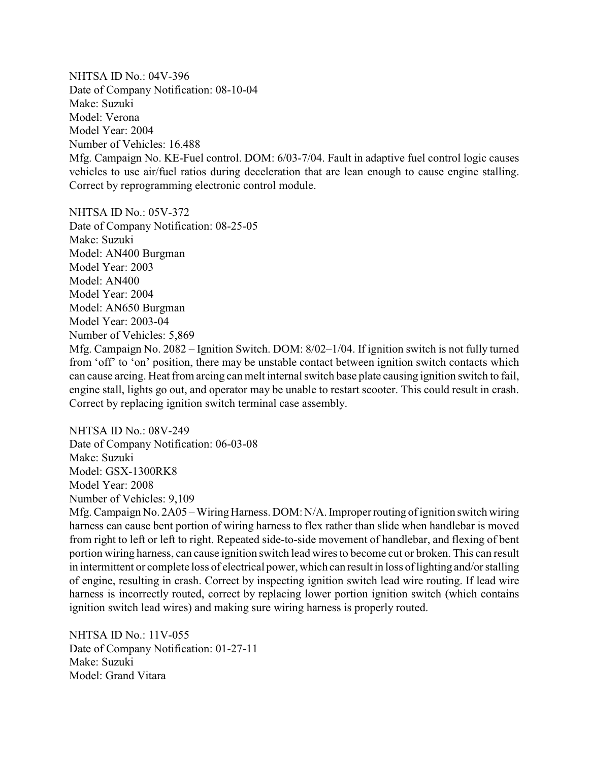NHTSA ID No.: 04V-396
Date of Company Notification: 08-10-04
Make: Suzuki
Model: Verona
Model Year: 2004
Number of Vehicles: 16.488
Mfg. Campaign No. KE-Fuel control. DOM: 6/03-7/04. Fault in adaptive fuel control logic causes vehicles to use air/fuel ratios during deceleration that are lean enough to cause engine stalling. Correct by reprogramming electronic control module.

NHTSA ID No.: 05V-372
Date of Company Notification: 08-25-05
Make: Suzuki
Model: AN400 Burgman
Model Year: 2003
Model: AN400
Model Year: 2004
Model: AN650 Burgman
Model Year: 2003-04
Number of Vehicles: 5,869
Mfg. Campaign No. 2082 – Ignition Switch. DOM: 8/02–1/04. If ignition switch is not fully turned from 'off' to 'on' position, there may be unstable contact between ignition switch contacts which can cause arcing. Heat from arcing can melt internal switch base plate causing ignition switch to fail, engine stall, lights go out, and operator may be unable to restart scooter. This could result in crash. Correct by replacing ignition switch terminal case assembly.

NHTSA ID No.: 08V-249
Date of Company Notification: 06-03-08
Make: Suzuki
Model: GSX-1300RK8
Model Year: 2008
Number of Vehicles: 9,109
Mfg. Campaign No. 2A05 – Wiring Harness. DOM: N/A. Improper routing of ignition switch wiring harness can cause bent portion of wiring harness to flex rather than slide when handlebar is moved from right to left or left to right. Repeated side-to-side movement of handlebar, and flexing of bent portion wiring harness, can cause ignition switch lead wires to become cut or broken. This can result in intermittent or complete loss of electrical power, which can result in loss of lighting and/or stalling of engine, resulting in crash. Correct by inspecting ignition switch lead wire routing. If lead wire harness is incorrectly routed, correct by replacing lower portion ignition switch (which contains ignition switch lead wires) and making sure wiring harness is properly routed.

NHTSA ID No.: 11V-055
Date of Company Notification: 01-27-11
Make: Suzuki
Model: Grand Vitara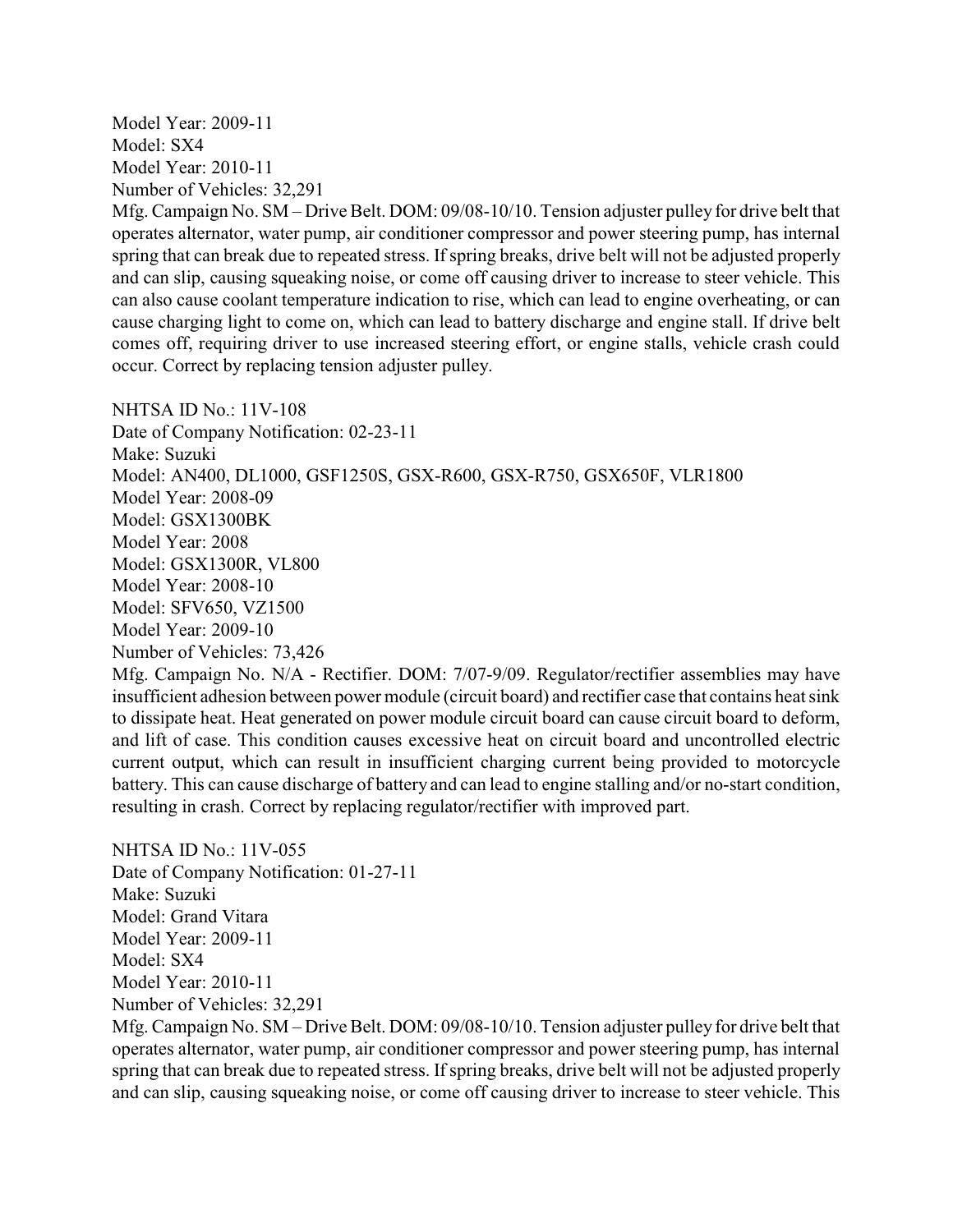Model Year: 2009-11
Model: SX4
Model Year: 2010-11
Number of Vehicles: 32,291
Mfg. Campaign No. SM – Drive Belt. DOM: 09/08-10/10. Tension adjuster pulley for drive belt that operates alternator, water pump, air conditioner compressor and power steering pump, has internal spring that can break due to repeated stress. If spring breaks, drive belt will not be adjusted properly and can slip, causing squeaking noise, or come off causing driver to increase to steer vehicle. This can also cause coolant temperature indication to rise, which can lead to engine overheating, or can cause charging light to come on, which can lead to battery discharge and engine stall. If drive belt comes off, requiring driver to use increased steering effort, or engine stalls, vehicle crash could occur. Correct by replacing tension adjuster pulley.

NHTSA ID No.: 11V-108
Date of Company Notification: 02-23-11
Make: Suzuki
Model: AN400, DL1000, GSF1250S, GSX-R600, GSX-R750, GSX650F, VLR1800
Model Year: 2008-09
Model: GSX1300BK
Model Year: 2008
Model: GSX1300R, VL800
Model Year: 2008-10
Model: SFV650, VZ1500
Model Year: 2009-10
Number of Vehicles: 73,426
Mfg. Campaign No. N/A - Rectifier. DOM: 7/07-9/09. Regulator/rectifier assemblies may have insufficient adhesion between power module (circuit board) and rectifier case that contains heat sink to dissipate heat. Heat generated on power module circuit board can cause circuit board to deform, and lift of case. This condition causes excessive heat on circuit board and uncontrolled electric current output, which can result in insufficient charging current being provided to motorcycle battery. This can cause discharge of battery and can lead to engine stalling and/or no-start condition, resulting in crash. Correct by replacing regulator/rectifier with improved part.

NHTSA ID No.: 11V-055
Date of Company Notification: 01-27-11
Make: Suzuki
Model: Grand Vitara
Model Year: 2009-11
Model: SX4
Model Year: 2010-11
Number of Vehicles: 32,291
Mfg. Campaign No. SM – Drive Belt. DOM: 09/08-10/10. Tension adjuster pulley for drive belt that operates alternator, water pump, air conditioner compressor and power steering pump, has internal spring that can break due to repeated stress. If spring breaks, drive belt will not be adjusted properly and can slip, causing squeaking noise, or come off causing driver to increase to steer vehicle. This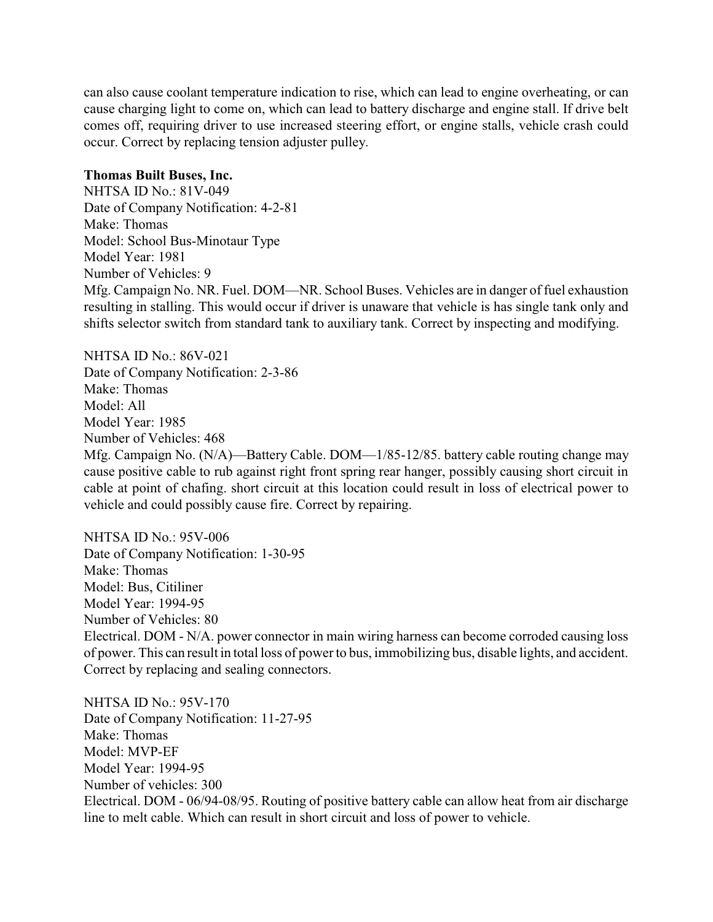can also cause coolant temperature indication to rise, which can lead to engine overheating, or can cause charging light to come on, which can lead to battery discharge and engine stall. If drive belt comes off, requiring driver to use increased steering effort, or engine stalls, vehicle crash could occur. Correct by replacing tension adjuster pulley.

**Thomas Built Buses, Inc.**

NHTSA ID No.: 81V-049
Date of Company Notification: 4-2-81
Make: Thomas
Model: School Bus-Minotaur Type
Model Year: 1981
Number of Vehicles: 9
Mfg. Campaign No. NR. Fuel. DOM—NR. School Buses. Vehicles are in danger of fuel exhaustion resulting in stalling. This would occur if driver is unaware that vehicle is has single tank only and shifts selector switch from standard tank to auxiliary tank. Correct by inspecting and modifying.

NHTSA ID No.: 86V-021
Date of Company Notification: 2-3-86
Make: Thomas
Model: All
Model Year: 1985
Number of Vehicles: 468
Mfg. Campaign No. (N/A)—Battery Cable. DOM—1/85-12/85. battery cable routing change may cause positive cable to rub against right front spring rear hanger, possibly causing short circuit in cable at point of chafing. short circuit at this location could result in loss of electrical power to vehicle and could possibly cause fire. Correct by repairing.

NHTSA ID No.: 95V-006
Date of Company Notification: 1-30-95
Make: Thomas
Model: Bus, Citiliner
Model Year: 1994-95
Number of Vehicles: 80
Electrical. DOM - N/A. power connector in main wiring harness can become corroded causing loss of power. This can result in total loss of power to bus, immobilizing bus, disable lights, and accident. Correct by replacing and sealing connectors.

NHTSA ID No.: 95V-170
Date of Company Notification: 11-27-95
Make: Thomas
Model: MVP-EF
Model Year: 1994-95
Number of vehicles: 300
Electrical. DOM - 06/94-08/95. Routing of positive battery cable can allow heat from air discharge line to melt cable. Which can result in short circuit and loss of power to vehicle.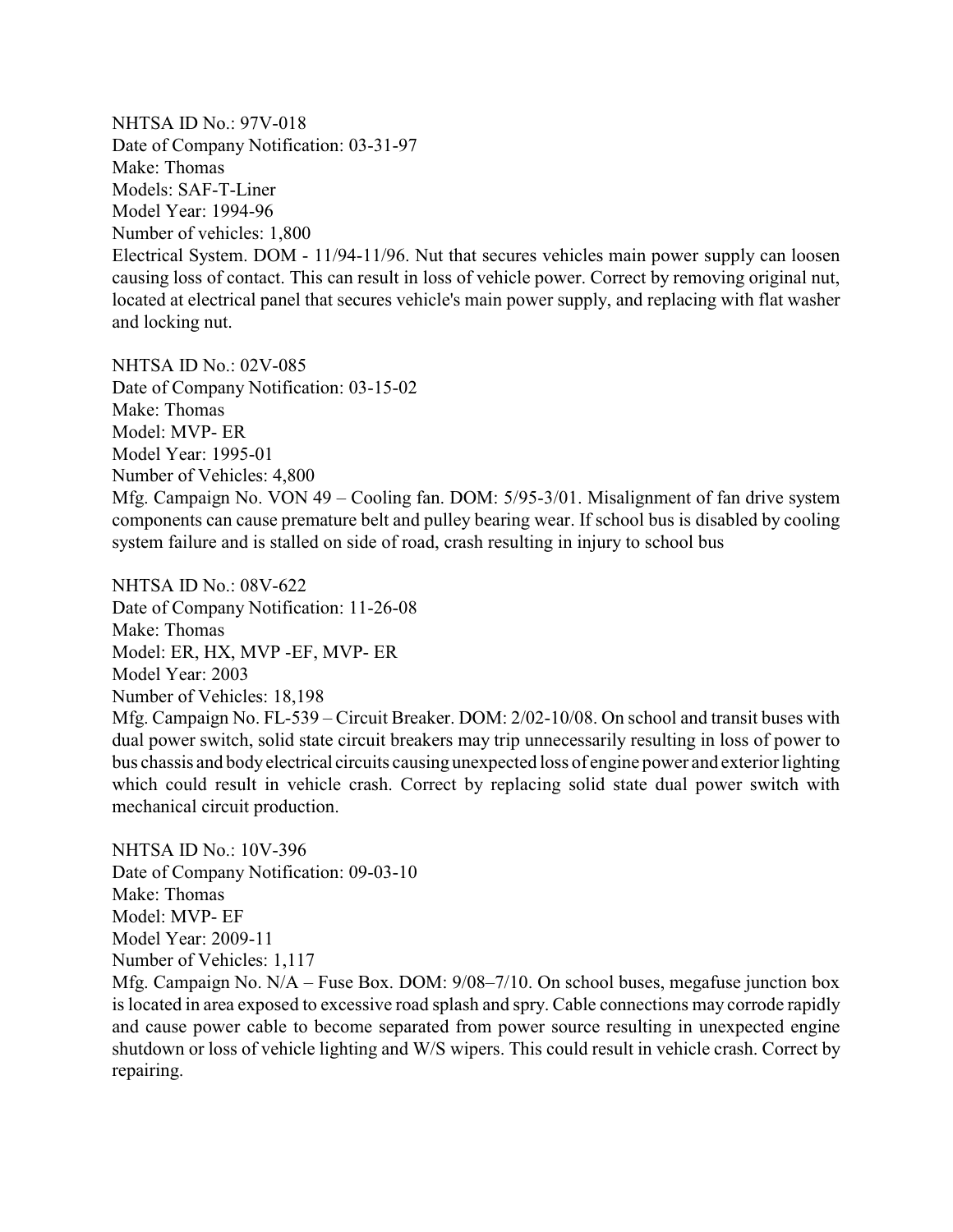NHTSA ID No.: 97V-018
Date of Company Notification: 03-31-97
Make: Thomas
Models: SAF-T-Liner
Model Year: 1994-96
Number of vehicles: 1,800
Electrical System. DOM - 11/94-11/96. Nut that secures vehicles main power supply can loosen causing loss of contact. This can result in loss of vehicle power. Correct by removing original nut, located at electrical panel that secures vehicle's main power supply, and replacing with flat washer and locking nut.

NHTSA ID No.: 02V-085
Date of Company Notification: 03-15-02
Make: Thomas
Model: MVP- ER
Model Year: 1995-01
Number of Vehicles: 4,800
Mfg. Campaign No. VON 49 – Cooling fan. DOM: 5/95-3/01. Misalignment of fan drive system components can cause premature belt and pulley bearing wear. If school bus is disabled by cooling system failure and is stalled on side of road, crash resulting in injury to school bus

NHTSA ID No.: 08V-622
Date of Company Notification: 11-26-08
Make: Thomas
Model: ER, HX, MVP -EF, MVP- ER
Model Year: 2003
Number of Vehicles: 18,198
Mfg. Campaign No. FL-539 – Circuit Breaker. DOM: 2/02-10/08. On school and transit buses with dual power switch, solid state circuit breakers may trip unnecessarily resulting in loss of power to bus chassis and body electrical circuits causing unexpected loss of engine power and exterior lighting which could result in vehicle crash. Correct by replacing solid state dual power switch with mechanical circuit production.

NHTSA ID No.: 10V-396
Date of Company Notification: 09-03-10
Make: Thomas
Model: MVP- EF
Model Year: 2009-11
Number of Vehicles: 1,117
Mfg. Campaign No. N/A – Fuse Box. DOM: 9/08–7/10. On school buses, megafuse junction box is located in area exposed to excessive road splash and spry. Cable connections may corrode rapidly and cause power cable to become separated from power source resulting in unexpected engine shutdown or loss of vehicle lighting and W/S wipers. This could result in vehicle crash. Correct by repairing.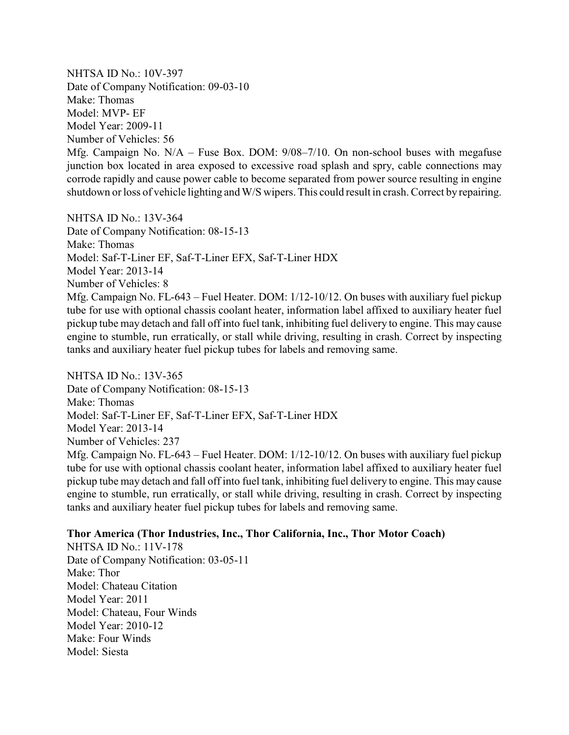NHTSA ID No.: 10V-397
Date of Company Notification: 09-03-10
Make: Thomas
Model: MVP- EF
Model Year: 2009-11
Number of Vehicles: 56
Mfg. Campaign No. N/A – Fuse Box. DOM: 9/08–7/10. On non-school buses with megafuse junction box located in area exposed to excessive road splash and spry, cable connections may corrode rapidly and cause power cable to become separated from power source resulting in engine shutdown or loss of vehicle lighting and W/S wipers. This could result in crash. Correct by repairing.

NHTSA ID No.: 13V-364
Date of Company Notification: 08-15-13
Make: Thomas
Model: Saf-T-Liner EF, Saf-T-Liner EFX, Saf-T-Liner HDX
Model Year: 2013-14
Number of Vehicles: 8
Mfg. Campaign No. FL-643 – Fuel Heater. DOM: 1/12-10/12. On buses with auxiliary fuel pickup tube for use with optional chassis coolant heater, information label affixed to auxiliary heater fuel pickup tube may detach and fall off into fuel tank, inhibiting fuel delivery to engine. This may cause engine to stumble, run erratically, or stall while driving, resulting in crash. Correct by inspecting tanks and auxiliary heater fuel pickup tubes for labels and removing same.

NHTSA ID No.: 13V-365
Date of Company Notification: 08-15-13
Make: Thomas
Model: Saf-T-Liner EF, Saf-T-Liner EFX, Saf-T-Liner HDX
Model Year: 2013-14
Number of Vehicles: 237
Mfg. Campaign No. FL-643 – Fuel Heater. DOM: 1/12-10/12. On buses with auxiliary fuel pickup tube for use with optional chassis coolant heater, information label affixed to auxiliary heater fuel pickup tube may detach and fall off into fuel tank, inhibiting fuel delivery to engine. This may cause engine to stumble, run erratically, or stall while driving, resulting in crash. Correct by inspecting tanks and auxiliary heater fuel pickup tubes for labels and removing same.

**Thor America (Thor Industries, Inc., Thor California, Inc., Thor Motor Coach)**
NHTSA ID No.: 11V-178
Date of Company Notification: 03-05-11
Make: Thor
Model: Chateau Citation
Model Year: 2011
Model: Chateau, Four Winds
Model Year: 2010-12
Make: Four Winds
Model: Siesta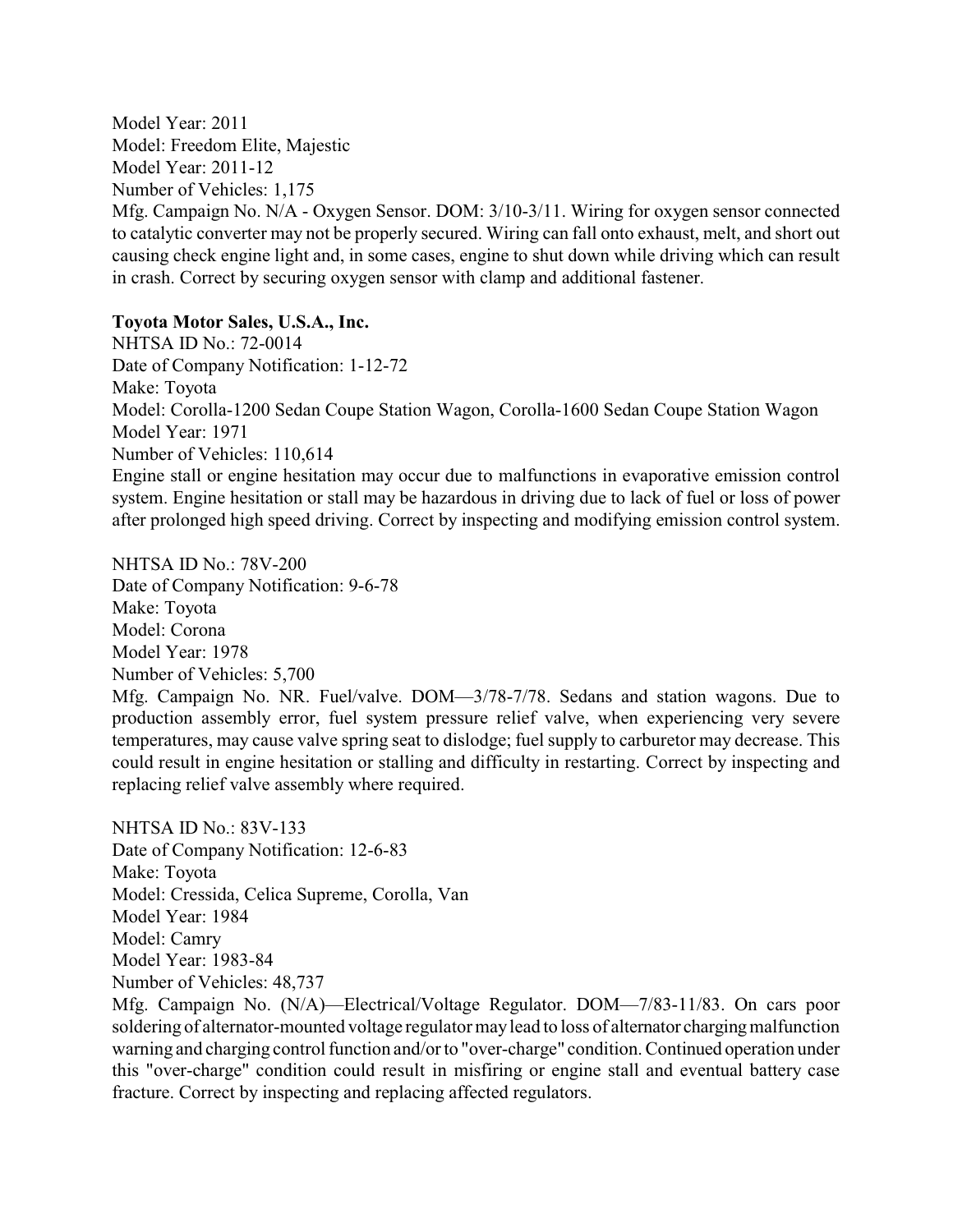Model Year: 2011
Model: Freedom Elite, Majestic
Model Year: 2011-12
Number of Vehicles: 1,175
Mfg. Campaign No. N/A - Oxygen Sensor. DOM: 3/10-3/11. Wiring for oxygen sensor connected to catalytic converter may not be properly secured. Wiring can fall onto exhaust, melt, and short out causing check engine light and, in some cases, engine to shut down while driving which can result in crash. Correct by securing oxygen sensor with clamp and additional fastener.

**Toyota Motor Sales, U.S.A., Inc.**
NHTSA ID No.: 72-0014
Date of Company Notification: 1-12-72
Make: Toyota
Model: Corolla-1200 Sedan Coupe Station Wagon, Corolla-1600 Sedan Coupe Station Wagon
Model Year: 1971
Number of Vehicles: 110,614
Engine stall or engine hesitation may occur due to malfunctions in evaporative emission control system. Engine hesitation or stall may be hazardous in driving due to lack of fuel or loss of power after prolonged high speed driving. Correct by inspecting and modifying emission control system.

NHTSA ID No.: 78V-200
Date of Company Notification: 9-6-78
Make: Toyota
Model: Corona
Model Year: 1978
Number of Vehicles: 5,700
Mfg. Campaign No. NR. Fuel/valve. DOM—3/78-7/78. Sedans and station wagons. Due to production assembly error, fuel system pressure relief valve, when experiencing very severe temperatures, may cause valve spring seat to dislodge; fuel supply to carburetor may decrease. This could result in engine hesitation or stalling and difficulty in restarting. Correct by inspecting and replacing relief valve assembly where required.

NHTSA ID No.: 83V-133
Date of Company Notification: 12-6-83
Make: Toyota
Model: Cressida, Celica Supreme, Corolla, Van
Model Year: 1984
Model: Camry
Model Year: 1983-84
Number of Vehicles: 48,737
Mfg. Campaign No. (N/A)—Electrical/Voltage Regulator. DOM—7/83-11/83. On cars poor soldering of alternator-mounted voltage regulator may lead to loss of alternator charging malfunction warning and charging control function and/or to "over-charge" condition. Continued operation under this "over-charge" condition could result in misfiring or engine stall and eventual battery case fracture. Correct by inspecting and replacing affected regulators.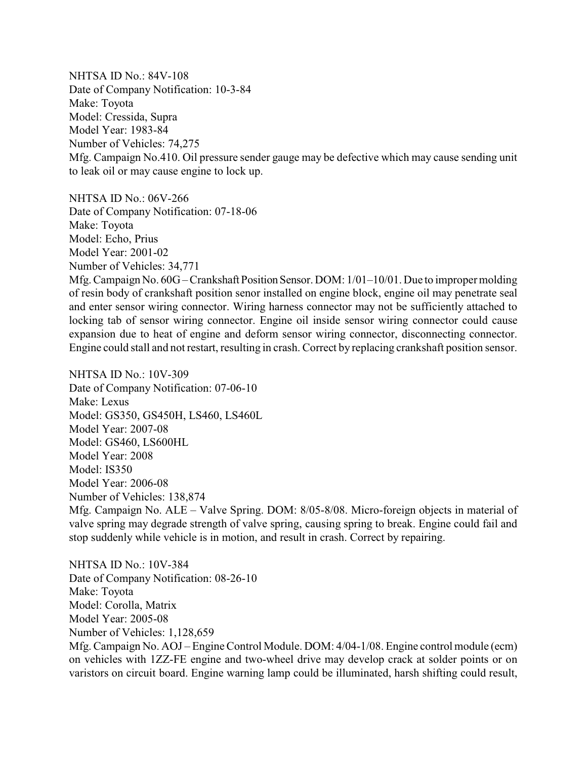NHTSA ID No.: 84V-108
Date of Company Notification: 10-3-84
Make: Toyota
Model: Cressida, Supra
Model Year: 1983-84
Number of Vehicles: 74,275
Mfg. Campaign No.410. Oil pressure sender gauge may be defective which may cause sending unit to leak oil or may cause engine to lock up.

NHTSA ID No.: 06V-266
Date of Company Notification: 07-18-06
Make: Toyota
Model: Echo, Prius
Model Year: 2001-02
Number of Vehicles: 34,771
Mfg. Campaign No. 60G – Crankshaft Position Sensor. DOM: 1/01–10/01. Due to improper molding of resin body of crankshaft position senor installed on engine block, engine oil may penetrate seal and enter sensor wiring connector. Wiring harness connector may not be sufficiently attached to locking tab of sensor wiring connector. Engine oil inside sensor wiring connector could cause expansion due to heat of engine and deform sensor wiring connector, disconnecting connector. Engine could stall and not restart, resulting in crash. Correct by replacing crankshaft position sensor.

NHTSA ID No.: 10V-309
Date of Company Notification: 07-06-10
Make: Lexus
Model: GS350, GS450H, LS460, LS460L
Model Year: 2007-08
Model: GS460, LS600HL
Model Year: 2008
Model: IS350
Model Year: 2006-08
Number of Vehicles: 138,874
Mfg. Campaign No. ALE – Valve Spring. DOM: 8/05-8/08. Micro-foreign objects in material of valve spring may degrade strength of valve spring, causing spring to break. Engine could fail and stop suddenly while vehicle is in motion, and result in crash. Correct by repairing.

NHTSA ID No.: 10V-384
Date of Company Notification: 08-26-10
Make: Toyota
Model: Corolla, Matrix
Model Year: 2005-08
Number of Vehicles: 1,128,659
Mfg. Campaign No. AOJ – Engine Control Module. DOM: 4/04-1/08. Engine control module (ecm) on vehicles with 1ZZ-FE engine and two-wheel drive may develop crack at solder points or on varistors on circuit board. Engine warning lamp could be illuminated, harsh shifting could result,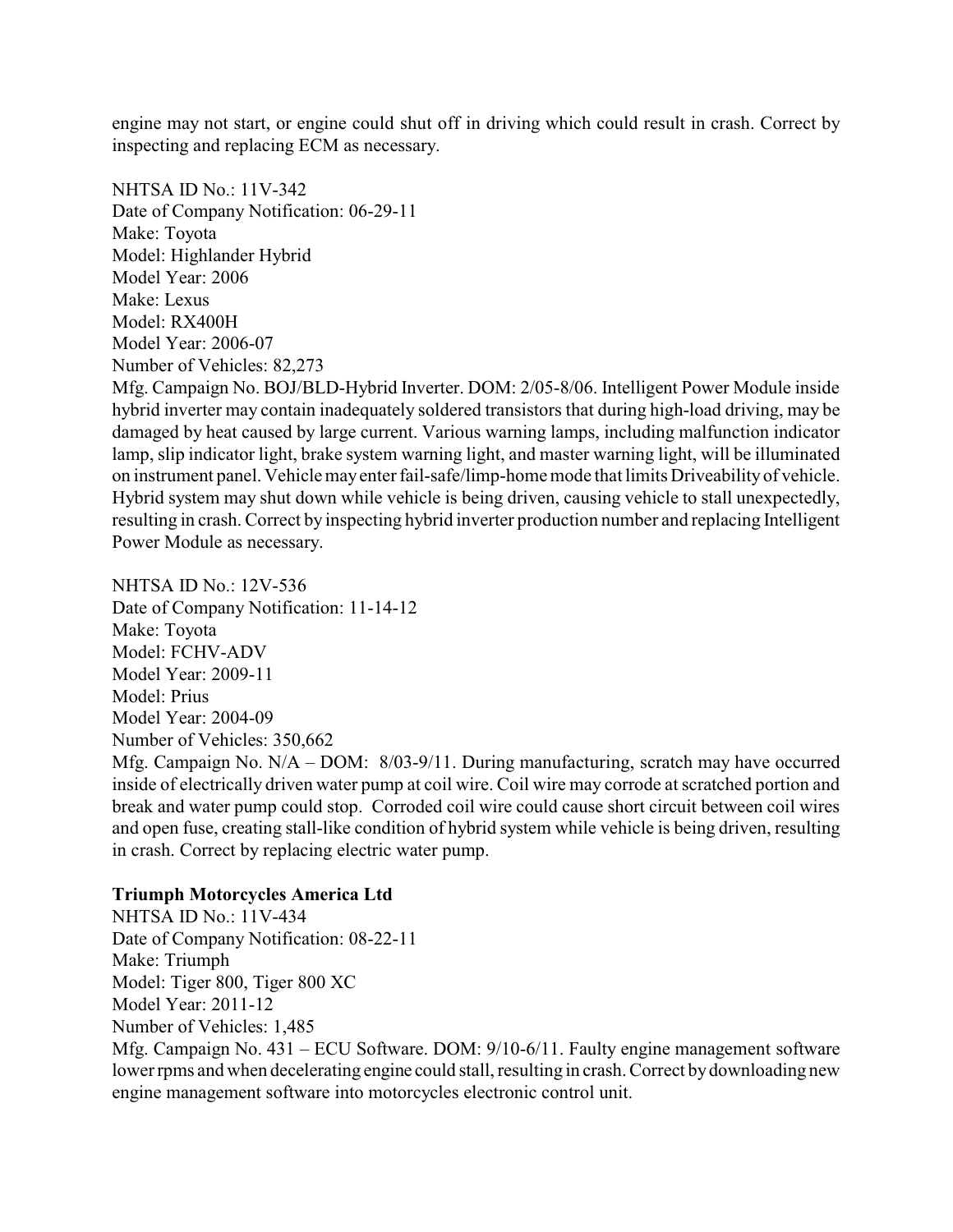engine may not start, or engine could shut off in driving which could result in crash. Correct by inspecting and replacing ECM as necessary.

NHTSA ID No.: 11V-342
Date of Company Notification: 06-29-11
Make: Toyota
Model: Highlander Hybrid
Model Year: 2006
Make: Lexus
Model: RX400H
Model Year: 2006-07
Number of Vehicles: 82,273
Mfg. Campaign No. BOJ/BLD-Hybrid Inverter. DOM: 2/05-8/06. Intelligent Power Module inside hybrid inverter may contain inadequately soldered transistors that during high-load driving, may be damaged by heat caused by large current. Various warning lamps, including malfunction indicator lamp, slip indicator light, brake system warning light, and master warning light, will be illuminated on instrument panel. Vehicle may enter fail-safe/limp-home mode that limits Driveability of vehicle. Hybrid system may shut down while vehicle is being driven, causing vehicle to stall unexpectedly, resulting in crash. Correct by inspecting hybrid inverter production number and replacing Intelligent Power Module as necessary.

NHTSA ID No.: 12V-536
Date of Company Notification: 11-14-12
Make: Toyota
Model: FCHV-ADV
Model Year: 2009-11
Model: Prius
Model Year: 2004-09
Number of Vehicles: 350,662
Mfg. Campaign No. N/A – DOM: 8/03-9/11. During manufacturing, scratch may have occurred inside of electrically driven water pump at coil wire. Coil wire may corrode at scratched portion and break and water pump could stop. Corroded coil wire could cause short circuit between coil wires and open fuse, creating stall-like condition of hybrid system while vehicle is being driven, resulting in crash. Correct by replacing electric water pump.

**Triumph Motorcycles America Ltd**
NHTSA ID No.: 11V-434
Date of Company Notification: 08-22-11
Make: Triumph
Model: Tiger 800, Tiger 800 XC
Model Year: 2011-12
Number of Vehicles: 1,485
Mfg. Campaign No. 431 – ECU Software. DOM: 9/10-6/11. Faulty engine management software lower rpms and when decelerating engine could stall, resulting in crash. Correct by downloading new engine management software into motorcycles electronic control unit.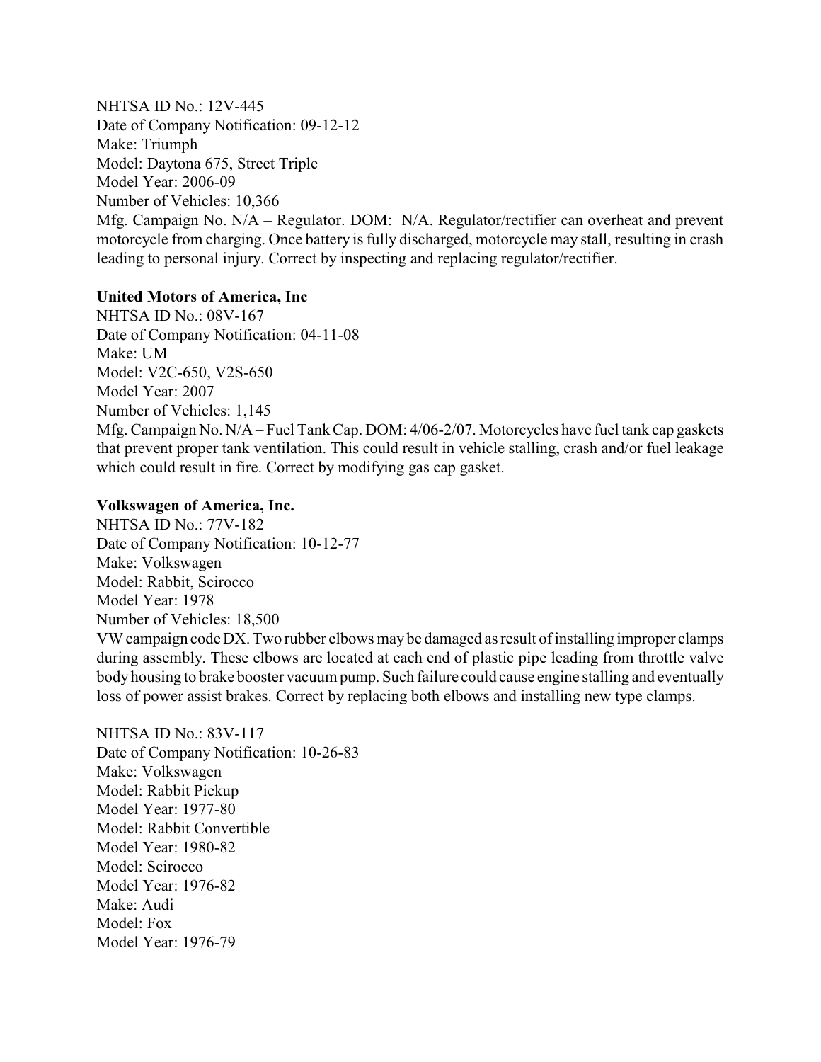NHTSA ID No.: 12V-445
Date of Company Notification: 09-12-12
Make: Triumph
Model: Daytona 675, Street Triple
Model Year: 2006-09
Number of Vehicles: 10,366
Mfg. Campaign No. N/A – Regulator. DOM: N/A. Regulator/rectifier can overheat and prevent motorcycle from charging. Once battery is fully discharged, motorcycle may stall, resulting in crash leading to personal injury. Correct by inspecting and replacing regulator/rectifier.

**United Motors of America, Inc**

NHTSA ID No.: 08V-167
Date of Company Notification: 04-11-08
Make: UM
Model: V2C-650, V2S-650
Model Year: 2007
Number of Vehicles: 1,145
Mfg. Campaign No. N/A – Fuel Tank Cap. DOM: 4/06-2/07. Motorcycles have fuel tank cap gaskets that prevent proper tank ventilation. This could result in vehicle stalling, crash and/or fuel leakage which could result in fire. Correct by modifying gas cap gasket.

**Volkswagen of America, Inc.**

NHTSA ID No.: 77V-182
Date of Company Notification: 10-12-77
Make: Volkswagen
Model: Rabbit, Scirocco
Model Year: 1978
Number of Vehicles: 18,500
VW campaign code DX. Two rubber elbows may be damaged as result of installing improper clamps during assembly. These elbows are located at each end of plastic pipe leading from throttle valve body housing to brake booster vacuum pump. Such failure could cause engine stalling and eventually loss of power assist brakes. Correct by replacing both elbows and installing new type clamps.

NHTSA ID No.: 83V-117
Date of Company Notification: 10-26-83
Make: Volkswagen
Model: Rabbit Pickup
Model Year: 1977-80
Model: Rabbit Convertible
Model Year: 1980-82
Model: Scirocco
Model Year: 1976-82
Make: Audi
Model: Fox
Model Year: 1976-79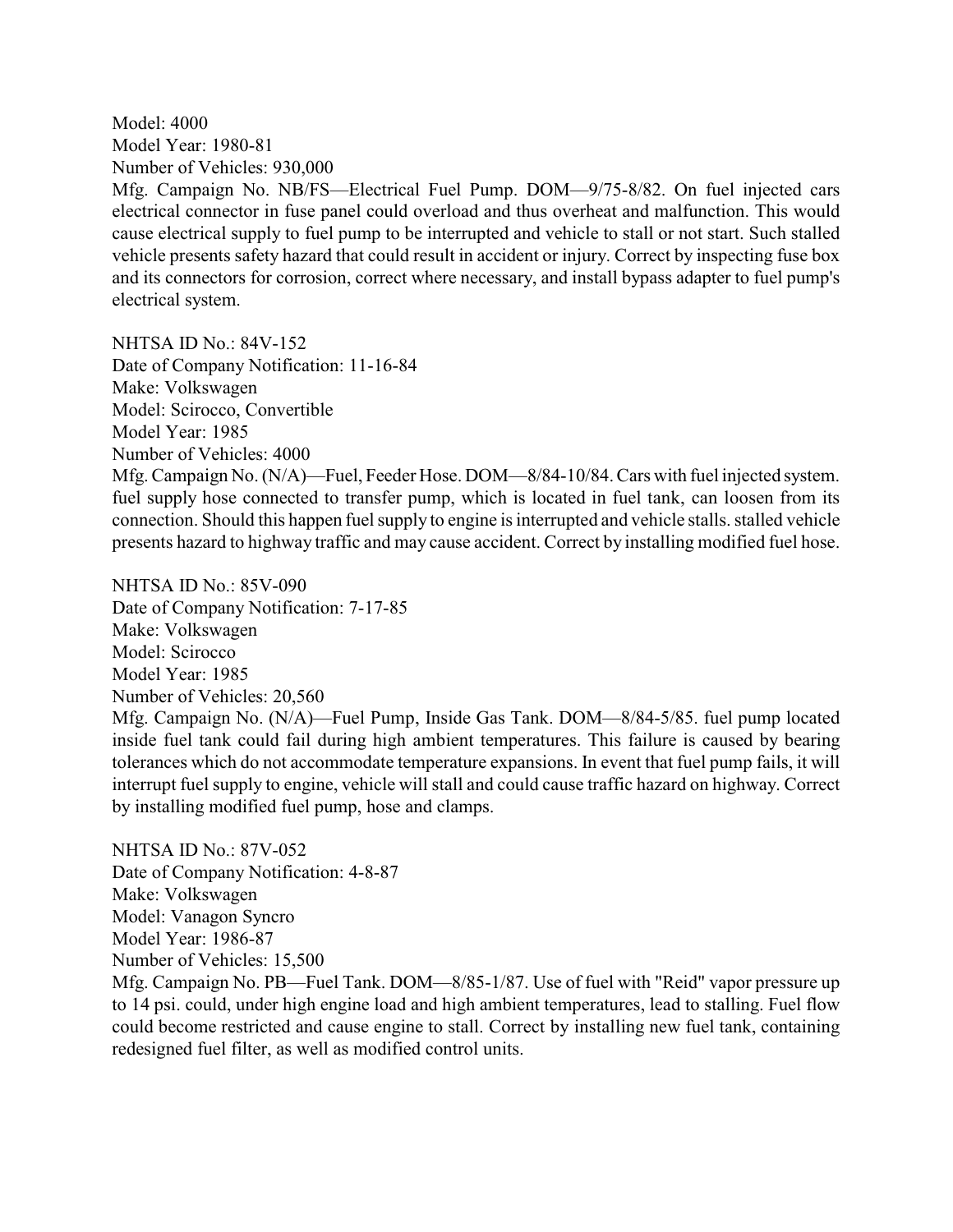Model: 4000
Model Year: 1980-81
Number of Vehicles: 930,000
Mfg. Campaign No. NB/FS—Electrical Fuel Pump. DOM—9/75-8/82. On fuel injected cars electrical connector in fuse panel could overload and thus overheat and malfunction. This would cause electrical supply to fuel pump to be interrupted and vehicle to stall or not start. Such stalled vehicle presents safety hazard that could result in accident or injury. Correct by inspecting fuse box and its connectors for corrosion, correct where necessary, and install bypass adapter to fuel pump's electrical system.

NHTSA ID No.: 84V-152
Date of Company Notification: 11-16-84
Make: Volkswagen
Model: Scirocco, Convertible
Model Year: 1985
Number of Vehicles: 4000
Mfg. Campaign No. (N/A)—Fuel, Feeder Hose. DOM—8/84-10/84. Cars with fuel injected system. fuel supply hose connected to transfer pump, which is located in fuel tank, can loosen from its connection. Should this happen fuel supply to engine is interrupted and vehicle stalls. stalled vehicle presents hazard to highway traffic and may cause accident. Correct by installing modified fuel hose.

NHTSA ID No.: 85V-090
Date of Company Notification: 7-17-85
Make: Volkswagen
Model: Scirocco
Model Year: 1985
Number of Vehicles: 20,560
Mfg. Campaign No. (N/A)—Fuel Pump, Inside Gas Tank. DOM—8/84-5/85. fuel pump located inside fuel tank could fail during high ambient temperatures. This failure is caused by bearing tolerances which do not accommodate temperature expansions. In event that fuel pump fails, it will interrupt fuel supply to engine, vehicle will stall and could cause traffic hazard on highway. Correct by installing modified fuel pump, hose and clamps.

NHTSA ID No.: 87V-052
Date of Company Notification: 4-8-87
Make: Volkswagen
Model: Vanagon Syncro
Model Year: 1986-87
Number of Vehicles: 15,500
Mfg. Campaign No. PB—Fuel Tank. DOM—8/85-1/87. Use of fuel with "Reid" vapor pressure up to 14 psi. could, under high engine load and high ambient temperatures, lead to stalling. Fuel flow could become restricted and cause engine to stall. Correct by installing new fuel tank, containing redesigned fuel filter, as well as modified control units.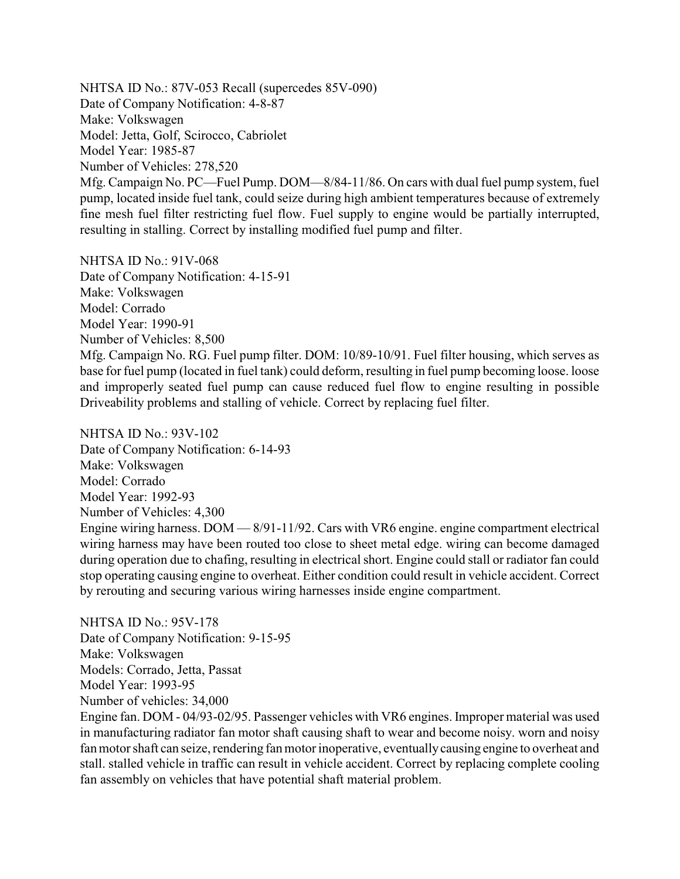NHTSA ID No.: 87V-053 Recall (supercedes 85V-090)
Date of Company Notification: 4-8-87
Make: Volkswagen
Model: Jetta, Golf, Scirocco, Cabriolet
Model Year: 1985-87
Number of Vehicles: 278,520
Mfg. Campaign No. PC—Fuel Pump. DOM—8/84-11/86. On cars with dual fuel pump system, fuel pump, located inside fuel tank, could seize during high ambient temperatures because of extremely fine mesh fuel filter restricting fuel flow. Fuel supply to engine would be partially interrupted, resulting in stalling. Correct by installing modified fuel pump and filter.

NHTSA ID No.: 91V-068
Date of Company Notification: 4-15-91
Make: Volkswagen
Model: Corrado
Model Year: 1990-91
Number of Vehicles: 8,500
Mfg. Campaign No. RG. Fuel pump filter. DOM: 10/89-10/91. Fuel filter housing, which serves as base for fuel pump (located in fuel tank) could deform, resulting in fuel pump becoming loose. loose and improperly seated fuel pump can cause reduced fuel flow to engine resulting in possible Driveability problems and stalling of vehicle. Correct by replacing fuel filter.

NHTSA ID No.: 93V-102
Date of Company Notification: 6-14-93
Make: Volkswagen
Model: Corrado
Model Year: 1992-93
Number of Vehicles: 4,300
Engine wiring harness. DOM — 8/91-11/92. Cars with VR6 engine. engine compartment electrical wiring harness may have been routed too close to sheet metal edge. wiring can become damaged during operation due to chafing, resulting in electrical short. Engine could stall or radiator fan could stop operating causing engine to overheat. Either condition could result in vehicle accident. Correct by rerouting and securing various wiring harnesses inside engine compartment.

NHTSA ID No.: 95V-178
Date of Company Notification: 9-15-95
Make: Volkswagen
Models: Corrado, Jetta, Passat
Model Year: 1993-95
Number of vehicles: 34,000
Engine fan. DOM - 04/93-02/95. Passenger vehicles with VR6 engines. Improper material was used in manufacturing radiator fan motor shaft causing shaft to wear and become noisy. worn and noisy fan motor shaft can seize, rendering fan motor inoperative, eventually causing engine to overheat and stall. stalled vehicle in traffic can result in vehicle accident. Correct by replacing complete cooling fan assembly on vehicles that have potential shaft material problem.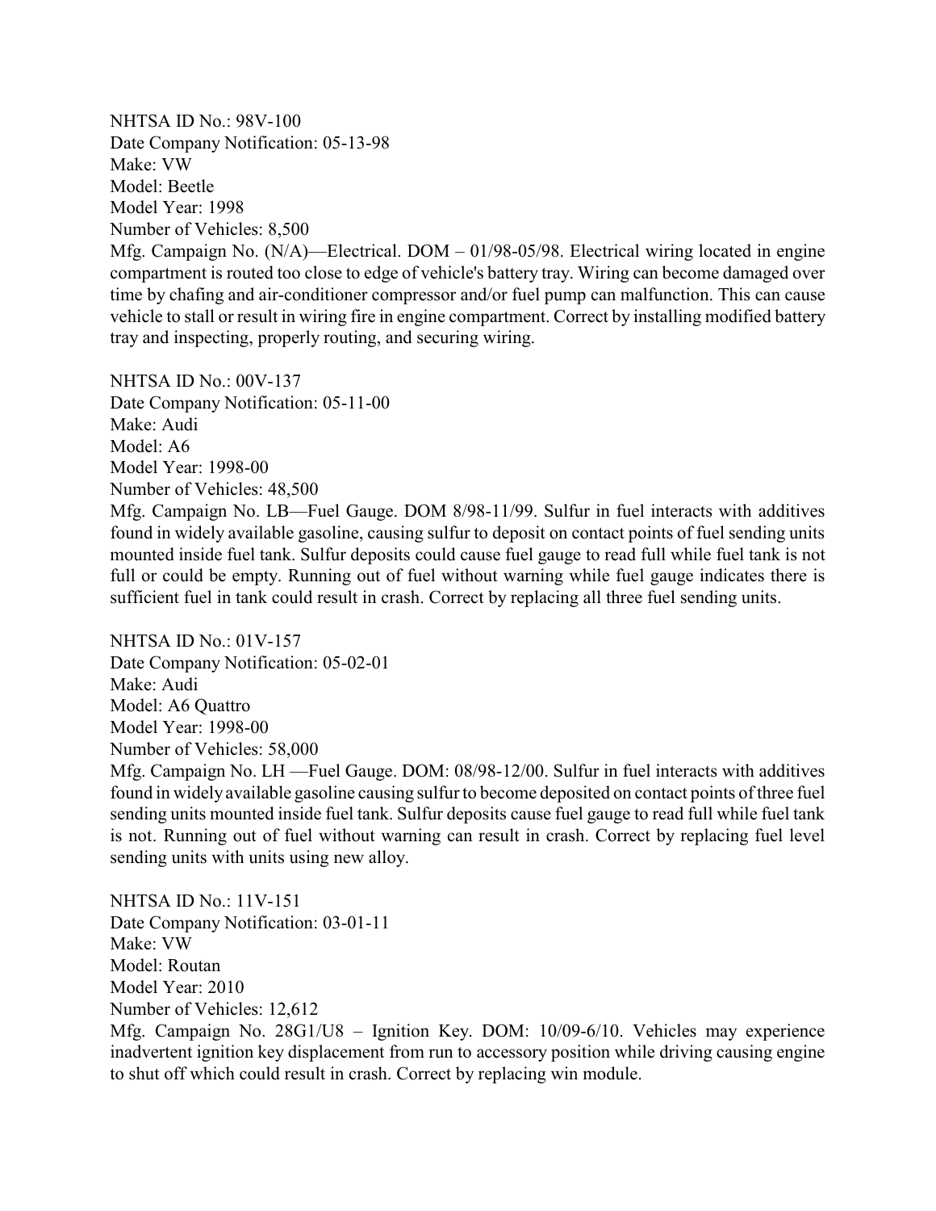NHTSA ID No.: 98V-100
Date Company Notification: 05-13-98
Make: VW
Model: Beetle
Model Year: 1998
Number of Vehicles: 8,500
Mfg. Campaign No. (N/A)—Electrical. DOM – 01/98-05/98. Electrical wiring located in engine compartment is routed too close to edge of vehicle's battery tray. Wiring can become damaged over time by chafing and air-conditioner compressor and/or fuel pump can malfunction. This can cause vehicle to stall or result in wiring fire in engine compartment. Correct by installing modified battery tray and inspecting, properly routing, and securing wiring.

NHTSA ID No.: 00V-137
Date Company Notification: 05-11-00
Make: Audi
Model: A6
Model Year: 1998-00
Number of Vehicles: 48,500
Mfg. Campaign No. LB—Fuel Gauge. DOM 8/98-11/99. Sulfur in fuel interacts with additives found in widely available gasoline, causing sulfur to deposit on contact points of fuel sending units mounted inside fuel tank. Sulfur deposits could cause fuel gauge to read full while fuel tank is not full or could be empty. Running out of fuel without warning while fuel gauge indicates there is sufficient fuel in tank could result in crash. Correct by replacing all three fuel sending units.

NHTSA ID No.: 01V-157
Date Company Notification: 05-02-01
Make: Audi
Model: A6 Quattro
Model Year: 1998-00
Number of Vehicles: 58,000
Mfg. Campaign No. LH —Fuel Gauge. DOM: 08/98-12/00. Sulfur in fuel interacts with additives found in widely available gasoline causing sulfur to become deposited on contact points of three fuel sending units mounted inside fuel tank. Sulfur deposits cause fuel gauge to read full while fuel tank is not. Running out of fuel without warning can result in crash. Correct by replacing fuel level sending units with units using new alloy.

NHTSA ID No.: 11V-151
Date Company Notification: 03-01-11
Make: VW
Model: Routan
Model Year: 2010
Number of Vehicles: 12,612
Mfg. Campaign No. 28G1/U8 – Ignition Key. DOM: 10/09-6/10. Vehicles may experience inadvertent ignition key displacement from run to accessory position while driving causing engine to shut off which could result in crash. Correct by replacing win module.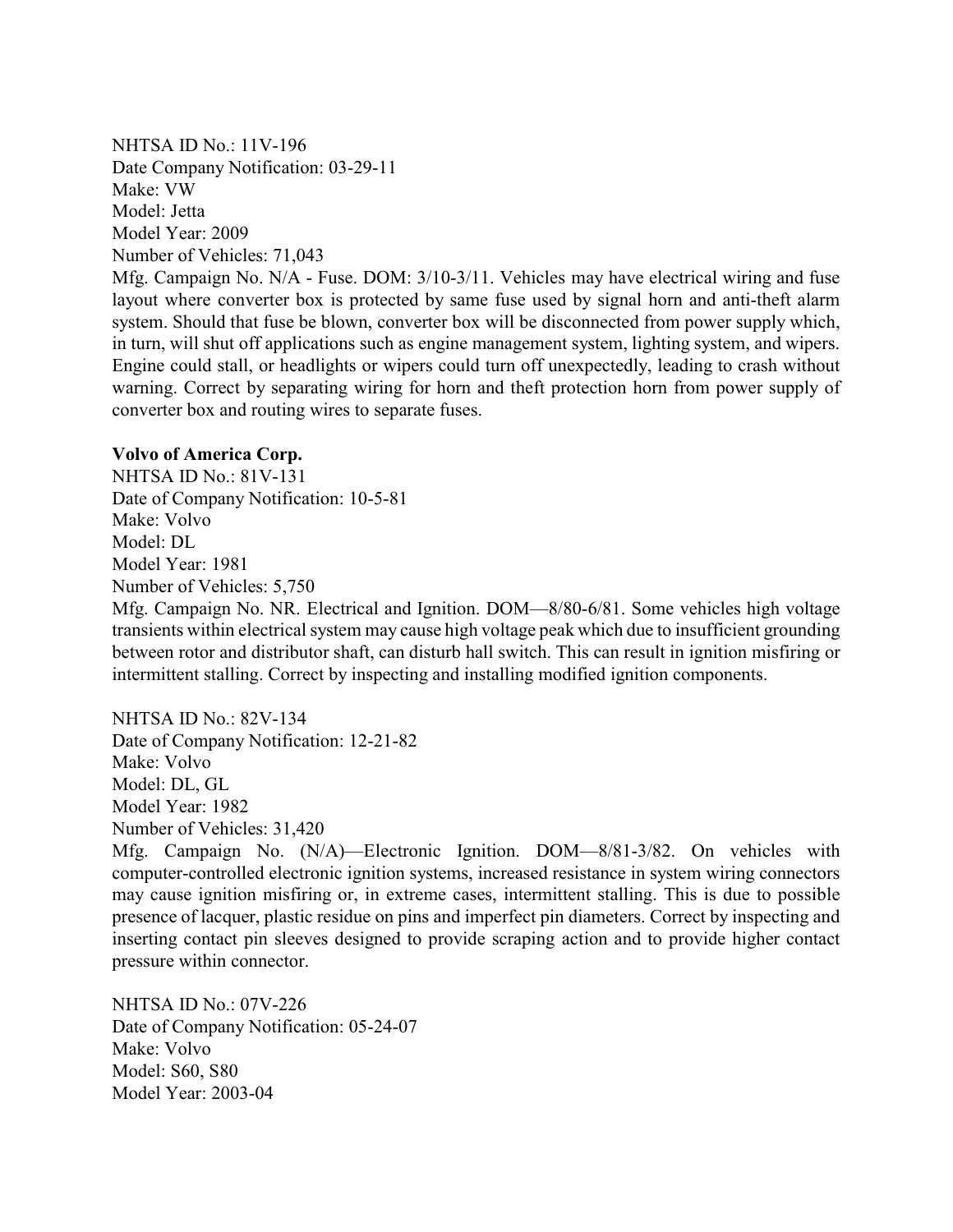NHTSA ID No.: 11V-196
Date Company Notification: 03-29-11
Make: VW
Model: Jetta
Model Year: 2009
Number of Vehicles: 71,043
Mfg. Campaign No. N/A - Fuse. DOM: 3/10-3/11. Vehicles may have electrical wiring and fuse layout where converter box is protected by same fuse used by signal horn and anti-theft alarm system. Should that fuse be blown, converter box will be disconnected from power supply which, in turn, will shut off applications such as engine management system, lighting system, and wipers. Engine could stall, or headlights or wipers could turn off unexpectedly, leading to crash without warning. Correct by separating wiring for horn and theft protection horn from power supply of converter box and routing wires to separate fuses.

**Volvo of America Corp.**
NHTSA ID No.: 81V-131
Date of Company Notification: 10-5-81
Make: Volvo
Model: DL
Model Year: 1981
Number of Vehicles: 5,750
Mfg. Campaign No. NR. Electrical and Ignition. DOM—8/80-6/81. Some vehicles high voltage transients within electrical system may cause high voltage peak which due to insufficient grounding between rotor and distributor shaft, can disturb hall switch. This can result in ignition misfiring or intermittent stalling. Correct by inspecting and installing modified ignition components.

NHTSA ID No.: 82V-134
Date of Company Notification: 12-21-82
Make: Volvo
Model: DL, GL
Model Year: 1982
Number of Vehicles: 31,420
Mfg. Campaign No. (N/A)—Electronic Ignition. DOM—8/81-3/82. On vehicles with computer-controlled electronic ignition systems, increased resistance in system wiring connectors may cause ignition misfiring or, in extreme cases, intermittent stalling. This is due to possible presence of lacquer, plastic residue on pins and imperfect pin diameters. Correct by inspecting and inserting contact pin sleeves designed to provide scraping action and to provide higher contact pressure within connector.

NHTSA ID No.: 07V-226
Date of Company Notification: 05-24-07
Make: Volvo
Model: S60, S80
Model Year: 2003-04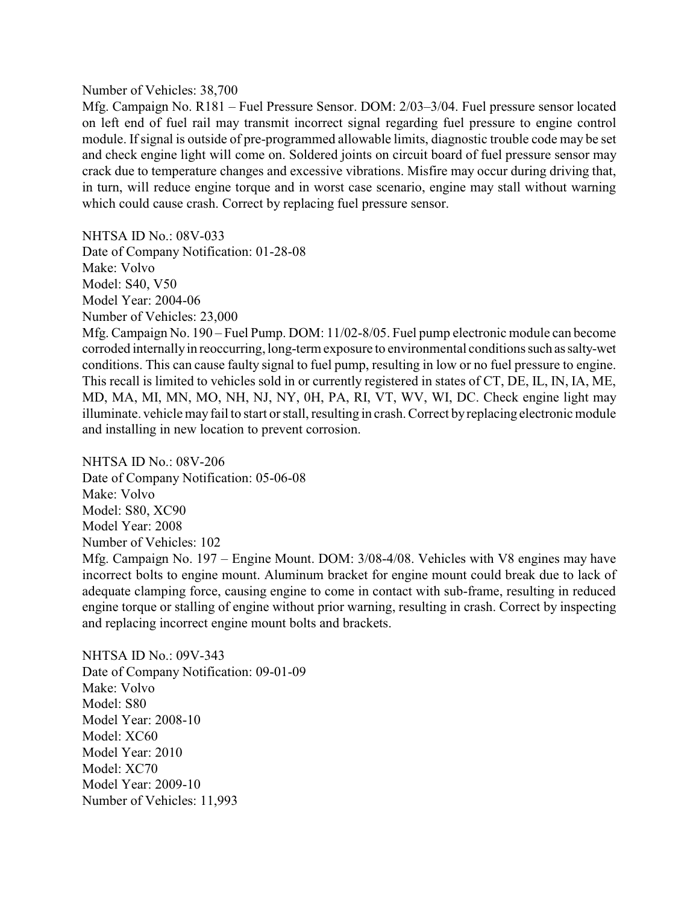Number of Vehicles: 38,700

Mfg. Campaign No. R181 – Fuel Pressure Sensor. DOM: 2/03–3/04. Fuel pressure sensor located on left end of fuel rail may transmit incorrect signal regarding fuel pressure to engine control module. If signal is outside of pre-programmed allowable limits, diagnostic trouble code may be set and check engine light will come on. Soldered joints on circuit board of fuel pressure sensor may crack due to temperature changes and excessive vibrations. Misfire may occur during driving that, in turn, will reduce engine torque and in worst case scenario, engine may stall without warning which could cause crash. Correct by replacing fuel pressure sensor.

NHTSA ID No.: 08V-033
Date of Company Notification: 01-28-08
Make: Volvo
Model: S40, V50
Model Year: 2004-06
Number of Vehicles: 23,000

Mfg. Campaign No. 190 – Fuel Pump. DOM: 11/02-8/05. Fuel pump electronic module can become corroded internally in reoccurring, long-term exposure to environmental conditions such as salty-wet conditions. This can cause faulty signal to fuel pump, resulting in low or no fuel pressure to engine. This recall is limited to vehicles sold in or currently registered in states of CT, DE, IL, IN, IA, ME, MD, MA, MI, MN, MO, NH, NJ, NY, 0H, PA, RI, VT, WV, WI, DC. Check engine light may illuminate. vehicle may fail to start or stall, resulting in crash. Correct by replacing electronic module and installing in new location to prevent corrosion.

NHTSA ID No.: 08V-206
Date of Company Notification: 05-06-08
Make: Volvo
Model: S80, XC90
Model Year: 2008
Number of Vehicles: 102

Mfg. Campaign No. 197 – Engine Mount. DOM: 3/08-4/08. Vehicles with V8 engines may have incorrect bolts to engine mount. Aluminum bracket for engine mount could break due to lack of adequate clamping force, causing engine to come in contact with sub-frame, resulting in reduced engine torque or stalling of engine without prior warning, resulting in crash. Correct by inspecting and replacing incorrect engine mount bolts and brackets.

NHTSA ID No.: 09V-343
Date of Company Notification: 09-01-09
Make: Volvo
Model: S80
Model Year: 2008-10
Model: XC60
Model Year: 2010
Model: XC70
Model Year: 2009-10
Number of Vehicles: 11,993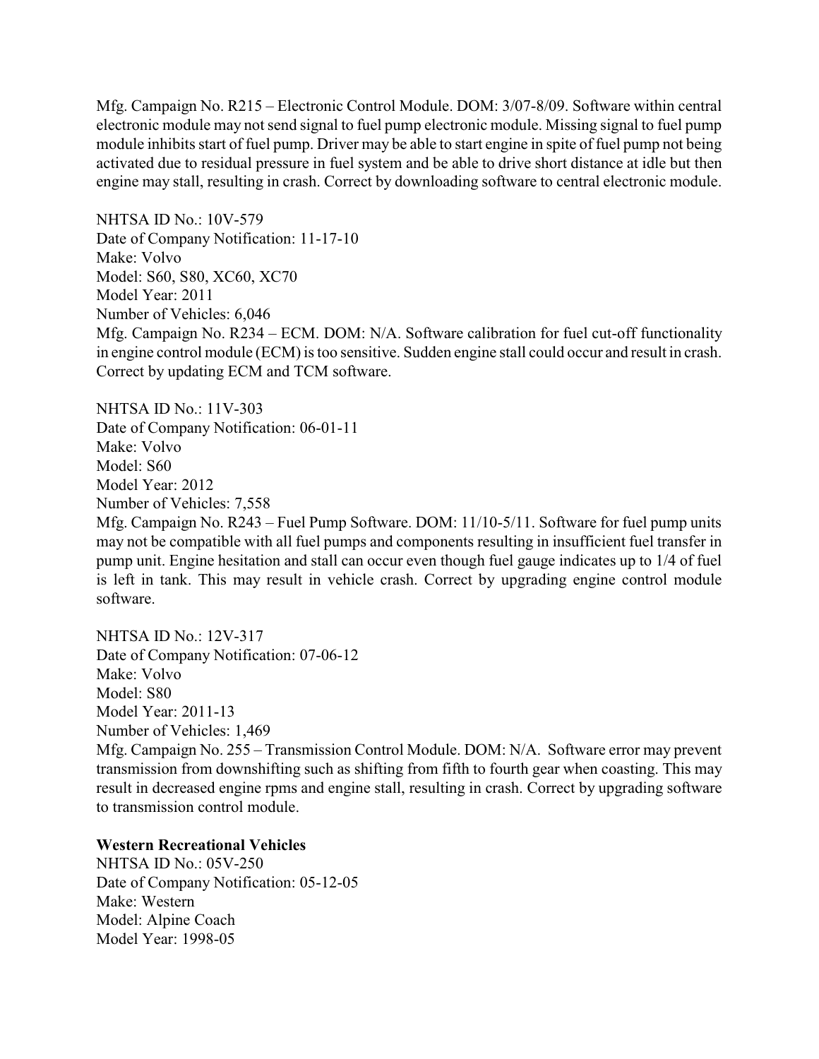Mfg. Campaign No. R215 – Electronic Control Module. DOM: 3/07-8/09. Software within central electronic module may not send signal to fuel pump electronic module. Missing signal to fuel pump module inhibits start of fuel pump. Driver may be able to start engine in spite of fuel pump not being activated due to residual pressure in fuel system and be able to drive short distance at idle but then engine may stall, resulting in crash. Correct by downloading software to central electronic module.

NHTSA ID No.: 10V-579
Date of Company Notification: 11-17-10
Make: Volvo
Model: S60, S80, XC60, XC70
Model Year: 2011
Number of Vehicles: 6,046
Mfg. Campaign No. R234 – ECM. DOM: N/A. Software calibration for fuel cut-off functionality in engine control module (ECM) is too sensitive. Sudden engine stall could occur and result in crash. Correct by updating ECM and TCM software.

NHTSA ID No.: 11V-303
Date of Company Notification: 06-01-11
Make: Volvo
Model: S60
Model Year: 2012
Number of Vehicles: 7,558
Mfg. Campaign No. R243 – Fuel Pump Software. DOM: 11/10-5/11. Software for fuel pump units may not be compatible with all fuel pumps and components resulting in insufficient fuel transfer in pump unit. Engine hesitation and stall can occur even though fuel gauge indicates up to 1/4 of fuel is left in tank. This may result in vehicle crash. Correct by upgrading engine control module software.

NHTSA ID No.: 12V-317
Date of Company Notification: 07-06-12
Make: Volvo
Model: S80
Model Year: 2011-13
Number of Vehicles: 1,469
Mfg. Campaign No. 255 – Transmission Control Module. DOM: N/A. Software error may prevent transmission from downshifting such as shifting from fifth to fourth gear when coasting. This may result in decreased engine rpms and engine stall, resulting in crash. Correct by upgrading software to transmission control module.

**Western Recreational Vehicles**
NHTSA ID No.: 05V-250
Date of Company Notification: 05-12-05
Make: Western
Model: Alpine Coach
Model Year: 1998-05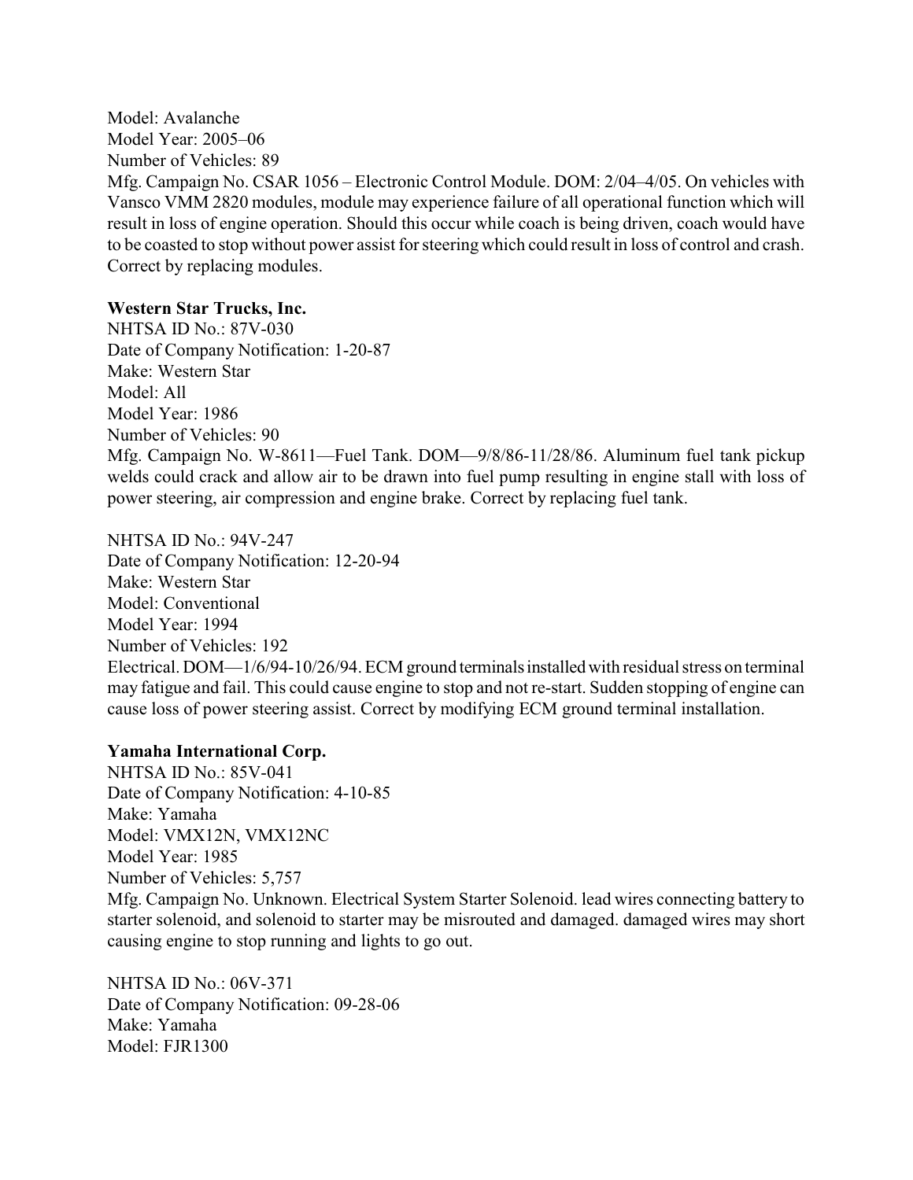Model: Avalanche
Model Year: 2005–06
Number of Vehicles: 89
Mfg. Campaign No. CSAR 1056 – Electronic Control Module. DOM: 2/04–4/05. On vehicles with Vansco VMM 2820 modules, module may experience failure of all operational function which will result in loss of engine operation. Should this occur while coach is being driven, coach would have to be coasted to stop without power assist for steering which could result in loss of control and crash. Correct by replacing modules.

**Western Star Trucks, Inc.**
NHTSA ID No.: 87V-030
Date of Company Notification: 1-20-87
Make: Western Star
Model: All
Model Year: 1986
Number of Vehicles: 90
Mfg. Campaign No. W-8611—Fuel Tank. DOM—9/8/86-11/28/86. Aluminum fuel tank pickup welds could crack and allow air to be drawn into fuel pump resulting in engine stall with loss of power steering, air compression and engine brake. Correct by replacing fuel tank.

NHTSA ID No.: 94V-247
Date of Company Notification: 12-20-94
Make: Western Star
Model: Conventional
Model Year: 1994
Number of Vehicles: 192
Electrical. DOM—1/6/94-10/26/94. ECM ground terminals installed with residual stress on terminal may fatigue and fail. This could cause engine to stop and not re-start. Sudden stopping of engine can cause loss of power steering assist. Correct by modifying ECM ground terminal installation.

**Yamaha International Corp.**
NHTSA ID No.: 85V-041
Date of Company Notification: 4-10-85
Make: Yamaha
Model: VMX12N, VMX12NC
Model Year: 1985
Number of Vehicles: 5,757
Mfg. Campaign No. Unknown. Electrical System Starter Solenoid. lead wires connecting battery to starter solenoid, and solenoid to starter may be misrouted and damaged. damaged wires may short causing engine to stop running and lights to go out.

NHTSA ID No.: 06V-371
Date of Company Notification: 09-28-06
Make: Yamaha
Model: FJR1300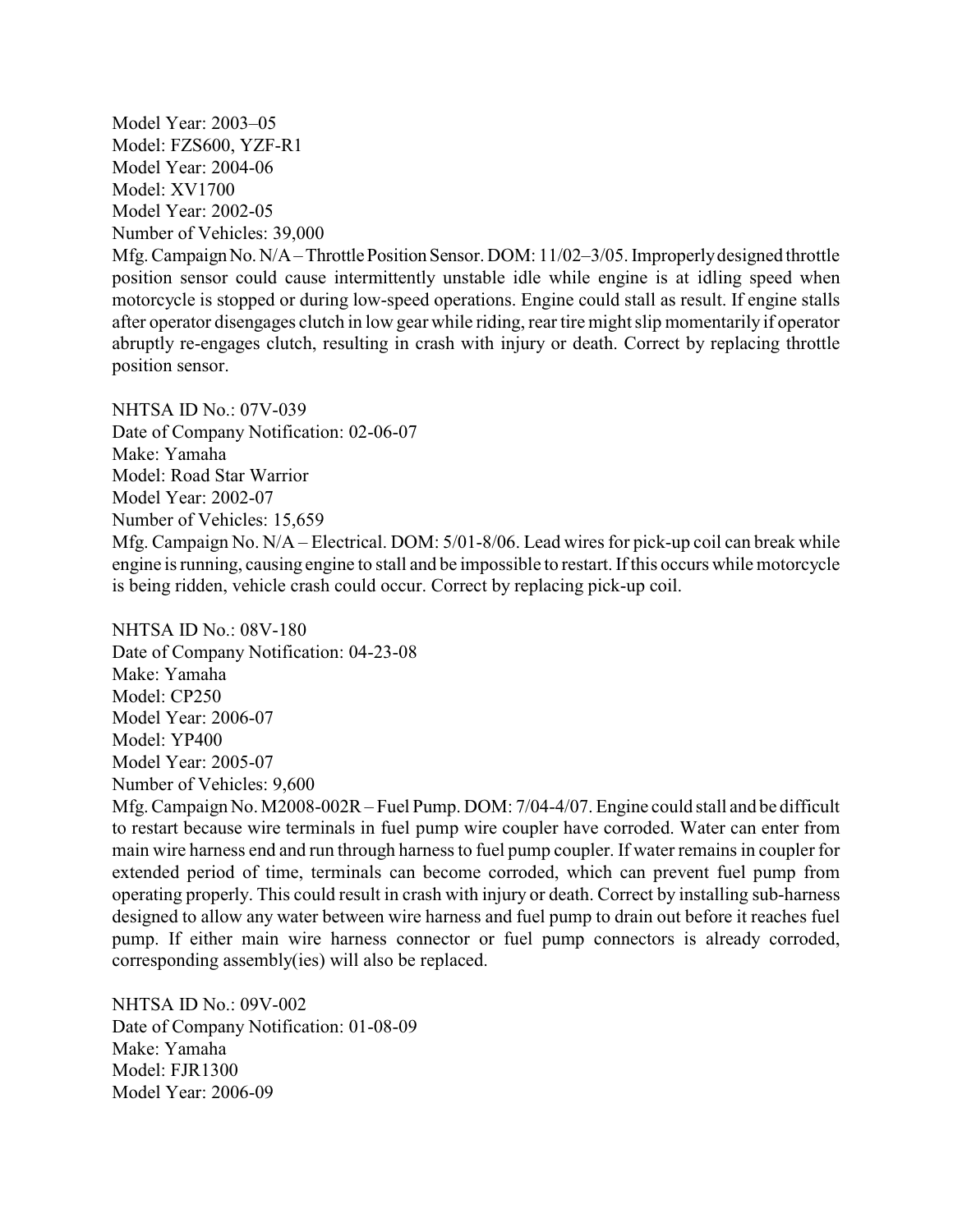Model Year: 2003–05
Model: FZS600, YZF-R1
Model Year: 2004-06
Model: XV1700
Model Year: 2002-05
Number of Vehicles: 39,000
Mfg. Campaign No. N/A – Throttle Position Sensor. DOM: 11/02–3/05. Improperly designed throttle position sensor could cause intermittently unstable idle while engine is at idling speed when motorcycle is stopped or during low-speed operations. Engine could stall as result. If engine stalls after operator disengages clutch in low gear while riding, rear tire might slip momentarily if operator abruptly re-engages clutch, resulting in crash with injury or death. Correct by replacing throttle position sensor.

NHTSA ID No.: 07V-039
Date of Company Notification: 02-06-07
Make: Yamaha
Model: Road Star Warrior
Model Year: 2002-07
Number of Vehicles: 15,659
Mfg. Campaign No. N/A – Electrical. DOM: 5/01-8/06. Lead wires for pick-up coil can break while engine is running, causing engine to stall and be impossible to restart. If this occurs while motorcycle is being ridden, vehicle crash could occur. Correct by replacing pick-up coil.

NHTSA ID No.: 08V-180
Date of Company Notification: 04-23-08
Make: Yamaha
Model: CP250
Model Year: 2006-07
Model: YP400
Model Year: 2005-07
Number of Vehicles: 9,600
Mfg. Campaign No. M2008-002R – Fuel Pump. DOM: 7/04-4/07. Engine could stall and be difficult to restart because wire terminals in fuel pump wire coupler have corroded. Water can enter from main wire harness end and run through harness to fuel pump coupler. If water remains in coupler for extended period of time, terminals can become corroded, which can prevent fuel pump from operating properly. This could result in crash with injury or death. Correct by installing sub-harness designed to allow any water between wire harness and fuel pump to drain out before it reaches fuel pump. If either main wire harness connector or fuel pump connectors is already corroded, corresponding assembly(ies) will also be replaced.

NHTSA ID No.: 09V-002
Date of Company Notification: 01-08-09
Make: Yamaha
Model: FJR1300
Model Year: 2006-09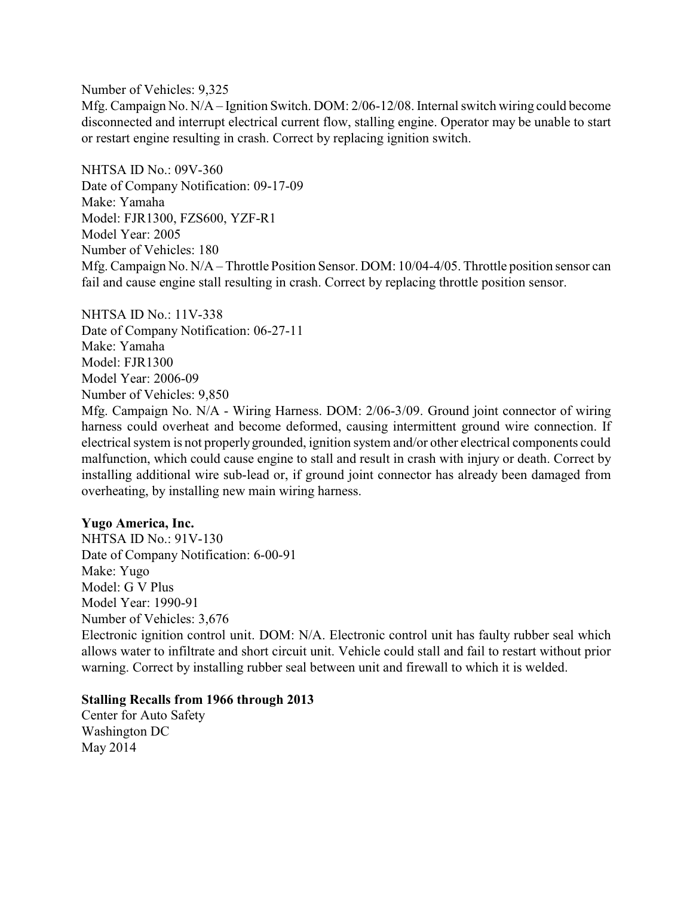Number of Vehicles: 9,325
Mfg. Campaign No. N/A – Ignition Switch. DOM: 2/06-12/08. Internal switch wiring could become disconnected and interrupt electrical current flow, stalling engine. Operator may be unable to start or restart engine resulting in crash. Correct by replacing ignition switch.

NHTSA ID No.: 09V-360
Date of Company Notification: 09-17-09
Make: Yamaha
Model: FJR1300, FZS600, YZF-R1
Model Year: 2005
Number of Vehicles: 180
Mfg. Campaign No. N/A – Throttle Position Sensor. DOM: 10/04-4/05. Throttle position sensor can fail and cause engine stall resulting in crash. Correct by replacing throttle position sensor.

NHTSA ID No.: 11V-338
Date of Company Notification: 06-27-11
Make: Yamaha
Model: FJR1300
Model Year: 2006-09
Number of Vehicles: 9,850
Mfg. Campaign No. N/A - Wiring Harness. DOM: 2/06-3/09. Ground joint connector of wiring harness could overheat and become deformed, causing intermittent ground wire connection. If electrical system is not properly grounded, ignition system and/or other electrical components could malfunction, which could cause engine to stall and result in crash with injury or death. Correct by installing additional wire sub-lead or, if ground joint connector has already been damaged from overheating, by installing new main wiring harness.

**Yugo America, Inc.**
NHTSA ID No.: 91V-130
Date of Company Notification: 6-00-91
Make: Yugo
Model: G V Plus
Model Year: 1990-91
Number of Vehicles: 3,676
Electronic ignition control unit. DOM: N/A. Electronic control unit has faulty rubber seal which allows water to infiltrate and short circuit unit. Vehicle could stall and fail to restart without prior warning. Correct by installing rubber seal between unit and firewall to which it is welded.

**Stalling Recalls from 1966 through 2013**
Center for Auto Safety
Washington DC
May 2014